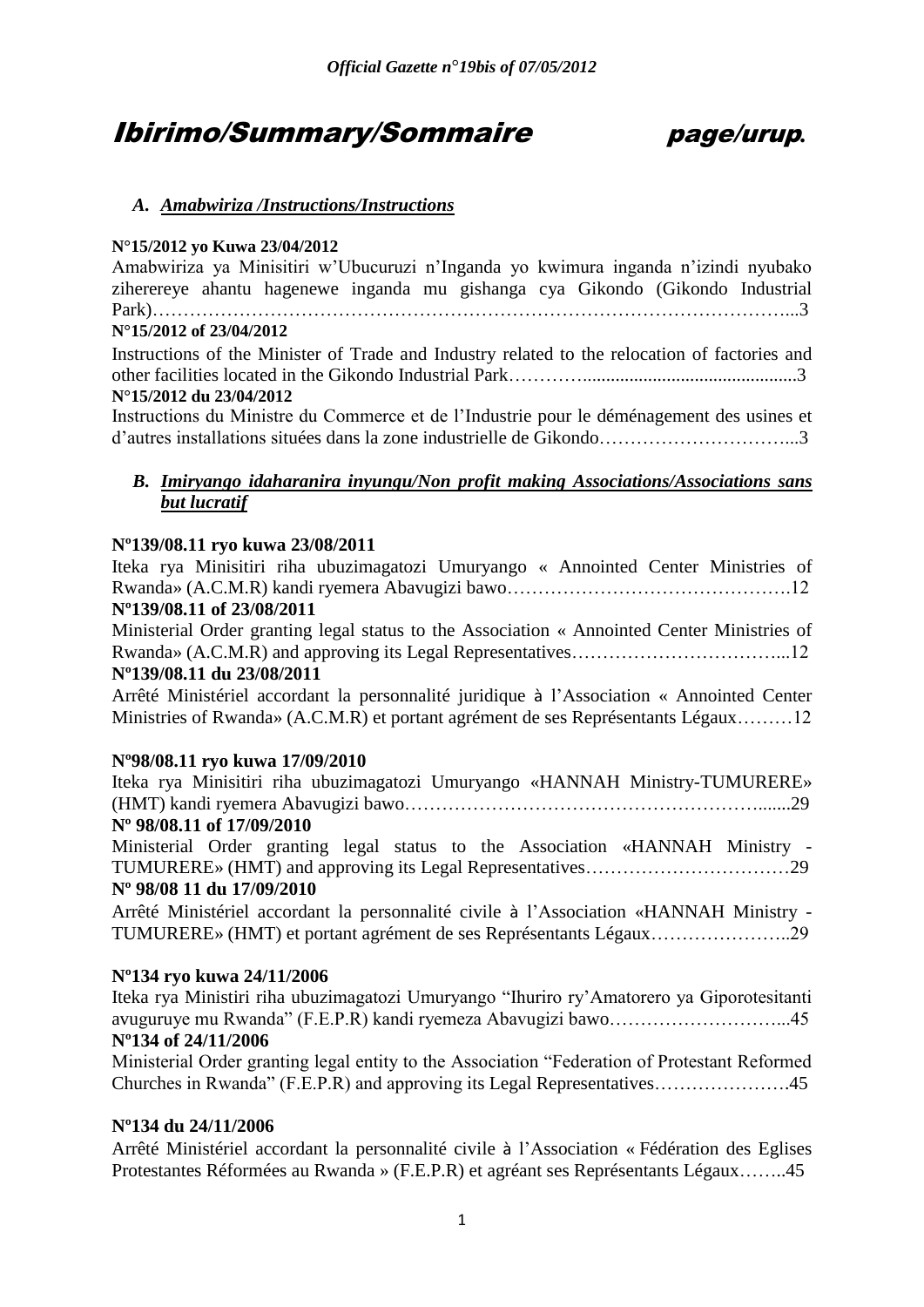# Ibirimo/Summary/Sommaire page/urup.

## A. *Amabwiriza /Instructions/Instructions*

**N°15/2012 yo Kuwa 23/04/2012**

Amabwiriza ya Minisitiri w'Ubucuruzi n'Inganda yo kwimura inganda n'izindi nyubako ziherereye ahantu hagenewe inganda mu gishanga cya Gikondo (Gikondo Industrial Park)……………………………………………………………………………………………...3

**N°15/2012 of 23/04/2012**

Instructions of the Minister of Trade and Industry related to the relocation of factories and other facilities located in the Gikondo Industrial Park…………............................................3

**N°15/2012 du 23/04/2012**

Instructions du Ministre du Commerce et de l'Industrie pour le déménagement des usines et d'autres installations situées dans la zone industrielle de Gikondo…………………………...3

## B. *Imiryango idaharanira inyungu/Non profit making Associations/Associations sans but lucratif*

**Nº139/08.11 ryo kuwa 23/08/2011**

Iteka rya Minisitiri riha ubuzimagatozi Umuryango « Annointed Center Ministries of Rwanda» (A.C.M.R) kandi ryemera Abavugizi bawo……………………………………….12

**Nº139/08.11 of 23/08/2011**

Ministerial Order granting legal status to the Association « Annointed Center Ministries of Rwanda» (A.C.M.R) and approving its Legal Representatives……………………………...12

**Nº139/08.11 du 23/08/2011**

Arrêté Ministériel accordant la personnalité juridique à l'Association « Annointed Center Ministries of Rwanda» (A.C.M.R) et portant agrément de ses Représentants Légaux………12

**Nº98/08.11 ryo kuwa 17/09/2010**

Iteka rya Minisitiri riha ubuzimagatozi Umuryango «HANNAH Ministry-TUMURERE» (HMT) kandi ryemera Abavugizi bawo……………………………………………………......29

**Nº 98/08.11 of 17/09/2010**

Ministerial Order granting legal status to the Association «HANNAH Ministry - TUMURERE» (HMT) and approving its Legal Representatives……………………………29

**Nº 98/08 11 du 17/09/2010**

Arrêté Ministériel accordant la personnalité civile à l'Association «HANNAH Ministry - TUMURERE» (HMT) et portant agrément de ses Représentants Légaux…………………..29

**Nº134 ryo kuwa 24/11/2006**

Iteka rya Ministiri riha ubuzimagatozi Umuryango "Ihuriro ry'Amatorero ya Giporotesitanti avuguruye mu Rwanda" (F.E.P.R) kandi ryemeza Abavugizi bawo………………………...45

**Nº134 of 24/11/2006**

Ministerial Order granting legal entity to the Association "Federation of Protestant Reformed Churches in Rwanda" (F.E.P.R) and approving its Legal Representatives………………….45

**Nº134 du 24/11/2006**

Arrêté Ministériel accordant la personnalité civile à l'Association « Fédération des Eglises Protestantes Réformées au Rwanda » (F.E.P.R) et agréant ses Représentants Légaux……..45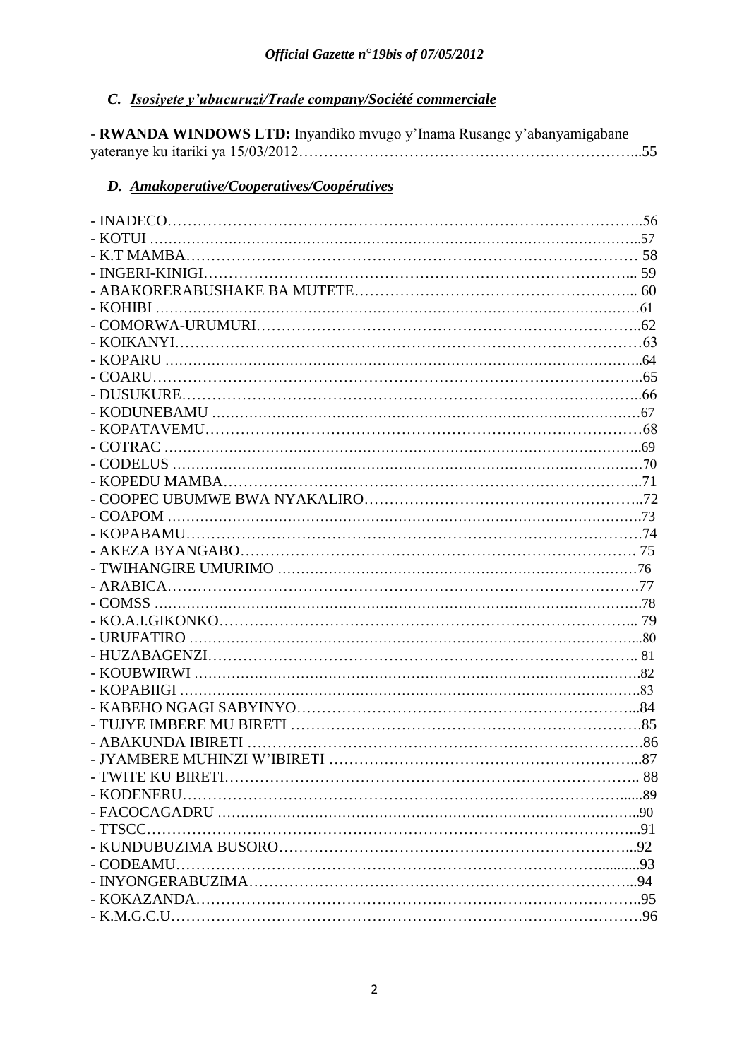### *C. Isosiyete y'ubucuruzi/Trade company/Société commerciale*

- **RWANDA WINDOWS LTD:** Inyandiko mvugo y'Inama Rusange y'abanyamigabane yateranye ku itariki ya 15/03/2012…………………………………………………………...55

### *D. Amakoperative/Cooperatives/Coopératives*

- INADECO……………………………………………………………………………..56
- KOTUI …………………………………………………………………………………..57
- K.T MAMBA………………………………………………………………………… 58
- INGERI-KINIGI……………………………………………………………………... 59
- ABAKORERABUSHAKE BA MUTETE……………………………………………... 60
- KOHIBI …………………………………………………………………………………61
- COMORWA-URUMURI………………………………………………………………..62
- KOIKANYI………………………………………………………………………………63
- KOPARU ………………………………………………………………………………..64
- COARU…………………………………………………………………………………..65
- DUSUKURE……………………………………………………………………………..66
- KODUNEBAMU ………………………………………………………………………67
- KOPATAVEMU…………………………………………………………………………68
- COTRAC ………………………………………………………………………………..69
- CODELUS ………………………………………………………………………………70
- KOPEDU MAMBA……………………………………………………………………...71
- COOPEC UBUMWE BWA NYAKALIRO……………………………………………..72
- COAPOM ……………………………………………………………………………….73
- KOPABAMU…………………………………………………………………………….74
- AKEZA BYANGABO………………………………………………………………… 75
- TWIHANGIRE UMURIMO ……………………………………………………………76
- ARABICA……………………………………………………………………………….77
- COMSS ………………………………………………………………………………….78
- KO.A.I.GIKONKO……………………………………………………………………... 79
- URUFATIRO ……………………………………………………………………………80
- HUZABAGENZI……………………………………………………………………….. 81
- KOUBWIRWI …………………………………………………………………………..82
- KOPABIIGI ……………………………………………………………………………..83
- KABEHO NGAGI SABYINYO…………………………………………………………..84
- TUJYE IMBERE MU BIRETI …………………………………………………………….85
- ABAKUNDA IBIRETI ……………………………………………………………………86
- JYAMBERE MUHINZI W'IBIRETI ……………………………………………………...87
- TWITE KU BIRETI……………………………………………………………………….. 88
- KODENERU………………………………………………………………………….....89
- FACOCAGADRU ………………………………………………………………………..90
- TTSCC……………………………………………………………………………………...91
- KUNDUBUZIMA BUSORO……………………………………………………………...92
- CODEAMU………………………………………………………………………..........93
- INYONGERABUZIMA…………………………………………………………………...94
- KOKAZANDA……………………………………………………………………………..95
- K.M.G.C.U……………………………………………………………………………….96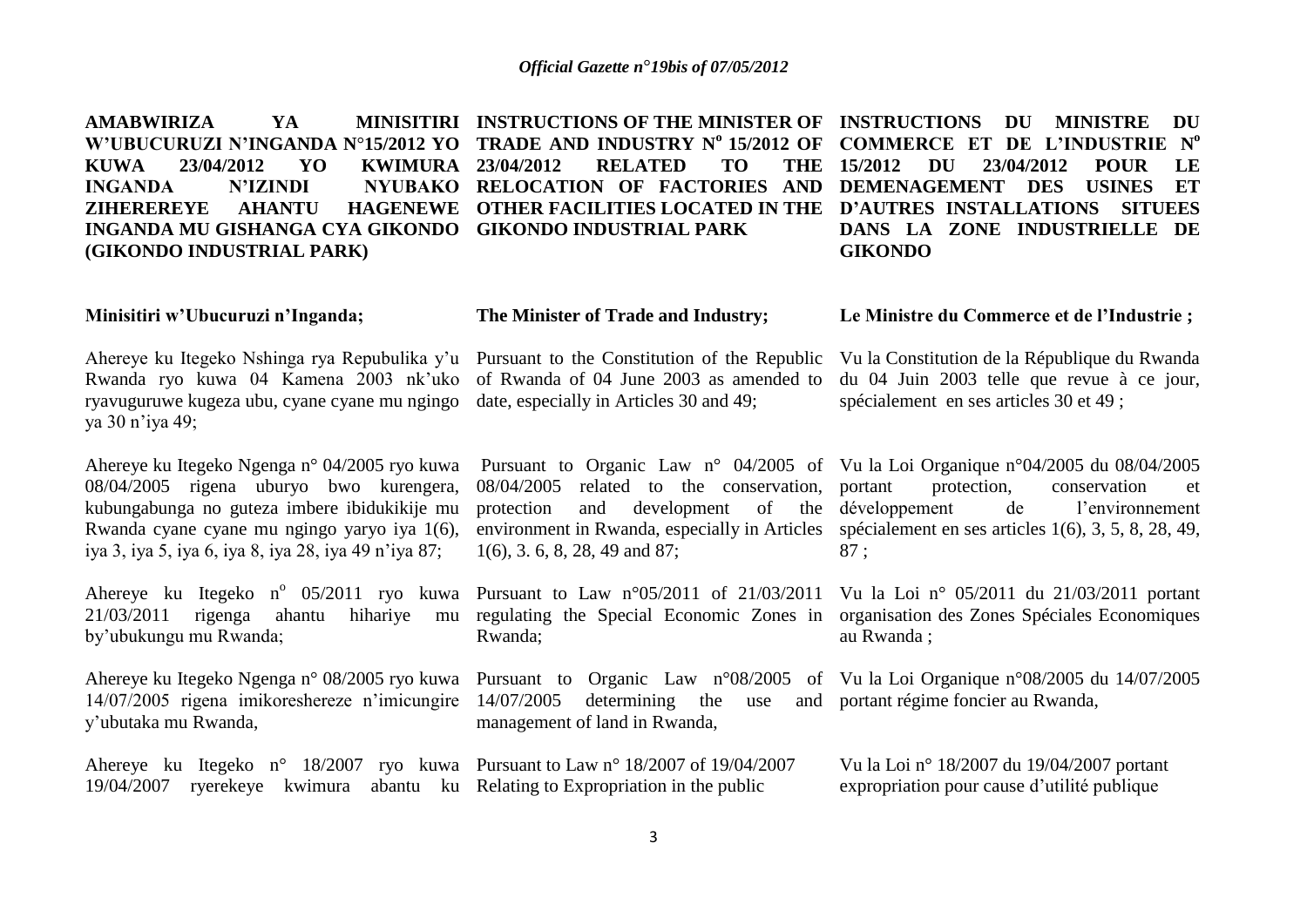**AMABWIRIZA YA MINISITIRI W'UBUCURUZI N'INGANDA N°15/2012 YO KUWA 23/04/2012 YO KWIMURA INGANDA N'IZINDI NYUBAKO ZIHEREREYE AHANTU HAGENEWE INGANDA MU GISHANGA CYA GIKONDO (GIKONDO INDUSTRIAL PARK)**

**Minisitiri w'Ubucuruzi n'Inganda;**

Ahereye ku Itegeko Nshinga rya Repubulika y'u Rwanda ryo kuwa 04 Kamena 2003 nk'uko ryavuguruwe kugeza ubu, cyane cyane mu ngingo ya 30 n'iya 49;

Ahereye ku Itegeko Ngenga n° 04/2005 ryo kuwa 08/04/2005 rigena uburyo bwo kurengera, kubungabunga no guteza imbere ibidukikije mu Rwanda cyane cyane mu ngingo yaryo iya 1(6), iya 3, iya 5, iya 6, iya 8, iya 28, iya 49 n'iya 87;

Ahereye ku Itegeko n° 05/2011 ryo kuwa 21/03/2011 rigenga ahantu hihariye mu by'ubukungu mu Rwanda;

Ahereye ku Itegeko Ngenga n° 08/2005 ryo kuwa 14/07/2005 rigena imikoreshereze n'imicungire y'ubutaka mu Rwanda,

Ahereye ku Itegeko n° 18/2007 ryo kuwa 19/04/2007 ryerekeye kwimura abantu ku

**INSTRUCTIONS OF THE MINISTER OF TRADE AND INDUSTRY N° 15/2012 OF 23/04/2012 RELATED TO THE RELOCATION OF FACTORIES AND OTHER FACILITIES LOCATED IN THE GIKONDO INDUSTRIAL PARK**

**The Minister of Trade and Industry;**

Pursuant to the Constitution of the Republic of Rwanda of 04 June 2003 as amended to date, especially in Articles 30 and 49;

Pursuant to Organic Law n° 04/2005 of 08/04/2005 related to the conservation, protection and development of the environment in Rwanda, especially in Articles 1(6), 3. 6, 8, 28, 49 and 87;

Pursuant to Law n°05/2011 of 21/03/2011 regulating the Special Economic Zones in Rwanda;

Pursuant to Organic Law n°08/2005 of 14/07/2005 determining the use and management of land in Rwanda,

Pursuant to Law n° 18/2007 of 19/04/2007 Relating to Expropriation in the public

**INSTRUCTIONS DU MINISTRE DU COMMERCE ET DE L'INDUSTRIE N° 15/2012 DU 23/04/2012 POUR LE DEMENAGEMENT DES USINES ET D'AUTRES INSTALLATIONS SITUEES DANS LA ZONE INDUSTRIELLE DE GIKONDO**

**Le Ministre du Commerce et de l'Industrie ;**

Vu la Constitution de la République du Rwanda du 04 Juin 2003 telle que revue à ce jour, spécialement en ses articles 30 et 49 ;

Vu la Loi Organique n°04/2005 du 08/04/2005 portant protection, conservation et développement de l'environnement spécialement en ses articles 1(6), 3, 5, 8, 28, 49, 87 ;

Vu la Loi n° 05/2011 du 21/03/2011 portant organisation des Zones Spéciales Economiques au Rwanda ;

Vu la Loi Organique n°08/2005 du 14/07/2005 portant régime foncier au Rwanda,

Vu la Loi n° 18/2007 du 19/04/2007 portant expropriation pour cause d'utilité publique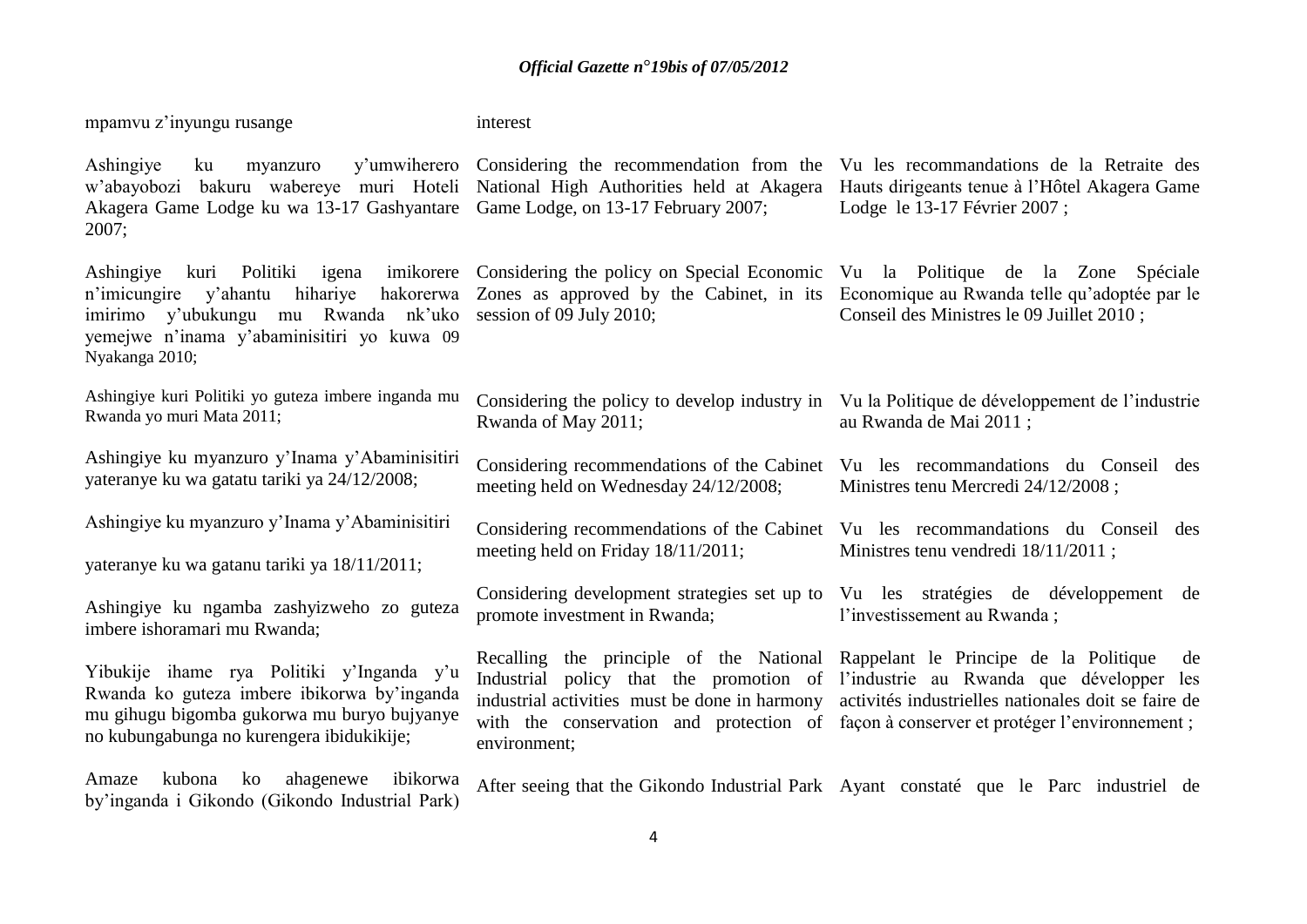| | | |
|---|---|---|
| mpamvu z'inyungu rusange | interest | |
| Ashingiye ku myanzuro y'umwiherero w'abayobozi bakuru wabereye muri Hoteli Akagera Game Lodge ku wa 13-17 Gashyantare 2007; | Considering the recommendation from the National High Authorities held at Akagera Game Lodge, on 13-17 February 2007; | Vu les recommandations de la Retraite des Hauts dirigeants tenue à l'Hôtel Akagera Game Lodge le 13-17 Février 2007 ; |
| Ashingiye kuri Politiki igena imikorere n'imicungire y'ahantu hihariye hakorerwa imirimo y'ubukungu mu Rwanda nk'uko yemejwe n'inama y'abaminisitiri yo kuwa 09 Nyakanga 2010; | Considering the policy on Special Economic Zones as approved by the Cabinet, in its session of 09 July 2010; | Vu la Politique de la Zone Spéciale Economique au Rwanda telle qu'adoptée par le Conseil des Ministres le 09 Juillet 2010 ; |
| Ashingiye kuri Politiki yo guteza imbere inganda mu Rwanda yo muri Mata 2011; | Considering the policy to develop industry in Rwanda of May 2011; | Vu la Politique de développement de l'industrie au Rwanda de Mai 2011 ; |
| Ashingiye ku myanzuro y'Inama y'Abaminisitiri yateranye ku wa gatatu tariki ya 24/12/2008; | Considering recommendations of the Cabinet meeting held on Wednesday 24/12/2008; | Vu les recommandations du Conseil des Ministres tenu Mercredi 24/12/2008 ; |
| Ashingiye ku myanzuro y'Inama y'Abaminisitiri yateranye ku wa gatanu tariki ya 18/11/2011; | Considering recommendations of the Cabinet meeting held on Friday 18/11/2011; | Vu les recommandations du Conseil des Ministres tenu vendredi 18/11/2011 ; |
| Ashingiye ku ngamba zashyizweho zo guteza imbere ishoramari mu Rwanda; | Considering development strategies set up to promote investment in Rwanda; | Vu les stratégies de développement de l'investissement au Rwanda ; |
| Yibukije ihame rya Politiki y'Inganda y'u Rwanda ko guteza imbere ibikorwa by'inganda mu gihugu bigomba gukorwa mu buryo bujyanye no kubungabunga no kurengera ibidukikije; | Recalling the principle of the National Industrial policy that the promotion of industrial activities must be done in harmony with the conservation and protection of environment; | Rappelant le Principe de la Politique de l'industrie au Rwanda que développer les activités industrielles nationales doit se faire de façon à conserver et protéger l'environnement ; |
| Amaze kubona ko ahagenewe ibikorwa by'inganda i Gikondo (Gikondo Industrial Park) | After seeing that the Gikondo Industrial Park | Ayant constaté que le Parc industriel de |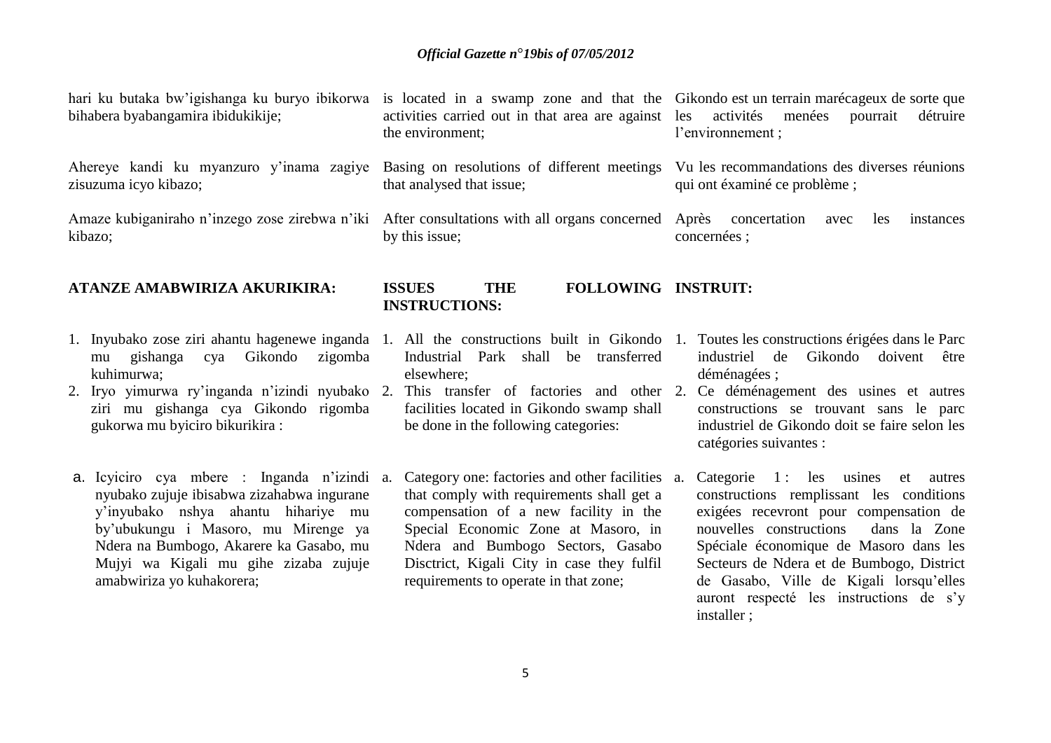hari ku butaka bw'igishanga ku buryo ibikorwa bihabera byabangamira ibidukikije;

Ahereye kandi ku myanzuro y'inama zagiye zisuzuma icyo kibazo;

Amaze kubiganiraho n'inzego zose zirebwa n'iki kibazo;

**ATANZE AMABWIRIZA AKURIKIRA:**

1. Inyubako zose ziri ahantu hagenewe inganda mu gishanga cya Gikondo zigomba kuhimurwa;
2. Iryo yimurwa ry'inganda n'izindi nyubako ziri mu gishanga cya Gikondo rigomba gukorwa mu byiciro bikurikira :

a. Icyiciro cya mbere : Inganda n'izindi nyubako zujuje ibisabwa zizahabwa ingurane y'inyubako nshya ahantu hihariye mu by'ubukungu i Masoro, mu Mirenge ya Ndera na Bumbogo, Akarere ka Gasabo, mu Mujyi wa Kigali mu gihe zizaba zujuje amabwiriza yo kuhakorera;

is located in a swamp zone and that the activities carried out in that area are against the environment;

Basing on resolutions of different meetings that analysed that issue;

After consultations with all organs concerned by this issue;

**ISSUES THE FOLLOWING INSTRUCTIONS:**

1. All the constructions built in Gikondo Industrial Park shall be transferred elsewhere;
2. This transfer of factories and other facilities located in Gikondo swamp shall be done in the following categories:

a. Category one: factories and other facilities that comply with requirements shall get a compensation of a new facility in the Special Economic Zone at Masoro, in Ndera and Bumbogo Sectors, Gasabo Disctrict, Kigali City in case they fulfil requirements to operate in that zone;

Gikondo est un terrain marécageux de sorte que les activités menées pourrait détruire l'environnement ;

Vu les recommandations des diverses réunions qui ont éxaminé ce problème ;

Après concertation avec les instances concernées ;

**INSTRUIT:**

1. Toutes les constructions érigées dans le Parc industriel de Gikondo doivent être déménagées ;
2. Ce déménagement des usines et autres constructions se trouvant sans le parc industriel de Gikondo doit se faire selon les catégories suivantes :

a. Categorie 1 : les usines et autres constructions remplissant les conditions exigées recevront pour compensation de nouvelles constructions dans la Zone Spéciale économique de Masoro dans les Secteurs de Ndera et de Bumbogo, District de Gasabo, Ville de Kigali lorsqu'elles auront respecté les instructions de s'y installer ;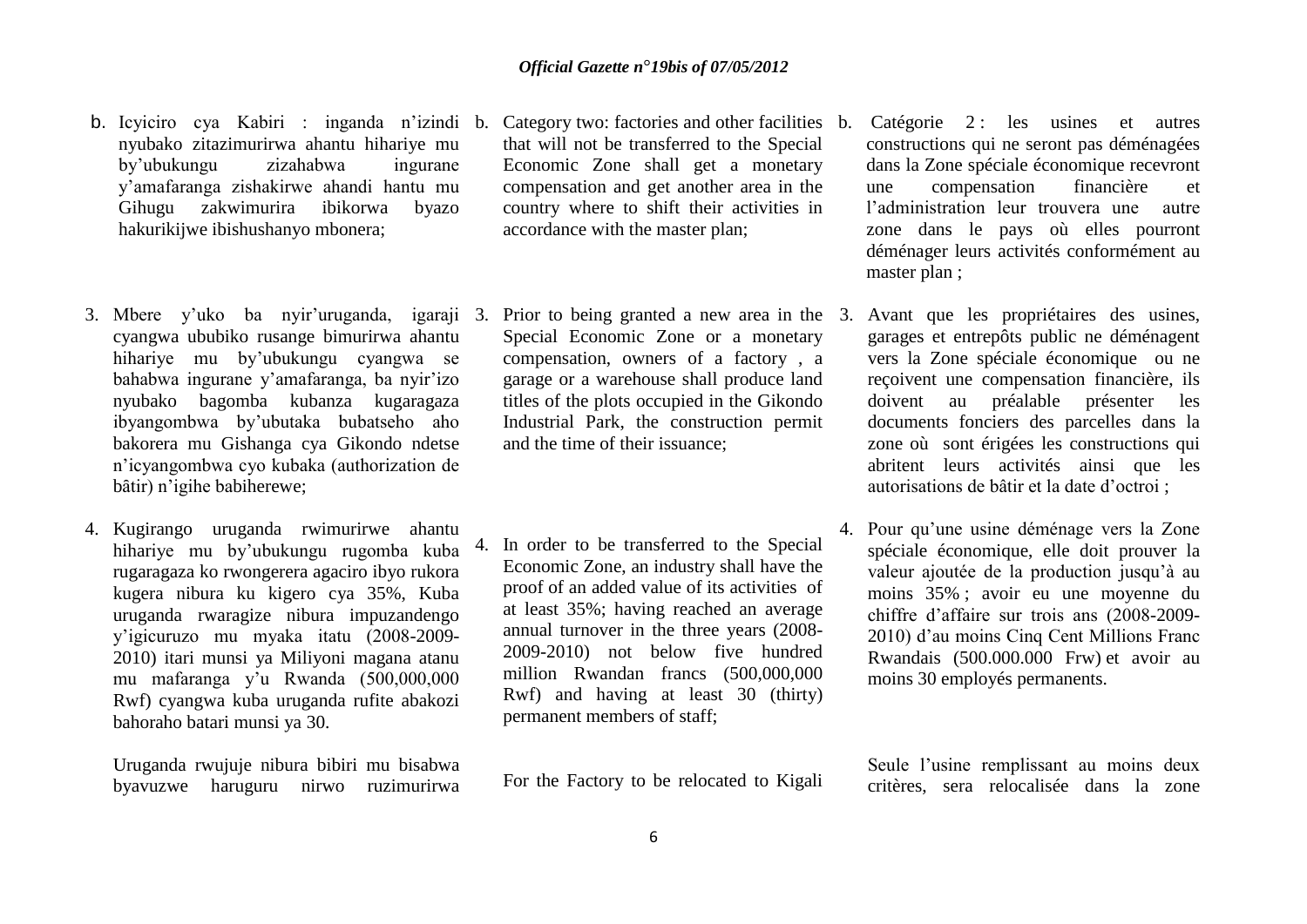b. Icyiciro cya Kabiri : inganda n'izindi nyubako zitazimurirwa ahantu hihariye mu by'ubukungu zizahabwa ingurane y'amafaranga zishakirwe ahandi hantu mu Gihugu zakwimurira ibikorwa byazo hakurikijwe ibishushanyo mbonera;

3. Mbere y'uko ba nyir'uruganda, igaraji cyangwa ububiko rusange bimurirwa ahantu hihariye mu by'ubukungu cyangwa se bahabwa ingurane y'amafaranga, ba nyir'izo nyubako bagomba kubanza kugaragaza ibyangombwa by'ubutaka bubatseho aho bakorera mu Gishanga cya Gikondo ndetse n'icyangombwa cyo kubaka (authorization de bâtir) n'igihe babiherewe;

4. Kugirango uruganda rwimurirwe ahantu hihariye mu by'ubukungu rugomba kuba rugaragaza ko rwongerera agaciro ibyo rukora kugera nibura ku kigero cya 35%, Kuba uruganda rwaragize nibura impuzandengo y'igicuruzo mu myaka itatu (2008-2009-2010) itari munsi ya Miliyoni magana atanu mu mafaranga y'u Rwanda (500,000,000 Rwf) cyangwa kuba uruganda rufite abakozi bahoraho batari munsi ya 30.

Uruganda rwujuje nibura bibiri mu bisabwa byavuzwe haruguru nirwo ruzimurirwa

b. Category two: factories and other facilities that will not be transferred to the Special Economic Zone shall get a monetary compensation and get another area in the country where to shift their activities in accordance with the master plan;

3. Prior to being granted a new area in the Special Economic Zone or a monetary compensation, owners of a factory , a garage or a warehouse shall produce land titles of the plots occupied in the Gikondo Industrial Park, the construction permit and the time of their issuance;

4. In order to be transferred to the Special Economic Zone, an industry shall have the proof of an added value of its activities of at least 35%; having reached an average annual turnover in the three years (2008-2009-2010) not below five hundred million Rwandan francs (500,000,000 Rwf) and having at least 30 (thirty) permanent members of staff;

For the Factory to be relocated to Kigali

b. Catégorie 2 : les usines et autres constructions qui ne seront pas déménagées dans la Zone spéciale économique recevront une compensation financière et l'administration leur trouvera une autre zone dans le pays où elles pourront déménager leurs activités conformément au master plan ;

3. Avant que les propriétaires des usines, garages et entrepôts public ne déménagent vers la Zone spéciale économique ou ne reçoivent une compensation financière, ils doivent au préalable présenter les documents fonciers des parcelles dans la zone où sont érigées les constructions qui abritent leurs activités ainsi que les autorisations de bâtir et la date d'octroi ;

4. Pour qu'une usine déménage vers la Zone spéciale économique, elle doit prouver la valeur ajoutée de la production jusqu'à au moins 35% ; avoir eu une moyenne du chiffre d'affaire sur trois ans (2008-2009-2010) d'au moins Cinq Cent Millions Franc Rwandais (500.000.000 Frw) et avoir au moins 30 employés permanents.

Seule l'usine remplissant au moins deux critères, sera relocalisée dans la zone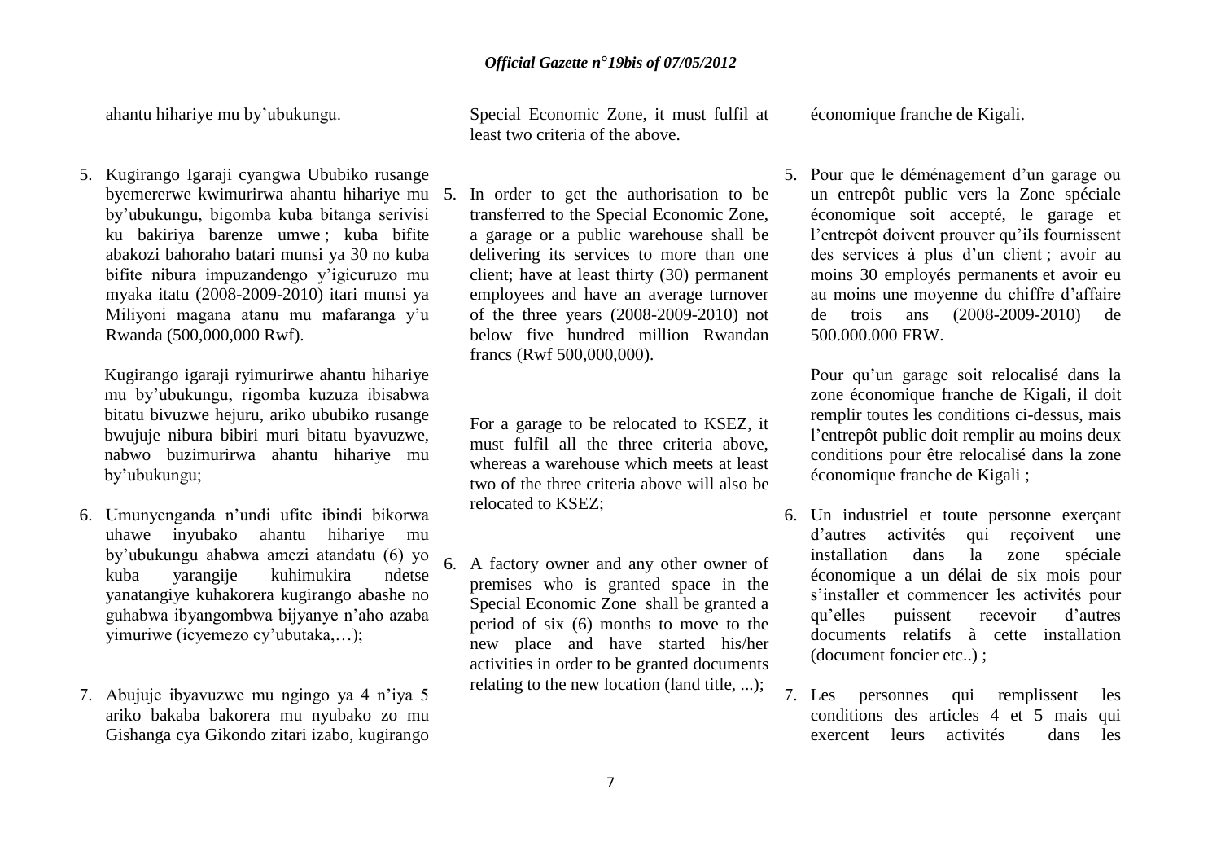ahantu hihariye mu by'ubukungu.

5. Kugirango Igaraji cyangwa Ububiko rusange byemererwe kwimurirwa ahantu hihariye mu by'ubukungu, bigomba kuba bitanga serivisi ku bakiriya barenze umwe ; kuba bifite abakozi bahoraho batari munsi ya 30 no kuba bifite nibura impuzandengo y'igicuruzo mu myaka itatu (2008-2009-2010) itari munsi ya Miliyoni magana atanu mu mafaranga y'u Rwanda (500,000,000 Rwf).

   Kugirango igaraji ryimurirwe ahantu hihariye mu by'ubukungu, rigomba kuzuza ibisabwa bitatu bivuzwe hejuru, ariko ububiko rusange bwujuje nibura bibiri muri bitatu byavuzwe, nabwo buzimurirwa ahantu hihariye mu by'ubukungu;

6. Umunyenganda n'undi ufite ibindi bikorwa uhawe inyubako ahantu hihariye mu by'ubukungu ahabwa amezi atandatu (6) yo kuba yarangije kuhimukira ndetse yanatangiye kuhakorera kugirango abashe no guhabwa ibyangombwa bijyanye n'aho azaba yimuriwe (icyemezo cy'ubutaka,…);

7. Abujuje ibyavuzwe mu ngingo ya 4 n'iya 5 ariko bakaba bakorera mu nyubako zo mu Gishanga cya Gikondo zitari izabo, kugirango

Special Economic Zone, it must fulfil at least two criteria of the above.

5. In order to get the authorisation to be transferred to the Special Economic Zone, a garage or a public warehouse shall be delivering its services to more than one client; have at least thirty (30) permanent employees and have an average turnover of the three years (2008-2009-2010) not below five hundred million Rwandan francs (Rwf 500,000,000).

   For a garage to be relocated to KSEZ, it must fulfil all the three criteria above, whereas a warehouse which meets at least two of the three criteria above will also be relocated to KSEZ;

6. A factory owner and any other owner of premises who is granted space in the Special Economic Zone shall be granted a period of six (6) months to move to the new place and have started his/her activities in order to be granted documents relating to the new location (land title, ...);

économique franche de Kigali.

5. Pour que le déménagement d'un garage ou un entrepôt public vers la Zone spéciale économique soit accepté, le garage et l'entrepôt doivent prouver qu'ils fournissent des services à plus d'un client ; avoir au moins 30 employés permanents et avoir eu au moins une moyenne du chiffre d'affaire de trois ans (2008-2009-2010) de 500.000.000 FRW.

   Pour qu'un garage soit relocalisé dans la zone économique franche de Kigali, il doit remplir toutes les conditions ci-dessus, mais l'entrepôt public doit remplir au moins deux conditions pour être relocalisé dans la zone économique franche de Kigali ;

6. Un industriel et toute personne exerçant d'autres activités qui reçoivent une installation dans la zone spéciale économique a un délai de six mois pour s'installer et commencer les activités pour qu'elles puissent recevoir d'autres documents relatifs à cette installation (document foncier etc..) ;

7. Les personnes qui remplissent les conditions des articles 4 et 5 mais qui exercent leurs activités dans les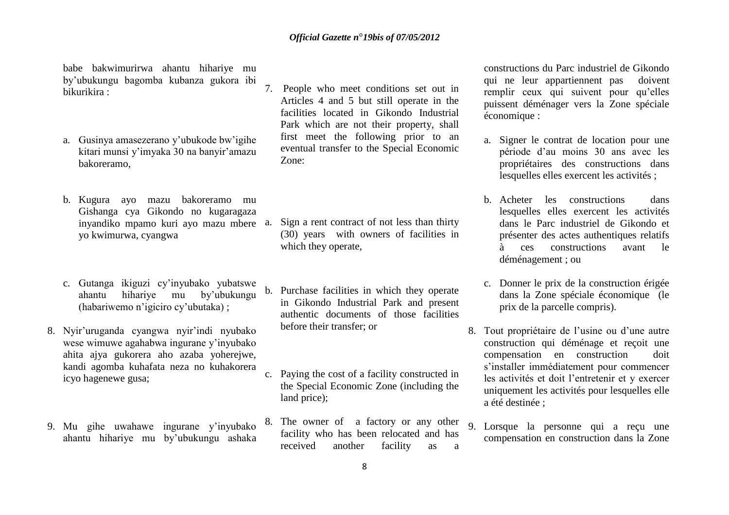babe bakwimurirwa ahantu hihariye mu by'ubukungu bagomba kubanza gukora ibi bikurikira :

a. Gusinya amasezerano y'ubukode bw'igihe kitari munsi y'imyaka 30 na banyir'amazu bakoreramo,

b. Kugura ayo mazu bakoreramo mu Gishanga cya Gikondo no kugaragaza inyandiko mpamo kuri ayo mazu mbere yo kwimurwa, cyangwa

c. Gutanga ikiguzi cy'inyubako yubatswe ahantu hihariye mu by'ubukungu (habariwemo n'igiciro cy'ubutaka) ;

8. Nyir'uruganda cyangwa nyir'indi nyubako wese wimuwe agahabwa ingurane y'inyubako ahita ajya gukorera aho azaba yoherejwe, kandi agomba kuhafata neza no kuhakorera icyo hagenewe gusa;

9. Mu gihe uwahawe ingurane y'inyubako ahantu hihariye mu by'ubukungu ashaka

7. People who meet conditions set out in Articles 4 and 5 but still operate in the facilities located in Gikondo Industrial Park which are not their property, shall first meet the following prior to an eventual transfer to the Special Economic Zone:

a. Sign a rent contract of not less than thirty (30) years with owners of facilities in which they operate,

b. Purchase facilities in which they operate in Gikondo Industrial Park and present authentic documents of those facilities before their transfer; or

c. Paying the cost of a facility constructed in the Special Economic Zone (including the land price);

8. The owner of a factory or any other facility who has been relocated and has received another facility as a

constructions du Parc industriel de Gikondo qui ne leur appartiennent pas doivent remplir ceux qui suivent pour qu'elles puissent déménager vers la Zone spéciale économique :

a. Signer le contrat de location pour une période d'au moins 30 ans avec les propriétaires des constructions dans lesquelles elles exercent les activités ;

b. Acheter les constructions dans lesquelles elles exercent les activités dans le Parc industriel de Gikondo et présenter des actes authentiques relatifs à ces constructions avant le déménagement ; ou

c. Donner le prix de la construction érigée dans la Zone spéciale économique (le prix de la parcelle compris).

8. Tout propriétaire de l'usine ou d'une autre construction qui déménage et reçoit une compensation en construction doit s'installer immédiatement pour commencer les activités et doit l'entretenir et y exercer uniquement les activités pour lesquelles elle a été destinée ;

9. Lorsque la personne qui a reçu une compensation en construction dans la Zone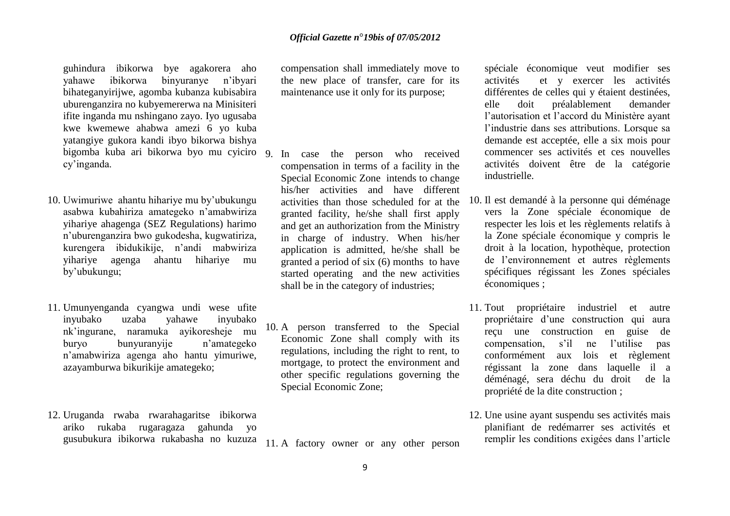guhindura ibikorwa bye agakorera aho yahawe ibikorwa binyuranye n'ibyari bihateganyirijwe, agomba kubanza kubisabira uburenganzira no kubyemererwa na Minisiteri ifite inganda mu nshingano zayo. Iyo ugusaba kwe kwemewe ahabwa amezi 6 yo kuba yatangiye gukora kandi ibyo bikorwa bishya bigomba kuba ari bikorwa byo mu cyiciro cy'inganda.

10. Uwimuriwe ahantu hihariye mu by'ubukungu asabwa kubahiriza amategeko n'amabwiriza yihariye ahagenga (SEZ Regulations) harimo n'uburenganzira bwo gukodesha, kugwatiriza, kurengera ibidukikije, n'andi mabwiriza yihariye agenga ahantu hihariye mu by'ubukungu;

11. Umunyenganda cyangwa undi wese ufite inyubako uzaba yahawe inyubako nk'ingurane, naramuka ayikoresheje mu buryo bunyuranyije n'amategeko n'amabwiriza agenga aho hantu yimuriwe, azayamburwa bikurikije amategeko;

12. Uruganda rwaba rwarahagaritse ibikorwa ariko rukaba rugaragaza gahunda yo gusubukura ibikorwa rukabasha no kuzuza

compensation shall immediately move to the new place of transfer, care for its maintenance use it only for its purpose;

9. In case the person who received compensation in terms of a facility in the Special Economic Zone intends to change his/her activities and have different activities than those scheduled for at the granted facility, he/she shall first apply and get an authorization from the Ministry in charge of industry. When his/her application is admitted, he/she shall be granted a period of six (6) months to have started operating and the new activities shall be in the category of industries;

10. A person transferred to the Special Economic Zone shall comply with its regulations, including the right to rent, to mortgage, to protect the environment and other specific regulations governing the Special Economic Zone;

11. A factory owner or any other person

spéciale économique veut modifier ses activités et y exercer les activités différentes de celles qui y étaient destinées, elle doit préalablement demander l'autorisation et l'accord du Ministère ayant l'industrie dans ses attributions. Lorsque sa demande est acceptée, elle a six mois pour commencer ses activités et ces nouvelles activités doivent être de la catégorie industrielle.

10. Il est demandé à la personne qui déménage vers la Zone spéciale économique de respecter les lois et les règlements relatifs à la Zone spéciale économique y compris le droit à la location, hypothèque, protection de l'environnement et autres règlements spécifiques régissant les Zones spéciales économiques ;

11. Tout propriétaire industriel et autre propriétaire d'une construction qui aura reçu une construction en guise de compensation, s'il ne l'utilise pas conformément aux lois et règlement régissant la zone dans laquelle il a déménagé, sera déchu du droit de la propriété de la dite construction ;

12. Une usine ayant suspendu ses activités mais planifiant de redémarrer ses activités et remplir les conditions exigées dans l'article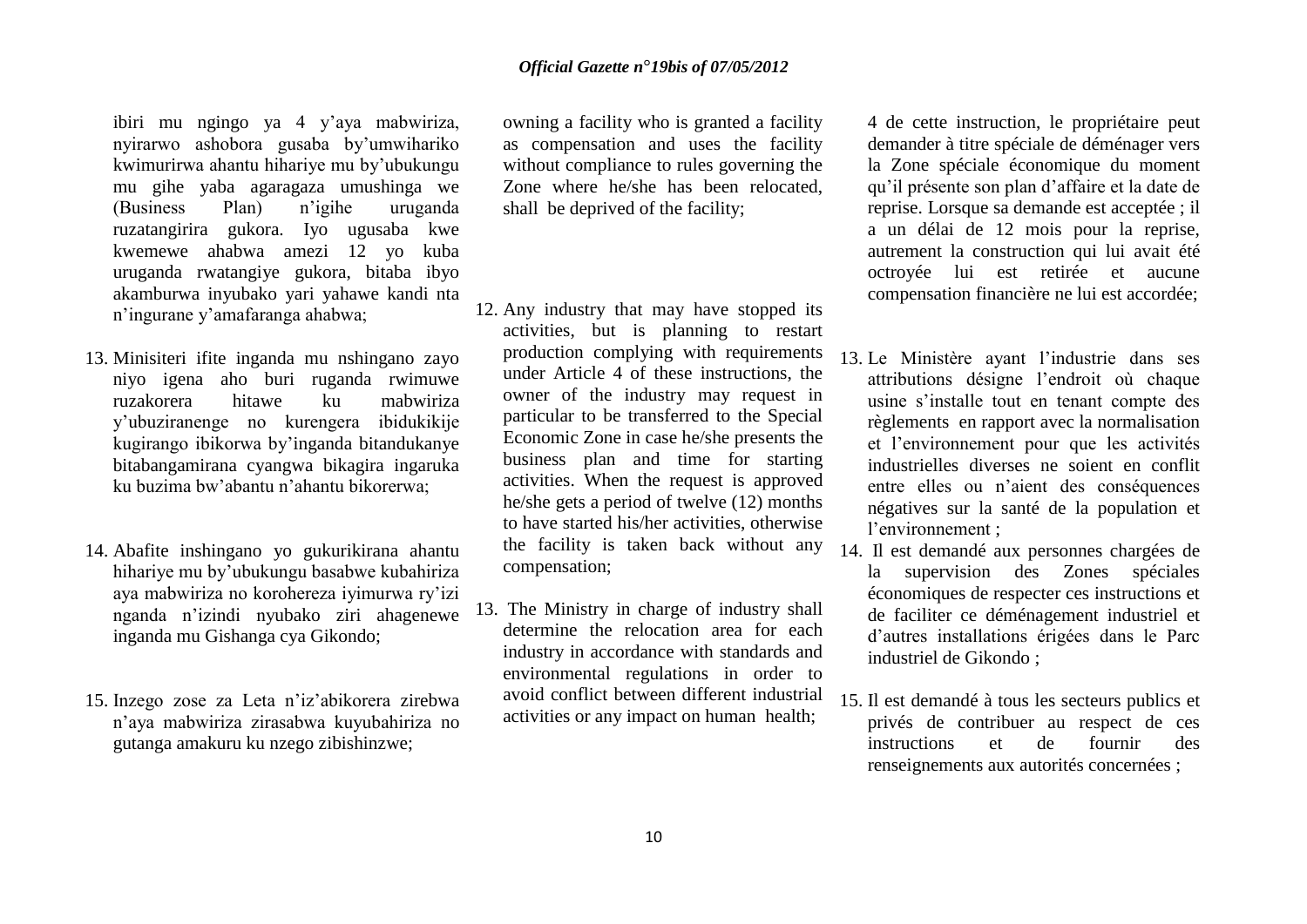ibiri mu ngingo ya 4 y'aya mabwiriza, nyirarwo ashobora gusaba by'umwihariko kwimurirwa ahantu hihariye mu by'ubukungu mu gihe yaba agaragaza umushinga we (Business Plan) n'igihe uruganda ruzatangirira gukora. Iyo ugusaba kwe kwemewe ahabwa amezi 12 yo kuba uruganda rwatangiye gukora, bitaba ibyo akamburwa inyubako yari yahawe kandi nta n'ingurane y'amafaranga ahabwa;

13. Minisiteri ifite inganda mu nshingano zayo niyo igena aho buri ruganda rwimuwe ruzakorera hitawe ku mabwiriza y'ubuziranenge no kurengera ibidukikije kugirango ibikorwa by'inganda bitandukanye bitabangamirana cyangwa bikagira ingaruka ku buzima bw'abantu n'ahantu bikorerwa;

14. Abafite inshingano yo gukurikirana ahantu hihariye mu by'ubukungu basabwe kubahiriza aya mabwiriza no korohereza iyimurwa ry'izi nganda n'izindi nyubako ziri ahagenewe inganda mu Gishanga cya Gikondo;

15. Inzego zose za Leta n'iz'abikorera zirebwa n'aya mabwiriza zirasabwa kuyubahiriza no gutanga amakuru ku nzego zibishinzwe;

owning a facility who is granted a facility as compensation and uses the facility without compliance to rules governing the Zone where he/she has been relocated, shall be deprived of the facility;

12. Any industry that may have stopped its activities, but is planning to restart production complying with requirements under Article 4 of these instructions, the owner of the industry may request in particular to be transferred to the Special Economic Zone in case he/she presents the business plan and time for starting activities. When the request is approved he/she gets a period of twelve (12) months to have started his/her activities, otherwise the facility is taken back without any compensation;

13. The Ministry in charge of industry shall determine the relocation area for each industry in accordance with standards and environmental regulations in order to avoid conflict between different industrial activities or any impact on human health;

4 de cette instruction, le propriétaire peut demander à titre spéciale de déménager vers la Zone spéciale économique du moment qu'il présente son plan d'affaire et la date de reprise. Lorsque sa demande est acceptée ; il a un délai de 12 mois pour la reprise, autrement la construction qui lui avait été octroyée lui est retirée et aucune compensation financière ne lui est accordée;

13. Le Ministère ayant l'industrie dans ses attributions désigne l'endroit où chaque usine s'installe tout en tenant compte des règlements en rapport avec la normalisation et l'environnement pour que les activités industrielles diverses ne soient en conflit entre elles ou n'aient des conséquences négatives sur la santé de la population et l'environnement ;

14. Il est demandé aux personnes chargées de la supervision des Zones spéciales économiques de respecter ces instructions et de faciliter ce déménagement industriel et d'autres installations érigées dans le Parc industriel de Gikondo ;

15. Il est demandé à tous les secteurs publics et privés de contribuer au respect de ces instructions et de fournir des renseignements aux autorités concernées ;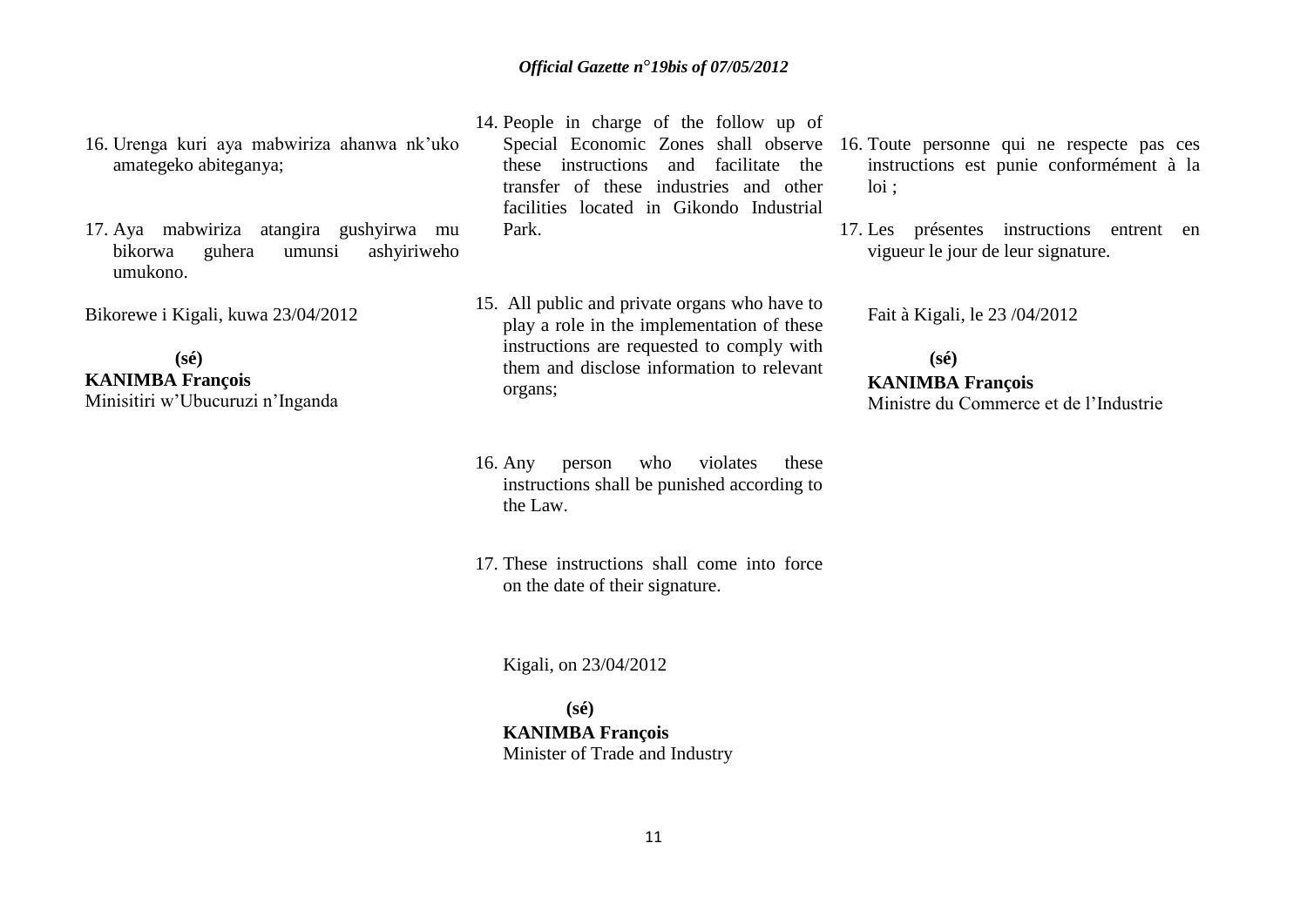16. Urenga kuri aya mabwiriza ahanwa nk'uko amategeko abiteganya;

17. Aya mabwiriza atangira gushyirwa mu bikorwa guhera umunsi ashyiriweho umukono.

Bikorewe i Kigali, kuwa 23/04/2012

**(sé)**
**KANIMBA François**
Minisitiri w'Ubucuruzi n'Inganda

14. People in charge of the follow up of Special Economic Zones shall observe these instructions and facilitate the transfer of these industries and other facilities located in Gikondo Industrial Park.

15. All public and private organs who have to play a role in the implementation of these instructions are requested to comply with them and disclose information to relevant organs;

16. Any person who violates these instructions shall be punished according to the Law.

17. These instructions shall come into force on the date of their signature.

Kigali, on 23/04/2012

**(sé)**
**KANIMBA François**
Minister of Trade and Industry

16. Toute personne qui ne respecte pas ces instructions est punie conformément à la loi ;

17. Les présentes instructions entrent en vigueur le jour de leur signature.

Fait à Kigali, le 23 /04/2012

**(sé)**
**KANIMBA François**
Ministre du Commerce et de l'Industrie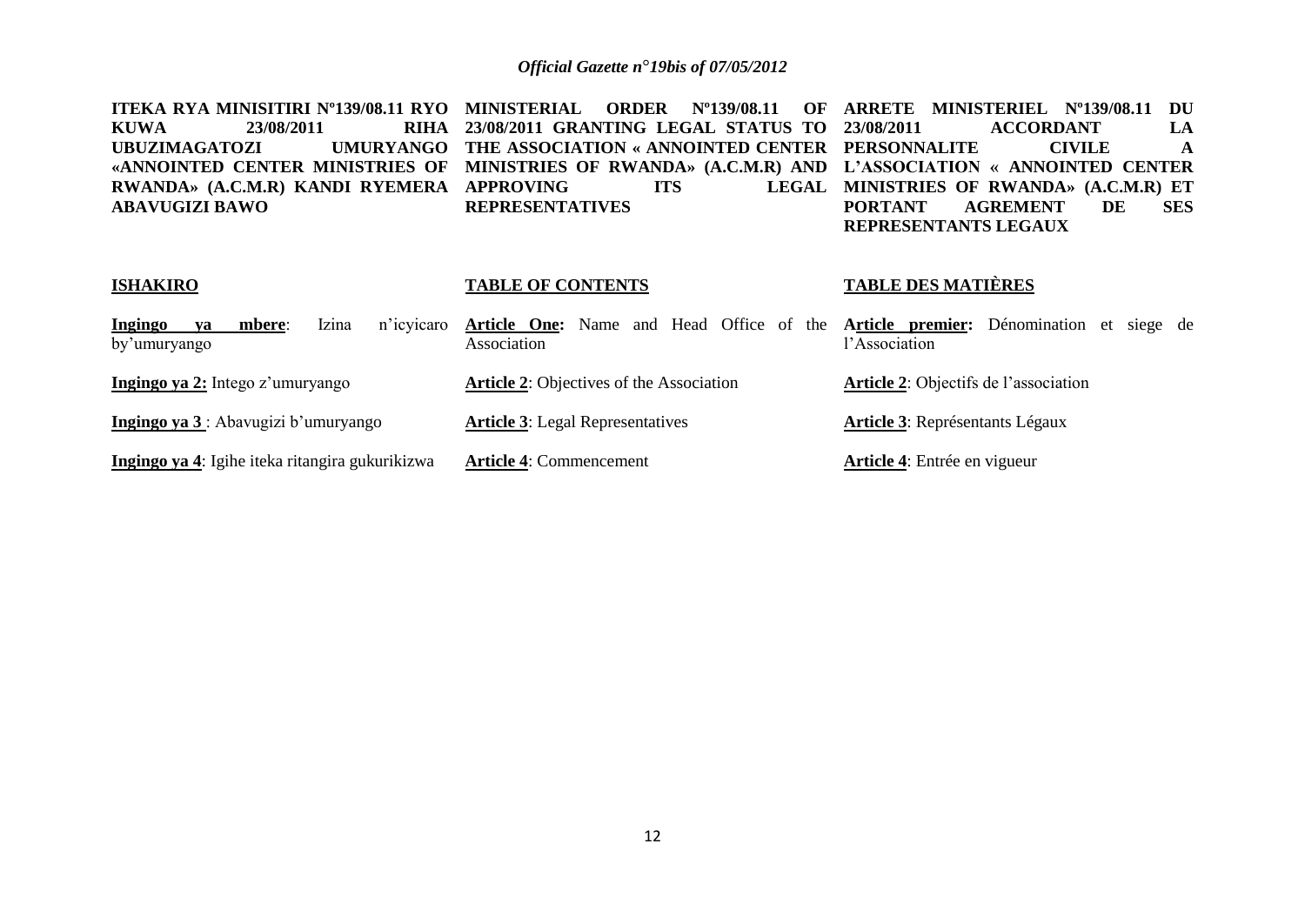**ITEKA RYA MINISITIRI Nº139/08.11 RYO KUWA 23/08/2011 RIHA UBUZIMAGATOZI UMURYANGO «ANNOINTED CENTER MINISTRIES OF RWANDA» (A.C.M.R) KANDI RYEMERA ABAVUGIZI BAWO**

**ISHAKIRO**

**Ingingo ya mbere**: Izina n'icyicaro by'umuryango

**Ingingo ya 2:** Intego z'umuryango

**Ingingo ya 3** : Abavugizi b'umuryango

**Ingingo ya 4**: Igihe iteka ritangira gukurikizwa

**MINISTERIAL ORDER Nº139/08.11 OF 23/08/2011 GRANTING LEGAL STATUS TO THE ASSOCIATION « ANNOINTED CENTER MINISTRIES OF RWANDA» (A.C.M.R) AND APPROVING ITS LEGAL REPRESENTATIVES**

**TABLE OF CONTENTS**

**Article One:** Name and Head Office of the Association

**Article 2**: Objectives of the Association

**Article 3**: Legal Representatives

**Article 4**: Commencement

**ARRETE MINISTERIEL Nº139/08.11 DU 23/08/2011 ACCORDANT LA PERSONNALITE CIVILE A L'ASSOCIATION « ANNOINTED CENTER MINISTRIES OF RWANDA» (A.C.M.R) ET PORTANT AGREMENT DE SES REPRESENTANTS LEGAUX**

**TABLE DES MATIÈRES**

**Article premier:** Dénomination et siege de l'Association

**Article 2**: Objectifs de l'association

**Article 3**: Représentants Légaux

**Article 4**: Entrée en vigueur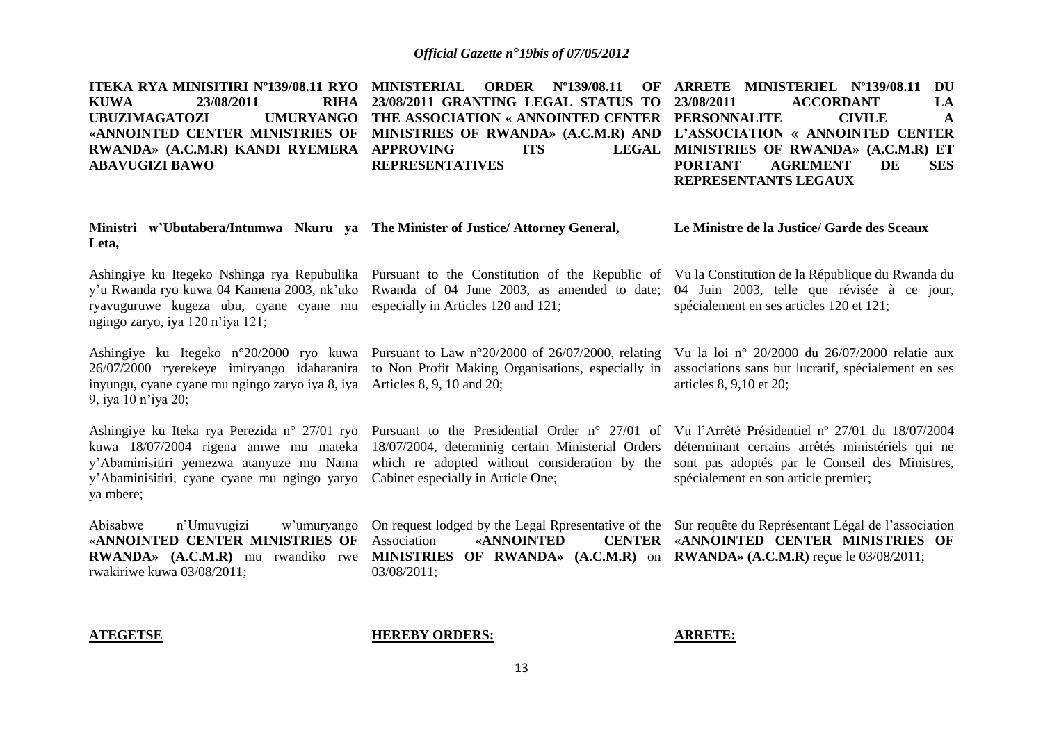**ITEKA RYA MINISITIRI Nº139/08.11 RYO KUWA 23/08/2011 RIHA UBUZIMAGATOZI UMURYANGO «ANNOINTED CENTER MINISTRIES OF RWANDA» (A.C.M.R) KANDI RYEMERA ABAVUGIZI BAWO**

**Ministri w'Ubutabera/Intumwa Nkuru ya Leta,**

Ashingiye ku Itegeko Nshinga rya Repubulika y'u Rwanda ryo kuwa 04 Kamena 2003, nk'uko ryavuguruwe kugeza ubu, cyane cyane mu ngingo zaryo, iya 120 n'iya 121;

Ashingiye ku Itegeko n°20/2000 ryo kuwa 26/07/2000 ryerekeye imiryango idaharanira inyungu, cyane cyane mu ngingo zaryo iya 8, iya 9, iya 10 n'iya 20;

Ashingiye ku Iteka rya Perezida n° 27/01 ryo kuwa 18/07/2004 rigena amwe mu mateka y'Abaminisitiri yemezwa atanyuze mu Nama y'Abaminisitiri, cyane cyane mu ngingo yaryo ya mbere;

Abisabwe n'Umuvugizi w'umuryango «**ANNOINTED CENTER MINISTRIES OF RWANDA» (A.C.M.R)** mu rwandiko rwe rwakiriwe kuwa 03/08/2011;

**ATEGETSE**

**MINISTERIAL ORDER Nº139/08.11 OF 23/08/2011 GRANTING LEGAL STATUS TO THE ASSOCIATION « ANNOINTED CENTER MINISTRIES OF RWANDA» (A.C.M.R) AND APPROVING ITS LEGAL REPRESENTATIVES**

**The Minister of Justice/ Attorney General,**

Pursuant to the Constitution of the Republic of Rwanda of 04 June 2003, as amended to date; especially in Articles 120 and 121;

Pursuant to Law n°20/2000 of 26/07/2000, relating to Non Profit Making Organisations, especially in Articles 8, 9, 10 and 20;

Pursuant to the Presidential Order n° 27/01 of 18/07/2004, determinig certain Ministerial Orders which re adopted without consideration by the Cabinet especially in Article One;

On request lodged by the Legal Rpresentative of the Association **«ANNOINTED CENTER MINISTRIES OF RWANDA» (A.C.M.R)** on 03/08/2011;

**HEREBY ORDERS:**

**ARRETE MINISTERIEL Nº139/08.11 DU 23/08/2011 ACCORDANT LA PERSONNALITE CIVILE A L'ASSOCIATION « ANNOINTED CENTER MINISTRIES OF RWANDA» (A.C.M.R) ET PORTANT AGREMENT DE SES REPRESENTANTS LEGAUX**

**Le Ministre de la Justice/ Garde des Sceaux**

Vu la Constitution de la République du Rwanda du 04 Juin 2003, telle que révisée à ce jour, spécialement en ses articles 120 et 121;

Vu la loi n° 20/2000 du 26/07/2000 relatie aux associations sans but lucratif, spécialement en ses articles 8, 9,10 et 20;

Vu l'Arrêté Présidentiel nº 27/01 du 18/07/2004 déterminant certains arrêtés ministériels qui ne sont pas adoptés par le Conseil des Ministres, spécialement en son article premier;

Sur requête du Représentant Légal de l'association «**ANNOINTED CENTER MINISTRIES OF RWANDA» (A.C.M.R)** reçue le 03/08/2011;

**ARRETE:**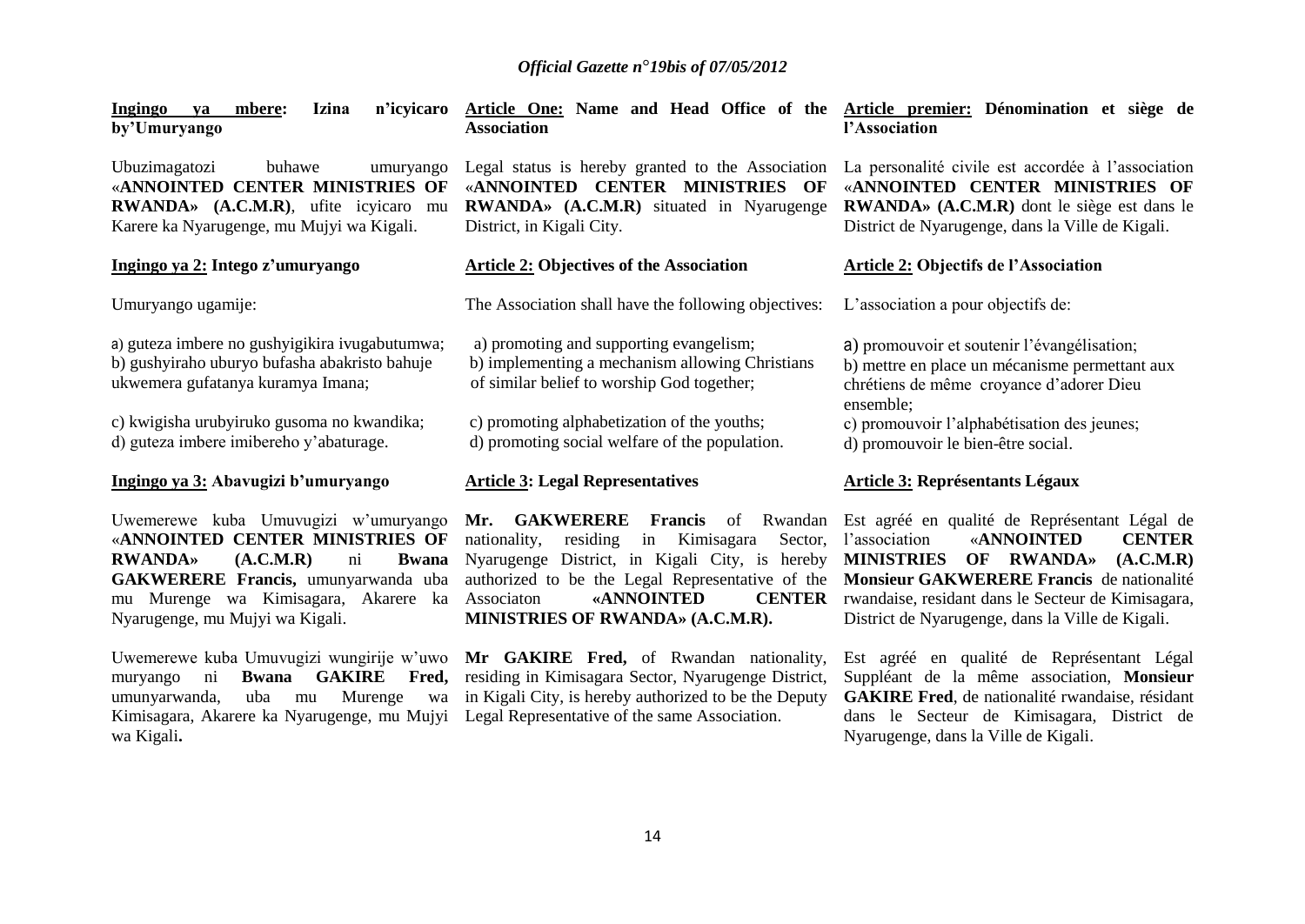**Ingingo ya mbere: Izina n'icyicaro by'Umuryango**

Ubuzimagatozi buhawe umuryango «**ANNOINTED CENTER MINISTRIES OF RWANDA» (A.C.M.R)**, ufite icyicaro mu Karere ka Nyarugenge, mu Mujyi wa Kigali.

**Ingingo ya 2: Intego z'umuryango**

Umuryango ugamije:

a) guteza imbere no gushyigikira ivugabutumwa;
b) gushyiraho uburyo bufasha abakristo bahuje ukwemera gufatanya kuramya Imana;

c) kwigisha urubyiruko gusoma no kwandika;
d) guteza imbere imibereho y'abaturage.

**Ingingo ya 3: Abavugizi b'umuryango**

Uwemerewe kuba Umuvugizi w'umuryango «**ANNOINTED CENTER MINISTRIES OF RWANDA» (A.C.M.R)** ni **Bwana GAKWERERE Francis,** umunyarwanda uba mu Murenge wa Kimisagara, Akarere ka Nyarugenge, mu Mujyi wa Kigali.

Uwemerewe kuba Umuvugizi wungirije w'uwo muryango ni **Bwana GAKIRE Fred,** umunyarwanda, uba mu Murenge wa Kimisagara, Akarere ka Nyarugenge, mu Mujyi wa Kigali**.**

**Article One: Name and Head Office of the Association**

Legal status is hereby granted to the Association «**ANNOINTED CENTER MINISTRIES OF RWANDA» (A.C.M.R)** situated in Nyarugenge District, in Kigali City.

**Article 2: Objectives of the Association**

The Association shall have the following objectives:

a) promoting and supporting evangelism;
b) implementing a mechanism allowing Christians of similar belief to worship God together;

c) promoting alphabetization of the youths;
d) promoting social welfare of the population.

**Article 3: Legal Representatives**

**Mr. GAKWERERE Francis** of Rwandan nationality, residing in Kimisagara Sector, Nyarugenge District, in Kigali City, is hereby authorized to be the Legal Representative of the Associaton **«ANNOINTED CENTER MINISTRIES OF RWANDA» (A.C.M.R).**

**Mr GAKIRE Fred,** of Rwandan nationality, residing in Kimisagara Sector, Nyarugenge District, in Kigali City, is hereby authorized to be the Deputy Legal Representative of the same Association.

**Article premier: Dénomination et siège de l'Association**

La personalité civile est accordée à l'association «**ANNOINTED CENTER MINISTRIES OF RWANDA» (A.C.M.R)** dont le siège est dans le District de Nyarugenge, dans la Ville de Kigali.

**Article 2: Objectifs de l'Association**

L'association a pour objectifs de:

a) promouvoir et soutenir l'évangélisation;
b) mettre en place un mécanisme permettant aux chrétiens de même croyance d'adorer Dieu ensemble;
c) promouvoir l'alphabétisation des jeunes;
d) promouvoir le bien-être social.

**Article 3: Représentants Légaux**

Est agréé en qualité de Représentant Légal de l'association «**ANNOINTED CENTER MINISTRIES OF RWANDA» (A.C.M.R) Monsieur GAKWERERE Francis** de nationalité rwandaise, residant dans le Secteur de Kimisagara, District de Nyarugenge, dans la Ville de Kigali.

Est agréé en qualité de Représentant Légal Suppléant de la même association, **Monsieur GAKIRE Fred**, de nationalité rwandaise, résidant dans le Secteur de Kimisagara, District de Nyarugenge, dans la Ville de Kigali.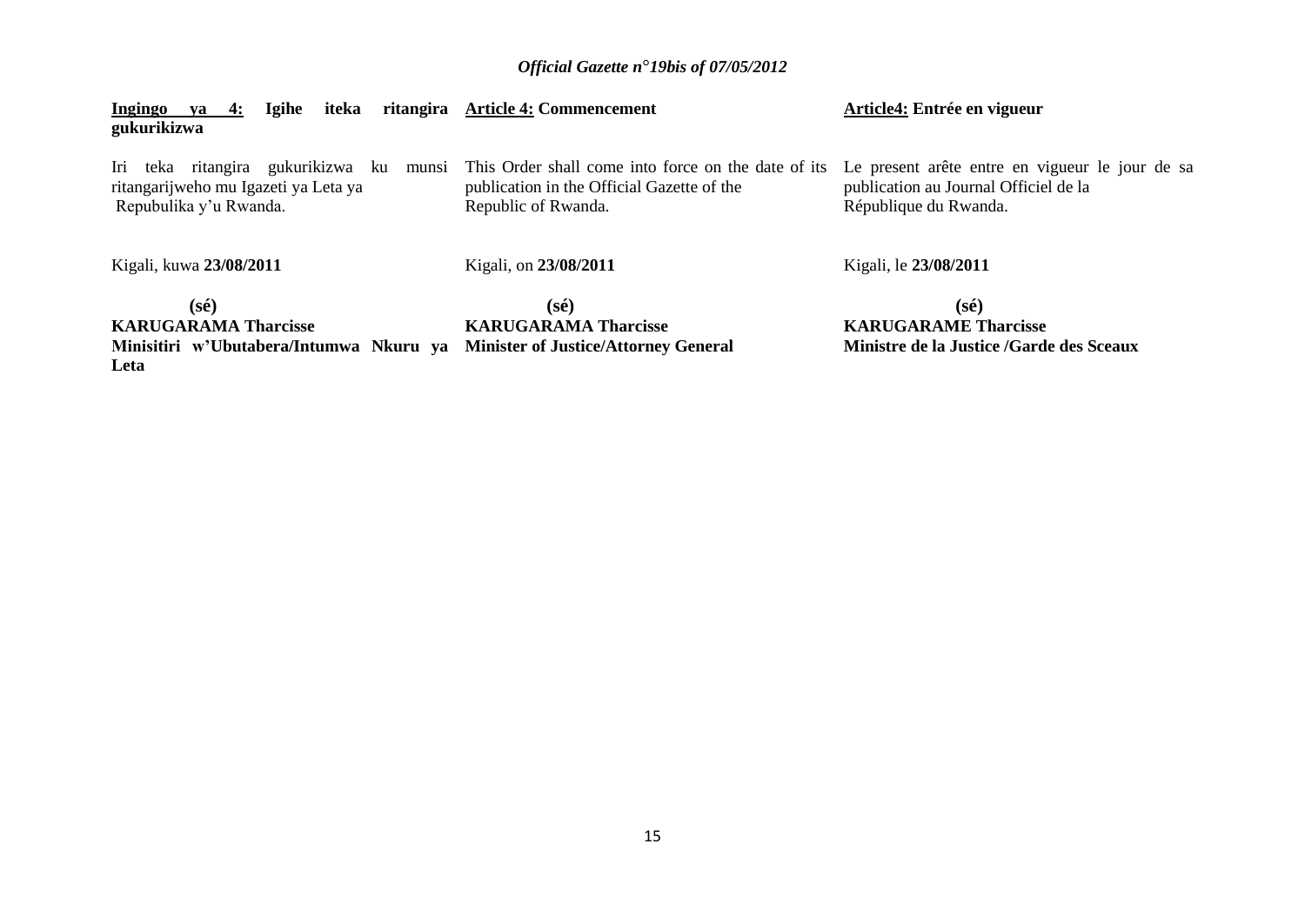**Ingingo ya 4: Igihe iteka ritangira gukurikizwa**

Iri teka ritangira gukurikizwa ku munsi ritangarijweho mu Igazeti ya Leta ya Repubulika y'u Rwanda.

Kigali, kuwa **23/08/2011**

**(sé)**
**KARUGARAMA Tharcisse**
**Minisitiri w'Ubutabera/Intumwa Nkuru ya Leta**

**Article 4: Commencement**

This Order shall come into force on the date of its publication in the Official Gazette of the Republic of Rwanda.

Kigali, on **23/08/2011**

**(sé)**
**KARUGARAMA Tharcisse**
**Minister of Justice/Attorney General**

**Article4: Entrée en vigueur**

Le present arête entre en vigueur le jour de sa publication au Journal Officiel de la République du Rwanda.

Kigali, le **23/08/2011**

**(sé)**
**KARUGARAME Tharcisse**
**Ministre de la Justice /Garde des Sceaux**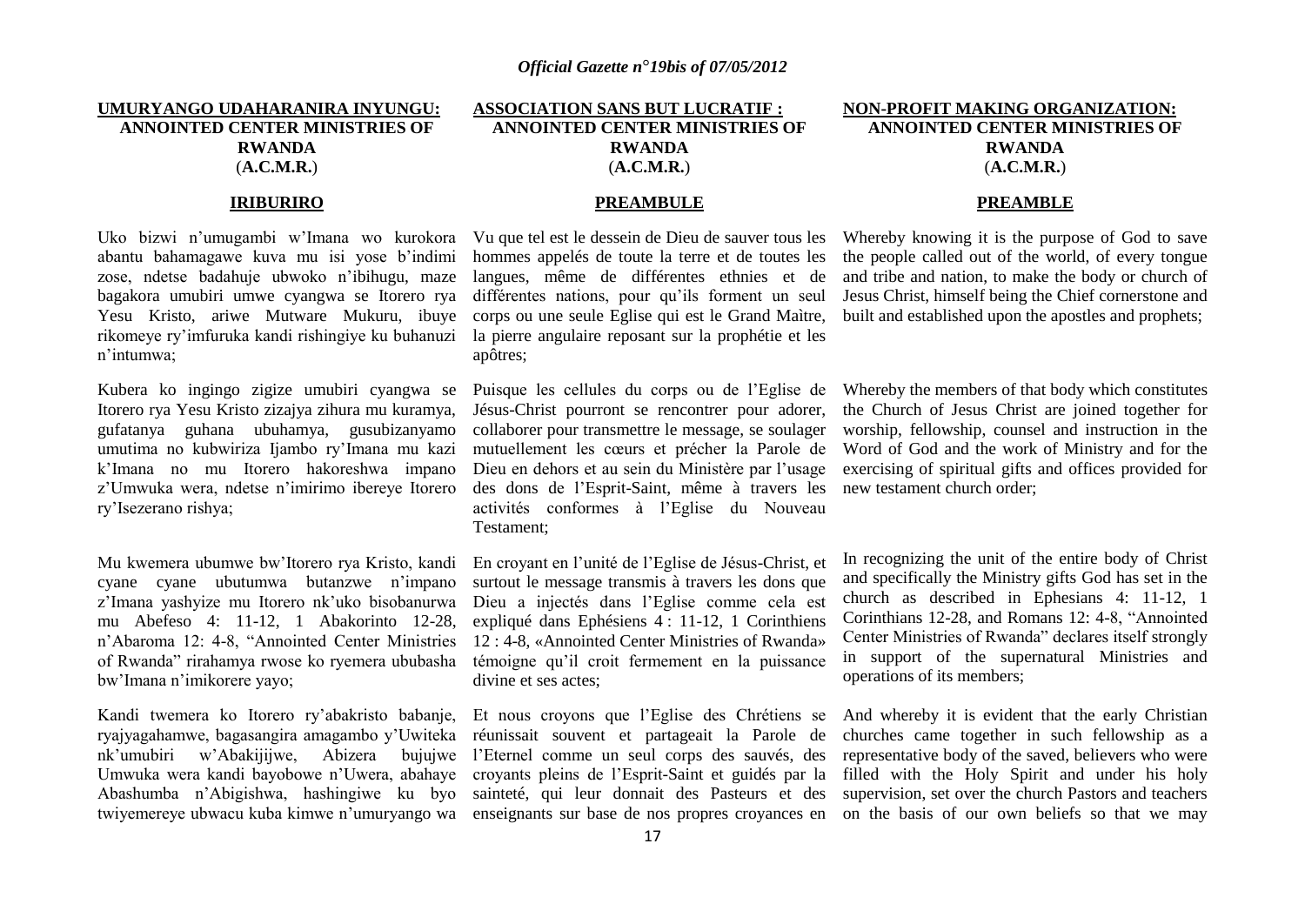**UMURYANGO UDAHARANIRA INYUNGU: ANNOINTED CENTER MINISTRIES OF RWANDA (A.C.M.R.)**

**IRIBURIRO**

Uko bizwi n'umugambi w'Imana wo kurokora abantu bahamagawe kuva mu isi yose b'indimi zose, ndetse badahuje ubwoko n'ibihugu, maze bagakora umubiri umwe cyangwa se Itorero rya Yesu Kristo, ariwe Mutware Mukuru, ibuye rikomeye ry'imfuruka kandi rishingiye ku buhanuzi n'intumwa;

Kubera ko ingingo zigize umubiri cyangwa se Itorero rya Yesu Kristo zizajya zihura mu kuramya, gufatanya guhana ubuhamya, gusubizanyamo umutima no kubwiriza Ijambo ry'Imana mu kazi k'Imana no mu Itorero hakoreshwa impano z'Umwuka wera, ndetse n'imirimo ibereye Itorero ry'Isezerano rishya;

Mu kwemera ubumwe bw'Itorero rya Kristo, kandi cyane cyane ubutumwa butanzwe n'impano z'Imana yashyize mu Itorero nk'uko bisobanurwa mu Abefeso 4: 11-12, 1 Abakorinto 12-28, n'Abaroma 12: 4-8, "Annointed Center Ministries of Rwanda" rirahamya rwose ko ryemera ububasha bw'Imana n'imikorere yayo;

Kandi twemera ko Itorero ry'abakristo babanje, ryajyagahamwe, bagasangira amagambo y'Uwiteka nk'umubiri w'Abakijijwe, Abizera bujujwe Umwuka wera kandi bayobowe n'Uwera, abahaye Abashumba n'Abigishwa, hashingiwe ku byo twiyemereye ubwacu kuba kimwe n'umuryango wa

**ASSOCIATION SANS BUT LUCRATIF : ANNOINTED CENTER MINISTRIES OF RWANDA (A.C.M.R.)**

**PREAMBULE**

Vu que tel est le dessein de Dieu de sauver tous les hommes appelés de toute la terre et de toutes les langues, même de différentes ethnies et de différentes nations, pour qu'ils forment un seul corps ou une seule Eglise qui est le Grand Maître, la pierre angulaire reposant sur la prophétie et les apôtres;

Puisque les cellules du corps ou de l'Eglise de Jésus-Christ pourront se rencontrer pour adorer, collaborer pour transmettre le message, se soulager mutuellement les cœurs et précher la Parole de Dieu en dehors et au sein du Ministère par l'usage des dons de l'Esprit-Saint, même à travers les activités conformes à l'Eglise du Nouveau Testament;

En croyant en l'unité de l'Eglise de Jésus-Christ, et surtout le message transmis à travers les dons que Dieu a injectés dans l'Eglise comme cela est expliqué dans Ephésiens 4 : 11-12, 1 Corinthiens 12 : 4-8, «Annointed Center Ministries of Rwanda» témoigne qu'il croit fermement en la puissance divine et ses actes;

Et nous croyons que l'Eglise des Chrétiens se réunissait souvent et partageait la Parole de l'Eternel comme un seul corps des sauvés, des croyants pleins de l'Esprit-Saint et guidés par la sainteté, qui leur donnait des Pasteurs et des enseignants sur base de nos propres croyances en

**NON-PROFIT MAKING ORGANIZATION: ANNOINTED CENTER MINISTRIES OF RWANDA (A.C.M.R.)**

**PREAMBLE**

Whereby knowing it is the purpose of God to save the people called out of the world, of every tongue and tribe and nation, to make the body or church of Jesus Christ, himself being the Chief cornerstone and built and established upon the apostles and prophets;

Whereby the members of that body which constitutes the Church of Jesus Christ are joined together for worship, fellowship, counsel and instruction in the Word of God and the work of Ministry and for the exercising of spiritual gifts and offices provided for new testament church order;

In recognizing the unit of the entire body of Christ and specifically the Ministry gifts God has set in the church as described in Ephesians 4: 11-12, 1 Corinthians 12-28, and Romans 12: 4-8, "Annointed Center Ministries of Rwanda" declares itself strongly in support of the supernatural Ministries and operations of its members;

And whereby it is evident that the early Christian churches came together in such fellowship as a representative body of the saved, believers who were filled with the Holy Spirit and under his holy supervision, set over the church Pastors and teachers on the basis of our own beliefs so that we may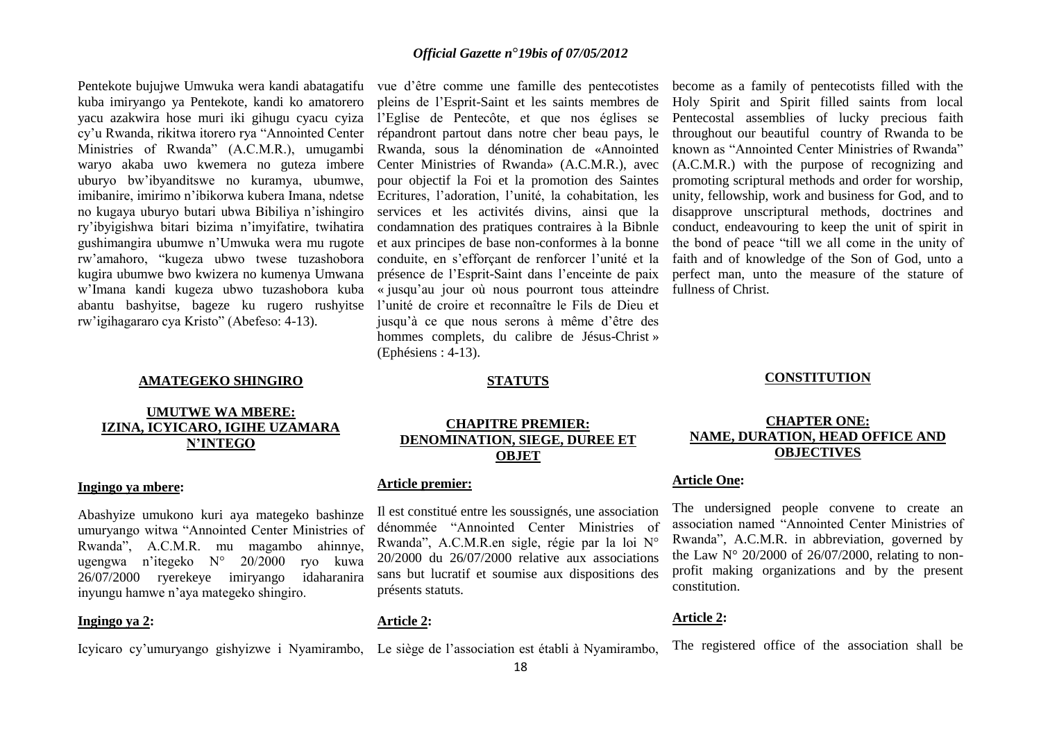Pentekote bujujwe Umwuka wera kandi abatagatifu kuba imiryango ya Pentekote, kandi ko amatorero yacu azakwira hose muri iki gihugu cyacu cyiza cy'u Rwanda, rikitwa itorero rya "Annointed Center Ministries of Rwanda" (A.C.M.R.), umugambi waryo akaba uwo kwemera no guteza imbere uburyo bw'ibyanditswe no kuramya, ubumwe, imibanire, imirimo n'ibikorwa kubera Imana, ndetse no kugaya uburyo butari ubwa Bibiliya n'ishingiro ry'ibyigishwa bitari bizima n'imyifatire, twihatira gushimangira ubumwe n'Umwuka wera mu rugote rw'amahoro, "kugeza ubwo twese tuzashobora kugira ubumwe bwo kwizera no kumenya Umwana w'Imana kandi kugeza ubwo tuzashobora kuba abantu bashyitse, bageze ku rugero rushyitse rw'igihagararo cya Kristo" (Abefeso: 4-13).

vue d'être comme une famille des pentecotistes pleins de l'Esprit-Saint et les saints membres de l'Eglise de Pentecôte, et que nos églises se répandront partout dans notre cher beau pays, le Rwanda, sous la dénomination de «Annointed Center Ministries of Rwanda» (A.C.M.R.), avec pour objectif la Foi et la promotion des Saintes Ecritures, l'adoration, l'unité, la cohabitation, les services et les activités divins, ainsi que la condamnation des pratiques contraires à la Bibnle et aux principes de base non-conformes à la bonne conduite, en s'efforçant de renforcer l'unité et la présence de l'Esprit-Saint dans l'enceinte de paix « jusqu'au jour où nous pourront tous atteindre l'unité de croire et reconnaître le Fils de Dieu et jusqu'à ce que nous serons à même d'être des hommes complets, du calibre de Jésus-Christ » (Ephésiens : 4-13).

become as a family of pentecotists filled with the Holy Spirit and Spirit filled saints from local Pentecostal assemblies of lucky precious faith throughout our beautiful country of Rwanda to be known as "Annointed Center Ministries of Rwanda" (A.C.M.R.) with the purpose of recognizing and promoting scriptural methods and order for worship, unity, fellowship, work and business for God, and to disapprove unscriptural methods, doctrines and conduct, endeavouring to keep the unit of spirit in the bond of peace "till we all come in the unity of faith and of knowledge of the Son of God, unto a perfect man, unto the measure of the stature of fullness of Christ.

## AMATEGEKO SHINGIRO

### UMUTWE WA MBERE: IZINA, ICYICARO, IGIHE UZAMARA N'INTEGO

**Ingingo ya mbere:**

Abashyize umukono kuri aya mategeko bashinze umuryango witwa "Annointed Center Ministries of Rwanda", A.C.M.R. mu magambo ahinnye, ugengwa n'itegeko N° 20/2000 ryo kuwa 26/07/2000 ryerekeye imiryango idaharanira inyungu hamwe n'aya mategeko shingiro.

**Ingingo ya 2:**

Icyicaro cy'umuryango gishyizwe i Nyamirambo,

## STATUTS

### CHAPITRE PREMIER: DENOMINATION, SIEGE, DUREE ET OBJET

**Article premier:**

Il est constitué entre les soussignés, une association dénommée "Annointed Center Ministries of Rwanda", A.C.M.R.en sigle, régie par la loi N° 20/2000 du 26/07/2000 relative aux associations sans but lucratif et soumise aux dispositions des présents statuts.

**Article 2:**

Le siège de l'association est établi à Nyamirambo,

## CONSTITUTION

### CHAPTER ONE: NAME, DURATION, HEAD OFFICE AND OBJECTIVES

**Article One:**

The undersigned people convene to create an association named "Annointed Center Ministries of Rwanda", A.C.M.R. in abbreviation, governed by the Law N° 20/2000 of 26/07/2000, relating to non-profit making organizations and by the present constitution.

**Article 2:**

The registered office of the association shall be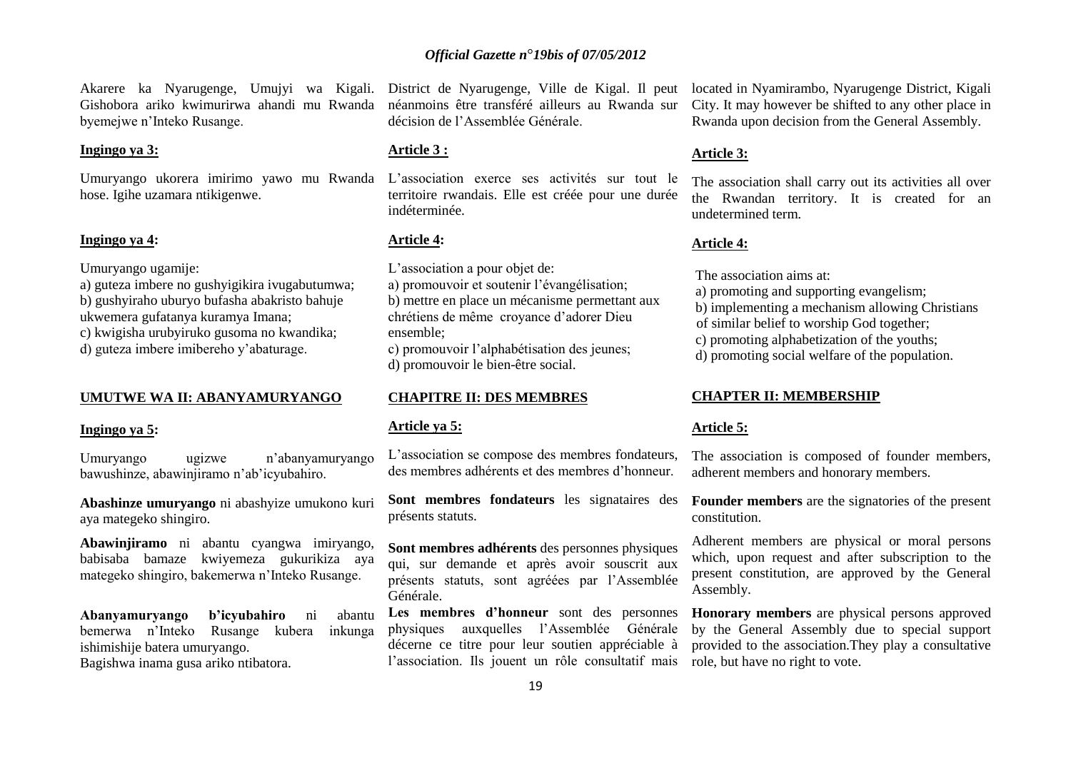Akarere ka Nyarugenge, Umujyi wa Kigali. Gishobora ariko kwimurirwa ahandi mu Rwanda byemejwe n'Inteko Rusange.

**Ingingo ya 3:**

Umuryango ukorera imirimo yawo mu Rwanda hose. Igihe uzamara ntikigenwe.

**Ingingo ya 4:**

Umuryango ugamije:
a) guteza imbere no gushyigikira ivugabutumwa;
b) gushyiraho uburyo bufasha abakristo bahuje ukwemera gufatanya kuramya Imana;
c) kwigisha urubyiruko gusoma no kwandika;
d) guteza imbere imibereho y'abaturage.

**UMUTWE WA II: ABANYAMURYANGO**

**Ingingo ya 5:**

Umuryango ugizwe n'abanyamuryango bawushinze, abawinjiramo n'ab'icyubahiro.

**Abashinze umuryango** ni abashyize umukono kuri aya mategeko shingiro.

**Abawinjiramo** ni abantu cyangwa imiryango, babisaba bamaze kwiyemeza gukurikiza aya mategeko shingiro, bakemerwa n'Inteko Rusange.

**Abanyamuryango b'icyubahiro** ni abantu bemerwa n'Inteko Rusange kubera inkunga ishimishije batera umuryango.
Bagishwa inama gusa ariko ntibatora.

District de Nyarugenge, Ville de Kigal. Il peut néanmoins être transféré ailleurs au Rwanda sur décision de l'Assemblée Générale.

**Article 3 :**

L'association exerce ses activités sur tout le territoire rwandais. Elle est créée pour une durée indéterminée.

**Article 4:**

L'association a pour objet de:
a) promouvoir et soutenir l'évangélisation;
b) mettre en place un mécanisme permettant aux chrétiens de même croyance d'adorer Dieu ensemble;
c) promouvoir l'alphabétisation des jeunes;
d) promouvoir le bien-être social.

**CHAPITRE II: DES MEMBRES**

**Article ya 5:**

L'association se compose des membres fondateurs, des membres adhérents et des membres d'honneur.

**Sont membres fondateurs** les signataires des présents statuts.

**Sont membres adhérents** des personnes physiques qui, sur demande et après avoir souscrit aux présents statuts, sont agréées par l'Assemblée Générale.

**Les membres d'honneur** sont des personnes physiques auxquelles l'Assemblée Générale décerne ce titre pour leur soutien appréciable à l'association. Ils jouent un rôle consultatif mais

located in Nyamirambo, Nyarugenge District, Kigali City. It may however be shifted to any other place in Rwanda upon decision from the General Assembly.

**Article 3:**

The association shall carry out its activities all over the Rwandan territory. It is created for an undetermined term.

**Article 4:**

The association aims at:
a) promoting and supporting evangelism;
b) implementing a mechanism allowing Christians of similar belief to worship God together;
c) promoting alphabetization of the youths;
d) promoting social welfare of the population.

**CHAPTER II: MEMBERSHIP**

**Article 5:**

The association is composed of founder members, adherent members and honorary members.

**Founder members** are the signatories of the present constitution.

Adherent members are physical or moral persons which, upon request and after subscription to the present constitution, are approved by the General Assembly.

**Honorary members** are physical persons approved by the General Assembly due to special support provided to the association.They play a consultative role, but have no right to vote.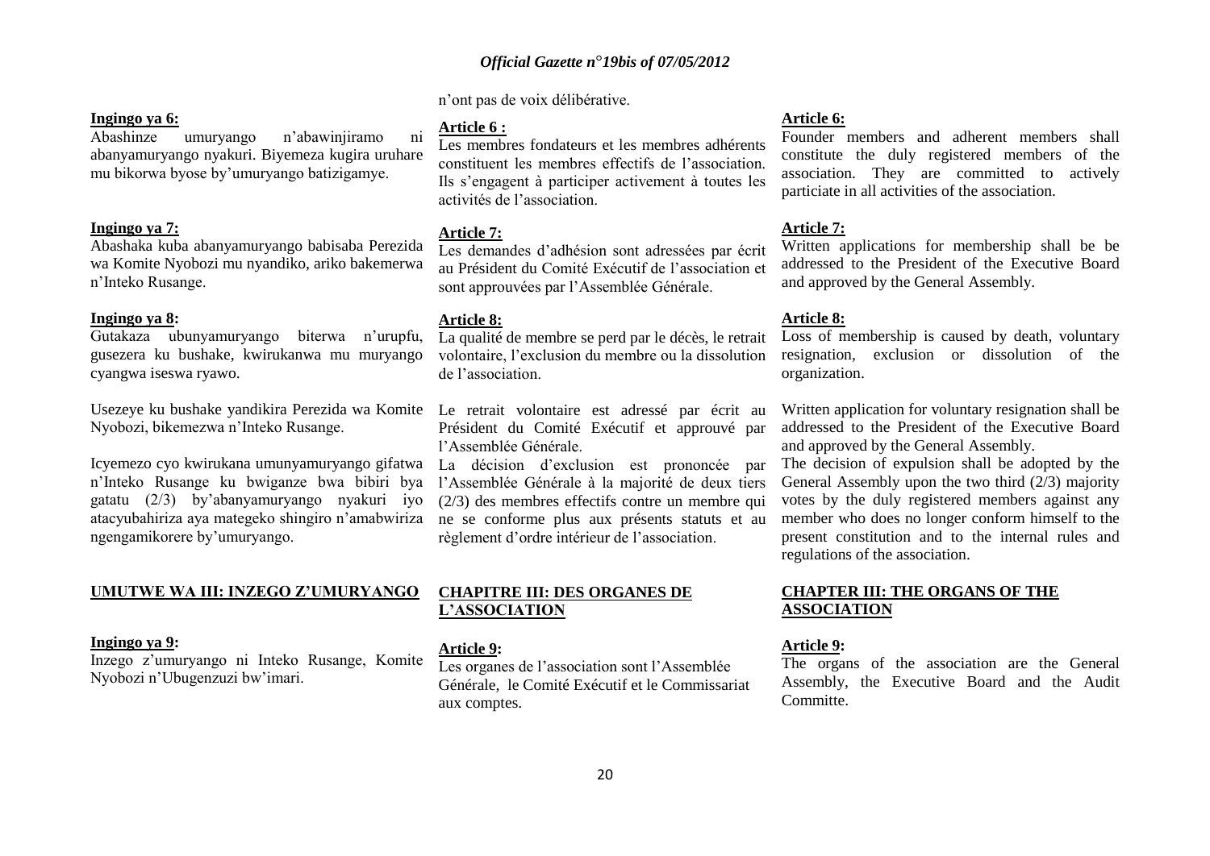n'ont pas de voix délibérative.

**Ingingo ya 6:**
Abashinze umuryango n'abawinjiramo ni abanyamuryango nyakuri. Biyemeza kugira uruhare mu bikorwa byose by'umuryango batizigamye.

**Ingingo ya 7:**
Abashaka kuba abanyamuryango babisaba Perezida wa Komite Nyobozi mu nyandiko, ariko bakemerwa n'Inteko Rusange.

**Ingingo ya 8:**
Gutakaza ubunyamuryango biterwa n'urupfu, gusezera ku bushake, kwirukanwa mu muryango cyangwa iseswa ryawo.

Usezeye ku bushake yandikira Perezida wa Komite Nyobozi, bikemezwa n'Inteko Rusange.

Icyemezo cyo kwirukana umunyamuryango gifatwa n'Inteko Rusange ku bwiganze bwa bibiri bya gatatu (2/3) by'abanyamuryango nyakuri iyo atacyubahiriza aya mategeko shingiro n'amabwiriza ngengamikorere by'umuryango.

**UMUTWE WA III: INZEGO Z'UMURYANGO**

**Ingingo ya 9:**
Inzego z'umuryango ni Inteko Rusange, Komite Nyobozi n'Ubugenzuzi bw'imari.

**Article 6 :**
Les membres fondateurs et les membres adhérents constituent les membres effectifs de l'association. Ils s'engagent à participer activement à toutes les activités de l'association.

**Article 7:**
Les demandes d'adhésion sont adressées par écrit au Président du Comité Exécutif de l'association et sont approuvées par l'Assemblée Générale.

**Article 8:**
La qualité de membre se perd par le décès, le retrait volontaire, l'exclusion du membre ou la dissolution de l'association.

Le retrait volontaire est adressé par écrit au Président du Comité Exécutif et approuvé par l'Assemblée Générale.

La décision d'exclusion est prononcée par l'Assemblée Générale à la majorité de deux tiers (2/3) des membres effectifs contre un membre qui ne se conforme plus aux présents statuts et au règlement d'ordre intérieur de l'association.

**CHAPITRE III: DES ORGANES DE L'ASSOCIATION**

**Article 9:**
Les organes de l'association sont l'Assemblée Générale, le Comité Exécutif et le Commissariat aux comptes.

**Article 6:**
Founder members and adherent members shall constitute the duly registered members of the association. They are committed to actively particiate in all activities of the association.

**Article 7:**
Written applications for membership shall be be addressed to the President of the Executive Board and approved by the General Assembly.

**Article 8:**
Loss of membership is caused by death, voluntary resignation, exclusion or dissolution of the organization.

Written application for voluntary resignation shall be addressed to the President of the Executive Board and approved by the General Assembly.

The decision of expulsion shall be adopted by the General Assembly upon the two third (2/3) majority votes by the duly registered members against any member who does no longer conform himself to the present constitution and to the internal rules and regulations of the association.

**CHAPTER III: THE ORGANS OF THE ASSOCIATION**

**Article 9:**
The organs of the association are the General Assembly, the Executive Board and the Audit Committe.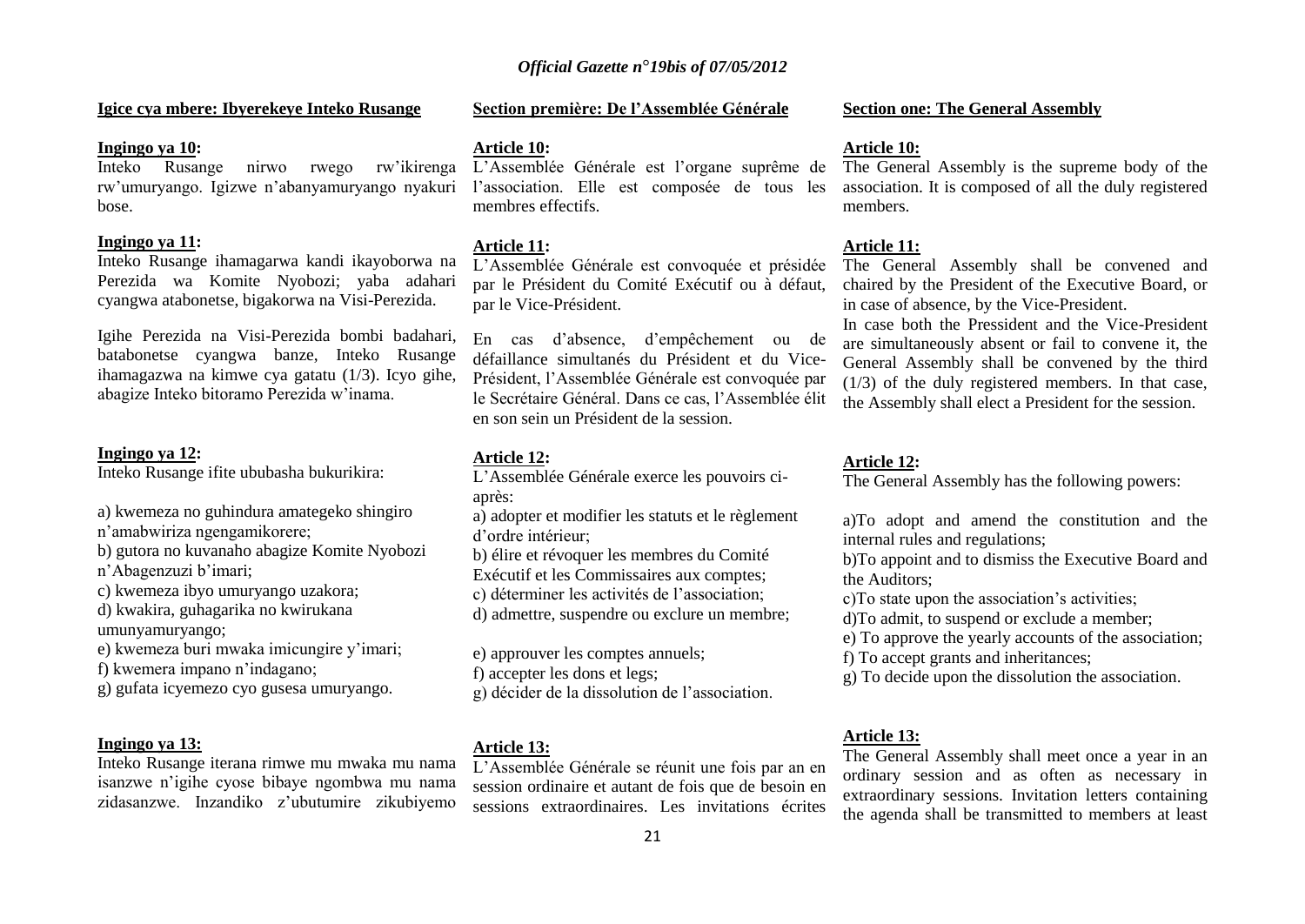**Igice cya mbere: Ibyerekeye Inteko Rusange**

**Ingingo ya 10:**
Inteko Rusange nirwo rwego rw'ikirenga rw'umuryango. Igizwe n'abanyamuryango nyakuri bose.

**Ingingo ya 11:**
Inteko Rusange ihamagarwa kandi ikayoborwa na Perezida wa Komite Nyobozi; yaba adahari cyangwa atabonetse, bigakorwa na Visi-Perezida.

Igihe Perezida na Visi-Perezida bombi badahari, batabonetse cyangwa banze, Inteko Rusange ihamagazwa na kimwe cya gatatu (1/3). Icyo gihe, abagize Inteko bitoramo Perezida w'inama.

**Ingingo ya 12:**
Inteko Rusange ifite ububasha bukurikira:

a) kwemeza no guhindura amategeko shingiro n'amabwiriza ngengamikorere;
b) gutora no kuvanaho abagize Komite Nyobozi n'Abagenzuzi b'imari;
c) kwemeza ibyo umuryango uzakora;
d) kwakira, guhagarika no kwirukana umunyamuryango;
e) kwemeza buri mwaka imicungire y'imari;
f) kwemera impano n'indagano;
g) gufata icyemezo cyo gusesa umuryango.

**Ingingo ya 13:**
Inteko Rusange iterana rimwe mu mwaka mu nama isanzwe n'igihe cyose bibaye ngombwa mu nama zidasanzwe. Inzandiko z'ubutumire zikubiyemo

**Section première: De l'Assemblée Générale**

**Article 10:**
L'Assemblée Générale est l'organe suprême de l'association. Elle est composée de tous les membres effectifs.

**Article 11:**
L'Assemblée Générale est convoquée et présidée par le Président du Comité Exécutif ou à défaut, par le Vice-Président.

En cas d'absence, d'empêchement ou de défaillance simultanés du Président et du Vice-Président, l'Assemblée Générale est convoquée par le Secrétaire Général. Dans ce cas, l'Assemblée élit en son sein un Président de la session.

**Article 12:**
L'Assemblée Générale exerce les pouvoirs ci-après:
a) adopter et modifier les statuts et le règlement d'ordre intérieur;
b) élire et révoquer les membres du Comité Exécutif et les Commissaires aux comptes;
c) déterminer les activités de l'association;
d) admettre, suspendre ou exclure un membre;

e) approuver les comptes annuels;
f) accepter les dons et legs;
g) décider de la dissolution de l'association.

**Article 13:**
L'Assemblée Générale se réunit une fois par an en session ordinaire et autant de fois que de besoin en sessions extraordinaires. Les invitations écrites

**Section one: The General Assembly**

**Article 10:**
The General Assembly is the supreme body of the association. It is composed of all the duly registered members.

**Article 11:**
The General Assembly shall be convened and chaired by the President of the Executive Board, or in case of absence, by the Vice-President.
In case both the Pressident and the Vice-President are simultaneously absent or fail to convene it, the General Assembly shall be convened by the third (1/3) of the duly registered members. In that case, the Assembly shall elect a President for the session.

**Article 12:**
The General Assembly has the following powers:

a)To adopt and amend the constitution and the internal rules and regulations;
b)To appoint and to dismiss the Executive Board and the Auditors;
c)To state upon the association's activities;
d)To admit, to suspend or exclude a member;
e) To approve the yearly accounts of the association;
f) To accept grants and inheritances;
g) To decide upon the dissolution the association.

**Article 13:**
The General Assembly shall meet once a year in an ordinary session and as often as necessary in extraordinary sessions. Invitation letters containing the agenda shall be transmitted to members at least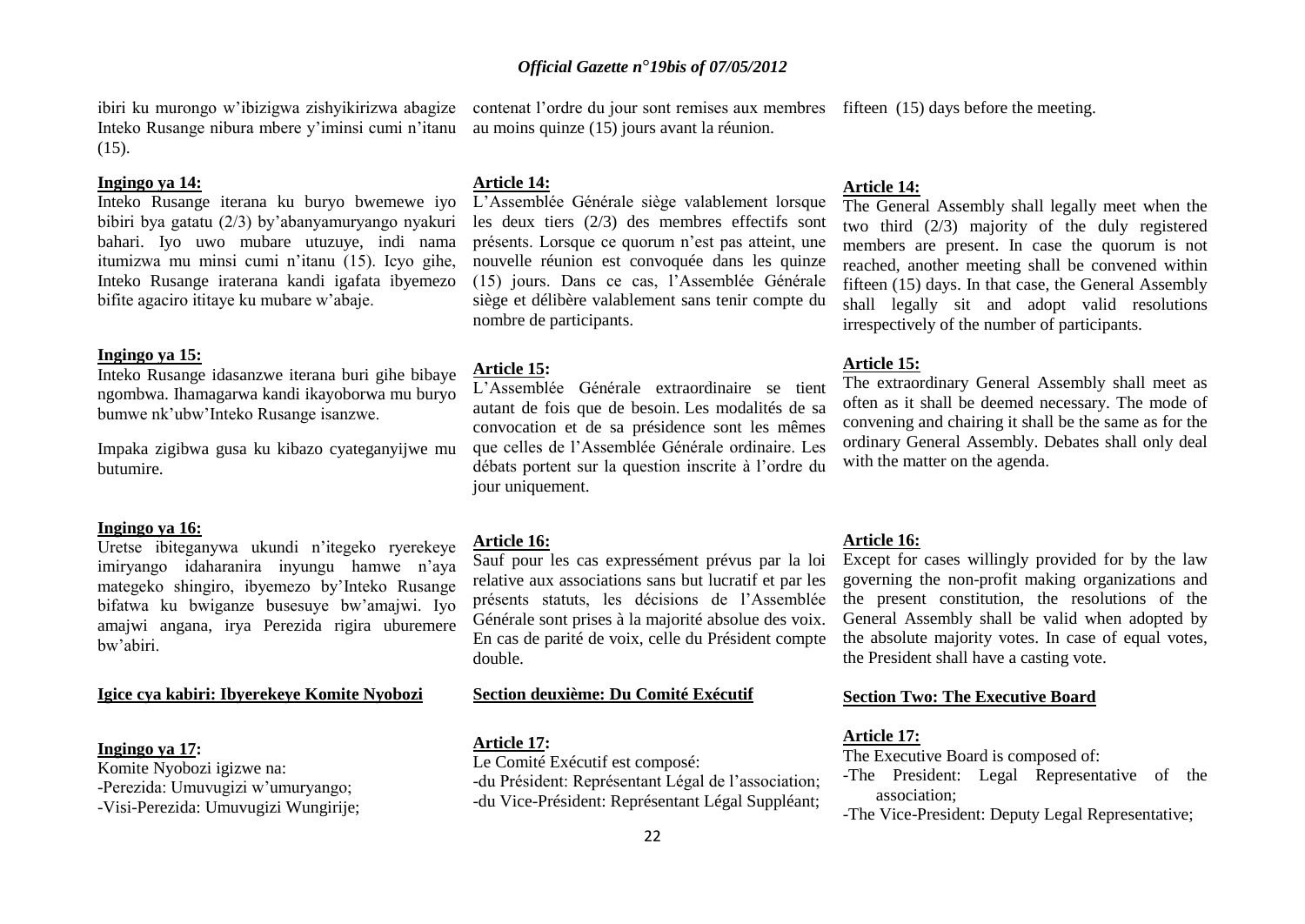ibiri ku murongo w'ibizigwa zishyikirizwa abagize Inteko Rusange nibura mbere y'iminsi cumi n'itanu (15).

**Ingingo ya 14:**

Inteko Rusange iterana ku buryo bwemewe iyo bibiri bya gatatu (2/3) by'abanyamuryango nyakuri bahari. Iyo uwo mubare utuzuye, indi nama itumizwa mu minsi cumi n'itanu (15). Icyo gihe, Inteko Rusange iraterana kandi igafata ibyemezo bifite agaciro ititaye ku mubare w'abaje.

**Ingingo ya 15:**

Inteko Rusange idasanzwe iterana buri gihe bibaye ngombwa. Ihamagarwa kandi ikayoborwa mu buryo bumwe nk'ubw'Inteko Rusange isanzwe.

Impaka zigibwa gusa ku kibazo cyateganyijwe mu butumire.

**Ingingo ya 16:**

Uretse ibiteganywa ukundi n'itegeko ryerekeye imiryango idaharanira inyungu hamwe n'aya mategeko shingiro, ibyemezo by'Inteko Rusange bifatwa ku bwiganze busesuye bw'amajwi. Iyo amajwi angana, irya Perezida rigira uburemere bw'abiri.

**Igice cya kabiri: Ibyerekeye Komite Nyobozi**

**Ingingo ya 17:**

Komite Nyobozi igizwe na:
-Perezida: Umuvugizi w'umuryango;
-Visi-Perezida: Umuvugizi Wungirije;

contenat l'ordre du jour sont remises aux membres au moins quinze (15) jours avant la réunion.

**Article 14:**

L'Assemblée Générale siège valablement lorsque les deux tiers (2/3) des membres effectifs sont présents. Lorsque ce quorum n'est pas atteint, une nouvelle réunion est convoquée dans les quinze (15) jours. Dans ce cas, l'Assemblée Générale siège et délibère valablement sans tenir compte du nombre de participants.

**Article 15:**

L'Assemblée Générale extraordinaire se tient autant de fois que de besoin. Les modalités de sa convocation et de sa présidence sont les mêmes que celles de l'Assemblée Générale ordinaire. Les débats portent sur la question inscrite à l'ordre du jour uniquement.

**Article 16:**

Sauf pour les cas expressément prévus par la loi relative aux associations sans but lucratif et par les présents statuts, les décisions de l'Assemblée Générale sont prises à la majorité absolue des voix. En cas de parité de voix, celle du Président compte double.

**Section deuxième: Du Comité Exécutif**

**Article 17:**

Le Comité Exécutif est composé:
-du Président: Représentant Légal de l'association;
-du Vice-Président: Représentant Légal Suppléant;

fifteen (15) days before the meeting.

**Article 14:**

The General Assembly shall legally meet when the two third (2/3) majority of the duly registered members are present. In case the quorum is not reached, another meeting shall be convened within fifteen (15) days. In that case, the General Assembly shall legally sit and adopt valid resolutions irrespectively of the number of participants.

**Article 15:**

The extraordinary General Assembly shall meet as often as it shall be deemed necessary. The mode of convening and chairing it shall be the same as for the ordinary General Assembly. Debates shall only deal with the matter on the agenda.

**Article 16:**

Except for cases willingly provided for by the law governing the non-profit making organizations and the present constitution, the resolutions of the General Assembly shall be valid when adopted by the absolute majority votes. In case of equal votes, the President shall have a casting vote.

**Section Two: The Executive Board**

**Article 17:**

The Executive Board is composed of:
-The President: Legal Representative of the association;
-The Vice-President: Deputy Legal Representative;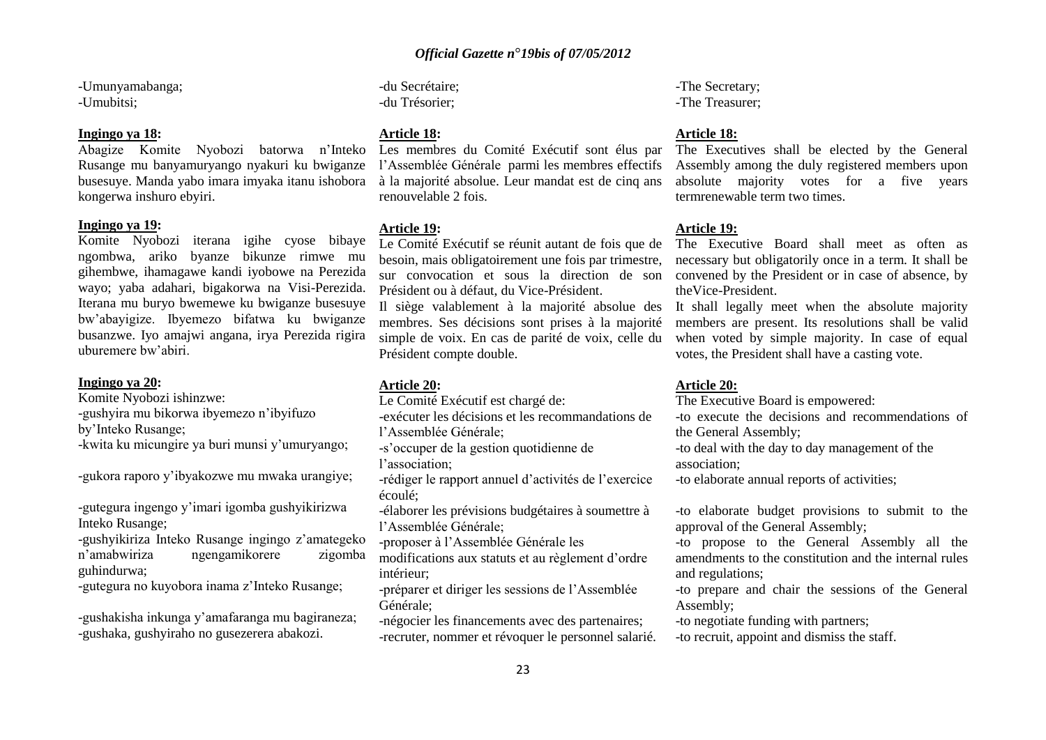-Umunyamabanga;
-Umubitsi;

**Ingingo ya 18:**
Abagize Komite Nyobozi batorwa n'Inteko Rusange mu banyamuryango nyakuri ku bwiganze busesuye. Manda yabo imara imyaka itanu ishobora kongerwa inshuro ebyiri.

**Ingingo ya 19:**
Komite Nyobozi iterana igihe cyose bibaye ngombwa, ariko byanze bikunze rimwe mu gihembwe, ihamagawe kandi iyobowe na Perezida wayo; yaba adahari, bigakorwa na Visi-Perezida. Iterana mu buryo bwemewe ku bwiganze busesuye bw'abayigize. Ibyemezo bifatwa ku bwiganze busanzwe. Iyo amajwi angana, irya Perezida rigira uburemere bw'abiri.

**Ingingo ya 20:**
Komite Nyobozi ishinzwe:
-gushyira mu bikorwa ibyemezo n'ibyifuzo by'Inteko Rusange;
-kwita ku micungire ya buri munsi y'umuryango;
-gukora raporo y'ibyakozwe mu mwaka urangiye;
-gutegura ingengo y'imari igomba gushyikirizwa Inteko Rusange;
-gushyikiriza Inteko Rusange ingingo z'amategeko n'amabwiriza ngengamikorere zigomba guhindurwa;
-gutegura no kuyobora inama z'Inteko Rusange;
-gushakisha inkunga y'amafaranga mu bagiraneza;
-gushaka, gushyiraho no gusezerera abakozi.

-du Secrétaire;
-du Trésorier;

**Article 18:**
Les membres du Comité Exécutif sont élus par l'Assemblée Générale parmi les membres effectifs à la majorité absolue. Leur mandat est de cinq ans renouvelable 2 fois.

**Article 19:**
Le Comité Exécutif se réunit autant de fois que de besoin, mais obligatoirement une fois par trimestre, sur convocation et sous la direction de son Président ou à défaut, du Vice-Président.
Il siège valablement à la majorité absolue des membres. Ses décisions sont prises à la majorité simple de voix. En cas de parité de voix, celle du Président compte double.

**Article 20:**
Le Comité Exécutif est chargé de:
-exécuter les décisions et les recommandations de l'Assemblée Générale;
-s'occuper de la gestion quotidienne de l'association;
-rédiger le rapport annuel d'activités de l'exercice écoulé;
-élaborer les prévisions budgétaires à soumettre à l'Assemblée Générale;
-proposer à l'Assemblée Générale les modifications aux statuts et au règlement d'ordre intérieur;
-préparer et diriger les sessions de l'Assemblée Générale;
-négocier les financements avec des partenaires;
-recruter, nommer et révoquer le personnel salarié.

-The Secretary;
-The Treasurer;

**Article 18:**
The Executives shall be elected by the General Assembly among the duly registered members upon absolute majority votes for a five years termrenewable term two times.

**Article 19:**
The Executive Board shall meet as often as necessary but obligatorily once in a term. It shall be convened by the President or in case of absence, by theVice-President.
It shall legally meet when the absolute majority members are present. Its resolutions shall be valid when voted by simple majority. In case of equal votes, the President shall have a casting vote.

**Article 20:**
The Executive Board is empowered:
-to execute the decisions and recommendations of the General Assembly;
-to deal with the day to day management of the association;
-to elaborate annual reports of activities;
-to elaborate budget provisions to submit to the approval of the General Assembly;
-to propose to the General Assembly all the amendments to the constitution and the internal rules and regulations;
-to prepare and chair the sessions of the General Assembly;
-to negotiate funding with partners;
-to recruit, appoint and dismiss the staff.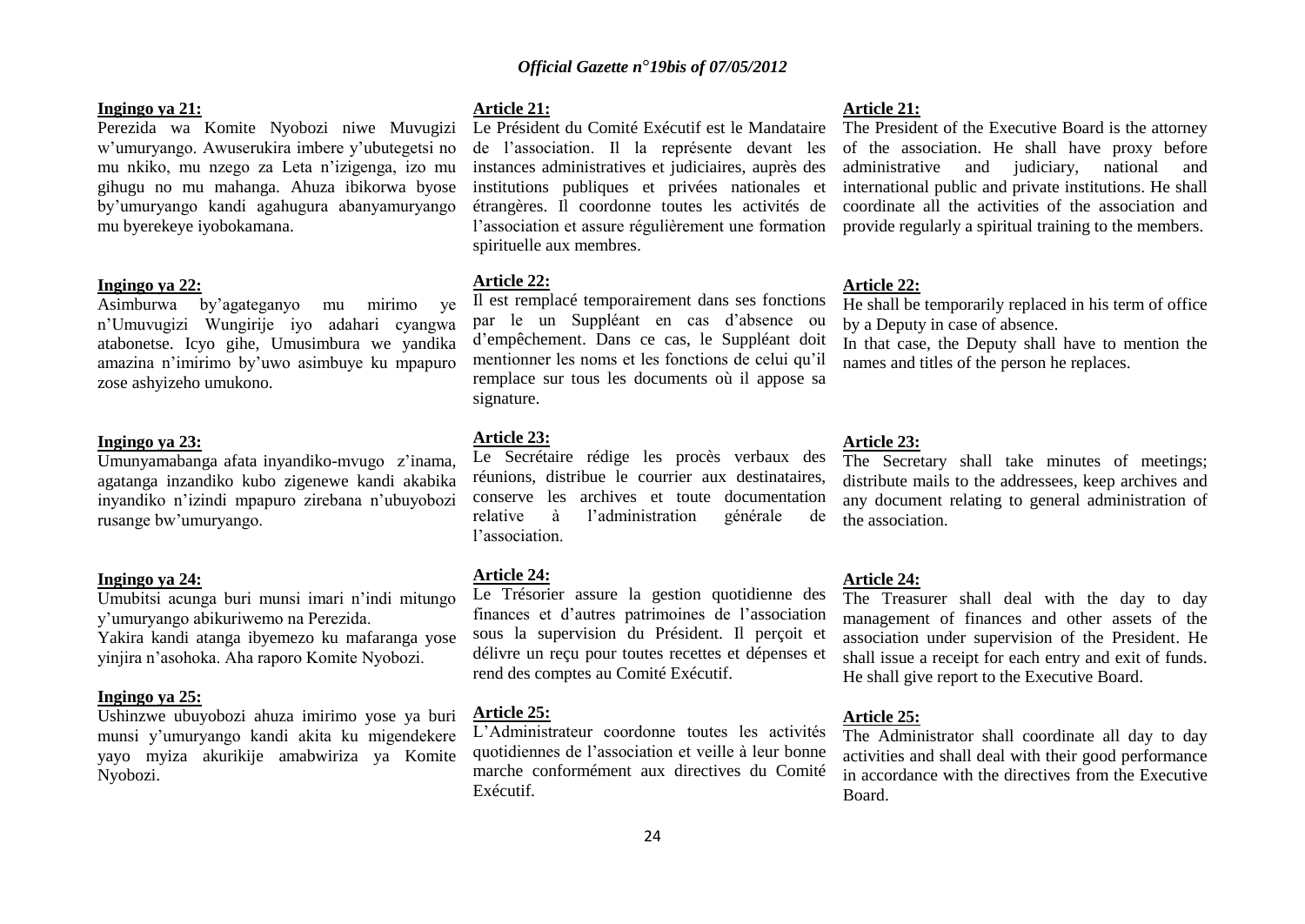**Ingingo ya 21:**

Perezida wa Komite Nyobozi niwe Muvugizi w'umuryango. Awuserukira imbere y'ubutegetsi no mu nkiko, mu nzego za Leta n'izigenga, izo mu gihugu no mu mahanga. Ahuza ibikorwa byose by'umuryango kandi agahugura abanyamuryango mu byerekeye iyobokamana.

**Ingingo ya 22:**

Asimburwa by'agateganyo mu mirimo ye n'Umuvugizi Wungirije iyo adahari cyangwa atabonetse. Icyo gihe, Umusimbura we yandika amazina n'imirimo by'uwo asimbuye ku mpapuro zose ashyizeho umukono.

**Ingingo ya 23:**

Umunyamabanga afata inyandiko-mvugo z'inama, agatanga inzandiko kubo zigenewe kandi akabika inyandiko n'izindi mpapuro zirebana n'ubuyobozi rusange bw'umuryango.

**Ingingo ya 24:**

Umubitsi acunga buri munsi imari n'indi mitungo y'umuryango abikuriwemo na Perezida.

Yakira kandi atanga ibyemezo ku mafaranga yose yinjira n'asohoka. Aha raporo Komite Nyobozi.

**Ingingo ya 25:**

Ushinzwe ubuyobozi ahuza imirimo yose ya buri munsi y'umuryango kandi akita ku migendekere yayo myiza akurikije amabwiriza ya Komite Nyobozi.

**Article 21:**

Le Président du Comité Exécutif est le Mandataire de l'association. Il la représente devant les instances administratives et judiciaires, auprès des institutions publiques et privées nationales et étrangères. Il coordonne toutes les activités de l'association et assure régulièrement une formation spirituelle aux membres.

**Article 22:**

Il est remplacé temporairement dans ses fonctions par le un Suppléant en cas d'absence ou d'empêchement. Dans ce cas, le Suppléant doit mentionner les noms et les fonctions de celui qu'il remplace sur tous les documents où il appose sa signature.

**Article 23:**

Le Secrétaire rédige les procès verbaux des réunions, distribue le courrier aux destinataires, conserve les archives et toute documentation relative à l'administration générale de l'association.

**Article 24:**

Le Trésorier assure la gestion quotidienne des finances et d'autres patrimoines de l'association sous la supervision du Président. Il perçoit et délivre un reçu pour toutes recettes et dépenses et rend des comptes au Comité Exécutif.

**Article 25:**

L'Administrateur coordonne toutes les activités quotidiennes de l'association et veille à leur bonne marche conformément aux directives du Comité Exécutif.

**Article 21:**

The President of the Executive Board is the attorney of the association. He shall have proxy before administrative and judiciary, national and international public and private institutions. He shall coordinate all the activities of the association and provide regularly a spiritual training to the members.

**Article 22:**

He shall be temporarily replaced in his term of office by a Deputy in case of absence.

In that case, the Deputy shall have to mention the names and titles of the person he replaces.

**Article 23:**

The Secretary shall take minutes of meetings; distribute mails to the addressees, keep archives and any document relating to general administration of the association.

**Article 24:**

The Treasurer shall deal with the day to day management of finances and other assets of the association under supervision of the President. He shall issue a receipt for each entry and exit of funds. He shall give report to the Executive Board.

**Article 25:**

The Administrator shall coordinate all day to day activities and shall deal with their good performance in accordance with the directives from the Executive Board.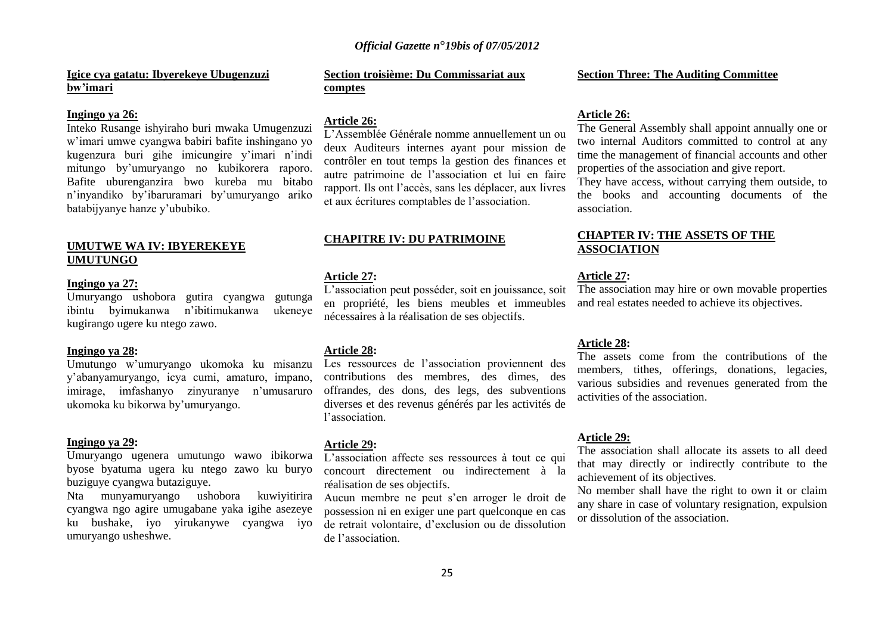**Igice cya gatatu: Ibyerekeye Ubugenzuzi bw'imari**

**Ingingo ya 26:**

Inteko Rusange ishyiraho buri mwaka Umugenzuzi w'imari umwe cyangwa babiri bafite inshingano yo kugenzura buri gihe imicungire y'imari n'indi mitungo by'umuryango no kubikorera raporo. Bafite uburenganzira bwo kureba mu bitabo n'inyandiko by'ibaruramari by'umuryango ariko batabijyanye hanze y'ububiko.

**UMUTWE WA IV: IBYEREKEYE UMUTUNGO**

**Ingingo ya 27:**

Umuryango ushobora gutira cyangwa gutunga ibintu byimukanwa n'ibitimukanwa ukeneye kugirango ugere ku ntego zawo.

**Ingingo ya 28:**

Umutungo w'umuryango ukomoka ku misanzu y'abanyamuryango, icya cumi, amaturo, impano, imirage, imfashanyo zinyuranye n'umusaruro ukomoka ku bikorwa by'umuryango.

**Ingingo ya 29:**

Umuryango ugenera umutungo wawo ibikorwa byose byatuma ugera ku ntego zawo ku buryo buziguye cyangwa butaziguye.

Nta munyamuryango ushobora kuwiyitirira cyangwa ngo agire umugabane waka igihe asezeye ku bushake, iyo yirukanywe cyangwa iyo umuryango usheshwe.

**Section troisième: Du Commissariat aux comptes**

**Article 26:**

L'Assemblée Générale nomme annuellement un ou deux Auditeurs internes ayant pour mission de contrôler en tout temps la gestion des finances et autre patrimoine de l'association et lui en faire rapport. Ils ont l'accès, sans les déplacer, aux livres et aux écritures comptables de l'association.

**CHAPITRE IV: DU PATRIMOINE**

**Article 27:**

L'association peut posséder, soit en jouissance, soit en propriété, les biens meubles et immeubles nécessaires à la réalisation de ses objectifs.

**Article 28:**

Les ressources de l'association proviennent des contributions des membres, des dìmes, des offrandes, des dons, des legs, des subventions diverses et des revenus générés par les activités de l'association.

**Article 29:**

L'association affecte ses ressources à tout ce qui concourt directement ou indirectement à la réalisation de ses objectifs.

Aucun membre ne peut s'en arroger le droit de possession ni en exiger une part quelconque en cas de retrait volontaire, d'exclusion ou de dissolution de l'association.

**Section Three: The Auditing Committee**

**Article 26:**

The General Assembly shall appoint annually one or two internal Auditors committed to control at any time the management of financial accounts and other properties of the association and give report.

They have access, without carrying them outside, to the books and accounting documents of the association.

**CHAPTER IV: THE ASSETS OF THE ASSOCIATION**

**Article 27:**

The association may hire or own movable properties and real estates needed to achieve its objectives.

**Article 28:**

The assets come from the contributions of the members, tithes, offerings, donations, legacies, various subsidies and revenues generated from the activities of the association.

**Article 29:**

The association shall allocate its assets to all deed that may directly or indirectly contribute to the achievement of its objectives.

No member shall have the right to own it or claim any share in case of voluntary resignation, expulsion or dissolution of the association.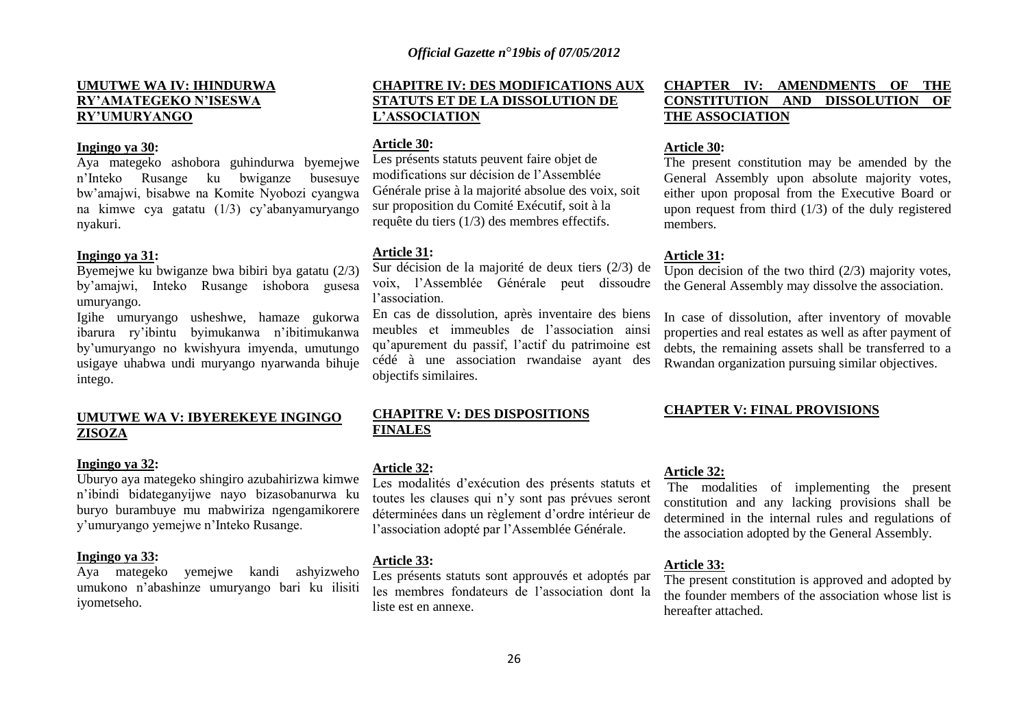**UMUTWE WA IV: IHINDURWA RY'AMATEGEKO N'ISESWA RY'UMURYANGO**

**Ingingo ya 30:**

Aya mategeko ashobora guhindurwa byemejwe n'Inteko Rusange ku bwiganze busesuye bw'amajwi, bisabwe na Komite Nyobozi cyangwa na kimwe cya gatatu (1/3) cy'abanyamuryango nyakuri.

**Ingingo ya 31:**

Byemejwe ku bwiganze bwa bibiri bya gatatu (2/3) by'amajwi, Inteko Rusange ishobora gusesa umuryango.

Igihe umuryango usheshwe, hamaze gukorwa ibarura ry'ibintu byimukanwa n'ibitimukanwa by'umuryango no kwishyura imyenda, umutungo usigaye uhabwa undi muryango nyarwanda bihuje intego.

**UMUTWE WA V: IBYEREKEYE INGINGO ZISOZA**

**Ingingo ya 32:**

Uburyo aya mategeko shingiro azubahirizwa kimwe n'ibindi bidateganyijwe nayo bizasobanurwa ku buryo burambuye mu mabwiriza ngengamikorere y'umuryango yemejwe n'Inteko Rusange.

**Ingingo ya 33:**

Aya mategeko yemejwe kandi ashyizweho umukono n'abashinze umuryango bari ku ilisiti iyometseho.

**CHAPITRE IV: DES MODIFICATIONS AUX STATUTS ET DE LA DISSOLUTION DE L'ASSOCIATION**

**Article 30:**

Les présents statuts peuvent faire objet de modifications sur décision de l'Assemblée Générale prise à la majorité absolue des voix, soit sur proposition du Comité Exécutif, soit à la requête du tiers (1/3) des membres effectifs.

**Article 31:**

Sur décision de la majorité de deux tiers (2/3) de voix, l'Assemblée Générale peut dissoudre l'association.

En cas de dissolution, après inventaire des biens meubles et immeubles de l'association ainsi qu'apurement du passif, l'actif du patrimoine est cédé à une association rwandaise ayant des objectifs similaires.

**CHAPITRE V: DES DISPOSITIONS FINALES**

**Article 32:**

Les modalités d'exécution des présents statuts et toutes les clauses qui n'y sont pas prévues seront déterminées dans un règlement d'ordre intérieur de l'association adopté par l'Assemblée Générale.

**Article 33:**

Les présents statuts sont approuvés et adoptés par les membres fondateurs de l'association dont la liste est en annexe.

**CHAPTER IV: AMENDMENTS OF THE CONSTITUTION AND DISSOLUTION OF THE ASSOCIATION**

**Article 30:**

The present constitution may be amended by the General Assembly upon absolute majority votes, either upon proposal from the Executive Board or upon request from third (1/3) of the duly registered members.

**Article 31:**

Upon decision of the two third (2/3) majority votes, the General Assembly may dissolve the association.

In case of dissolution, after inventory of movable properties and real estates as well as after payment of debts, the remaining assets shall be transferred to a Rwandan organization pursuing similar objectives.

**CHAPTER V: FINAL PROVISIONS**

**Article 32:**

The modalities of implementing the present constitution and any lacking provisions shall be determined in the internal rules and regulations of the association adopted by the General Assembly.

**Article 33:**

The present constitution is approved and adopted by the founder members of the association whose list is hereafter attached.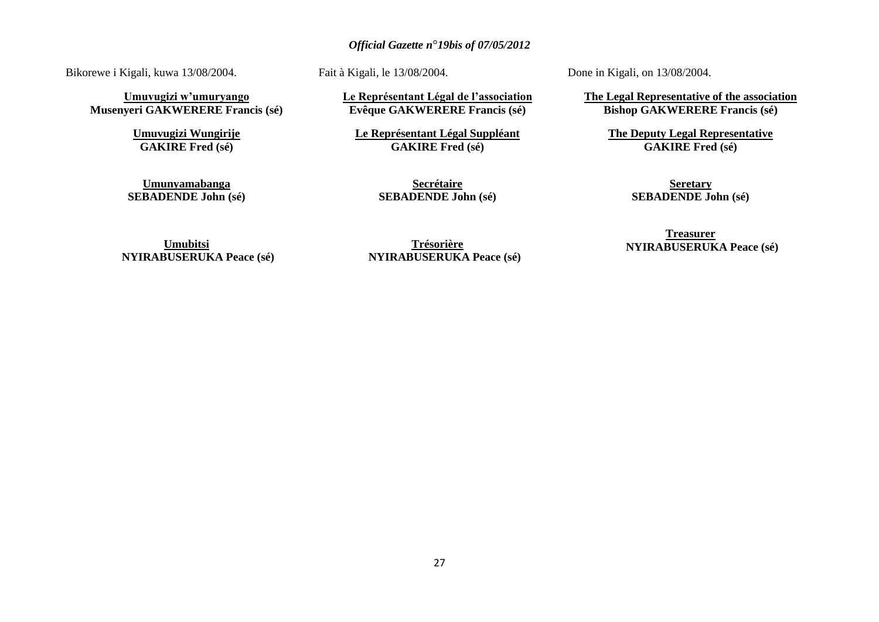Bikorewe i Kigali, kuwa 13/08/2004.

**<u>Umuvugizi w'umuryango</u>**
**Musenyeri GAKWERERE Francis (sé)**

**<u>Umuvugizi Wungirije</u>**
**GAKIRE Fred (sé)**

**<u>Umunyamabanga</u>**
**SEBADENDE John (sé)**

**<u>Umubitsi</u>**
**NYIRABUSERUKA Peace (sé)**

Fait à Kigali, le 13/08/2004.

**<u>Le Représentant Légal de l'association</u>**
**Evêque GAKWERERE Francis (sé)**

**<u>Le Représentant Légal Suppléant</u>**
**GAKIRE Fred (sé)**

**<u>Secrétaire</u>**
**SEBADENDE John (sé)**

**<u>Trésorière</u>**
**NYIRABUSERUKA Peace (sé)**

Done in Kigali, on 13/08/2004.

**<u>The Legal Representative of the association</u>**
**Bishop GAKWERERE Francis (sé)**

**<u>The Deputy Legal Representative</u>**
**GAKIRE Fred (sé)**

**<u>Seretary</u>**
**SEBADENDE John (sé)**

**<u>Treasurer</u>**
**NYIRABUSERUKA Peace (sé)**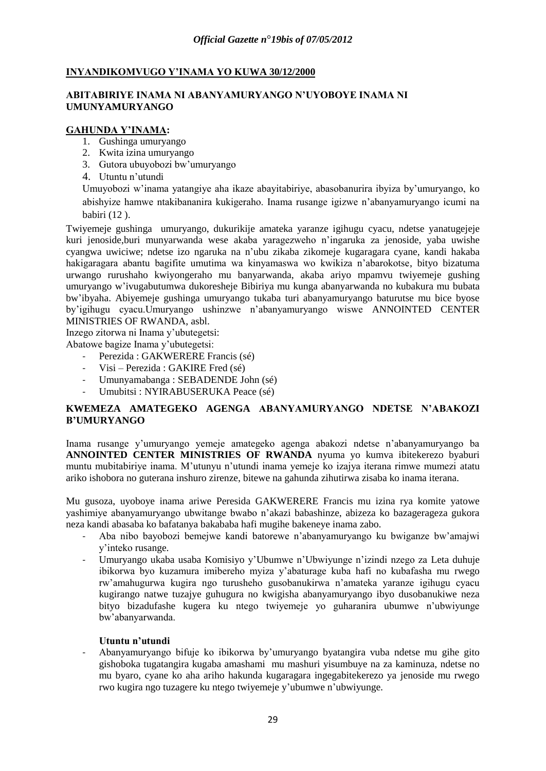**INYANDIKOMVUGO Y'INAMA YO KUWA 30/12/2000**

**ABITABIRIYE INAMA NI ABANYAMURYANGO N'UYOBOYE INAMA NI UMUNYAMURYANGO**

**GAHUNDA Y'INAMA:**

1. Gushinga umuryango
2. Kwita izina umuryango
3. Gutora ubuyobozi bw'umuryango
4. Utuntu n'utundi

Umuyobozi w'inama yatangiye aha ikaze abayitabiriye, abasobanurira ibyiza by'umuryango, ko abishyize hamwe ntakibananira kukigeraho. Inama rusange igizwe n'abanyamuryango icumi na babiri (12 ).

Twiyemeje gushinga umuryango, dukurikije amateka yaranze igihugu cyacu, ndetse yanatugejeje kuri jenoside,buri munyarwanda wese akaba yaragezweho n'ingaruka za jenoside, yaba uwishe cyangwa uwiciwe; ndetse izo ngaruka na n'ubu zikaba zikomeje kugaragara cyane, kandi hakaba hakigaragara abantu bagifite umutima wa kinyamaswa wo kwikiza n'abarokotse, bityo bizatuma urwango rurushaho kwiyongeraho mu banyarwanda, akaba ariyo mpamvu twiyemeje gushing umuryango w'ivugabutumwa dukoresheje Bibiriya mu kunga abanyarwanda no kubakura mu bubata bw'ibyaha. Abiyemeje gushinga umuryango tukaba turi abanyamuryango baturutse mu bice byose by'igihugu cyacu.Umuryango ushinzwe n'abanyamuryango wiswe ANNOINTED CENTER MINISTRIES OF RWANDA, asbl.

Inzego zitorwa ni Inama y'ubutegetsi:

Abatowe bagize Inama y'ubutegetsi:

- Perezida : GAKWERERE Francis (sé)
- Visi – Perezida : GAKIRE Fred (sé)
- Umunyamabanga : SEBADENDE John (sé)
- Umubitsi : NYIRABUSERUKA Peace (sé)

**KWEMEZA AMATEGEKO AGENGA ABANYAMURYANGO NDETSE N'ABAKOZI B'UMURYANGO**

Inama rusange y'umuryango yemeje amategeko agenga abakozi ndetse n'abanyamuryango ba **ANNOINTED CENTER MINISTRIES OF RWANDA** nyuma yo kumva ibitekerezo byaburi muntu mubitabiriye inama. M'utunyu n'utundi inama yemeje ko izajya iterana rimwe mumezi atatu ariko ishobora no guterana inshuro zirenze, bitewe na gahunda zihutirwa zisaba ko inama iterana.

Mu gusoza, uyoboye inama ariwe Peresida GAKWERERE Francis mu izina rya komite yatowe yashimiye abanyamuryango ubwitange bwabo n'akazi babashinze, abizeza ko bazagerageza gukora neza kandi abasaba ko bafatanya bakababa hafi mugihe bakeneye inama zabo.

- Aba nibo bayobozi bemejwe kandi batorewe n'abanyamuryango ku bwiganze bw'amajwi y'inteko rusange.
- Umuryango ukaba usaba Komisiyo y'Ubumwe n'Ubwiyunge n'izindi nzego za Leta duhuje ibikorwa byo kuzamura imibereho myiza y'abaturage kuba hafi no kubafasha mu rwego rw'amahugurwa kugira ngo turusheho gusobanukirwa n'amateka yaranze igihugu cyacu kugirango natwe tuzajye guhugura no kwigisha abanyamuryango ibyo dusobanukiwe neza bityo bizadufashe kugera ku ntego twiyemeje yo guharanira ubumwe n'ubwiyunge bw'abanyarwanda.

**Utuntu n'utundi**

- Abanyamuryango bifuje ko ibikorwa by'umuryango byatangira vuba ndetse mu gihe gito gishoboka tugatangira kugaba amashami mu mashuri yisumbuye na za kaminuza, ndetse no mu byaro, cyane ko aha ariho hakunda kugaragara ingegabitekerezo ya jenoside mu rwego rwo kugira ngo tuzagere ku ntego twiyemeje y'ubumwe n'ubwiyunge.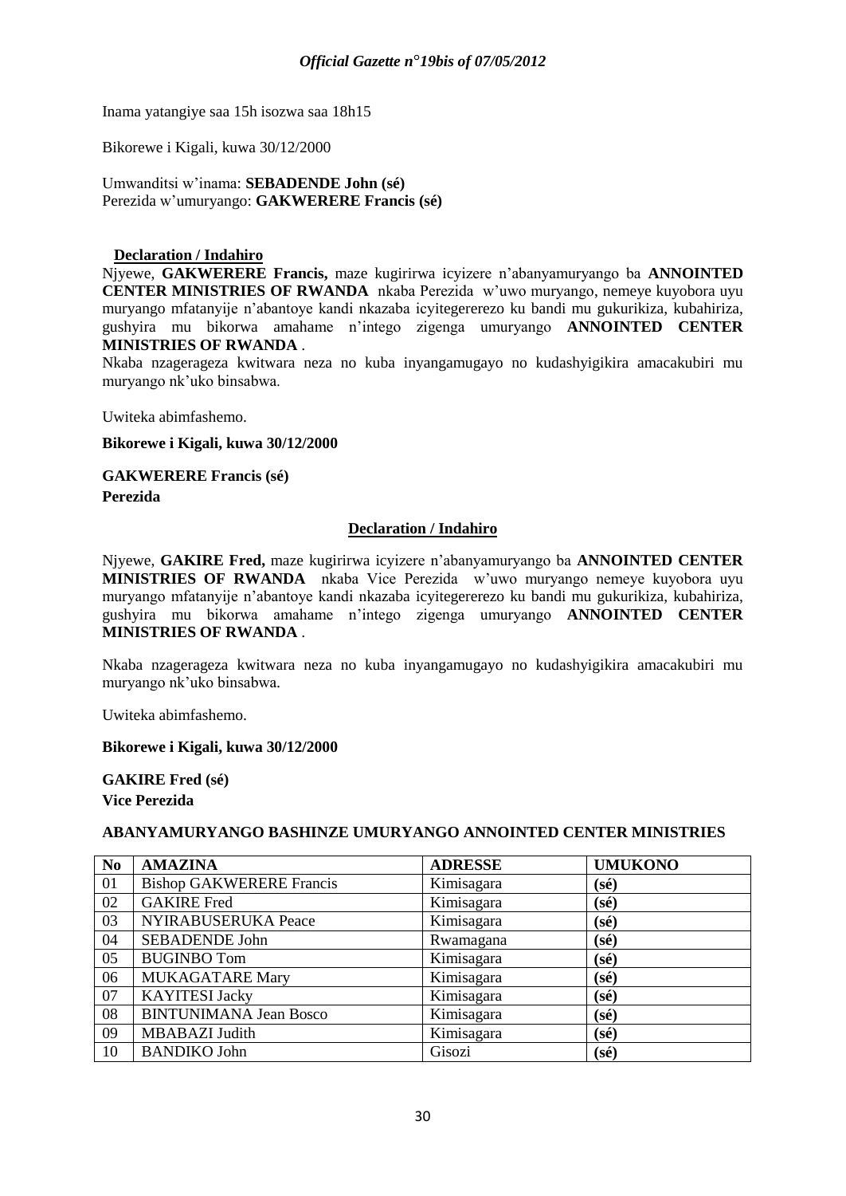Inama yatangiye saa 15h isozwa saa 18h15

Bikorewe i Kigali, kuwa 30/12/2000

Umwanditsi w'inama: **SEBADENDE John (sé)**
Perezida w'umuryango: **GAKWERERE Francis (sé)**

**Declaration / Indahiro**

Njyewe, **GAKWERERE Francis,** maze kugirirwa icyizere n'abanyamuryango ba **ANNOINTED CENTER MINISTRIES OF RWANDA** nkaba Perezida w'uwo muryango, nemeye kuyobora uyu muryango mfatanyije n'abantoye kandi nkazaba icyitegererezo ku bandi mu gukurikiza, kubahiriza, gushyira mu bikorwa amahame n'intego zigenga umuryango **ANNOINTED CENTER MINISTRIES OF RWANDA** .

Nkaba nzagerageza kwitwara neza no kuba inyangamugayo no kudashyigikira amacakubiri mu muryango nk'uko binsabwa.

Uwiteka abimfashemo.

**Bikorewe i Kigali, kuwa 30/12/2000**

**GAKWERERE Francis (sé)**
**Perezida**

**Declaration / Indahiro**

Njyewe, **GAKIRE Fred,** maze kugirirwa icyizere n'abanyamuryango ba **ANNOINTED CENTER MINISTRIES OF RWANDA** nkaba Vice Perezida w'uwo muryango nemeye kuyobora uyu muryango mfatanyije n'abantoye kandi nkazaba icyitegererezo ku bandi mu gukurikiza, kubahiriza, gushyira mu bikorwa amahame n'intego zigenga umuryango **ANNOINTED CENTER MINISTRIES OF RWANDA** .

Nkaba nzagerageza kwitwara neza no kuba inyangamugayo no kudashyigikira amacakubiri mu muryango nk'uko binsabwa.

Uwiteka abimfashemo.

**Bikorewe i Kigali, kuwa 30/12/2000**

**GAKIRE Fred (sé)**
**Vice Perezida**

**ABANYAMURYANGO BASHINZE UMURYANGO ANNOINTED CENTER MINISTRIES**

| No | AMAZINA | ADRESSE | UMUKONO |
|---|---|---|---|
| 01 | Bishop GAKWERERE Francis | Kimisagara | (sé) |
| 02 | GAKIRE Fred | Kimisagara | (sé) |
| 03 | NYIRABUSERUKA Peace | Kimisagara | (sé) |
| 04 | SEBADENDE John | Rwamagana | (sé) |
| 05 | BUGINBO Tom | Kimisagara | (sé) |
| 06 | MUKAGATARE Mary | Kimisagara | (sé) |
| 07 | KAYITESI Jacky | Kimisagara | (sé) |
| 08 | BINTUNIMANA Jean Bosco | Kimisagara | (sé) |
| 09 | MBABAZI Judith | Kimisagara | (sé) |
| 10 | BANDIKO John | Gisozi | (sé) |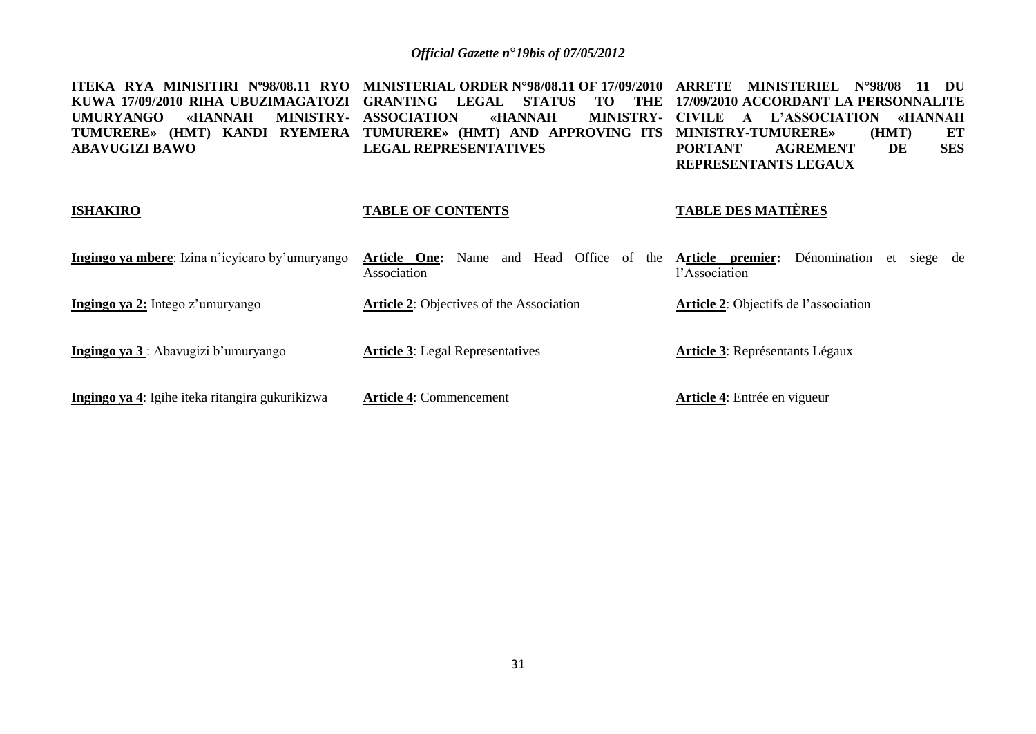**ITEKA RYA MINISITIRI Nº98/08.11 RYO KUWA 17/09/2010 RIHA UBUZIMAGATOZI UMURYANGO «HANNAH MINISTRY-TUMURERE» (HMT) KANDI RYEMERA ABAVUGIZI BAWO**

**ISHAKIRO**

**Ingingo ya mbere**: Izina n'icyicaro by'umuryango

**Ingingo ya 2:** Intego z'umuryango

**Ingingo ya 3** : Abavugizi b'umuryango

**Ingingo ya 4**: Igihe iteka ritangira gukurikizwa

**MINISTERIAL ORDER N°98/08.11 OF 17/09/2010 GRANTING LEGAL STATUS TO THE ASSOCIATION «HANNAH MINISTRY-TUMURERE» (HMT) AND APPROVING ITS LEGAL REPRESENTATIVES**

**TABLE OF CONTENTS**

**Article One:** Name and Head Office of the Association

**Article 2**: Objectives of the Association

**Article 3**: Legal Representatives

**Article 4**: Commencement

**ARRETE MINISTERIEL N°98/08 11 DU 17/09/2010 ACCORDANT LA PERSONNALITE CIVILE A L'ASSOCIATION «HANNAH MINISTRY-TUMURERE» (HMT) ET PORTANT AGREMENT DE SES REPRESENTANTS LEGAUX**

**TABLE DES MATIÈRES**

**Article premier:** Dénomination et siege de l'Association

**Article 2**: Objectifs de l'association

**Article 3**: Représentants Légaux

**Article 4**: Entrée en vigueur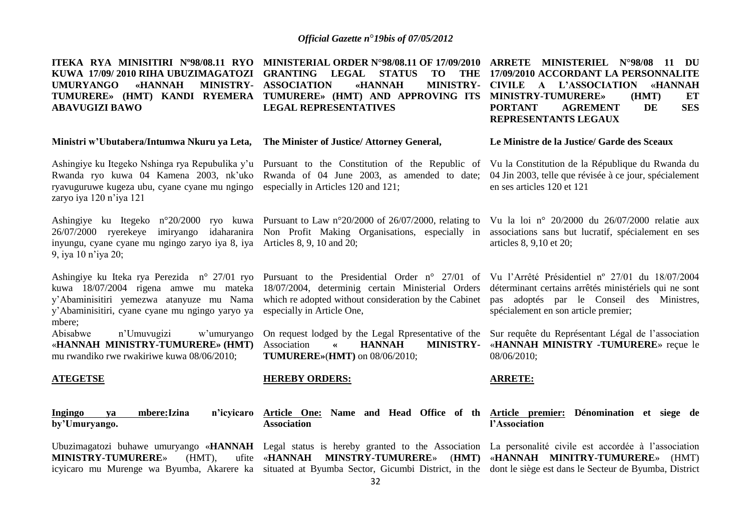**ITEKA RYA MINISITIRI Nº98/08.11 RYO KUWA 17/09/ 2010 RIHA UBUZIMAGATOZI UMURYANGO «HANNAH MINISTRY-TUMURERE» (HMT) KANDI RYEMERA ABAVUGIZI BAWO**

**Ministri w'Ubutabera/Intumwa Nkuru ya Leta,**

Ashingiye ku Itegeko Nshinga rya Repubulika y'u Rwanda ryo kuwa 04 Kamena 2003, nk'uko ryavuguruwe kugeza ubu, cyane cyane mu ngingo zaryo iya 120 n'iya 121

Ashingiye ku Itegeko n°20/2000 ryo kuwa 26/07/2000 ryerekeye imiryango idaharanira inyungu, cyane cyane mu ngingo zaryo iya 8, iya 9, iya 10 n'iya 20;

Ashingiye ku Iteka rya Perezida n° 27/01 ryo kuwa 18/07/2004 rigena amwe mu mateka y'Abaminisitiri yemezwa atanyuze mu Nama y'Abaminisitiri, cyane cyane mu ngingo yaryo ya mbere;

Abisabwe n'Umuvugizi w'umuryango «**HANNAH MINISTRY-TUMURERE» (HMT)** mu rwandiko rwe rwakiriwe kuwa 08/06/2010;

**ATEGETSE**

**Ingingo ya mbere:Izina n'icyicaro by'Umuryango.**

Ubuzimagatozi buhawe umuryango «**HANNAH MINISTRY-TUMURERE**» (HMT), ufite icyicaro mu Murenge wa Byumba, Akarere ka

**MINISTERIAL ORDER N°98/08.11 OF 17/09/2010 GRANTING LEGAL STATUS TO THE ASSOCIATION «HANNAH MINISTRY-TUMURERE» (HMT) AND APPROVING ITS LEGAL REPRESENTATIVES**

**The Minister of Justice/ Attorney General,**

Pursuant to the Constitution of the Republic of Rwanda of 04 June 2003, as amended to date; especially in Articles 120 and 121;

Pursuant to Law n°20/2000 of 26/07/2000, relating to Non Profit Making Organisations, especially in Articles 8, 9, 10 and 20;

Pursuant to the Presidential Order n° 27/01 of 18/07/2004, determinig certain Ministerial Orders which re adopted without consideration by the Cabinet especially in Article One,

On request lodged by the Legal Rpresentative of the Association **« HANNAH MINISTRY-TUMURERE»**(**HMT)** on 08/06/2010;

**HEREBY ORDERS:**

**Article One: Name and Head Office of th Association**

Legal status is hereby granted to the Association «**HANNAH MINSTRY-TUMURERE**» (**HMT)** situated at Byumba Sector, Gicumbi District, in the

**ARRETE MINISTERIEL N°98/08 11 DU 17/09/2010 ACCORDANT LA PERSONNALITE CIVILE A L'ASSOCIATION «HANNAH MINISTRY-TUMURERE» (HMT) ET PORTANT AGREMENT DE SES REPRESENTANTS LEGAUX**

**Le Ministre de la Justice/ Garde des Sceaux**

Vu la Constitution de la République du Rwanda du 04 Jin 2003, telle que révisée à ce jour, spécialement en ses articles 120 et 121

Vu la loi n° 20/2000 du 26/07/2000 relatie aux associations sans but lucratif, spécialement en ses articles 8, 9,10 et 20;

Vu l'Arrêté Présidentiel nº 27/01 du 18/07/2004 déterminant certains arrêtés ministériels qui ne sont pas adoptés par le Conseil des Ministres, spécialement en son article premier;

Sur requête du Représentant Légal de l'association «**HANNAH MINISTRY -TUMURERE**» reçue le 08/06/2010;

**ARRETE:**

**Article premier: Dénomination et siege de l'Association**

La personalité civile est accordée à l'association «**HANNAH MINITRY-TUMURERE**» (HMT) dont le siège est dans le Secteur de Byumba, District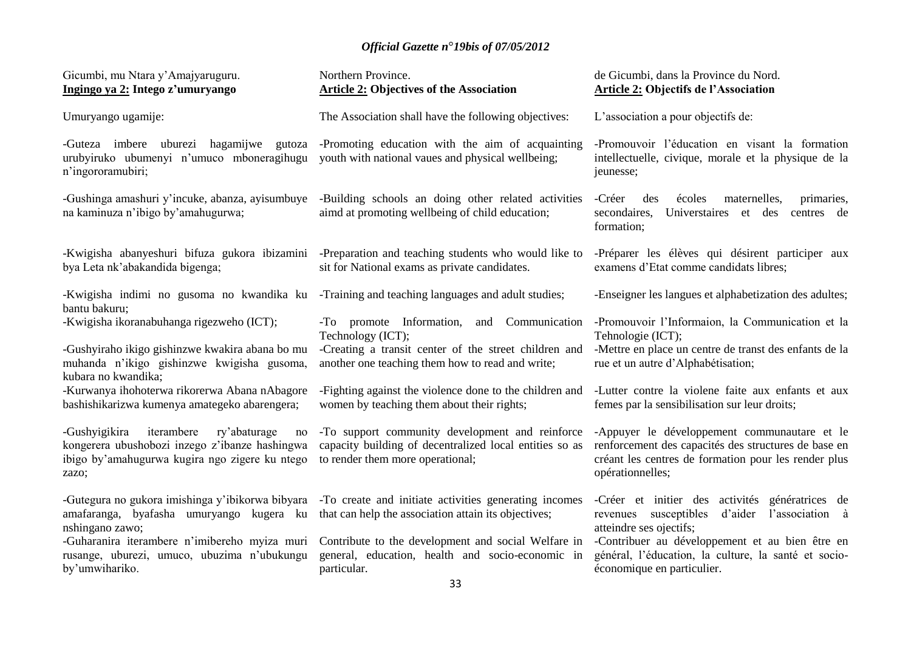Gicumbi, mu Ntara y'Amajyaruguru.

**Ingingo ya 2: Intego z'umuryango**

Umuryango ugamije:

-Guteza imbere uburezi hagamijwe gutoza urubyiruko ubumenyi n'umuco mboneragihugu n'ingororamubiri;

-Gushinga amashuri y'incuke, abanza, ayisumbuye na kaminuza n'ibigo by'amahugurwa;

-Kwigisha abanyeshuri bifuza gukora ibizamini bya Leta nk'abakandida bigenga;

-Kwigisha indimi no gusoma no kwandika ku bantu bakuru;

-Kwigisha ikoranabuhanga rigezweho (ICT);

-Gushyiraho ikigo gishinzwe kwakira abana bo mu muhanda n'ikigo gishinzwe kwigisha gusoma, kubara no kwandika;

-Kurwanya ihohoterwa rikorerwa Abana nAbagore bashishikarizwa kumenya amategeko abarengera;

-Gushyigikira iterambere ry'abaturage no kongerera ubushobozi inzego z'ibanze hashingwa ibigo by'amahugurwa kugira ngo zigere ku ntego zazo;

-Gutegura no gukora imishinga y'ibikorwa bibyara amafaranga, byafasha umuryango kugera ku nshingano zawo;

-Guharanira iterambere n'imibereho myiza muri rusange, uburezi, umuco, ubuzima n'ubukungu by'umwihariko.

Northern Province.

**Article 2: Objectives of the Association**

The Association shall have the following objectives:

-Promoting education with the aim of acquainting youth with national vaues and physical wellbeing;

-Building schools an doing other related activities aimd at promoting wellbeing of child education;

-Preparation and teaching students who would like to sit for National exams as private candidates.

-Training and teaching languages and adult studies;

-To promote Information, and Communication Technology (ICT);

-Creating a transit center of the street children and another one teaching them how to read and write;

-Fighting against the violence done to the children and women by teaching them about their rights;

-To support community development and reinforce capacity building of decentralized local entities so as to render them more operational;

-To create and initiate activities generating incomes that can help the association attain its objectives;

Contribute to the development and social Welfare in general, education, health and socio-economic in particular.

de Gicumbi, dans la Province du Nord.

**Article 2: Objectifs de l'Association**

L'association a pour objectifs de:

-Promouvoir l'éducation en visant la formation intellectuelle, civique, morale et la physique de la jeunesse;

-Créer des écoles maternelles, primaries, secondaires, Universtaires et des centres de formation;

-Préparer les élèves qui désirent participer aux examens d'Etat comme candidats libres;

-Enseigner les langues et alphabetization des adultes;

-Promouvoir l'Informaion, la Communication et la Tehnologie (ICT);

-Mettre en place un centre de transt des enfants de la rue et un autre d'Alphabétisation;

-Lutter contre la violene faite aux enfants et aux femes par la sensibilisation sur leur droits;

-Appuyer le développement communautaire et le renforcement des capacités des structures de base en créant les centres de formation pour les render plus opérationnelles;

-Créer et initier des activités génératrices de revenues susceptibles d'aider l'association à atteindre ses ojectifs;

-Contribuer au développement et au bien être en général, l'éducation, la culture, la santé et socio-économique en particulier.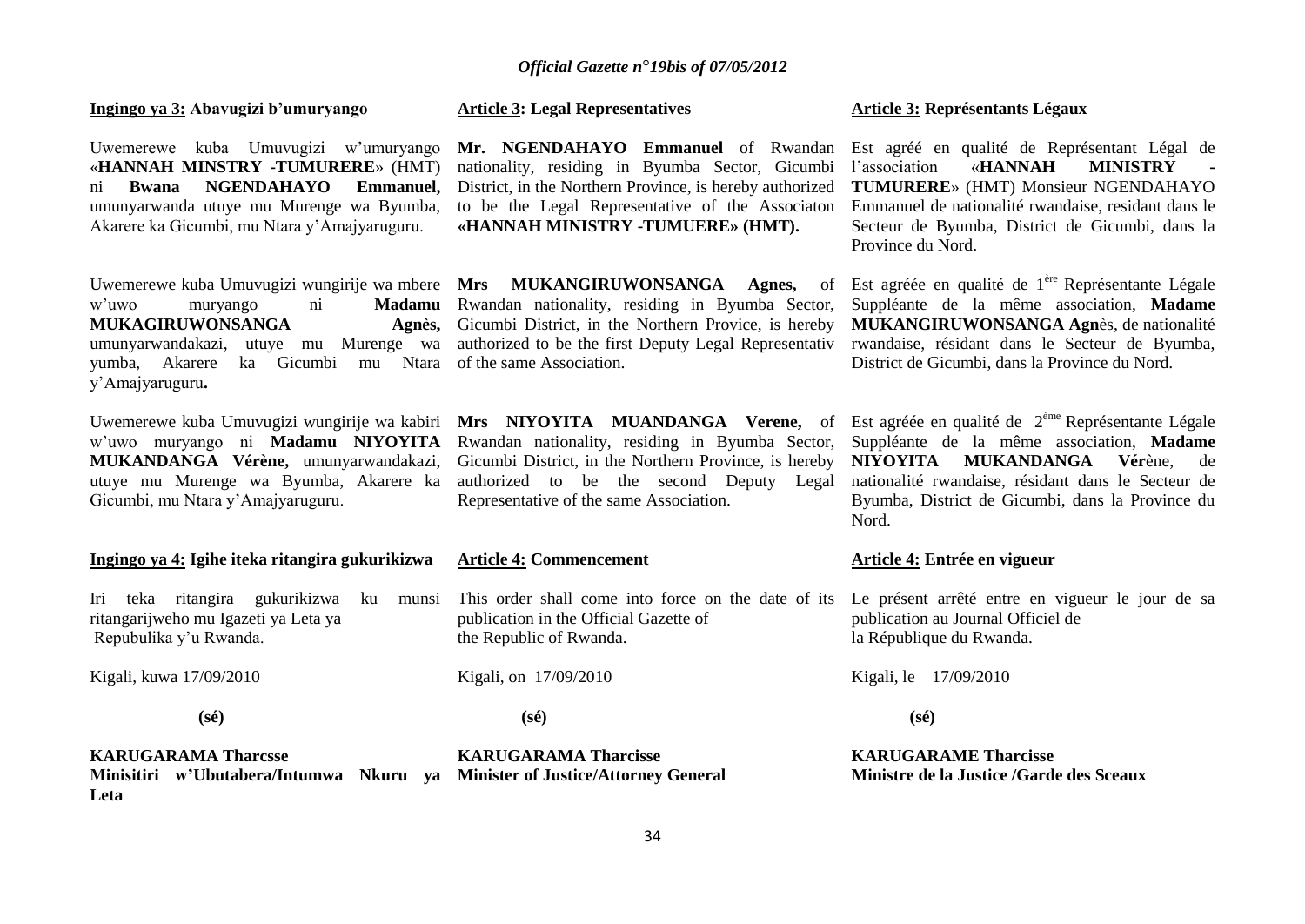**Ingingo ya 3: Abavugizi b'umuryango**

Uwemerewe kuba Umuvugizi w'umuryango «**HANNAH MINSTRY -TUMURERE**» (HMT) ni **Bwana NGENDAHAYO Emmanuel,** umunyarwanda utuye mu Murenge wa Byumba, Akarere ka Gicumbi, mu Ntara y'Amajyaruguru.

Uwemerewe kuba Umuvugizi wungirije wa mbere w'uwo muryango ni **Madamu MUKAGIRUWONSANGA Agnès,** umunyarwandakazi, utuye mu Murenge wa yumba, Akarere ka Gicumbi mu Ntara y'Amajyaruguru**.**

Uwemerewe kuba Umuvugizi wungirije wa kabiri w'uwo muryango ni **Madamu NIYOYITA MUKANDANGA Vérène,** umunyarwandakazi, utuye mu Murenge wa Byumba, Akarere ka Gicumbi, mu Ntara y'Amajyaruguru.

**Ingingo ya 4: Igihe iteka ritangira gukurikizwa**

Iri teka ritangira gukurikizwa ku munsi ritangarijweho mu Igazeti ya Leta ya Repubulika y'u Rwanda.

Kigali, kuwa 17/09/2010

**(sé)**

**KARUGARAMA Tharcsse**
**Minisitiri w'Ubutabera/Intumwa Nkuru ya Leta**

**Article 3: Legal Representatives**

**Mr. NGENDAHAYO Emmanuel** of Rwandan nationality, residing in Byumba Sector, Gicumbi District, in the Northern Province, is hereby authorized to be the Legal Representative of the Associaton **«HANNAH MINISTRY -TUMUERE» (HMT).**

**Mrs MUKANGIRUWONSANGA Agnes,** of Rwandan nationality, residing in Byumba Sector, Gicumbi District, in the Northern Provice, is hereby authorized to be the first Deputy Legal Representativ of the same Association.

**Mrs NIYOYITA MUANDANGA Verene,** of Rwandan nationality, residing in Byumba Sector, Gicumbi District, in the Northern Province, is hereby authorized to be the second Deputy Legal Representative of the same Association.

**Article 4: Commencement**

This order shall come into force on the date of its publication in the Official Gazette of the Republic of Rwanda.

Kigali, on 17/09/2010

**(sé)**

**KARUGARAMA Tharcisse**
**Minister of Justice/Attorney General**

**Article 3: Représentants Légaux**

Est agréé en qualité de Représentant Légal de l'association «**HANNAH MINISTRY -TUMURERE**» (HMT) Monsieur NGENDAHAYO Emmanuel de nationalité rwandaise, residant dans le Secteur de Byumba, District de Gicumbi, dans la Province du Nord.

Est agréée en qualité de 1ère Représentante Légale Suppléante de la même association, **Madame MUKANGIRUWONSANGA Agn**ès, de nationalité rwandaise, résidant dans le Secteur de Byumba, District de Gicumbi, dans la Province du Nord.

Est agréée en qualité de 2ème Représentante Légale Suppléante de la même association, **Madame NIYOYITA MUKANDANGA Vér**ène, de nationalité rwandaise, résidant dans le Secteur de Byumba, District de Gicumbi, dans la Province du Nord.

**Article 4: Entrée en vigueur**

Le présent arrêté entre en vigueur le jour de sa publication au Journal Officiel de la République du Rwanda.

Kigali, le 17/09/2010

**(sé)**

**KARUGARAME Tharcisse**
**Ministre de la Justice /Garde des Sceaux**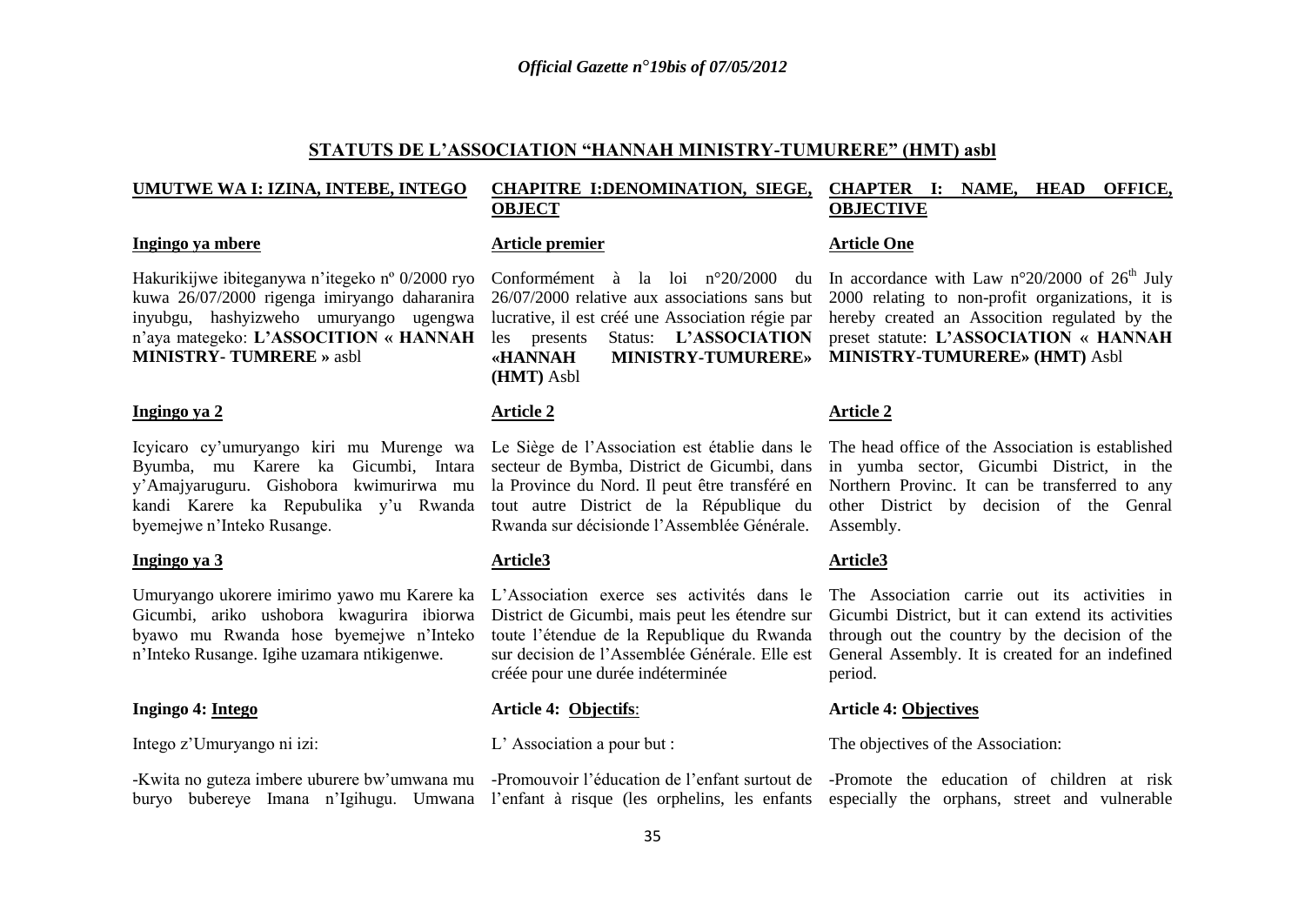## STATUTS DE L'ASSOCIATION "HANNAH MINISTRY-TUMURERE" (HMT) asbl

**UMUTWE WA I: IZINA, INTEBE, INTEGO**

**Ingingo ya mbere**

Hakurikijwe ibiteganywa n'itegeko nº 0/2000 ryo kuwa 26/07/2000 rigenga imiryango daharanira inyubgu, hashyizweho umuryango ugengwa n'aya mategeko: **L'ASSOCITION « HANNAH MINISTRY- TUMRERE »** asbl

**Ingingo ya 2**

Icyicaro cy'umuryango kiri mu Murenge wa Byumba, mu Karere ka Gicumbi, Intara y'Amajyaruguru. Gishobora kwimurirwa mu kandi Karere ka Repubulika y'u Rwanda byemejwe n'Inteko Rusange.

**Ingingo ya 3**

Umuryango ukorere imirimo yawo mu Karere ka Gicumbi, ariko ushobora kwagurira ibiorwa byawo mu Rwanda hose byemejwe n'Inteko n'Inteko Rusange. Igihe uzamara ntikigenwe.

**Ingingo 4: Intego**

Intego z'Umuryango ni izi:

-Kwita no guteza imbere uburere bw'umwana mu buryo bubereye Imana n'Igihugu. Umwana

**CHAPITRE I:DENOMINATION, SIEGE, OBJECT**

**Article premier**

Conformément à la loi n°20/2000 du 26/07/2000 relative aux associations sans but lucrative, il est créé une Association régie par les presents Status: **L'ASSOCIATION «HANNAH MINISTRY-TUMURERE» (HMT)** Asbl

**Article 2**

Le Siège de l'Association est établie dans le secteur de Bymba, District de Gicumbi, dans la Province du Nord. Il peut être transféré en tout autre District de la République du Rwanda sur décisionde l'Assemblée Générale.

**Article3**

L'Association exerce ses activités dans le District de Gicumbi, mais peut les étendre sur toute l'étendue de la Republique du Rwanda sur decision de l'Assemblée Générale. Elle est créée pour une durée indéterminée

**Article 4: Objectifs**:

L' Association a pour but :

-Promouvoir l'éducation de l'enfant surtout de l'enfant à risque (les orphelins, les enfants

**CHAPTER I: NAME, HEAD OFFICE, OBJECTIVE**

**Article One**

In accordance with Law n°20/2000 of 26th July 2000 relating to non-profit organizations, it is hereby created an Assocition regulated by the preset statute: **L'ASSOCIATION « HANNAH MINISTRY-TUMURERE» (HMT)** Asbl

**Article 2**

The head office of the Association is established in yumba sector, Gicumbi District, in the Northern Provinc. It can be transferred to any other District by decision of the Genral Assembly.

**Article3**

The Association carrie out its activities in Gicumbi District, but it can extend its activities through out the country by the decision of the General Assembly. It is created for an indefined period.

**Article 4: Objectives**

The objectives of the Association:

-Promote the education of children at risk especially the orphans, street and vulnerable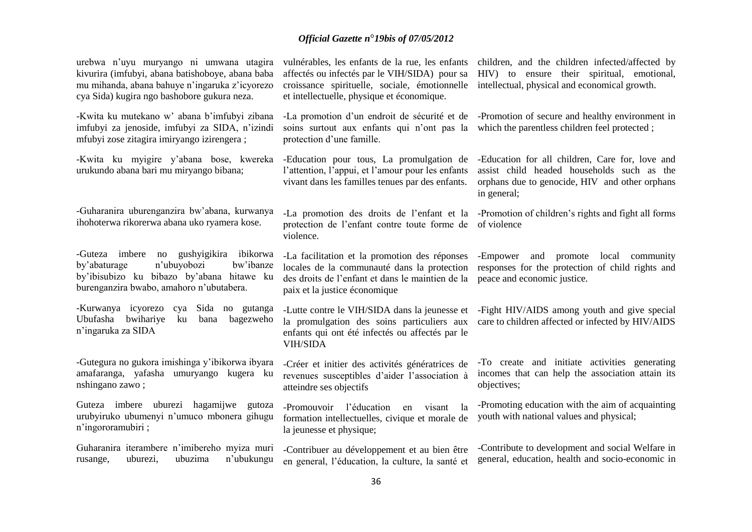urebwa n'uyu muryango ni umwana utagira kivurira (imfubyi, abana batishoboye, abana baba mu mihanda, abana bahuye n'ingaruka z'icyorezo cya Sida) kugira ngo bashobore gukura neza.

vulnérables, les enfants de la rue, les enfants affectés ou infectés par le VIH/SIDA) pour sa croissance spirituelle, sociale, émotionnelle et intellectuelle, physique et économique.

children, and the children infected/affected by HIV) to ensure their spiritual, emotional, intellectual, physical and economical growth.

-Kwita ku mutekano w' abana b'imfubyi zibana imfubyi za jenoside, imfubyi za SIDA, n'izindi mfubyi zose zitagira imiryango izirengera ;

-La promotion d'un endroit de sécurité et de soins surtout aux enfants qui n'ont pas la protection d'une famille.

-Promotion of secure and healthy environment in which the parentless children feel protected ;

-Kwita ku myigire y'abana bose, kwereka urukundo abana bari mu miryango bibana;

-Education pour tous, La promulgation de l'attention, l'appui, et l'amour pour les enfants vivant dans les familles tenues par des enfants.

-Education for all children, Care for, love and assist child headed households such as the orphans due to genocide, HIV and other orphans in general;

-Guharanira uburenganzira bw'abana, kurwanya ihohoterwa rikorerwa abana uko ryamera kose.

-La promotion des droits de l'enfant et la protection de l'enfant contre toute forme de violence.

-Promotion of children's rights and fight all forms of violence

-Guteza imbere no gushyigikira ibikorwa by'abaturage n'ubuyobozi bw'ibanze by'ibisubizo ku bibazo by'abana hitawe ku burenganzira bwabo, amahoro n'ubutabera.

-La facilitation et la promotion des réponses locales de la communauté dans la protection des droits de l'enfant et dans le maintien de la paix et la justice économique

-Empower and promote local community responses for the protection of child rights and peace and economic justice.

-Kurwanya icyorezo cya Sida no gutanga Ubufasha bwihariye ku bana bagezweho n'ingaruka za SIDA

-Lutte contre le VIH/SIDA dans la jeunesse et la promulgation des soins particuliers aux enfants qui ont été infectés ou affectés par le VIH/SIDA

-Fight HIV/AIDS among youth and give special care to children affected or infected by HIV/AIDS

-Gutegura no gukora imishinga y'ibikorwa ibyara amafaranga, yafasha umuryango kugera ku nshingano zawo ;

-Créer et initier des activités génératrices de revenues susceptibles d'aider l'association à atteindre ses objectifs

-To create and initiate activities generating incomes that can help the association attain its objectives;

Guteza imbere uburezi hagamijwe gutoza urubyiruko ubumenyi n'umuco mbonera gihugu n'ingororamubiri ;

-Promouvoir l'éducation en visant la formation intellectuelles, civique et morale de la jeunesse et physique;

-Promoting education with the aim of acquainting youth with national values and physical;

Guharanira iterambere n'imibereho myiza muri rusange, uburezi, ubuzima n'ubukungu

-Contribuer au développement et au bien être en general, l'éducation, la culture, la santé et

-Contribute to development and social Welfare in general, education, health and socio-economic in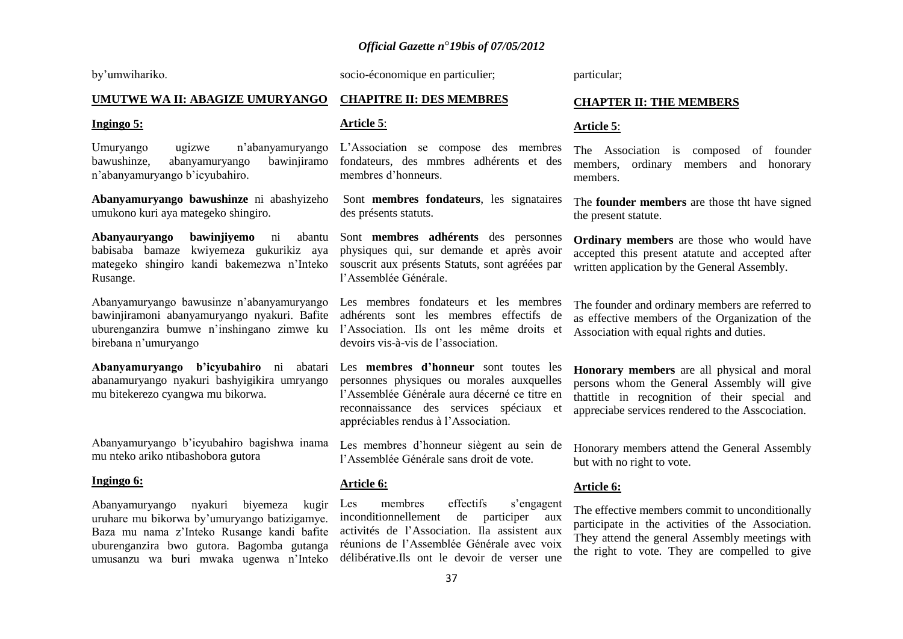by'umwihariko.

socio-économique en particulier;

particular;

**UMUTWE WA II: ABAGIZE UMURYANGO**

**Ingingo 5:**

Umuryango ugizwe n'abanyamuryango bawushinze, abanyamuryango bawinjiramo n'abanyamuryango b'icyubahiro.

**Abanyamuryango bawushinze** ni abashyizeho umukono kuri aya mategeko shingiro.

**Abanyauryango bawinjiyemo** ni abantu babisaba bamaze kwiyemeza gukurikiz aya mategeko shingiro kandi bakemezwa n'Inteko Rusange.

Abanyamuryango bawusinze n'abanyamuryango bawinjiramoni abanyamuryango nyakuri. Bafite uburenganzira bumwe n'inshingano zimwe ku birebana n'umuryango

**Abanyamuryango b'icyubahiro** ni abatari abanamuryango nyakuri bashyigikira umryango mu bitekerezo cyangwa mu bikorwa.

Abanyamuryango b'icyubahiro bagishwa inama mu nteko ariko ntibashobora gutora

**Ingingo 6:**

Abanyamuryango nyakuri biyemeza kugir uruhare mu bikorwa by'umuryango batizigamye. Baza mu nama z'Inteko Rusange kandi bafite uburenganzira bwo gutora. Bagomba gutanga umusanzu wa buri mwaka ugenwa n'Inteko

**CHAPITRE II: DES MEMBRES**

**Article 5**:

L'Association se compose des membres fondateurs, des mmbres adhérents et des membres d'honneurs.

Sont **membres fondateurs**, les signataires des présents statuts.

Sont **membres adhérents** des personnes physiques qui, sur demande et après avoir souscrit aux présents Statuts, sont agréées par l'Assemblée Générale.

Les membres fondateurs et les membres adhérents sont les membres effectifs de l'Association. Ils ont les même droits et devoirs vis-à-vis de l'association.

Les **membres d'honneur** sont toutes les personnes physiques ou morales auxquelles l'Assemblée Générale aura décerné ce titre en reconnaissance des services spéciaux et appréciables rendus à l'Association.

Les membres d'honneur siègent au sein de l'Assemblée Générale sans droit de vote.

**Article 6:**

Les membres effectifs s'engagent inconditionnellement de participer aux activités de l'Association. Ila assistent aux réunions de l'Assemblée Générale avec voix délibérative.Ils ont le devoir de verser une

**CHAPTER II: THE MEMBERS**

**Article 5**:

The Association is composed of founder members, ordinary members and honorary members.

The **founder members** are those tht have signed the present statute.

**Ordinary members** are those who would have accepted this present atatute and accepted after written application by the General Assembly.

The founder and ordinary members are referred to as effective members of the Organization of the Association with equal rights and duties.

**Honorary members** are all physical and moral persons whom the General Assembly will give thattitle in recognition of their special and appreciabe services rendered to the Asscociation.

Honorary members attend the General Assembly but with no right to vote.

**Article 6:**

The effective members commit to unconditionally participate in the activities of the Association. They attend the general Assembly meetings with the right to vote. They are compelled to give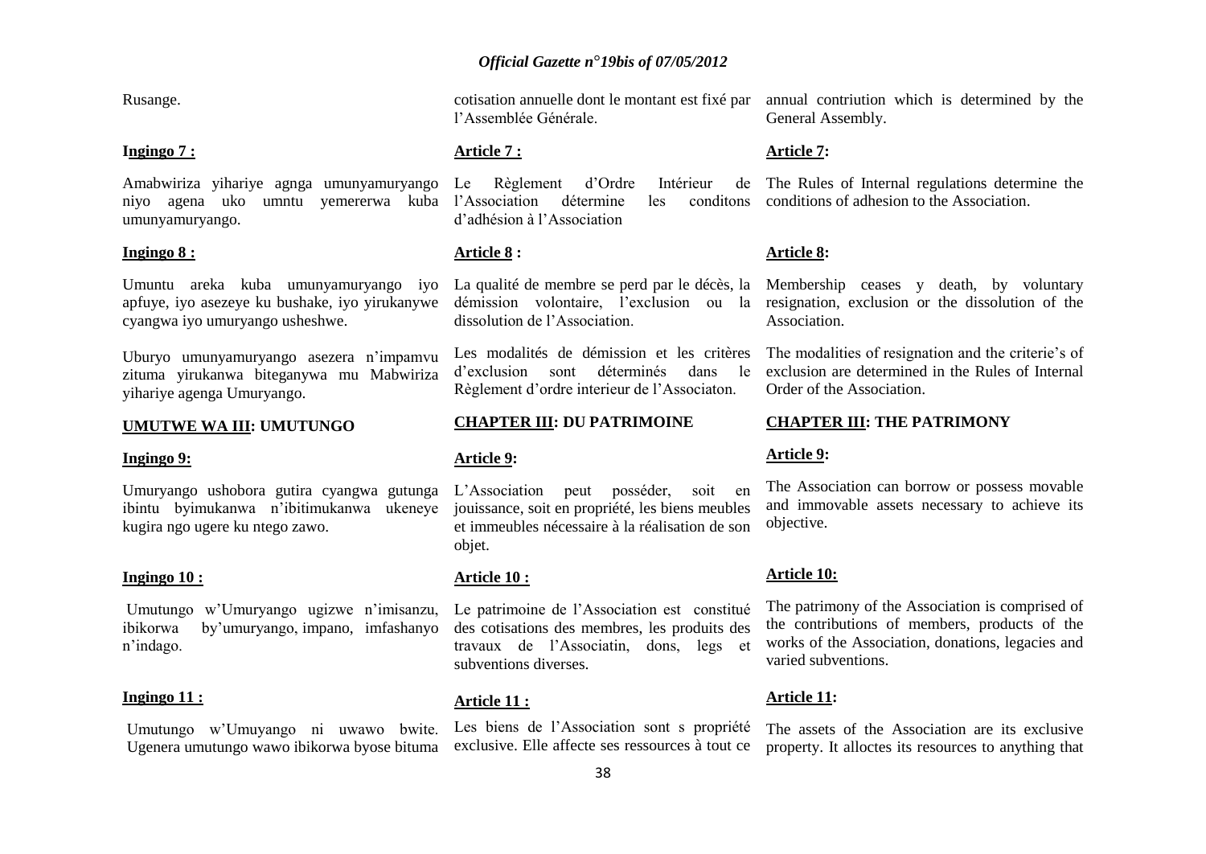Rusange.

**Ingingo 7 :**

Amabwiriza yihariye agnga umunyamuryango niyo agena uko umntu yemererwa kuba umunyamuryango.

**Ingingo 8 :**

Umuntu areka kuba umunyamuryango iyo apfuye, iyo asezeye ku bushake, iyo yirukanywe cyangwa iyo umuryango usheshwe.

Uburyo umunyamuryango asezera n'impamvu zituma yirukanwa biteganywa mu Mabwiriza yihariye agenga Umuryango.

**UMUTWE WA III: UMUTUNGO**

**Ingingo 9:**

Umuryango ushobora gutira cyangwa gutunga ibintu byimukanwa n'ibitimukanwa ukeneye kugira ngo ugere ku ntego zawo.

**Ingingo 10 :**

Umutungo w'Umuryango ugizwe n'imisanzu, ibikorwa by'umuryango, impano, imfashanyo n'indago.

**Ingingo 11 :**

Umutungo w'Umuyango ni uwawo bwite. Ugenera umutungo wawo ibikorwa byose bituma

cotisation annuelle dont le montant est fixé par l'Assemblée Générale.

**Article 7 :**

Le Règlement d'Ordre Intérieur de l'Association détermine les conditons d'adhésion à l'Association

**Article 8 :**

La qualité de membre se perd par le décès, la démission volontaire, l'exclusion ou la dissolution de l'Association.

Les modalités de démission et les critères d'exclusion sont déterminés dans le Règlement d'ordre interieur de l'Associaton.

**CHAPTER III: DU PATRIMOINE**

**Article 9:**

L'Association peut posséder, soit en jouissance, soit en propriété, les biens meubles et immeubles nécessaire à la réalisation de son objet.

**Article 10 :**

Le patrimoine de l'Association est constitué des cotisations des membres, les produits des travaux de l'Associatin, dons, legs et subventions diverses.

**Article 11 :**

Les biens de l'Association sont s propriété exclusive. Elle affecte ses ressources à tout ce

annual contriution which is determined by the General Assembly.

**Article 7:**

The Rules of Internal regulations determine the conditions of adhesion to the Association.

**Article 8:**

Membership ceases y death, by voluntary resignation, exclusion or the dissolution of the Association.

The modalities of resignation and the criterie's of exclusion are determined in the Rules of Internal Order of the Association.

**CHAPTER III: THE PATRIMONY**

**Article 9:**

The Association can borrow or possess movable and immovable assets necessary to achieve its objective.

**Article 10:**

The patrimony of the Association is comprised of the contributions of members, products of the works of the Association, donations, legacies and varied subventions.

**Article 11:**

The assets of the Association are its exclusive property. It alloctes its resources to anything that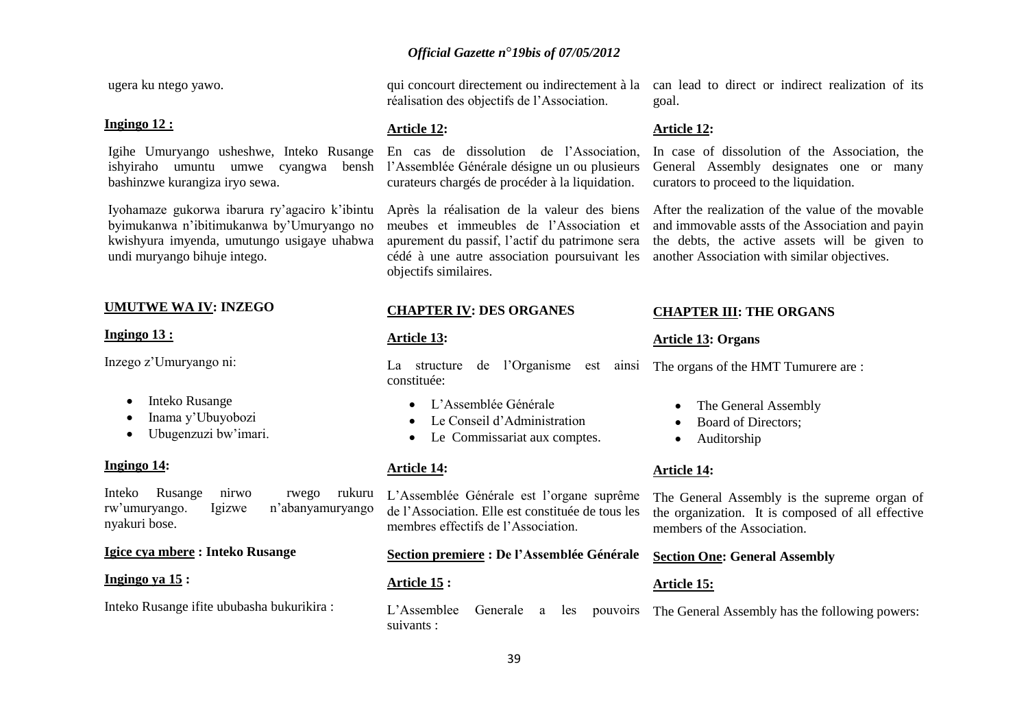ugera ku ntego yawo.

**Ingingo 12 :**

Igihe Umuryango usheshwe, Inteko Rusange ishyiraho umuntu umwe cyangwa bensh bashinzwe kurangiza iryo sewa.

Iyohamaze gukorwa ibarura ry'agaciro k'ibintu byimukanwa n'ibitimukanwa by'Umuryango no kwishyura imyenda, umutungo usigaye uhabwa undi muryango bihuje intego.

**UMUTWE WA IV: INZEGO**

**Ingingo 13 :**

Inzego z'Umuryango ni:

- Inteko Rusange
- Inama y'Ubuyobozi
- Ubugenzuzi bw'imari.

**Ingingo 14:**

Inteko Rusange nirwo rwego rukuru rw'umuryango. Igizwe n'abanyamuryango nyakuri bose.

**Igice cya mbere : Inteko Rusange**

**Ingingo ya 15 :**

Inteko Rusange ifite ububasha bukurikira :

qui concourt directement ou indirectement à la réalisation des objectifs de l'Association.

**Article 12:**

En cas de dissolution de l'Association, l'Assemblée Générale désigne un ou plusieurs curateurs chargés de procéder à la liquidation.

Après la réalisation de la valeur des biens meubes et immeubles de l'Association et apurement du passif, l'actif du patrimone sera cédé à une autre association poursuivant les objectifs similaires.

**CHAPTER IV: DES ORGANES**

**Article 13:**

La structure de l'Organisme est ainsi constituée:

- L'Assemblée Générale
- Le Conseil d'Administration
- Le Commissariat aux comptes.

**Article 14:**

L'Assemblée Générale est l'organe suprême de l'Association. Elle est constituée de tous les membres effectifs de l'Association.

**Section premiere : De l'Assemblée Générale**

**Article 15 :**

L'Assemblee Generale a les pouvoirs suivants :

can lead to direct or indirect realization of its goal.

**Article 12:**

In case of dissolution of the Association, the General Assembly designates one or many curators to proceed to the liquidation.

After the realization of the value of the movable and immovable assts of the Association and payin the debts, the active assets will be given to another Association with similar objectives.

**CHAPTER III: THE ORGANS**

**Article 13: Organs**

The organs of the HMT Tumurere are :

- The General Assembly
- Board of Directors;
- Auditorship

**Article 14:**

The General Assembly is the supreme organ of the organization. It is composed of all effective members of the Association.

**Section One: General Assembly**

**Article 15:**

The General Assembly has the following powers: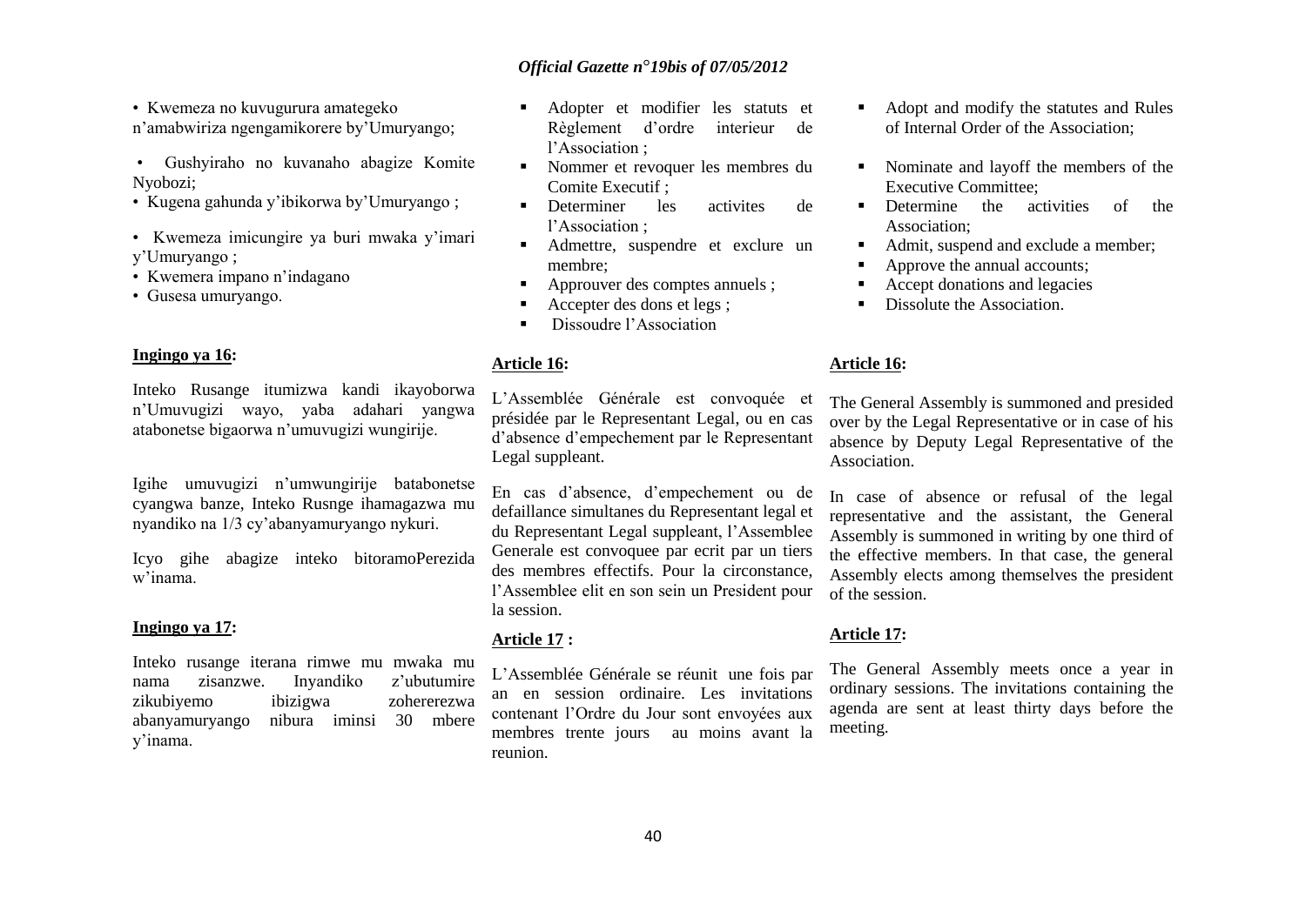• Kwemeza no kuvugurura amategeko n'amabwiriza ngengamikorere by'Umuryango;

• Gushyiraho no kuvanaho abagize Komite Nyobozi;

• Kugena gahunda y'ibikorwa by'Umuryango ;

• Kwemeza imicungire ya buri mwaka y'imari y'Umuryango ;

• Kwemera impano n'indagano

• Gusesa umuryango.

**Ingingo ya 16:**

Inteko Rusange itumizwa kandi ikayoborwa n'Umuvugizi wayo, yaba adahari yangwa atabonetse bigaorwa n'umuvugizi wungirije.

Igihe umuvugizi n'umwungirije batabonetse cyangwa banze, Inteko Rusnge ihamagazwa mu nyandiko na 1/3 cy'abanyamuryango nykuri.

Icyo gihe abagize inteko bitoramoPerezida w'inama.

**Ingingo ya 17:**

Inteko rusange iterana rimwe mu mwaka mu nama zisanzwe. Inyandiko z'ubutumire zikubiyemo ibizigwa zohererezwa abanyamuryango nibura iminsi 30 mbere y'inama.

- Adopter et modifier les statuts et Règlement d'ordre interieur de l'Association ;
- Nommer et revoquer les membres du Comite Executif ;
- Determiner les activites de l'Association ;
- Admettre, suspendre et exclure un membre;
- Approuver des comptes annuels ;
- Accepter des dons et legs ;
- Dissoudre l'Association

**Article 16:**

L'Assemblée Générale est convoquée et présidée par le Representant Legal, ou en cas d'absence d'empechement par le Representant Legal suppleant.

En cas d'absence, d'empechement ou de defaillance simultanes du Representant legal et du Representant Legal suppleant, l'Assemblee Generale est convoquee par ecrit par un tiers des membres effectifs. Pour la circonstance, l'Assemblee elit en son sein un President pour la session.

**Article 17 :**

L'Assemblée Générale se réunit une fois par an en session ordinaire. Les invitations contenant l'Ordre du Jour sont envoyées aux membres trente jours au moins avant la reunion.

- Adopt and modify the statutes and Rules of Internal Order of the Association;
- Nominate and layoff the members of the Executive Committee;
- Determine the activities of the Association;
- Admit, suspend and exclude a member;
- Approve the annual accounts;
- Accept donations and legacies
- Dissolute the Association.

**Article 16:**

The General Assembly is summoned and presided over by the Legal Representative or in case of his absence by Deputy Legal Representative of the Association.

In case of absence or refusal of the legal representative and the assistant, the General Assembly is summoned in writing by one third of the effective members. In that case, the general Assembly elects among themselves the president of the session.

**Article 17:**

The General Assembly meets once a year in ordinary sessions. The invitations containing the agenda are sent at least thirty days before the meeting.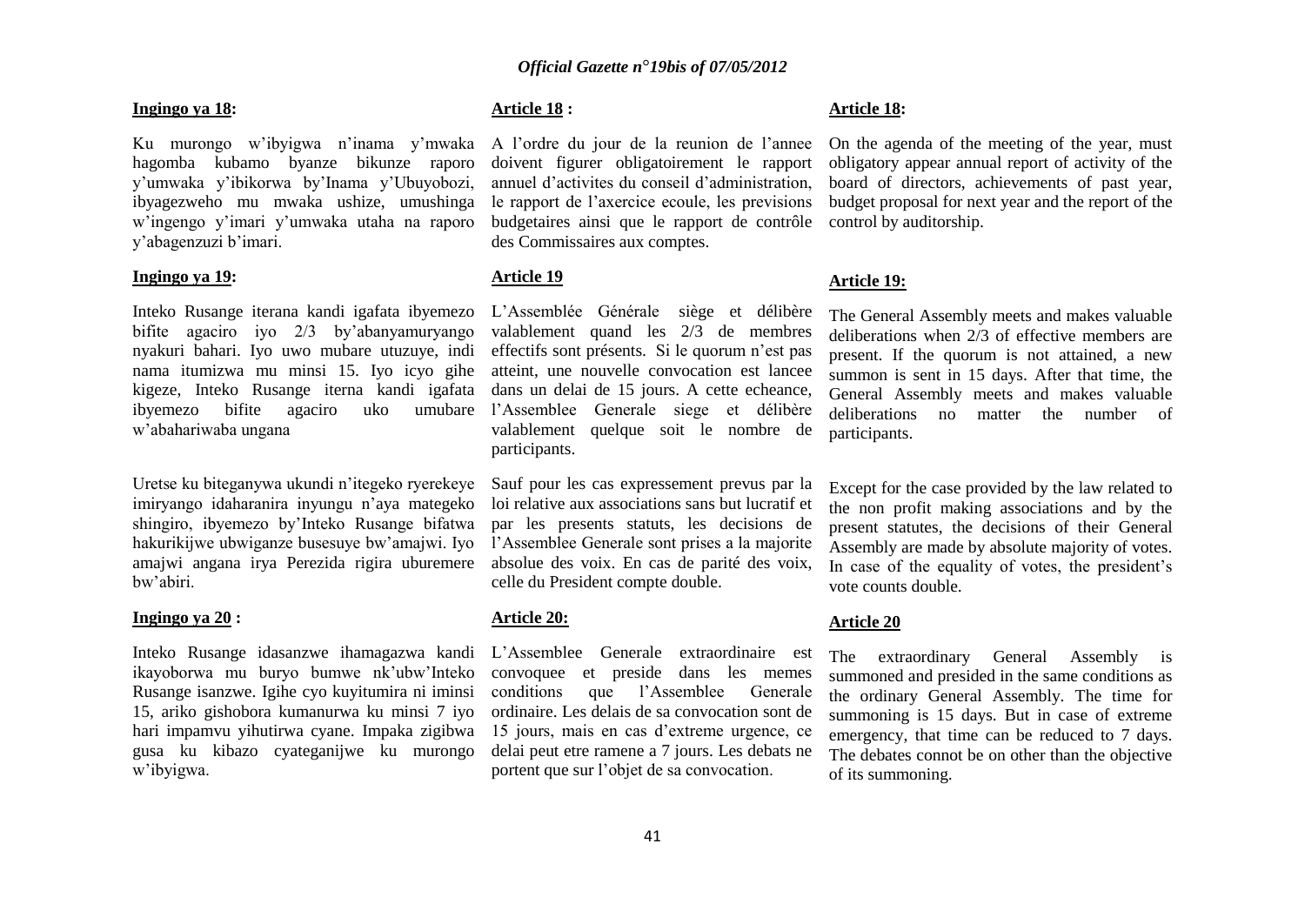**Ingingo ya 18:**

Ku murongo w'ibyigwa n'inama y'mwaka hagomba kubamo byanze bikunze raporo y'umwaka y'ibikorwa by'Inama y'Ubuyobozi, ibyagezweho mu mwaka ushize, umushinga w'ingengo y'imari y'umwaka utaha na raporo y'abagenzuzi b'imari.

**Ingingo ya 19:**

Inteko Rusange iterana kandi igafata ibyemezo bifite agaciro iyo 2/3 by'abanyamuryango nyakuri bahari. Iyo uwo mubare utuzuye, indi nama itumizwa mu minsi 15. Iyo icyo gihe kigeze, Inteko Rusange iterna kandi igafata ibyemezo bifite agaciro uko umubare w'abahariwaba ungana

Uretse ku biteganywa ukundi n'itegeko ryerekeye imiryango idaharanira inyungu n'aya mategeko shingiro, ibyemezo by'Inteko Rusange bifatwa hakurikijwe ubwiganze busesuye bw'amajwi. Iyo amajwi angana irya Perezida rigira uburemere bw'abiri.

**Ingingo ya 20 :**

Inteko Rusange idasanzwe ihamagazwa kandi ikayoborwa mu buryo bumwe nk'ubw'Inteko Rusange isanzwe. Igihe cyo kuyitumira ni iminsi 15, ariko gishobora kumanurwa ku minsi 7 iyo hari impamvu yihutirwa cyane. Impaka zigibwa gusa ku kibazo cyateganijwe ku murongo w'ibyigwa.

**Article 18 :**

A l'ordre du jour de la reunion de l'annee doivent figurer obligatoirement le rapport annuel d'activites du conseil d'administration, le rapport de l'axercice ecoule, les previsions budgetaires ainsi que le rapport de contrôle des Commissaires aux comptes.

**Article 19**

L'Assemblée Générale siège et délibère valablement quand les 2/3 de membres effectifs sont présents. Si le quorum n'est pas atteint, une nouvelle convocation est lancee dans un delai de 15 jours. A cette echeance, l'Assemblee Generale siege et délibère valablement quelque soit le nombre de participants.

Sauf pour les cas expressement prevus par la loi relative aux associations sans but lucratif et par les presents statuts, les decisions de l'Assemblee Generale sont prises a la majorite absolue des voix. En cas de parité des voix, celle du President compte double.

**Article 20:**

L'Assemblee Generale extraordinaire est convoquee et preside dans les memes conditions que l'Assemblee Generale ordinaire. Les delais de sa convocation sont de 15 jours, mais en cas d'extreme urgence, ce delai peut etre ramene a 7 jours. Les debats ne portent que sur l'objet de sa convocation.

**Article 18:**

On the agenda of the meeting of the year, must obligatory appear annual report of activity of the board of directors, achievements of past year, budget proposal for next year and the report of the control by auditorship.

**Article 19:**

The General Assembly meets and makes valuable deliberations when 2/3 of effective members are present. If the quorum is not attained, a new summon is sent in 15 days. After that time, the General Assembly meets and makes valuable deliberations no matter the number of participants.

Except for the case provided by the law related to the non profit making associations and by the present statutes, the decisions of their General Assembly are made by absolute majority of votes. In case of the equality of votes, the president's vote counts double.

**Article 20**

The extraordinary General Assembly is summoned and presided in the same conditions as the ordinary General Assembly. The time for summoning is 15 days. But in case of extreme emergency, that time can be reduced to 7 days. The debates connot be on other than the objective of its summoning.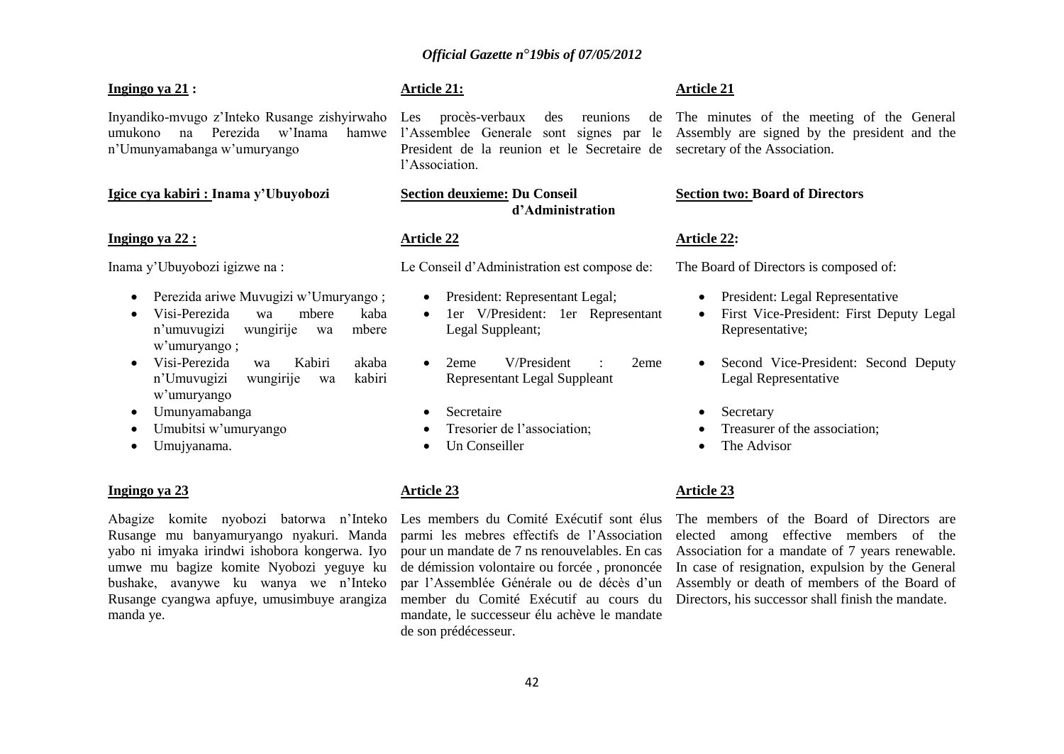**Ingingo ya 21 :**

Inyandiko-mvugo z'Inteko Rusange zishyirwaho umukono na Perezida w'Inama hamwe n'Umunyamabanga w'umuryango

**Igice cya kabiri : Inama y'Ubuyobozi**

**Ingingo ya 22 :**

Inama y'Ubuyobozi igizwe na :

- Perezida ariwe Muvugizi w'Umuryango ;
- Visi-Perezida wa mbere kaba n'umuvugizi wungirije wa mbere w'umuryango ;
- Visi-Perezida wa Kabiri akaba n'Umuvugizi wungirije wa kabiri w'umuryango
- Umunyamabanga
- Umubitsi w'umuryango
- Umujyanama.

**Ingingo ya 23**

Abagize komite nyobozi batorwa n'Inteko Rusange mu banyamuryango nyakuri. Manda yabo ni imyaka irindwi ishobora kongerwa. Iyo umwe mu bagize komite Nyobozi yeguye ku bushake, avanywe ku wanya we n'Inteko Rusange cyangwa apfuye, umusimbuye arangiza manda ye.

**Article 21:**

Les procès-verbaux des reunions de l'Assemblee Generale sont signes par le President de la reunion et le Secretaire de l'Association.

**Section deuxieme: Du Conseil d'Administration**

**Article 22**

Le Conseil d'Administration est compose de:

- President: Representant Legal;
- 1er V/President: 1er Representant Legal Suppleant;
- 2eme V/President : 2eme Representant Legal Suppleant
- Secretaire
- Tresorier de l'association;
- Un Conseiller

**Article 23**

Les members du Comité Exécutif sont élus parmi les mebres effectifs de l'Association pour un mandate de 7 ns renouvelables. En cas de démission volontaire ou forcée , prononcée par l'Assemblée Générale ou de décès d'un member du Comité Exécutif au cours du mandate, le successeur élu achève le mandate de son prédécesseur.

**Article 21**

The minutes of the meeting of the General Assembly are signed by the president and the secretary of the Association.

**Section two: Board of Directors**

**Article 22:**

The Board of Directors is composed of:

- President: Legal Representative
- First Vice-President: First Deputy Legal Representative;
- Second Vice-President: Second Deputy Legal Representative
- Secretary
- Treasurer of the association;
- The Advisor

**Article 23**

The members of the Board of Directors are elected among effective members of the Association for a mandate of 7 years renewable. In case of resignation, expulsion by the General Assembly or death of members of the Board of Directors, his successor shall finish the mandate.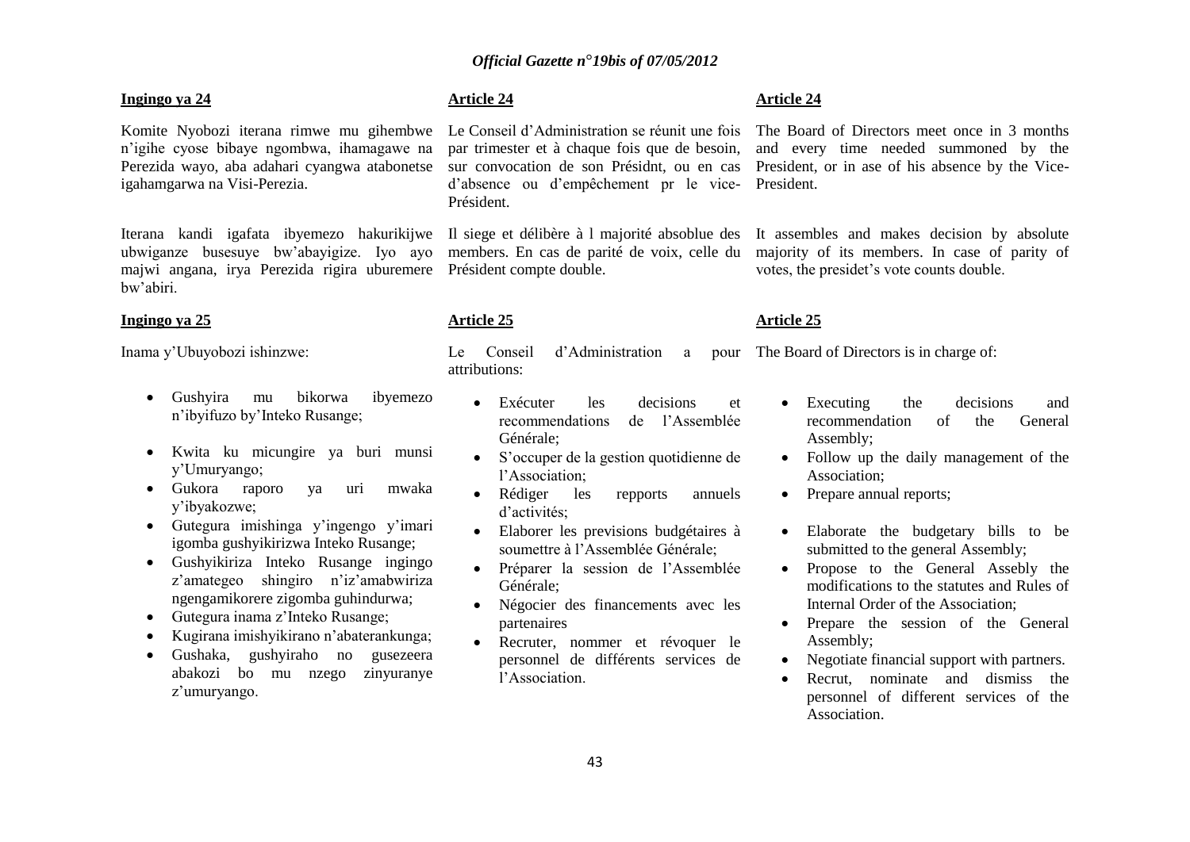**Ingingo ya 24**

Komite Nyobozi iterana rimwe mu gihembwe n'igihe cyose bibaye ngombwa, ihamagawe na Perezida wayo, aba adahari cyangwa atabonetse igahamgarwa na Visi-Perezia.

Iterana kandi igafata ibyemezo hakurikijwe ubwiganze busesuye bw'abayigize. Iyo ayo majwi angana, irya Perezida rigira uburemere bw'abiri.

**Ingingo ya 25**

Inama y'Ubuyobozi ishinzwe:

- Gushyira mu bikorwa ibyemezo n'ibyifuzo by'Inteko Rusange;
- Kwita ku micungire ya buri munsi y'Umuryango;
- Gukora raporo ya uri mwaka y'ibyakozwe;
- Gutegura imishinga y'ingengo y'imari igomba gushyikirizwa Inteko Rusange;
- Gushyikiriza Inteko Rusange ingingo z'amategeo shingiro n'iz'amabwiriza ngengamikorere zigomba guhindurwa;
- Gutegura inama z'Inteko Rusange;
- Kugirana imishyikirano n'abaterankunga;
- Gushaka, gushyiraho no gusezeera abakozi bo mu nzego zinyuranye z'umuryango.

**Article 24**

Le Conseil d'Administration se réunit une fois par trimester et à chaque fois que de besoin, sur convocation de son Présidnt, ou en cas d'absence ou d'empêchement pr le vice-Président.

Il siege et délibère à l majorité absoblue des members. En cas de parité de voix, celle du Président compte double.

**Article 25**

Le Conseil d'Administration a pour attributions:

- Exécuter les decisions et recommendations de l'Assemblée Générale;
- S'occuper de la gestion quotidienne de l'Association;
- Rédiger les repports annuels d'activités;
- Elaborer les previsions budgétaires à soumettre à l'Assemblée Générale;
- Préparer la session de l'Assemblée Générale;
- Négocier des financements avec les partenaires
- Recruter, nommer et révoquer le personnel de différents services de l'Association.

**Article 24**

The Board of Directors meet once in 3 months and every time needed summoned by the President, or in ase of his absence by the Vice-President.

It assembles and makes decision by absolute majority of its members. In case of parity of votes, the presidet's vote counts double.

**Article 25**

The Board of Directors is in charge of:

- Executing the decisions and recommendation of the General Assembly;
- Follow up the daily management of the Association;
- Prepare annual reports;
- Elaborate the budgetary bills to be submitted to the general Assembly;
- Propose to the General Assebly the modifications to the statutes and Rules of Internal Order of the Association;
- Prepare the session of the General Assembly;
- Negotiate financial support with partners.
- Recrut, nominate and dismiss the personnel of different services of the Association.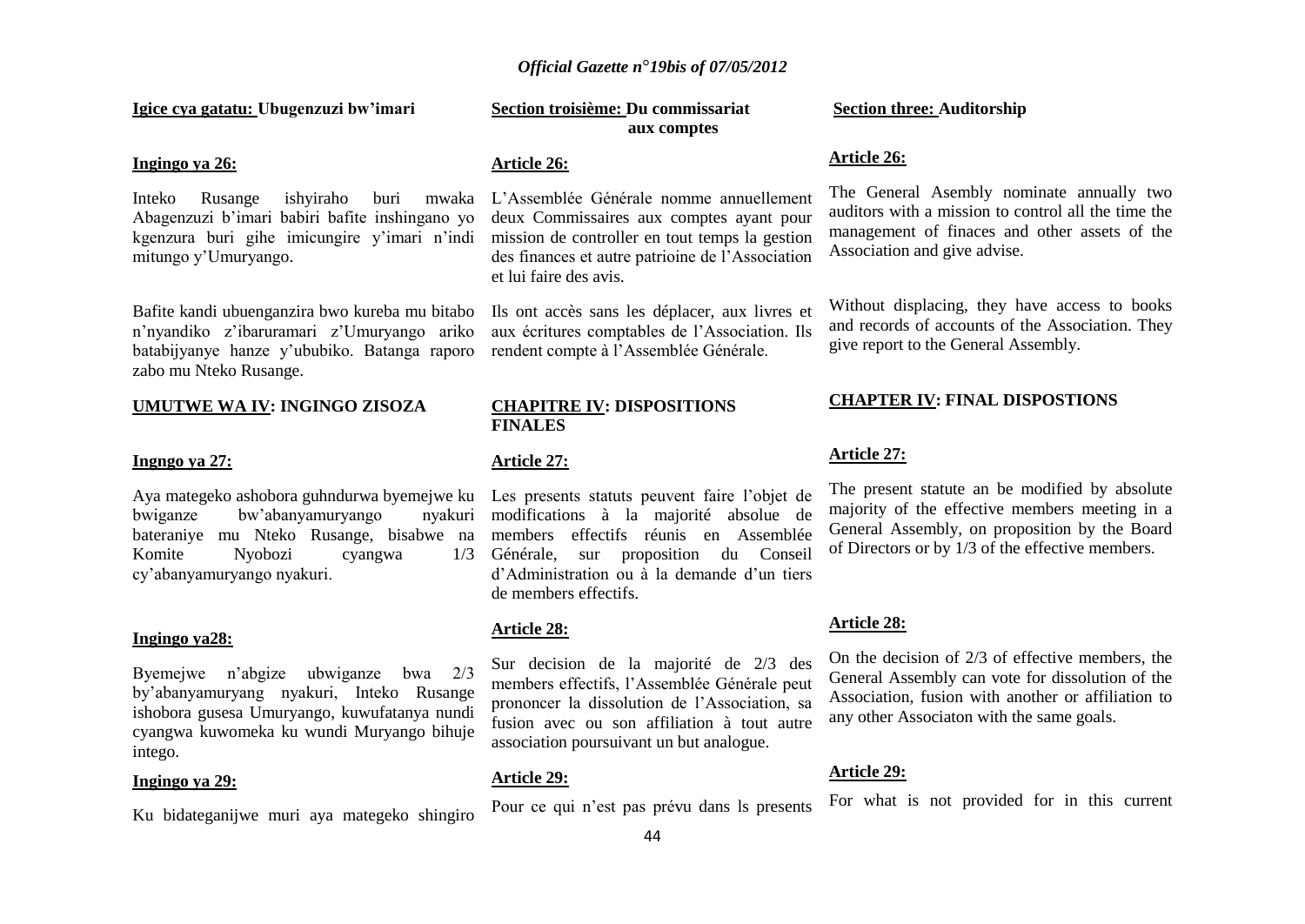**Igice cya gatatu: Ubugenzuzi bw'imari**

**Ingingo ya 26:**

Inteko Rusange ishyiraho buri mwaka Abagenzuzi b'imari babiri bafite inshingano yo kgenzura buri gihe imicungire y'imari n'indi mitungo y'Umuryango.

Bafite kandi ubuenganzira bwo kureba mu bitabo n'nyandiko z'ibaruramari z'Umuryango ariko batabijyanye hanze y'ububiko. Batanga raporo zabo mu Nteko Rusange.

**UMUTWE WA IV: INGINGO ZISOZA**

**Ingngo ya 27:**

Aya mategeko ashobora guhndurwa byemejwe ku bwiganze bw'abanyamuryango nyakuri bateraniye mu Nteko Rusange, bisabwe na Komite Nyobozi cyangwa 1/3 cy'abanyamuryango nyakuri.

**Ingingo ya28:**

Byemejwe n'abgize ubwiganze bwa 2/3 by'abanyamuryang nyakuri, Inteko Rusange ishobora gusesa Umuryango, kuwufatanya nundi cyangwa kuwomeka ku wundi Muryango bihuje intego.

**Ingingo ya 29:**

Ku bidateganijwe muri aya mategeko shingiro

**Section troisième: Du commissariat aux comptes**

**Article 26:**

L'Assemblée Générale nomme annuellement deux Commissaires aux comptes ayant pour mission de controller en tout temps la gestion des finances et autre patrioine de l'Association et lui faire des avis.

Ils ont accès sans les déplacer, aux livres et aux écritures comptables de l'Association. Ils rendent compte à l'Assemblée Générale.

**CHAPITRE IV: DISPOSITIONS FINALES**

**Article 27:**

Les presents statuts peuvent faire l'objet de modifications à la majorité absolue de members effectifs réunis en Assemblée Générale, sur proposition du Conseil d'Administration ou à la demande d'un tiers de members effectifs.

**Article 28:**

Sur decision de la majorité de 2/3 des members effectifs, l'Assemblée Générale peut prononcer la dissolution de l'Association, sa fusion avec ou son affiliation à tout autre association poursuivant un but analogue.

**Article 29:**

Pour ce qui n'est pas prévu dans ls presents

**Section three: Auditorship**

**Article 26:**

The General Asembly nominate annually two auditors with a mission to control all the time the management of finaces and other assets of the Association and give advise.

Without displacing, they have access to books and records of accounts of the Association. They give report to the General Assembly.

**CHAPTER IV: FINAL DISPOSTIONS**

**Article 27:**

The present statute an be modified by absolute majority of the effective members meeting in a General Assembly, on proposition by the Board of Directors or by 1/3 of the effective members.

**Article 28:**

On the decision of 2/3 of effective members, the General Assembly can vote for dissolution of the Association, fusion with another or affiliation to any other Associaton with the same goals.

**Article 29:**

For what is not provided for in this current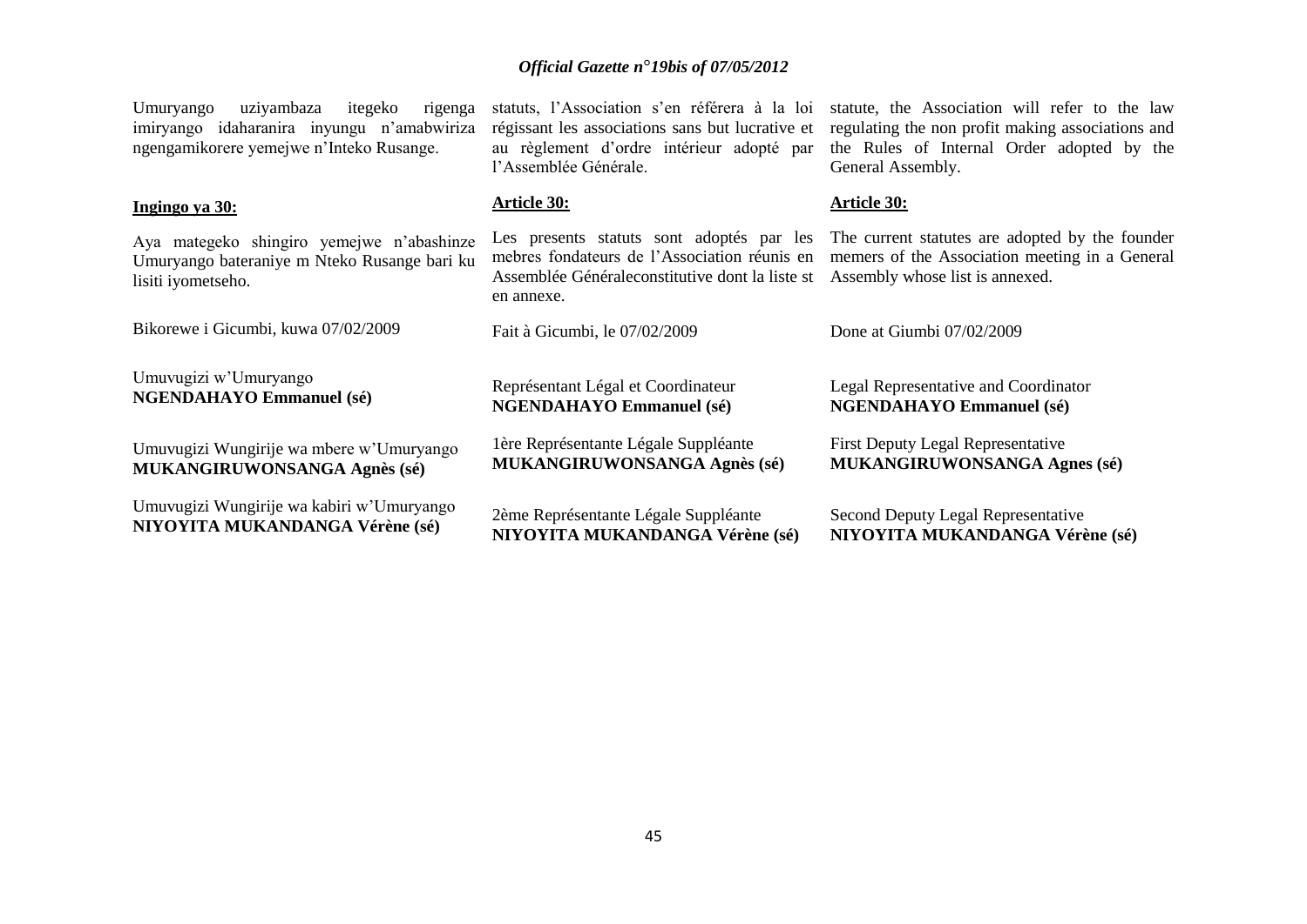Umuryango uziyambaza itegeko rigenga imiryango idaharanira inyungu n'amabwiriza ngengamikorere yemejwe n'Inteko Rusange.

**Ingingo ya 30:**

Aya mategeko shingiro yemejwe n'abashinze Umuryango bateraniye m Nteko Rusange bari ku lisiti iyometseho.

Bikorewe i Gicumbi, kuwa 07/02/2009

Umuvugizi w'Umuryango
**NGENDAHAYO Emmanuel (sé)**

Umuvugizi Wungirije wa mbere w'Umuryango
**MUKANGIRUWONSANGA Agnès (sé)**

Umuvugizi Wungirije wa kabiri w'Umuryango
**NIYOYITA MUKANDANGA Vérène (sé)**

statuts, l'Association s'en référera à la loi régissant les associations sans but lucrative et au règlement d'ordre intérieur adopté par l'Assemblée Générale.

**Article 30:**

Les presents statuts sont adoptés par les mebres fondateurs de l'Association réunis en Assemblée Généraleconstitutive dont la liste st en annexe.

Fait à Gicumbi, le 07/02/2009

Représentant Légal et Coordinateur
**NGENDAHAYO Emmanuel (sé)**

1ère Représentante Légale Suppléante
**MUKANGIRUWONSANGA Agnès (sé)**

2ème Représentante Légale Suppléante
**NIYOYITA MUKANDANGA Vérène (sé)**

statute, the Association will refer to the law regulating the non profit making associations and the Rules of Internal Order adopted by the General Assembly.

**Article 30:**

The current statutes are adopted by the founder memers of the Association meeting in a General Assembly whose list is annexed.

Done at Giumbi 07/02/2009

Legal Representative and Coordinator
**NGENDAHAYO Emmanuel (sé)**

First Deputy Legal Representative
**MUKANGIRUWONSANGA Agnes (sé)**

Second Deputy Legal Representative
**NIYOYITA MUKANDANGA Vérène (sé)**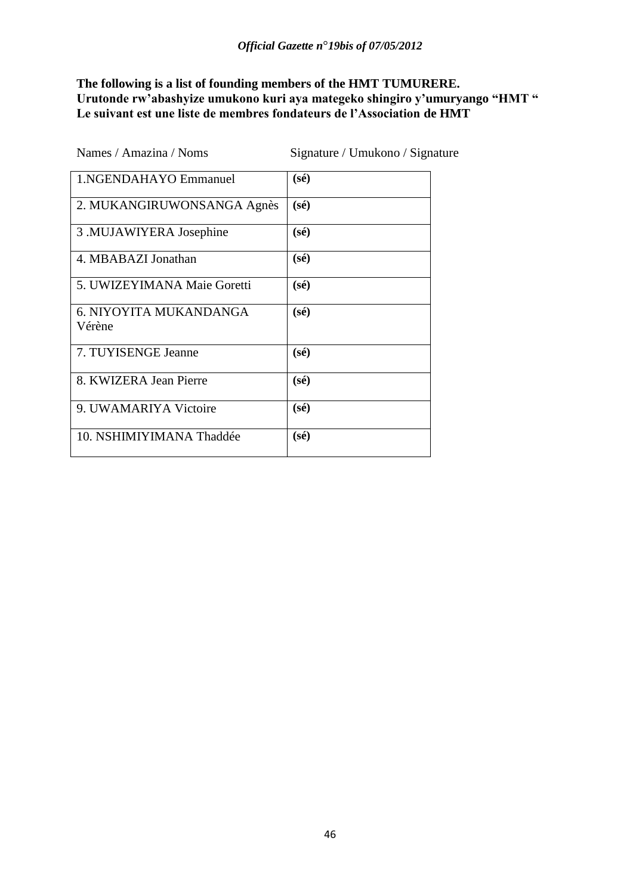**The following is a list of founding members of the HMT TUMURERE.**
**Urutonde rw'abashyize umukono kuri aya mategeko shingiro y'umuryango "HMT "**
**Le suivant est une liste de membres fondateurs de l'Association de HMT**

| Names / Amazina / Noms | Signature / Umukono / Signature |
|---|---|
| 1.NGENDAHAYO Emmanuel | **(sé)** |
| 2. MUKANGIRUWONSANGA Agnès | **(sé)** |
| 3 .MUJAWIYERA Josephine | **(sé)** |
| 4. MBABAZI Jonathan | **(sé)** |
| 5. UWIZEYIMANA Maie Goretti | **(sé)** |
| 6. NIYOYITA MUKANDANGA Vérène | **(sé)** |
| 7. TUYISENGE Jeanne | **(sé)** |
| 8. KWIZERA Jean Pierre | **(sé)** |
| 9. UWAMARIYA Victoire | **(sé)** |
| 10. NSHIMIYIMANA Thaddée | **(sé)** |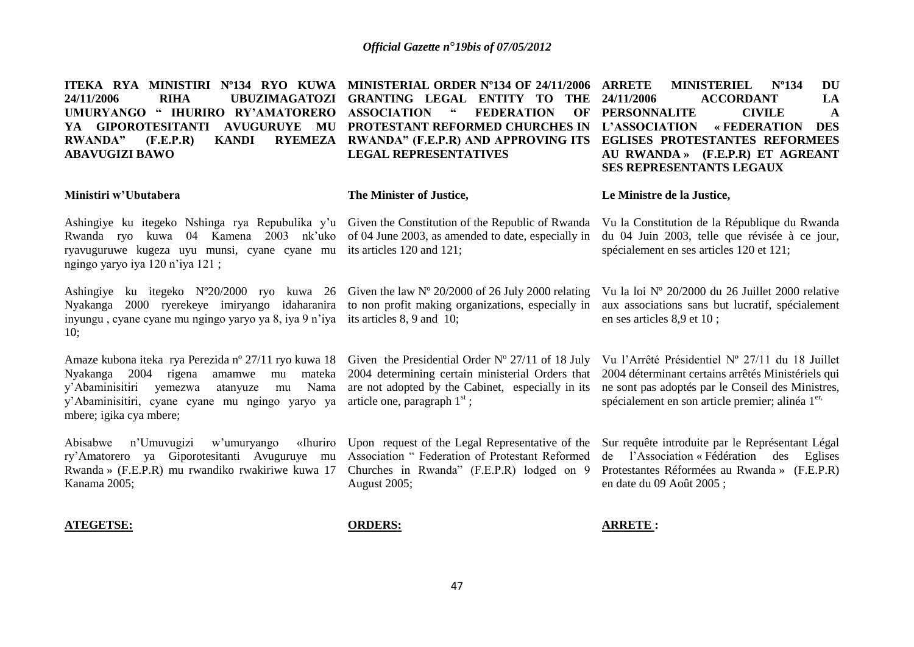**ITEKA RYA MINISTIRI Nº134 RYO KUWA 24/11/2006 RIHA UBUZIMAGATOZI UMURYANGO " IHURIRO RY'AMATORERO YA GIPOROTESITANTI AVUGURUYE MU RWANDA" (F.E.P.R) KANDI RYEMEZA ABAVUGIZI BAWO**

**Ministiri w'Ubutabera**

Ashingiye ku itegeko Nshinga rya Repubulika y'u Rwanda ryo kuwa 04 Kamena 2003 nk'uko ryavuguruwe kugeza uyu munsi, cyane cyane mu ngingo yaryo iya 120 n'iya 121 ;

Ashingiye ku itegeko Nº20/2000 ryo kuwa 26 Nyakanga 2000 ryerekeye imiryango idaharanira inyungu , cyane cyane mu ngingo yaryo ya 8, iya 9 n'iya 10;

Amaze kubona iteka rya Perezida nº 27/11 ryo kuwa 18 Nyakanga 2004 rigena amamwe mu mateka y'Abaminisitiri yemezwa atanyuze mu Nama y'Abaminisitiri, cyane cyane mu ngingo yaryo ya mbere; igika cya mbere;

Abisabwe n'Umuvugizi w'umuryango «Ihuriro ry'Amatorero ya Giporotesitanti Avuguruye mu Rwanda » (F.E.P.R) mu rwandiko rwakiriwe kuwa 17 Kanama 2005;

**ATEGETSE:**

**MINISTERIAL ORDER Nº134 OF 24/11/2006 GRANTING LEGAL ENTITY TO THE ASSOCIATION " FEDERATION OF PROTESTANT REFORMED CHURCHES IN RWANDA" (F.E.P.R) AND APPROVING ITS LEGAL REPRESENTATIVES**

**The Minister of Justice,**

Given the Constitution of the Republic of Rwanda of 04 June 2003, as amended to date, especially in its articles 120 and 121;

Given the law Nº 20/2000 of 26 July 2000 relating to non profit making organizations, especially in its articles 8, 9 and 10;

Given the Presidential Order Nº 27/11 of 18 July 2004 determining certain ministerial Orders that are not adopted by the Cabinet, especially in its article one, paragraph 1st ;

Upon request of the Legal Representative of the Association " Federation of Protestant Reformed Churches in Rwanda" (F.E.P.R) lodged on 9 August 2005;

**ORDERS:**

**ARRETE MINISTERIEL Nº134 DU 24/11/2006 ACCORDANT LA PERSONNALITE CIVILE A L'ASSOCIATION « FEDERATION DES EGLISES PROTESTANTES REFORMEES AU RWANDA » (F.E.P.R) ET AGREANT SES REPRESENTANTS LEGAUX**

**Le Ministre de la Justice,**

Vu la Constitution de la République du Rwanda du 04 Juin 2003, telle que révisée à ce jour, spécialement en ses articles 120 et 121;

Vu la loi Nº 20/2000 du 26 Juillet 2000 relative aux associations sans but lucratif, spécialement en ses articles 8,9 et 10 ;

Vu l'Arrêté Présidentiel Nº 27/11 du 18 Juillet 2004 déterminant certains arrêtés Ministériels qui ne sont pas adoptés par le Conseil des Ministres, spécialement en son article premier; alinéa 1er,

Sur requête introduite par le Représentant Légal de l'Association « Fédération des Eglises Protestantes Réformées au Rwanda » (F.E.P.R) en date du 09 Août 2005 ;

**ARRETE :**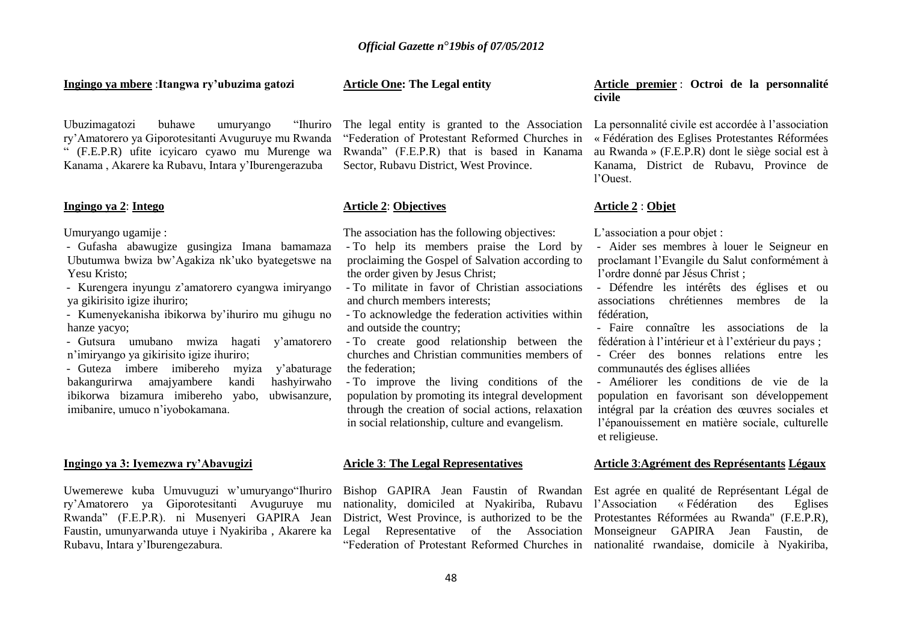**Ingingo ya mbere** :**Itangwa ry'ubuzima gatozi**

Ubuzimagatozi buhawe umuryango "Ihuriro ry'Amatorero ya Giporotesitanti Avuguruye mu Rwanda " (F.E.P.R) ufite icyicaro cyawo mu Murenge wa Kanama , Akarere ka Rubavu, Intara y'Iburengerazuba

**Ingingo ya 2**: **Intego**

Umuryango ugamije :

- Gufasha abawugize gusingiza Imana bamamaza Ubutumwa bwiza bw'Agakiza nk'uko byategetswe na Yesu Kristo;
- Kurengera inyungu z'amatorero cyangwa imiryango ya gikirisito igize ihuriro;
- Kumenyekanisha ibikorwa by'ihuriro mu gihugu no hanze yacyo;
- Gutsura umubano mwiza hagati y'amatorero n'imiryango ya gikirisito igize ihuriro;
- Guteza imbere imibereho myiza y'abaturage bakangurirwa amajyambere kandi hashyirwaho ibikorwa bizamura imibereho yabo, ubwisanzure, imibanire, umuco n'iyobokamana.

**Ingingo ya 3: Iyemezwa ry'Abavugizi**

Uwemerewe kuba Umuvuguzi w'umuryango"Ihuriro ry'Amatorero ya Giporotesitanti Avuguruye mu Rwanda" (F.E.P.R). ni Musenyeri GAPIRA Jean Faustin, umunyarwanda utuye i Nyakiriba , Akarere ka Rubavu, Intara y'Iburengezabura.

**Article One: The Legal entity**

The legal entity is granted to the Association "Federation of Protestant Reformed Churches in Rwanda" (F.E.P.R) that is based in Kanama Sector, Rubavu District, West Province.

**Article 2**: **Objectives**

The association has the following objectives:

- To help its members praise the Lord by proclaiming the Gospel of Salvation according to the order given by Jesus Christ;
- To militate in favor of Christian associations and church members interests;
- To acknowledge the federation activities within and outside the country;
- To create good relationship between the churches and Christian communities members of the federation;
- To improve the living conditions of the population by promoting its integral development through the creation of social actions, relaxation in social relationship, culture and evangelism.

**Aricle 3**: **The Legal Representatives**

Bishop GAPIRA Jean Faustin of Rwandan nationality, domiciled at Nyakiriba, Rubavu District, West Province, is authorized to be the Legal Representative of the Association "Federation of Protestant Reformed Churches in

**Article premier** : **Octroi de la personnalité civile**

La personnalité civile est accordée à l'association « Fédération des Eglises Protestantes Réformées au Rwanda » (F.E.P.R) dont le siège social est à Kanama, District de Rubavu, Province de l'Ouest.

**Article 2** : **Objet**

L'association a pour objet :

- Aider ses membres à louer le Seigneur en proclamant l'Evangile du Salut conformément à l'ordre donné par Jésus Christ ;
- Défendre les intérêts des églises et ou associations chrétiennes membres de la fédération,
- Faire connaître les associations de la fédération à l'intérieur et à l'extérieur du pays ;
- Créer des bonnes relations entre les communautés des églises alliées
- Améliorer les conditions de vie de la population en favorisant son développement intégral par la création des œuvres sociales et l'épanouissement en matière sociale, culturelle et religieuse.

**Article 3**:**Agrément des Représentants Légaux**

Est agrée en qualité de Représentant Légal de l'Association « Fédération des Eglises Protestantes Réformées au Rwanda" (F.E.P.R), Monseigneur GAPIRA Jean Faustin, de nationalité rwandaise, domicile à Nyakiriba,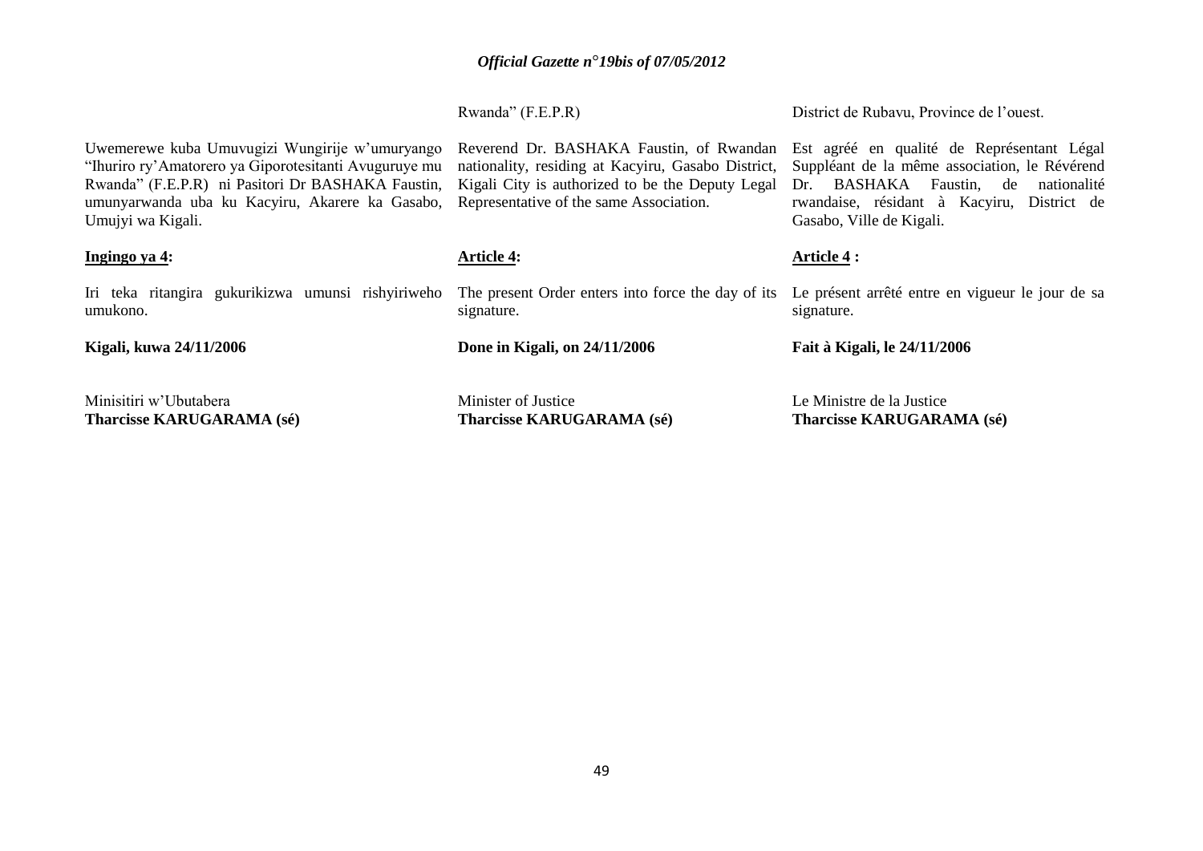Rwanda" (F.E.P.R)

District de Rubavu, Province de l'ouest.

Uwemerewe kuba Umuvugizi Wungirije w'umuryango "Ihuriro ry'Amatorero ya Giporotesitanti Avuguruye mu Rwanda" (F.E.P.R) ni Pasitori Dr BASHAKA Faustin, umunyarwanda uba ku Kacyiru, Akarere ka Gasabo, Umujyi wa Kigali.

Reverend Dr. BASHAKA Faustin, of Rwandan nationality, residing at Kacyiru, Gasabo District, Kigali City is authorized to be the Deputy Legal Representative of the same Association.

Est agréé en qualité de Représentant Légal Suppléant de la même association, le Révérend Dr. BASHAKA Faustin, de nationalité rwandaise, résidant à Kacyiru, District de Gasabo, Ville de Kigali.

**Ingingo ya 4:**

Iri teka ritangira gukurikizwa umunsi rishyiriweho umukono.

**Article 4:**

The present Order enters into force the day of its signature.

**Article 4 :**

Le présent arrêté entre en vigueur le jour de sa signature.

**Kigali, kuwa 24/11/2006**

**Done in Kigali, on 24/11/2006**

**Fait à Kigali, le 24/11/2006**

Minisitiri w'Ubutabera
**Tharcisse KARUGARAMA (sé)**

Minister of Justice
**Tharcisse KARUGARAMA (sé)**

Le Ministre de la Justice
**Tharcisse KARUGARAMA (sé)**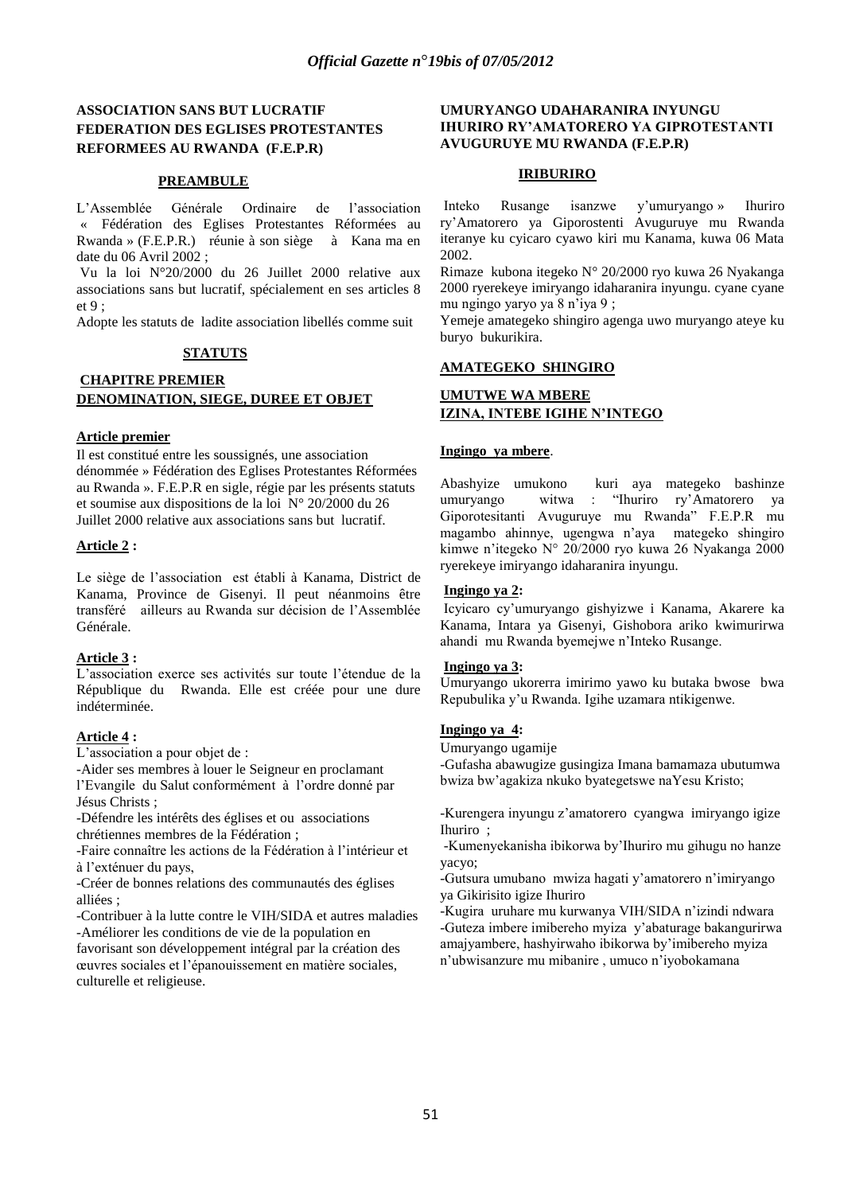**ASSOCIATION SANS BUT LUCRATIF FEDERATION DES EGLISES PROTESTANTES REFORMEES AU RWANDA (F.E.P.R)**

**PREAMBULE**

L'Assemblée Générale Ordinaire de l'association « Fédération des Eglises Protestantes Réformées au Rwanda » (F.E.P.R.) réunie à son siège à Kana ma en date du 06 Avril 2002 ;

Vu la loi N°20/2000 du 26 Juillet 2000 relative aux associations sans but lucratif, spécialement en ses articles 8 et 9 ;

Adopte les statuts de ladite association libellés comme suit

**STATUTS**

**CHAPITRE PREMIER**
**DENOMINATION, SIEGE, DUREE ET OBJET**

**Article premier**

Il est constitué entre les soussignés, une association dénommée » Fédération des Eglises Protestantes Réformées au Rwanda ». F.E.P.R en sigle, régie par les présents statuts et soumise aux dispositions de la loi N° 20/2000 du 26 Juillet 2000 relative aux associations sans but lucratif.

**Article 2 :**

Le siège de l'association est établi à Kanama, District de Kanama, Province de Gisenyi. Il peut néanmoins être transféré ailleurs au Rwanda sur décision de l'Assemblée Générale.

**Article 3 :**

L'association exerce ses activités sur toute l'étendue de la République du Rwanda. Elle est créée pour une dure indéterminée.

**Article 4 :**

L'association a pour objet de :

-Aider ses membres à louer le Seigneur en proclamant l'Evangile du Salut conformément à l'ordre donné par Jésus Christs ;

-Défendre les intérêts des églises et ou associations chrétiennes membres de la Fédération ;

-Faire connaître les actions de la Fédération à l'intérieur et à l'exténuer du pays,

-Créer de bonnes relations des communautés des églises alliées ;

-Contribuer à la lutte contre le VIH/SIDA et autres maladies

-Améliorer les conditions de vie de la population en favorisant son développement intégral par la création des œuvres sociales et l'épanouissement en matière sociales, culturelle et religieuse.

**UMURYANGO UDAHARANIRA INYUNGU IHURIRO RY'AMATORERO YA GIPROTESTANTI AVUGURUYE MU RWANDA (F.E.P.R)**

**IRIBURIRO**

Inteko Rusange isanzwe y'umuryango » Ihuriro ry'Amatorero ya Giporostenti Avuguruye mu Rwanda iteranye ku cyicaro cyawo kiri mu Kanama, kuwa 06 Mata 2002.

Rimaze kubona itegeko N° 20/2000 ryo kuwa 26 Nyakanga 2000 ryerekeye imiryango idaharanira inyungu. cyane cyane mu ngingo yaryo ya 8 n'iya 9 ;

Yemeje amategeko shingiro agenga uwo muryango ateye ku buryo bukurikira.

**AMATEGEKO SHINGIRO**

**UMUTWE WA MBERE**
**IZINA, INTEBE IGIHE N'INTEGO**

**Ingingo ya mbere**.

Abashyize umukono kuri aya mategeko bashinze umuryango witwa : "Ihuriro ry'Amatorero ya Giporotesitanti Avuguruye mu Rwanda" F.E.P.R mu magambo ahinnye, ugengwa n'aya mategeko shingiro kimwe n'itegeko N° 20/2000 ryo kuwa 26 Nyakanga 2000 ryerekeye imiryango idaharanira inyungu.

**Ingingo ya 2:**

Icyicaro cy'umuryango gishyizwe i Kanama, Akarere ka Kanama, Intara ya Gisenyi, Gishobora ariko kwimurirwa ahandi mu Rwanda byemejwe n'Inteko Rusange.

**Ingingo ya 3:**

Umuryango ukorerra imirimo yawo ku butaka bwose bwa Repubulika y'u Rwanda. Igihe uzamara ntikigenwe.

**Ingingo ya 4:**

Umuryango ugamije

-Gufasha abawugize gusingiza Imana bamamaza ubutumwa bwiza bw'agakiza nkuko byategetswe naYesu Kristo;

-Kurengera inyungu z'amatorero cyangwa imiryango igize Ihuriro ;

-Kumenyekanisha ibikorwa by'Ihuriro mu gihugu no hanze yacyo;

-Gutsura umubano mwiza hagati y'amatorero n'imiryango ya Gikirisito igize Ihuriro

-Kugira uruhare mu kurwanya VIH/SIDA n'izindi ndwara

-Guteza imbere imibereho myiza y'abaturage bakangurirwa amajyambere, hashyirwaho ibikorwa by'imibereho myiza n'ubwisanzure mu mibanire , umuco n'iyobokamana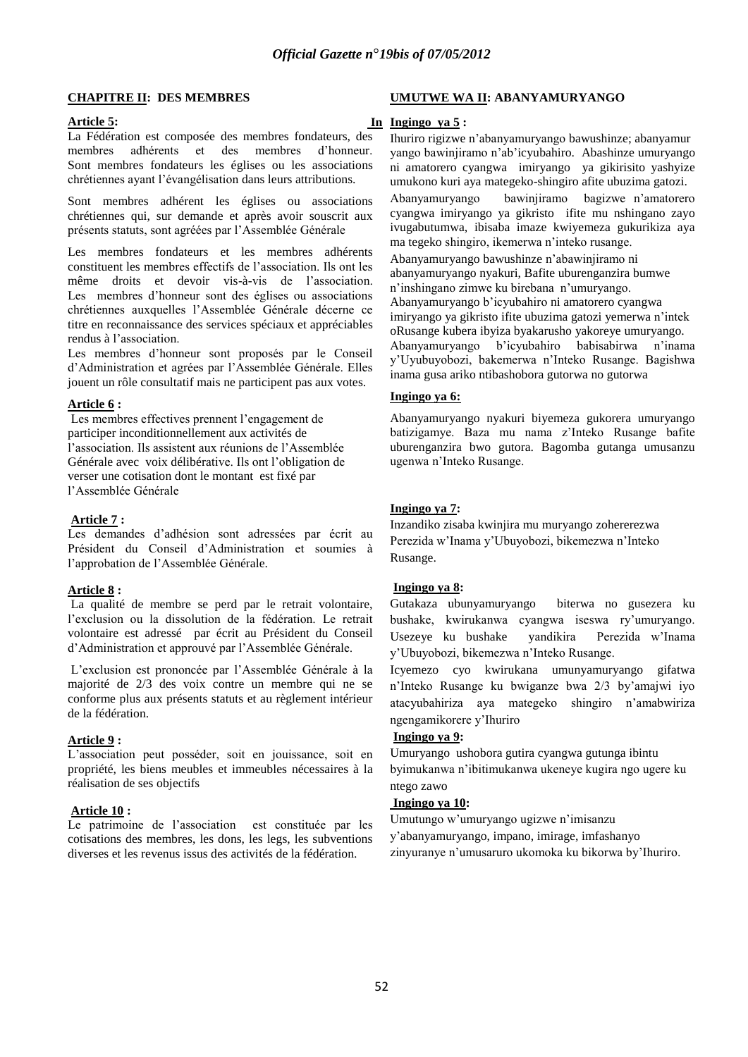## CHAPITRE II: DES MEMBRES

**Article 5:**

La Fédération est composée des membres fondateurs, des membres adhérents et des membres d'honneur. Sont membres fondateurs les églises ou les associations chrétiennes ayant l'évangélisation dans leurs attributions.

Sont membres adhérent les églises ou associations chrétiennes qui, sur demande et après avoir souscrit aux présents statuts, sont agréées par l'Assemblée Générale

Les membres fondateurs et les membres adhérents constituent les membres effectifs de l'association. Ils ont les même droits et devoir vis-à-vis de l'association. Les membres d'honneur sont des églises ou associations chrétiennes auxquelles l'Assemblée Générale décerne ce titre en reconnaissance des services spéciaux et appréciables rendus à l'association.

Les membres d'honneur sont proposés par le Conseil d'Administration et agrées par l'Assemblée Générale. Elles jouent un rôle consultatif mais ne participent pas aux votes.

**Article 6 :**

Les membres effectives prennent l'engagement de participer inconditionnellement aux activités de l'association. Ils assistent aux réunions de l'Assemblée Générale avec voix délibérative. Ils ont l'obligation de verser une cotisation dont le montant est fixé par l'Assemblée Générale

**Article 7 :**

Les demandes d'adhésion sont adressées par écrit au Président du Conseil d'Administration et soumies à l'approbation de l'Assemblée Générale.

**Article 8 :**

La qualité de membre se perd par le retrait volontaire, l'exclusion ou la dissolution de la fédération. Le retrait volontaire est adressé par écrit au Président du Conseil d'Administration et approuvé par l'Assemblée Générale.

L'exclusion est prononcée par l'Assemblée Générale à la majorité de 2/3 des voix contre un membre qui ne se conforme plus aux présents statuts et au règlement intérieur de la fédération.

**Article 9 :**

L'association peut posséder, soit en jouissance, soit en propriété, les biens meubles et immeubles nécessaires à la réalisation de ses objectifs

**Article 10 :**

Le patrimoine de l'association est constituée par les cotisations des membres, les dons, les legs, les subventions diverses et les revenus issus des activités de la fédération.

## UMUTWE WA II: ABANYAMURYANGO

**Ingingo ya 5 :**

Ihuriro rigizwe n'abanyamuryango bawushinze; abanyamuryango bawinjiramo n'ab'icyubahiro. Abashinze umuryango ni amatorero cyangwa imiryango ya gikirisito yashyize umukono kuri aya mategeko-shingiro afite ubuzima gatozi.

Abanyamuryango bawinjiramo bagizwe n'amatorero cyangwa imiryango ya gikristo ifite mu nshingano zayo ivugabutumwa, ibisaba imaze kwiyemeza gukurikiza aya ma tegeko shingiro, ikemerwa n'inteko rusange.

Abanyamuryango bawushinze n'abawinjiramo ni abanyamuryango nyakuri, Bafite uburenganzira bumwe n'inshingano zimwe ku birebana n'umuryango.

Abanyamuryango b'icyubahiro ni amatorero cyangwa imiryango ya gikristo ifite ubuzima gatozi yemerwa n'intek oRusange kubera ibyiza byakarusho yakoreye umuryango.

Abanyamuryango b'icyubahiro babisabirwa n'inama y'Uyubuyobozi, bakemerwa n'Inteko Rusange. Bagishwa inama gusa ariko ntibashobora gutorwa no gutorwa

**Ingingo ya 6:**

Abanyamuryango nyakuri biyemeza gukorera umuryango batizigamye. Baza mu nama z'Inteko Rusange bafite uburenganzira bwo gutora. Bagomba gutanga umusanzu ugenwa n'Inteko Rusange.

**Ingingo ya 7:**

Inzandiko zisaba kwinjira mu muryango zohererezwa Perezida w'Inama y'Ubuyobozi, bikemezwa n'Inteko Rusange.

**Ingingo ya 8:**

Gutakaza ubunyamuryango biterwa no gusezera ku bushake, kwirukanwa cyangwa iseswa ry'umuryango. Usezeye ku bushake yandikira Perezida w'Inama y'Ubuyobozi, bikemezwa n'Inteko Rusange.

Icyemezo cyo kwirukana umunyamuryango gifatwa n'Inteko Rusange ku bwiganze bwa 2/3 by'amajwi iyo atacyubahiriza aya mategeko shingiro n'amabwiriza ngengamikorere y'Ihuriro

**Ingingo ya 9:**

Umuryango ushobora gutira cyangwa gutunga ibintu byimukanwa n'ibitimukanwa ukeneye kugira ngo ugere ku ntego zawo

**Ingingo ya 10:**

Umutungo w'umuryango ugizwe n'imisanzu y'abanyamuryango, impano, imirage, imfashanyo zinyuranye n'umusaruro ukomoka ku bikorwa by'Ihuriro.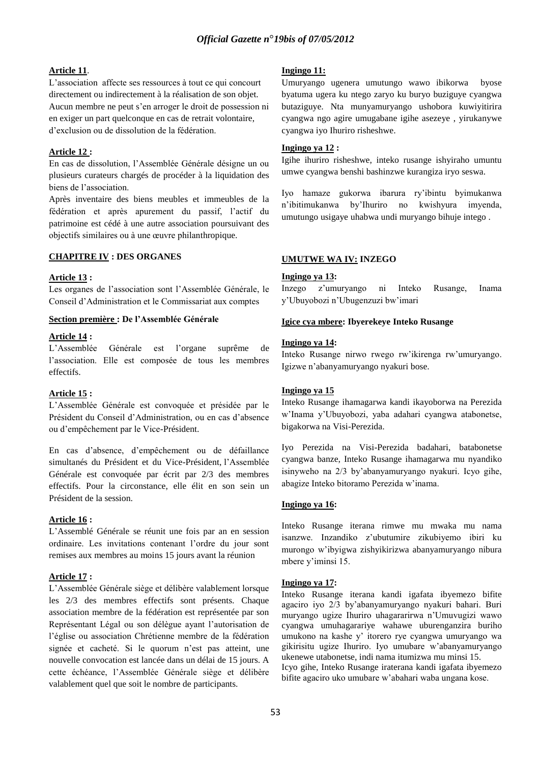**Article 11**.

L'association affecte ses ressources à tout ce qui concourt directement ou indirectement à la réalisation de son objet. Aucun membre ne peut s'en arroger le droit de possession ni en exiger un part quelconque en cas de retrait volontaire, d'exclusion ou de dissolution de la fédération.

**Article 12 :**

En cas de dissolution, l'Assemblée Générale désigne un ou plusieurs curateurs chargés de procéder à la liquidation des biens de l'association.

Après inventaire des biens meubles et immeubles de la fédération et après apurement du passif, l'actif du patrimoine est cédé à une autre association poursuivant des objectifs similaires ou à une œuvre philanthropique.

**CHAPITRE IV : DES ORGANES**

**Article 13 :**

Les organes de l'association sont l'Assemblée Générale, le Conseil d'Administration et le Commissariat aux comptes

**Section première : De l'Assemblée Générale**

**Article 14 :**

L'Assemblée Générale est l'organe suprême de l'association. Elle est composée de tous les membres effectifs.

**Article 15 :**

L'Assemblée Générale est convoquée et présidée par le Président du Conseil d'Administration, ou en cas d'absence ou d'empêchement par le Vice-Président.

En cas d'absence, d'empêchement ou de défaillance simultanés du Président et du Vice-Président, l'Assemblée Générale est convoquée par écrit par 2/3 des membres effectifs. Pour la circonstance, elle élit en son sein un Président de la session.

**Article 16 :**

L'Assemblé Générale se réunit une fois par an en session ordinaire. Les invitations contenant l'ordre du jour sont remises aux membres au moins 15 jours avant la réunion

**Article 17 :**

L'Assemblée Générale siège et délibère valablement lorsque les 2/3 des membres effectifs sont présents. Chaque association membre de la fédération est représentée par son Représentant Légal ou son délègue ayant l'autorisation de l'église ou association Chrétienne membre de la fédération signée et cacheté. Si le quorum n'est pas atteint, une nouvelle convocation est lancée dans un délai de 15 jours. A cette échéance, l'Assemblée Générale siège et délibère valablement quel que soit le nombre de participants.

**Ingingo 11:**

Umuryango ugenera umutungo wawo ibikorwa byose byatuma ugera ku ntego zaryo ku buryo buziguye cyangwa butaziguye. Nta munyamuryango ushobora kuwiyitirira cyangwa ngo agire umugabane igihe asezeye , yirukanywe cyangwa iyo Ihuriro risheshwe.

**Ingingo ya 12 :**

Igihe ihuriro risheshwe, inteko rusange ishyiraho umuntu umwe cyangwa benshi bashinzwe kurangiza iryo seswa.

Iyo hamaze gukorwa ibarura ry'ibintu byimukanwa n'ibitimukanwa by'Ihuriro no kwishyura imyenda, umutungo usigaye uhabwa undi muryango bihuje intego .

**UMUTWE WA IV: INZEGO**

**Ingingo ya 13:**

Inzego z'umuryango ni Inteko Rusange, Inama y'Ubuyobozi n'Ubugenzuzi bw'imari

**Igice cya mbere: Ibyerekeye Inteko Rusange**

**Ingingo ya 14:**

Inteko Rusange nirwo rwego rw'ikirenga rw'umuryango. Igizwe n'abanyamuryango nyakuri bose.

**Ingingo ya 15**

Inteko Rusange ihamagarwa kandi ikayoborwa na Perezida w'Inama y'Ubuyobozi, yaba adahari cyangwa atabonetse, bigakorwa na Visi-Perezida.

Iyo Perezida na Visi-Perezida badahari, batabonetse cyangwa banze, Inteko Rusange ihamagarwa mu nyandiko isinyweho na 2/3 by'abanyamuryango nyakuri. Icyo gihe, abagize Inteko bitoramo Perezida w'inama.

**Ingingo ya 16:**

Inteko Rusange iterana rimwe mu mwaka mu nama isanzwe. Inzandiko z'ubutumire zikubiyemo ibiri ku murongo w'ibyigwa zishyikirizwa abanyamuryango nibura mbere y'iminsi 15.

**Ingingo ya 17:**

Inteko Rusange iterana kandi igafata ibyemezo bifite agaciro iyo 2/3 by'abanyamuryango nyakuri bahari. Buri muryango ugize Ihuriro uhagararirwa n'Umuvugizi wawo cyangwa umuhagarariye wahawe uburenganzira buriho umukono na kashe y' itorero rye cyangwa umuryango wa gikirisitu ugize Ihuriro. Iyo umubare w'abanyamuryango ukenewe utabonetse, indi nama itumizwa mu minsi 15.

Icyo gihe, Inteko Rusange iraterana kandi igafata ibyemezo bifite agaciro uko umubare w'abahari waba ungana kose.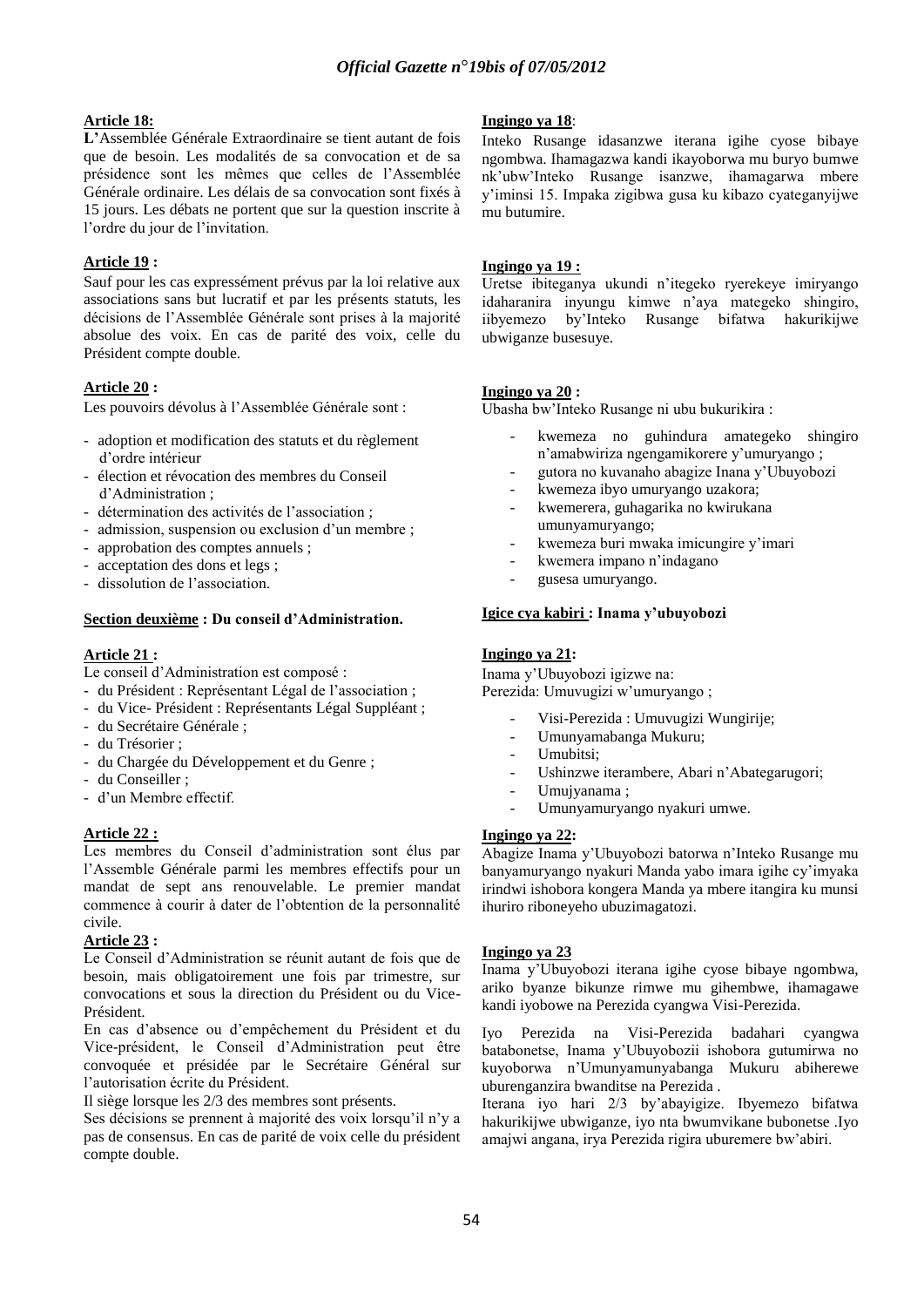**Article 18:**

L'Assemblée Générale Extraordinaire se tient autant de fois que de besoin. Les modalités de sa convocation et de sa présidence sont les mêmes que celles de l'Assemblée Générale ordinaire. Les délais de sa convocation sont fixés à 15 jours. Les débats ne portent que sur la question inscrite à l'ordre du jour de l'invitation.

**Article 19 :**

Sauf pour les cas expressément prévus par la loi relative aux associations sans but lucratif et par les présents statuts, les décisions de l'Assemblée Générale sont prises à la majorité absolue des voix. En cas de parité des voix, celle du Président compte double.

**Article 20 :**

Les pouvoirs dévolus à l'Assemblée Générale sont :

- adoption et modification des statuts et du règlement d'ordre intérieur
- élection et révocation des membres du Conseil d'Administration ;
- détermination des activités de l'association ;
- admission, suspension ou exclusion d'un membre ;
- approbation des comptes annuels ;
- acceptation des dons et legs ;
- dissolution de l'association.

**Section deuxième : Du conseil d'Administration.**

**Article 21 :**

Le conseil d'Administration est composé :

- du Président : Représentant Légal de l'association ;
- du Vice- Président : Représentants Légal Suppléant ;
- du Secrétaire Générale ;
- du Trésorier ;
- du Chargée du Développement et du Genre ;
- du Conseiller ;
- d'un Membre effectif.

**Article 22 :**

Les membres du Conseil d'administration sont élus par l'Assemble Générale parmi les membres effectifs pour un mandat de sept ans renouvelable. Le premier mandat commence à courir à dater de l'obtention de la personnalité civile.

**Article 23 :**

Le Conseil d'Administration se réunit autant de fois que de besoin, mais obligatoirement une fois par trimestre, sur convocations et sous la direction du Président ou du Vice-Président.

En cas d'absence ou d'empêchement du Président et du Vice-président, le Conseil d'Administration peut être convoquée et présidée par le Secrétaire Général sur l'autorisation écrite du Président.

Il siège lorsque les 2/3 des membres sont présents.

Ses décisions se prennent à majorité des voix lorsqu'il n'y a pas de consensus. En cas de parité de voix celle du président compte double.

**Ingingo ya 18**:

Inteko Rusange idasanzwe iterana igihe cyose bibaye ngombwa. Ihamagazwa kandi ikayoborwa mu buryo bumwe nk'ubw'Inteko Rusange isanzwe, ihamagarwa mbere y'iminsi 15. Impaka zigibwa gusa ku kibazo cyateganyijwe mu butumire.

**Ingingo ya 19 :**

Uretse ibiteganya ukundi n'itegeko ryerekeye imiryango idaharanira inyungu kimwe n'aya mategeko shingiro, iibyemezo by'Inteko Rusange bifatwa hakurikijwe ubwiganze busesuye.

**Ingingo ya 20 :**

Ubasha bw'Inteko Rusange ni ubu bukurikira :

- kwemeza no guhindura amategeko shingiro n'amabwiriza ngengamikorere y'umuryango ;
- gutora no kuvanaho abagize Inana y'Ubuyobozi
- kwemeza ibyo umuryango uzakora;
- kwemerera, guhagarika no kwirukana umunyamuryango;
- kwemeza buri mwaka imicungire y'imari
- kwemera impano n'indagano
- gusesa umuryango.

**Igice cya kabiri : Inama y'ubuyobozi**

**Ingingo ya 21:**

Inama y'Ubuyobozi igizwe na:

Perezida: Umuvugizi w'umuryango ;

- Visi-Perezida : Umuvugizi Wungirije;
- Umunyamabanga Mukuru;
- Umubitsi;
- Ushinzwe iterambere, Abari n'Abategarugori;
- Umujyanama ;
- Umunyamuryango nyakuri umwe.

**Ingingo ya 22:**

Abagize Inama y'Ubuyobozi batorwa n'Inteko Rusange mu banyamuryango nyakuri Manda yabo imara igihe cy'imyaka irindwi ishobora kongera Manda ya mbere itangira ku munsi ihuriro riboneyeho ubuzimagatozi.

**Ingingo ya 23**

Inama y'Ubuyobozi iterana igihe cyose bibaye ngombwa, ariko byanze bikunze rimwe mu gihembwe, ihamagawe kandi iyobowe na Perezida cyangwa Visi-Perezida.

Iyo Perezida na Visi-Perezida badahari cyangwa batabonetse, Inama y'Ubuyobozii ishobora gutumirwa no kuyoborwa n'Umunyamunyabanga Mukuru abiherewe uburenganzira bwanditse na Perezida .

Iterana iyo hari 2/3 by'abayigize. Ibyemezo bifatwa hakurikijwe ubwiganze, iyo nta bwumvikane bubonetse .Iyo amajwi angana, irya Perezida rigira uburemere bw'abiri.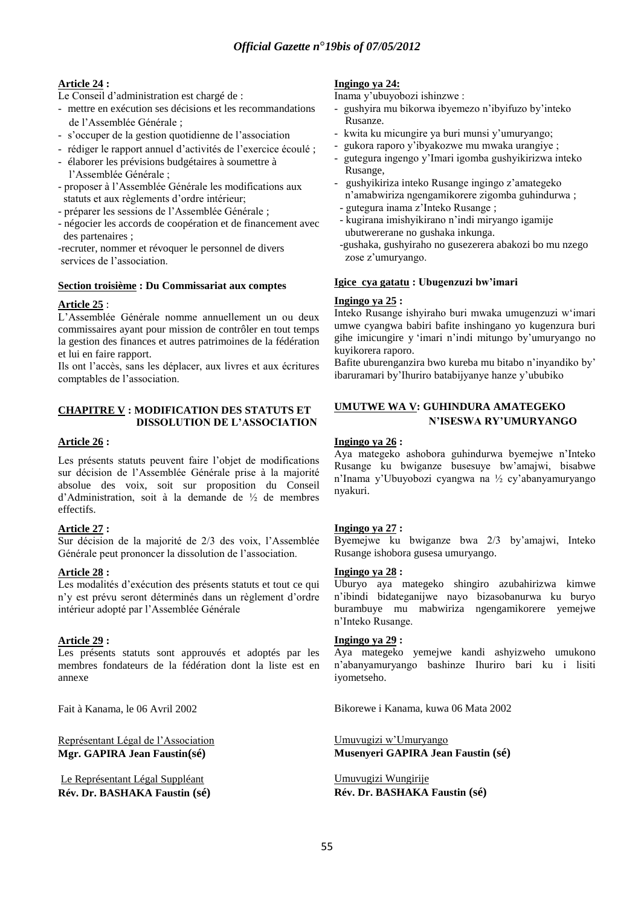**Article 24 :**

Le Conseil d'administration est chargé de :

- mettre en exécution ses décisions et les recommandations de l'Assemblée Générale ;
- s'occuper de la gestion quotidienne de l'association
- rédiger le rapport annuel d'activités de l'exercice écoulé ;
- élaborer les prévisions budgétaires à soumettre à l'Assemblée Générale ;
- proposer à l'Assemblée Générale les modifications aux statuts et aux règlements d'ordre intérieur;
- préparer les sessions de l'Assemblée Générale ;
- négocier les accords de coopération et de financement avec des partenaires ;
- recruter, nommer et révoquer le personnel de divers services de l'association.

**Section troisième : Du Commissariat aux comptes**

**Article 25** :

L'Assemblée Générale nomme annuellement un ou deux commissaires ayant pour mission de contrôler en tout temps la gestion des finances et autres patrimoines de la fédération et lui en faire rapport.

Ils ont l'accès, sans les déplacer, aux livres et aux écritures comptables de l'association.

**CHAPITRE V : MODIFICATION DES STATUTS ET DISSOLUTION DE L'ASSOCIATION**

**Article 26 :**

Les présents statuts peuvent faire l'objet de modifications sur décision de l'Assemblée Générale prise à la majorité absolue des voix, soit sur proposition du Conseil d'Administration, soit à la demande de ½ de membres effectifs.

**Article 27 :**

Sur décision de la majorité de 2/3 des voix, l'Assemblée Générale peut prononcer la dissolution de l'association.

**Article 28 :**

Les modalités d'exécution des présents statuts et tout ce qui n'y est prévu seront déterminés dans un règlement d'ordre intérieur adopté par l'Assemblée Générale

**Article 29 :**

Les présents statuts sont approuvés et adoptés par les membres fondateurs de la fédération dont la liste est en annexe

Fait à Kanama, le 06 Avril 2002

Représentant Légal de l'Association
**Mgr. GAPIRA Jean Faustin(sé)**

Le Représentant Légal Suppléant
**Rév. Dr. BASHAKA Faustin (sé)**

**Ingingo ya 24:**

Inama y'ubuyobozi ishinzwe :

- gushyira mu bikorwa ibyemezo n'ibyifuzo by'inteko Rusanze.
- kwita ku micungire ya buri munsi y'umuryango;
- gukora raporo y'ibyakozwe mu mwaka urangiye ;
- gutegura ingengo y'Imari igomba gushyikirizwa inteko Rusange,
- gushyikiriza inteko Rusange ingingo z'amategeko n'amabwiriza ngengamikorere zigomba guhindurwa ;
- gutegura inama z'Inteko Rusange ;
- kugirana imishyikirano n'indi miryango igamije ubutwererane no gushaka inkunga.
- gushaka, gushyiraho no gusezerera abakozi bo mu nzego zose z'umuryango.

**Igice cya gatatu : Ubugenzuzi bw'imari**

**Ingingo ya 25 :**

Inteko Rusange ishyiraho buri mwaka umugenzuzi w'imari umwe cyangwa babiri bafite inshingano yo kugenzura buri gihe imicungire y 'imari n'indi mitungo by'umuryango no kuyikorera raporo.

Bafite uburenganzira bwo kureba mu bitabo n'inyandiko by' ibaruramari by'Ihuriro batabijyanye hanze y'ububiko

**UMUTWE WA V: GUHINDURA AMATEGEKO N'ISESWA RY'UMURYANGO**

**Ingingo ya 26 :**

Aya mategeko ashobora guhindurwa byemejwe n'Inteko Rusange ku bwiganze busesuye bw'amajwi, bisabwe n'Inama y'Ubuyobozi cyangwa na ½ cy'abanyamuryango nyakuri.

**Ingingo ya 27 :**

Byemejwe ku bwiganze bwa 2/3 by'amajwi, Inteko Rusange ishobora gusesa umuryango.

**Ingingo ya 28 :**

Uburyo aya mategeko shingiro azubahirizwa kimwe n'ibindi bidateganijwe nayo bizasobanurwa ku buryo burambuye mu mabwiriza ngengamikorere yemejwe n'Inteko Rusange.

**Ingingo ya 29 :**

Aya mategeko yemejwe kandi ashyizweho umukono n'abanyamuryango bashinze Ihuriro bari ku i lisiti iyometseho.

Bikorewe i Kanama, kuwa 06 Mata 2002

Umuvugizi w'Umuryango
**Musenyeri GAPIRA Jean Faustin (sé)**

Umuvugizi Wungirije
**Rév. Dr. BASHAKA Faustin (sé)**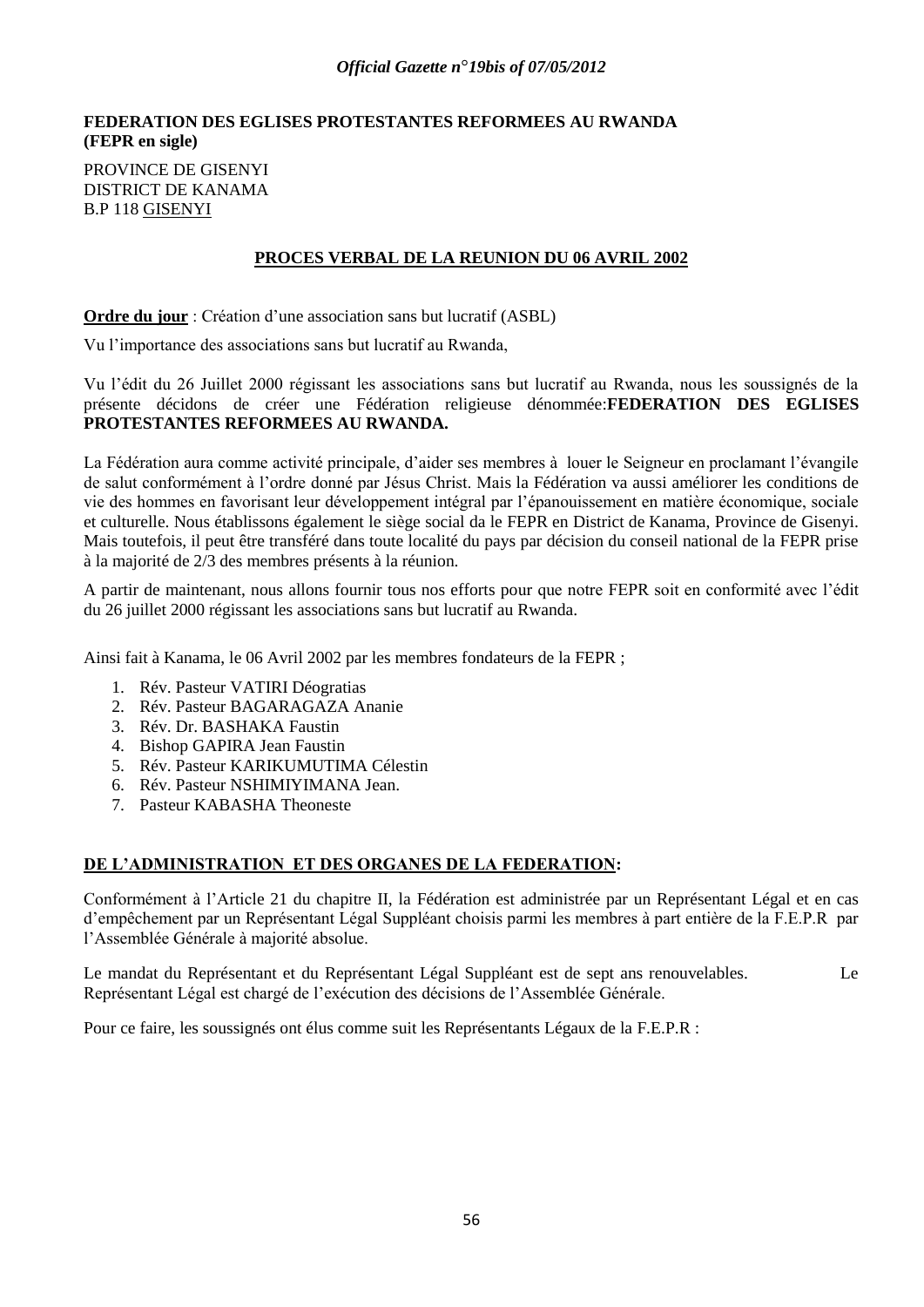**FEDERATION DES EGLISES PROTESTANTES REFORMEES AU RWANDA (FEPR en sigle)**

PROVINCE DE GISENYI
DISTRICT DE KANAMA
B.P 118 GISENYI

**PROCES VERBAL DE LA REUNION DU 06 AVRIL 2002**

**Ordre du jour** : Création d'une association sans but lucratif (ASBL)

Vu l'importance des associations sans but lucratif au Rwanda,

Vu l'édit du 26 Juillet 2000 régissant les associations sans but lucratif au Rwanda, nous les soussignés de la présente décidons de créer une Fédération religieuse dénommée:**FEDERATION DES EGLISES PROTESTANTES REFORMEES AU RWANDA.**

La Fédération aura comme activité principale, d'aider ses membres à louer le Seigneur en proclamant l'évangile de salut conformément à l'ordre donné par Jésus Christ. Mais la Fédération va aussi améliorer les conditions de vie des hommes en favorisant leur développement intégral par l'épanouissement en matière économique, sociale et culturelle. Nous établissons également le siège social da le FEPR en District de Kanama, Province de Gisenyi. Mais toutefois, il peut être transféré dans toute localité du pays par décision du conseil national de la FEPR prise à la majorité de 2/3 des membres présents à la réunion.

A partir de maintenant, nous allons fournir tous nos efforts pour que notre FEPR soit en conformité avec l'édit du 26 juillet 2000 régissant les associations sans but lucratif au Rwanda.

Ainsi fait à Kanama, le 06 Avril 2002 par les membres fondateurs de la FEPR ;

1. Rév. Pasteur VATIRI Déogratias
2. Rév. Pasteur BAGARAGAZA Ananie
3. Rév. Dr. BASHAKA Faustin
4. Bishop GAPIRA Jean Faustin
5. Rév. Pasteur KARIKUMUTIMA Célestin
6. Rév. Pasteur NSHIMIYIMANA Jean.
7. Pasteur KABASHA Theoneste

**DE L'ADMINISTRATION ET DES ORGANES DE LA FEDERATION:**

Conformément à l'Article 21 du chapitre II, la Fédération est administrée par un Représentant Légal et en cas d'empêchement par un Représentant Légal Suppléant choisis parmi les membres à part entière de la F.E.P.R par l'Assemblée Générale à majorité absolue.

Le mandat du Représentant et du Représentant Légal Suppléant est de sept ans renouvelables. Le Représentant Légal est chargé de l'exécution des décisions de l'Assemblée Générale.

Pour ce faire, les soussignés ont élus comme suit les Représentants Légaux de la F.E.P.R :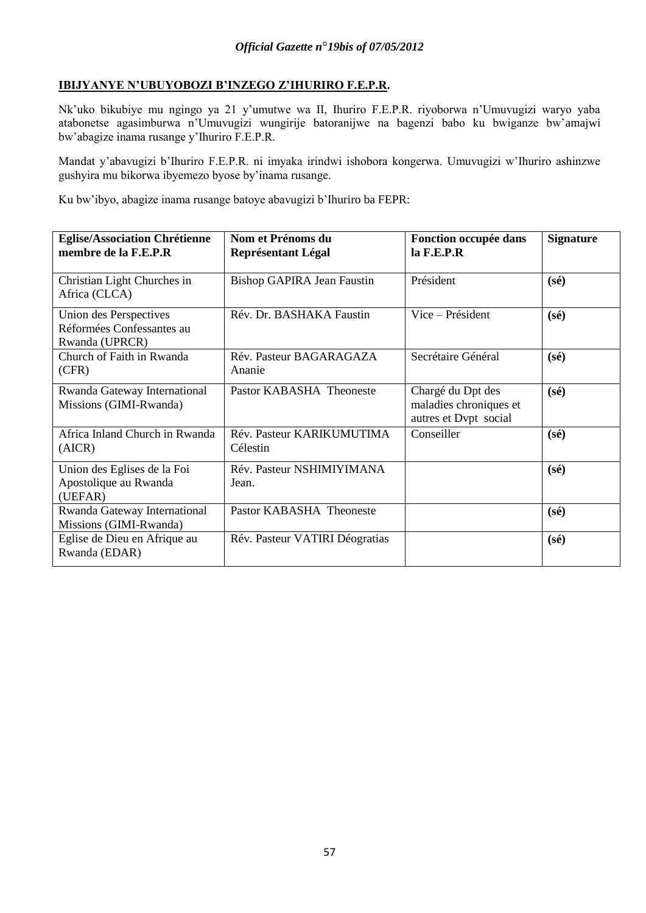**IBIJYANYE N'UBUYOBOZI B'INZEGO Z'IHURIRO F.E.P.R.**

Nk'uko bikubiye mu ngingo ya 21 y'umutwe wa II, Ihuriro F.E.P.R. riyoborwa n'Umuvugizi waryo yaba atabonetse agasimburwa n'Umuvugizi wungirije batoranijwe na bagenzi babo ku bwiganze bw'amajwi bw'abagize inama rusange y'Ihuriro F.E.P.R.

Mandat y'abavugizi b'Ihuriro F.E.P.R. ni imyaka irindwi ishobora kongerwa. Umuvugizi w'Ihuriro ashinzwe gushyira mu bikorwa ibyemezo byose by'inama rusange.

Ku bw'ibyo, abagize inama rusange batoye abavugizi b'Ihuriro ba FEPR:

| Eglise/Association Chrétienne membre de la F.E.P.R | Nom et Prénoms du Représentant Légal | Fonction occupée dans la F.E.P.R | Signature |
|---|---|---|---|
| Christian Light Churches in Africa (CLCA) | Bishop GAPIRA Jean Faustin | Président | **(sé)** |
| Union des Perspectives Réformées Confessantes au Rwanda (UPRCR) | Rév. Dr. BASHAKA Faustin | Vice – Président | **(sé)** |
| Church of Faith in Rwanda (CFR) | Rév. Pasteur BAGARAGAZA Ananie | Secrétaire Général | **(sé)** |
| Rwanda Gateway International Missions (GIMI-Rwanda) | Pastor KABASHA Theoneste | Chargé du Dpt des maladies chroniques et autres et Dvpt social | **(sé)** |
| Africa Inland Church in Rwanda (AICR) | Rév. Pasteur KARIKUMUTIMA Célestin | Conseiller | **(sé)** |
| Union des Eglises de la Foi Apostolique au Rwanda (UEFAR) | Rév. Pasteur NSHIMIYIMANA Jean. | | **(sé)** |
| Rwanda Gateway International Missions (GIMI-Rwanda) | Pastor KABASHA Theoneste | | **(sé)** |
| Eglise de Dieu en Afrique au Rwanda (EDAR) | Rév. Pasteur VATIRI Déogratias | | **(sé)** |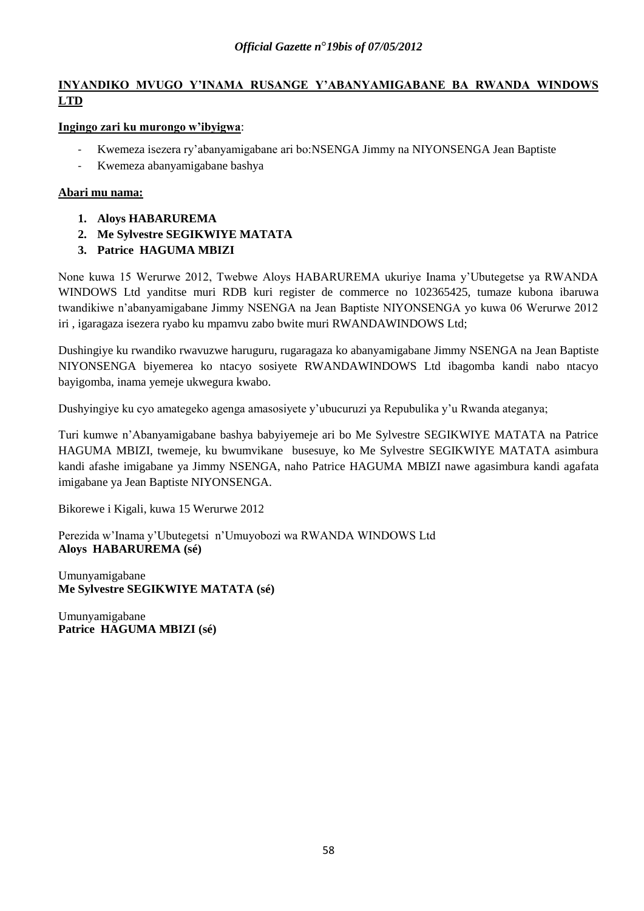**<u>INYANDIKO MVUGO Y'INAMA RUSANGE Y'ABANYAMIGABANE BA RWANDA WINDOWS LTD</u>**

**<u>Ingingo zari ku murongo w'ibyigwa</u>**:

- Kwemeza isezera ry'abanyamigabane ari bo:NSENGA Jimmy na NIYONSENGA Jean Baptiste
- Kwemeza abanyamigabane bashya

**<u>Abari mu nama:</u>**

1. **Aloys HABARUREMA**
2. **Me Sylvestre SEGIKWIYE MATATA**
3. **Patrice HAGUMA MBIZI**

None kuwa 15 Werurwe 2012, Twebwe Aloys HABARUREMA ukuriye Inama y'Ubutegetse ya RWANDA WINDOWS Ltd yanditse muri RDB kuri register de commerce no 102365425, tumaze kubona ibaruwa twandikiwe n'abanyamigabane Jimmy NSENGA na Jean Baptiste NIYONSENGA yo kuwa 06 Werurwe 2012 iri , igaragaza isezera ryabo ku mpamvu zabo bwite muri RWANDAWINDOWS Ltd;

Dushingiye ku rwandiko rwavuzwe haruguru, rugaragaza ko abanyamigabane Jimmy NSENGA na Jean Baptiste NIYONSENGA biyemerea ko ntacyo sosiyete RWANDAWINDOWS Ltd ibagomba kandi nabo ntacyo bayigomba, inama yemeje ukwegura kwabo.

Dushyingiye ku cyo amategeko agenga amasosiyete y'ubucuruzi ya Repubulika y'u Rwanda ateganya;

Turi kumwe n'Abanyamigabane bashya babyiyemeje ari bo Me Sylvestre SEGIKWIYE MATATA na Patrice HAGUMA MBIZI, twemeje, ku bwumvikane busesuye, ko Me Sylvestre SEGIKWIYE MATATA asimbura kandi afashe imigabane ya Jimmy NSENGA, naho Patrice HAGUMA MBIZI nawe agasimbura kandi agafata imigabane ya Jean Baptiste NIYONSENGA.

Bikorewe i Kigali, kuwa 15 Werurwe 2012

Perezida w'Inama y'Ubutegetsi n'Umuyobozi wa RWANDA WINDOWS Ltd
**Aloys HABARUREMA (sé)**

Umunyamigabane
**Me Sylvestre SEGIKWIYE MATATA (sé)**

Umunyamigabane
**Patrice HAGUMA MBIZI (sé)**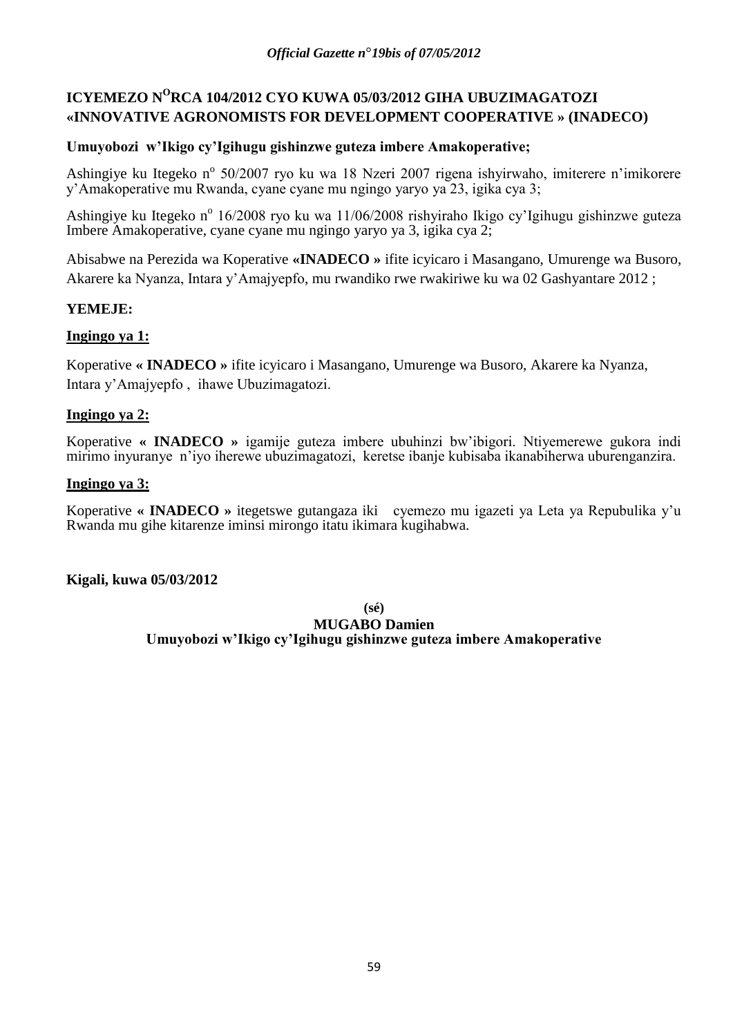# ICYEMEZO N$^{O}$RCA 104/2012 CYO KUWA 05/03/2012 GIHA UBUZIMAGATOZI «INNOVATIVE AGRONOMISTS FOR DEVELOPMENT COOPERATIVE » (INADECO)

**Umuyobozi w'Ikigo cy'Igihugu gishinzwe guteza imbere Amakoperative;**

Ashingiye ku Itegeko n° 50/2007 ryo ku wa 18 Nzeri 2007 rigena ishyirwaho, imiterere n'imikorere y'Amakoperative mu Rwanda, cyane cyane mu ngingo yaryo ya 23, igika cya 3;

Ashingiye ku Itegeko n° 16/2008 ryo ku wa 11/06/2008 rishyiraho Ikigo cy'Igihugu gishinzwe guteza Imbere Amakoperative, cyane cyane mu ngingo yaryo ya 3, igika cya 2;

Abisabwe na Perezida wa Koperative **«INADECO »** ifite icyicaro i Masangano, Umurenge wa Busoro, Akarere ka Nyanza, Intara y'Amajyepfo, mu rwandiko rwe rwakiriwe ku wa 02 Gashyantare 2012 ;

**YEMEJE:**

**Ingingo ya 1:**

Koperative **« INADECO »** ifite icyicaro i Masangano, Umurenge wa Busoro, Akarere ka Nyanza, Intara y'Amajyepfo , ihawe Ubuzimagatozi.

**Ingingo ya 2:**

Koperative **« INADECO »** igamije guteza imbere ubuhinzi bw'ibigori. Ntiyemerewe gukora indi mirimo inyuranye n'iyo iherewe ubuzimagatozi, keretse ibanje kubisaba ikanabiherwa uburenganzira.

**Ingingo ya 3:**

Koperative **« INADECO »** itegetswe gutangaza iki cyemezo mu igazeti ya Leta ya Repubulika y'u Rwanda mu gihe kitarenze iminsi mirongo itatu ikimara kugihabwa.

**Kigali, kuwa 05/03/2012**

**(sé)**
**MUGABO Damien**
**Umuyobozi w'Ikigo cy'Igihugu gishinzwe guteza imbere Amakoperative**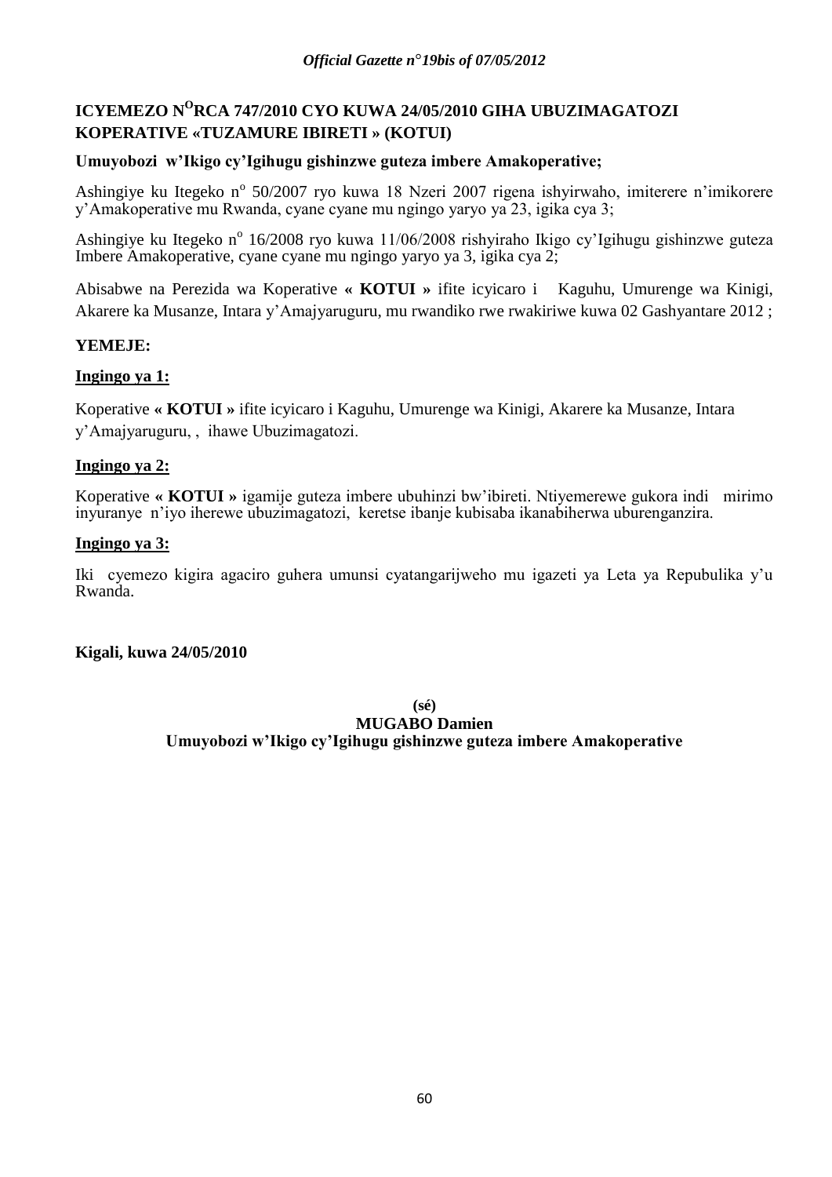**ICYEMEZO N[O]RCA 747/2010 CYO KUWA 24/05/2010 GIHA UBUZIMAGATOZI KOPERATIVE «TUZAMURE IBIRETI » (KOTUI)**

**Umuyobozi w'Ikigo cy'Igihugu gishinzwe guteza imbere Amakoperative;**

Ashingiye ku Itegeko n[o] 50/2007 ryo kuwa 18 Nzeri 2007 rigena ishyirwaho, imiterere n'imikorere y'Amakoperative mu Rwanda, cyane cyane mu ngingo yaryo ya 23, igika cya 3;

Ashingiye ku Itegeko n[o] 16/2008 ryo kuwa 11/06/2008 rishyiraho Ikigo cy'Igihugu gishinzwe guteza Imbere Amakoperative, cyane cyane mu ngingo yaryo ya 3, igika cya 2;

Abisabwe na Perezida wa Koperative **« KOTUI »** ifite icyicaro i Kaguhu, Umurenge wa Kinigi, Akarere ka Musanze, Intara y'Amajyaruguru, mu rwandiko rwe rwakiriwe kuwa 02 Gashyantare 2012 ;

**YEMEJE:**

**Ingingo ya 1:**

Koperative **« KOTUI »** ifite icyicaro i Kaguhu, Umurenge wa Kinigi, Akarere ka Musanze, Intara y'Amajyaruguru, , ihawe Ubuzimagatozi.

**Ingingo ya 2:**

Koperative **« KOTUI »** igamije guteza imbere ubuhinzi bw'ibireti. Ntiyemerewe gukora indi mirimo inyuranye n'iyo iherewe ubuzimagatozi, keretse ibanje kubisaba ikanabiherwa uburenganzira.

**Ingingo ya 3:**

Iki cyemezo kigira agaciro guhera umunsi cyatangarijweho mu igazeti ya Leta ya Repubulika y'u Rwanda.

**Kigali, kuwa 24/05/2010**

**(sé)**
**MUGABO Damien**
**Umuyobozi w'Ikigo cy'Igihugu gishinzwe guteza imbere Amakoperative**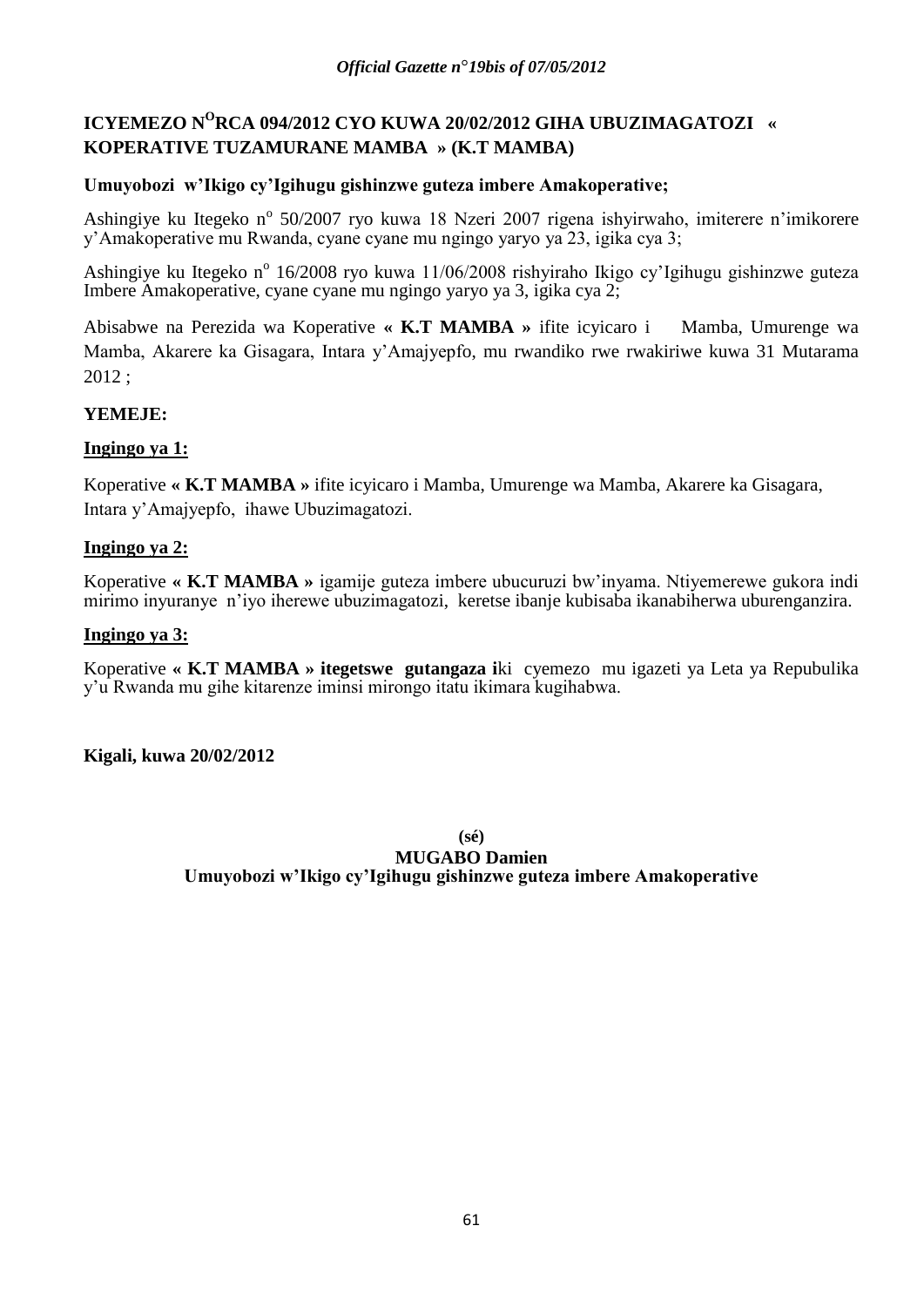## ICYEMEZO N[O]RCA 094/2012 CYO KUWA 20/02/2012 GIHA UBUZIMAGATOZI « KOPERATIVE TUZAMURANE MAMBA » (K.T MAMBA)

**Umuyobozi w'Ikigo cy'Igihugu gishinzwe guteza imbere Amakoperative;**

Ashingiye ku Itegeko n[o] 50/2007 ryo kuwa 18 Nzeri 2007 rigena ishyirwaho, imiterere n'imikorere y'Amakoperative mu Rwanda, cyane cyane mu ngingo yaryo ya 23, igika cya 3;

Ashingiye ku Itegeko n[o] 16/2008 ryo kuwa 11/06/2008 rishyiraho Ikigo cy'Igihugu gishinzwe guteza Imbere Amakoperative, cyane cyane mu ngingo yaryo ya 3, igika cya 2;

Abisabwe na Perezida wa Koperative **« K.T MAMBA »** ifite icyicaro i Mamba, Umurenge wa Mamba, Akarere ka Gisagara, Intara y'Amajyepfo, mu rwandiko rwe rwakiriwe kuwa 31 Mutarama 2012 ;

**YEMEJE:**

**Ingingo ya 1:**

Koperative **« K.T MAMBA »** ifite icyicaro i Mamba, Umurenge wa Mamba, Akarere ka Gisagara, Intara y'Amajyepfo, ihawe Ubuzimagatozi.

**Ingingo ya 2:**

Koperative **« K.T MAMBA »** igamije guteza imbere ubucuruzi bw'inyama. Ntiyemerewe gukora indi mirimo inyuranye n'iyo iherewe ubuzimagatozi, keretse ibanje kubisaba ikanabiherwa uburenganzira.

**Ingingo ya 3:**

Koperative **« K.T MAMBA » itegetswe gutangaza i**ki cyemezo mu igazeti ya Leta ya Repubulika y'u Rwanda mu gihe kitarenze iminsi mirongo itatu ikimara kugihabwa.

**Kigali, kuwa 20/02/2012**

**(sé)**
**MUGABO Damien**
**Umuyobozi w'Ikigo cy'Igihugu gishinzwe guteza imbere Amakoperative**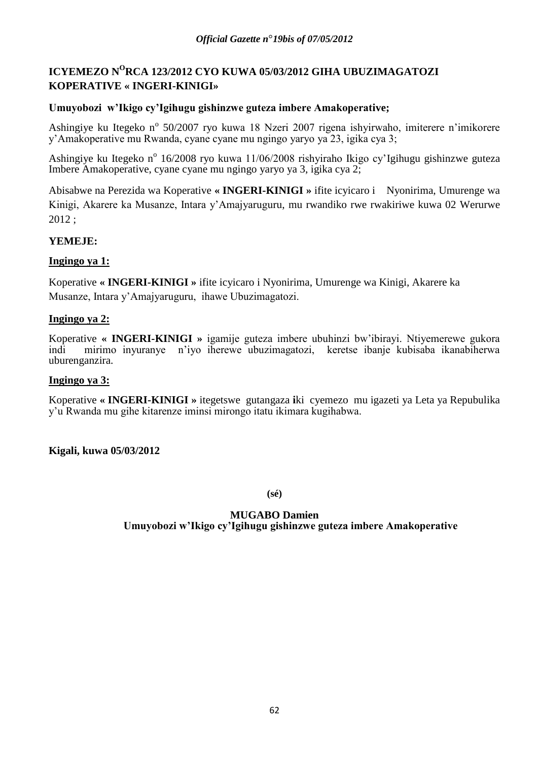**ICYEMEZO N[O]RCA 123/2012 CYO KUWA 05/03/2012 GIHA UBUZIMAGATOZI KOPERATIVE « INGERI-KINIGI»**

**Umuyobozi w'Ikigo cy'Igihugu gishinzwe guteza imbere Amakoperative;**

Ashingiye ku Itegeko n[o] 50/2007 ryo kuwa 18 Nzeri 2007 rigena ishyirwaho, imiterere n'imikorere y'Amakoperative mu Rwanda, cyane cyane mu ngingo yaryo ya 23, igika cya 3;

Ashingiye ku Itegeko n[o] 16/2008 ryo kuwa 11/06/2008 rishyiraho Ikigo cy'Igihugu gishinzwe guteza Imbere Amakoperative, cyane cyane mu ngingo yaryo ya 3, igika cya 2;

Abisabwe na Perezida wa Koperative **« INGERI-KINIGI »** ifite icyicaro i Nyonirima, Umurenge wa Kinigi, Akarere ka Musanze, Intara y'Amajyaruguru, mu rwandiko rwe rwakiriwe kuwa 02 Werurwe 2012 ;

**YEMEJE:**

**Ingingo ya 1:**

Koperative **« INGERI-KINIGI »** ifite icyicaro i Nyonirima, Umurenge wa Kinigi, Akarere ka Musanze, Intara y'Amajyaruguru, ihawe Ubuzimagatozi.

**Ingingo ya 2:**

Koperative **« INGERI-KINIGI »** igamije guteza imbere ubuhinzi bw'ibirayi. Ntiyemerewe gukora indi mirimo inyuranye n'iyo iherewe ubuzimagatozi, keretse ibanje kubisaba ikanabiherwa uburenganzira.

**Ingingo ya 3:**

Koperative **« INGERI-KINIGI »** itegetswe gutangaza **i**ki cyemezo mu igazeti ya Leta ya Repubulika y'u Rwanda mu gihe kitarenze iminsi mirongo itatu ikimara kugihabwa.

**Kigali, kuwa 05/03/2012**

**(sé)**

**MUGABO Damien**
**Umuyobozi w'Ikigo cy'Igihugu gishinzwe guteza imbere Amakoperative**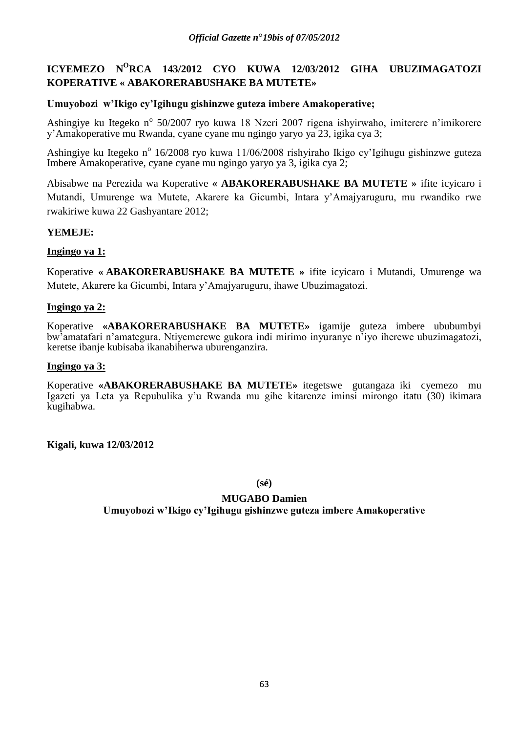**ICYEMEZO N$^{O}$RCA 143/2012 CYO KUWA 12/03/2012 GIHA UBUZIMAGATOZI KOPERATIVE « ABAKORERABUSHAKE BA MUTETE»**

**Umuyobozi w'Ikigo cy'Igihugu gishinzwe guteza imbere Amakoperative;**

Ashingiye ku Itegeko n$^{o}$ 50/2007 ryo kuwa 18 Nzeri 2007 rigena ishyirwaho, imiterere n'imikorere y'Amakoperative mu Rwanda, cyane cyane mu ngingo yaryo ya 23, igika cya 3;

Ashingiye ku Itegeko n$^{o}$ 16/2008 ryo kuwa 11/06/2008 rishyiraho Ikigo cy'Igihugu gishinzwe guteza Imbere Amakoperative, cyane cyane mu ngingo yaryo ya 3, igika cya 2;

Abisabwe na Perezida wa Koperative **« ABAKORERABUSHAKE BA MUTETE »** ifite icyicaro i Mutandi, Umurenge wa Mutete, Akarere ka Gicumbi, Intara y'Amajyaruguru, mu rwandiko rwe rwakiriwe kuwa 22 Gashyantare 2012;

**YEMEJE:**

**Ingingo ya 1:**

Koperative **« ABAKORERABUSHAKE BA MUTETE »** ifite icyicaro i Mutandi, Umurenge wa Mutete, Akarere ka Gicumbi, Intara y'Amajyaruguru, ihawe Ubuzimagatozi.

**Ingingo ya 2:**

Koperative **«ABAKORERABUSHAKE BA MUTETE»** igamije guteza imbere ububumbyi bw'amatafari n'amategura. Ntiyemerewe gukora indi mirimo inyuranye n'iyo iherewe ubuzimagatozi, keretse ibanje kubisaba ikanabiherwa uburenganzira.

**Ingingo ya 3:**

Koperative **«ABAKORERABUSHAKE BA MUTETE»** itegetswe gutangaza iki cyemezo mu Igazeti ya Leta ya Repubulika y'u Rwanda mu gihe kitarenze iminsi mirongo itatu (30) ikimara kugihabwa.

**Kigali, kuwa 12/03/2012**

**(sé)**

**MUGABO Damien**

**Umuyobozi w'Ikigo cy'Igihugu gishinzwe guteza imbere Amakoperative**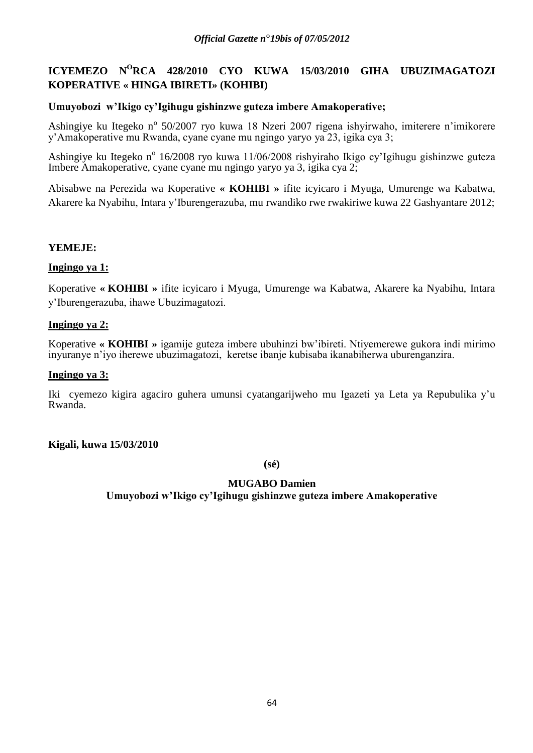# ICYEMEZO N[O]RCA 428/2010 CYO KUWA 15/03/2010 GIHA UBUZIMAGATOZI KOPERATIVE « HINGA IBIRETI» (KOHIBI)

**Umuyobozi w'Ikigo cy'Igihugu gishinzwe guteza imbere Amakoperative;**

Ashingiye ku Itegeko n° 50/2007 ryo kuwa 18 Nzeri 2007 rigena ishyirwaho, imiterere n'imikorere y'Amakoperative mu Rwanda, cyane cyane mu ngingo yaryo ya 23, igika cya 3;

Ashingiye ku Itegeko n° 16/2008 ryo kuwa 11/06/2008 rishyiraho Ikigo cy'Igihugu gishinzwe guteza Imbere Amakoperative, cyane cyane mu ngingo yaryo ya 3, igika cya 2;

Abisabwe na Perezida wa Koperative **« KOHIBI »** ifite icyicaro i Myuga, Umurenge wa Kabatwa, Akarere ka Nyabihu, Intara y'Iburengerazuba, mu rwandiko rwe rwakiriwe kuwa 22 Gashyantare 2012;

**YEMEJE:**

**Ingingo ya 1:**

Koperative **« KOHIBI »** ifite icyicaro i Myuga, Umurenge wa Kabatwa, Akarere ka Nyabihu, Intara y'Iburengerazuba, ihawe Ubuzimagatozi.

**Ingingo ya 2:**

Koperative **« KOHIBI »** igamije guteza imbere ubuhinzi bw'ibireti. Ntiyemerewe gukora indi mirimo inyuranye n'iyo iherewe ubuzimagatozi, keretse ibanje kubisaba ikanabiherwa uburenganzira.

**Ingingo ya 3:**

Iki cyemezo kigira agaciro guhera umunsi cyatangarijweho mu Igazeti ya Leta ya Repubulika y'u Rwanda.

**Kigali, kuwa 15/03/2010**

**(sé)**

**MUGABO Damien**
**Umuyobozi w'Ikigo cy'Igihugu gishinzwe guteza imbere Amakoperative**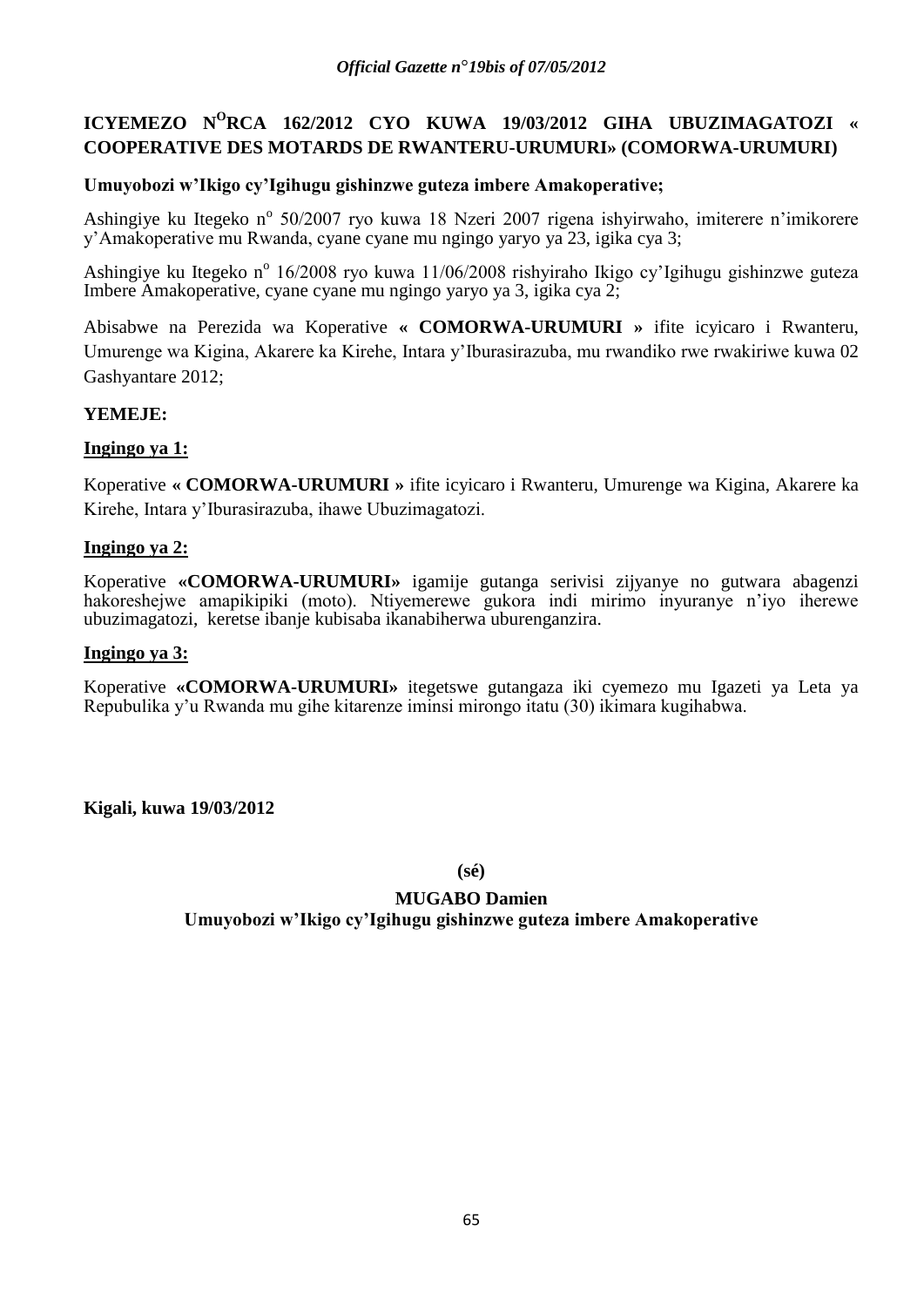# ICYEMEZO N[O]RCA 162/2012 CYO KUWA 19/03/2012 GIHA UBUZIMAGATOZI « COOPERATIVE DES MOTARDS DE RWANTERU-URUMURI» (COMORWA-URUMURI)

**Umuyobozi w'Ikigo cy'Igihugu gishinzwe guteza imbere Amakoperative;**

Ashingiye ku Itegeko n[o] 50/2007 ryo kuwa 18 Nzeri 2007 rigena ishyirwaho, imiterere n'imikorere y'Amakoperative mu Rwanda, cyane cyane mu ngingo yaryo ya 23, igika cya 3;

Ashingiye ku Itegeko n[o] 16/2008 ryo kuwa 11/06/2008 rishyiraho Ikigo cy'Igihugu gishinzwe guteza Imbere Amakoperative, cyane cyane mu ngingo yaryo ya 3, igika cya 2;

Abisabwe na Perezida wa Koperative **« COMORWA-URUMURI »** ifite icyicaro i Rwanteru, Umurenge wa Kigina, Akarere ka Kirehe, Intara y'Iburasirazuba, mu rwandiko rwe rwakiriwe kuwa 02 Gashyantare 2012;

**YEMEJE:**

**Ingingo ya 1:**

Koperative **« COMORWA-URUMURI »** ifite icyicaro i Rwanteru, Umurenge wa Kigina, Akarere ka Kirehe, Intara y'Iburasirazuba, ihawe Ubuzimagatozi.

**Ingingo ya 2:**

Koperative **«COMORWA-URUMURI»** igamije gutanga serivisi zijyanye no gutwara abagenzi hakoreshejwe amapikipiki (moto). Ntiyemerewe gukora indi mirimo inyuranye n'iyo iherewe ubuzimagatozi, keretse ibanje kubisaba ikanabiherwa uburenganzira.

**Ingingo ya 3:**

Koperative **«COMORWA-URUMURI»** itegetswe gutangaza iki cyemezo mu Igazeti ya Leta ya Repubulika y'u Rwanda mu gihe kitarenze iminsi mirongo itatu (30) ikimara kugihabwa.

**Kigali, kuwa 19/03/2012**

**(sé)**

**MUGABO Damien**

**Umuyobozi w'Ikigo cy'Igihugu gishinzwe guteza imbere Amakoperative**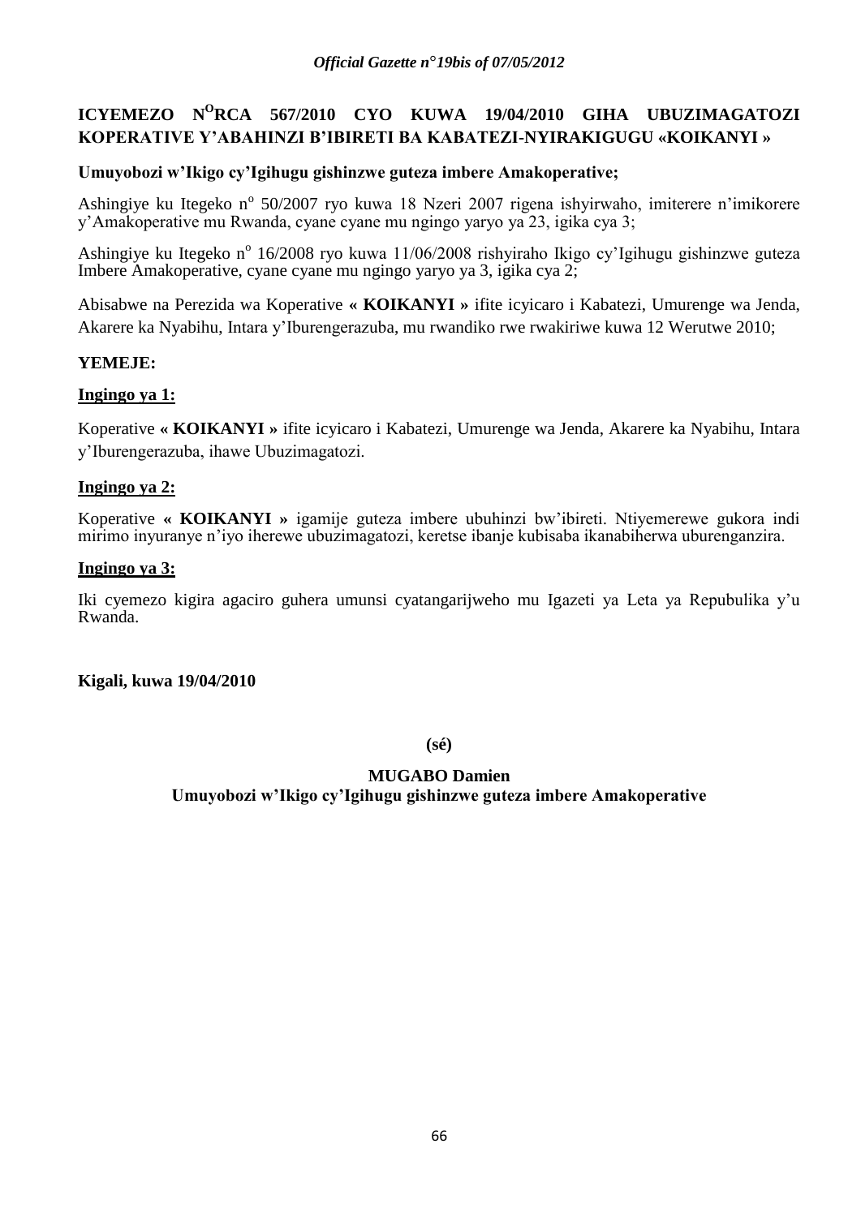**ICYEMEZO N[O]RCA 567/2010 CYO KUWA 19/04/2010 GIHA UBUZIMAGATOZI KOPERATIVE Y'ABAHINZI B'IBIRETI BA KABATEZI-NYIRAKIGUGU «KOIKANYI »**

**Umuyobozi w'Ikigo cy'Igihugu gishinzwe guteza imbere Amakoperative;**

Ashingiye ku Itegeko n° 50/2007 ryo kuwa 18 Nzeri 2007 rigena ishyirwaho, imiterere n'imikorere y'Amakoperative mu Rwanda, cyane cyane mu ngingo yaryo ya 23, igika cya 3;

Ashingiye ku Itegeko n° 16/2008 ryo kuwa 11/06/2008 rishyiraho Ikigo cy'Igihugu gishinzwe guteza Imbere Amakoperative, cyane cyane mu ngingo yaryo ya 3, igika cya 2;

Abisabwe na Perezida wa Koperative **« KOIKANYI »** ifite icyicaro i Kabatezi, Umurenge wa Jenda, Akarere ka Nyabihu, Intara y'Iburengerazuba, mu rwandiko rwe rwakiriwe kuwa 12 Werutwe 2010;

**YEMEJE:**

**Ingingo ya 1:**

Koperative **« KOIKANYI »** ifite icyicaro i Kabatezi, Umurenge wa Jenda, Akarere ka Nyabihu, Intara y'Iburengerazuba, ihawe Ubuzimagatozi.

**Ingingo ya 2:**

Koperative **« KOIKANYI »** igamije guteza imbere ubuhinzi bw'ibireti. Ntiyemerewe gukora indi mirimo inyuranye n'iyo iherewe ubuzimagatozi, keretse ibanje kubisaba ikanabiherwa uburenganzira.

**Ingingo ya 3:**

Iki cyemezo kigira agaciro guhera umunsi cyatangarijweho mu Igazeti ya Leta ya Repubulika y'u Rwanda.

**Kigali, kuwa 19/04/2010**

**(sé)**

**MUGABO Damien**
**Umuyobozi w'Ikigo cy'Igihugu gishinzwe guteza imbere Amakoperative**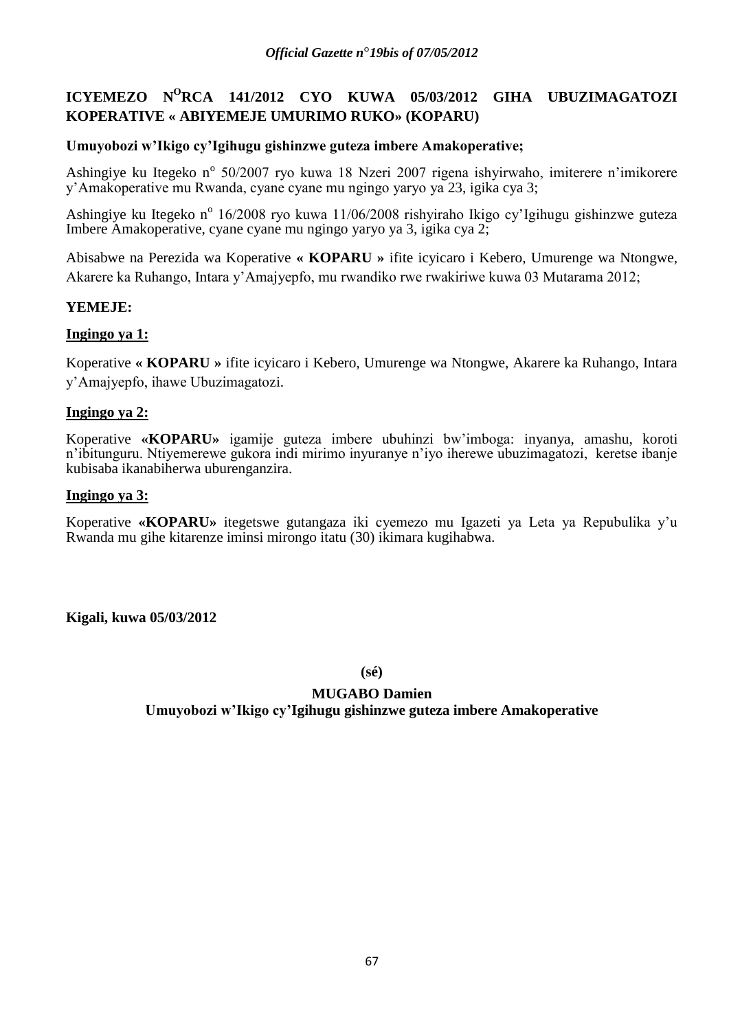**ICYEMEZO N[O]RCA 141/2012 CYO KUWA 05/03/2012 GIHA UBUZIMAGATOZI KOPERATIVE « ABIYEMEJE UMURIMO RUKO» (KOPARU)**

**Umuyobozi w'Ikigo cy'Igihugu gishinzwe guteza imbere Amakoperative;**

Ashingiye ku Itegeko nº 50/2007 ryo kuwa 18 Nzeri 2007 rigena ishyirwaho, imiterere n'imikorere y'Amakoperative mu Rwanda, cyane cyane mu ngingo yaryo ya 23, igika cya 3;

Ashingiye ku Itegeko nº 16/2008 ryo kuwa 11/06/2008 rishyiraho Ikigo cy'Igihugu gishinzwe guteza Imbere Amakoperative, cyane cyane mu ngingo yaryo ya 3, igika cya 2;

Abisabwe na Perezida wa Koperative **« KOPARU »** ifite icyicaro i Kebero, Umurenge wa Ntongwe, Akarere ka Ruhango, Intara y'Amajyepfo, mu rwandiko rwe rwakiriwe kuwa 03 Mutarama 2012;

**YEMEJE:**

**Ingingo ya 1:**

Koperative **« KOPARU »** ifite icyicaro i Kebero, Umurenge wa Ntongwe, Akarere ka Ruhango, Intara y'Amajyepfo, ihawe Ubuzimagatozi.

**Ingingo ya 2:**

Koperative **«KOPARU»** igamije guteza imbere ubuhinzi bw'imboga: inyanya, amashu, koroti n'ibitunguru. Ntiyemerewe gukora indi mirimo inyuranye n'iyo iherewe ubuzimagatozi, keretse ibanje kubisaba ikanabiherwa uburenganzira.

**Ingingo ya 3:**

Koperative **«KOPARU»** itegetswe gutangaza iki cyemezo mu Igazeti ya Leta ya Repubulika y'u Rwanda mu gihe kitarenze iminsi mirongo itatu (30) ikimara kugihabwa.

**Kigali, kuwa 05/03/2012**

**(sé)**

**MUGABO Damien**
**Umuyobozi w'Ikigo cy'Igihugu gishinzwe guteza imbere Amakoperative**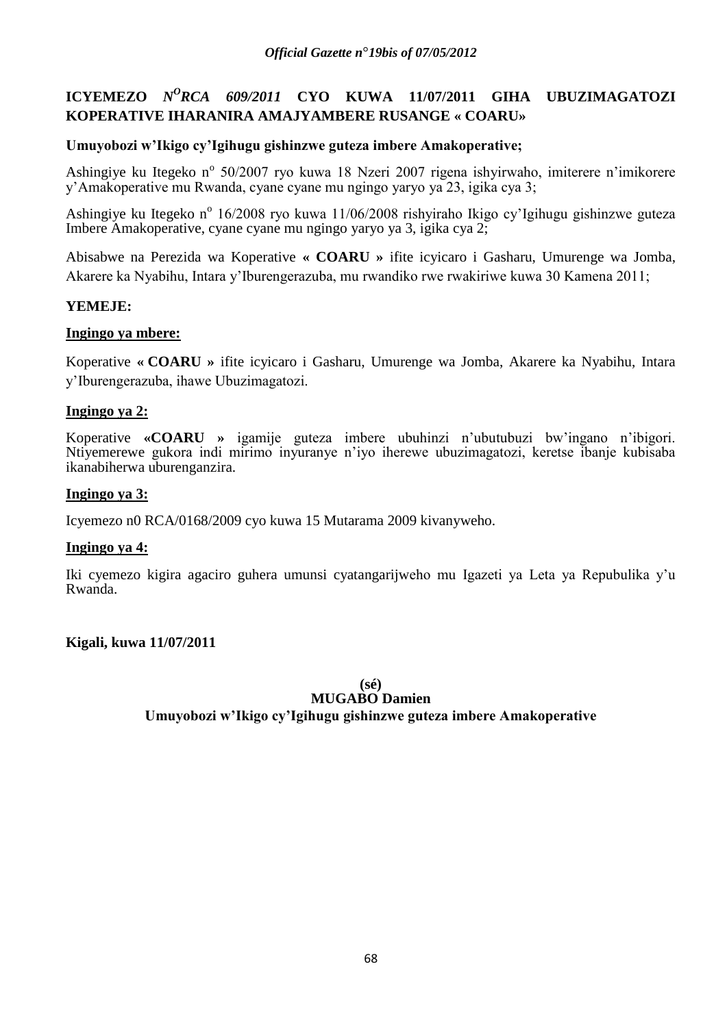**ICYEMEZO** ***N$^{O}$RCA 609/2011*** **CYO KUWA 11/07/2011 GIHA UBUZIMAGATOZI KOPERATIVE IHARANIRA AMAJYAMBERE RUSANGE « COARU»**

**Umuyobozi w'Ikigo cy'Igihugu gishinzwe guteza imbere Amakoperative;**

Ashingiye ku Itegeko n$^{o}$ 50/2007 ryo kuwa 18 Nzeri 2007 rigena ishyirwaho, imiterere n'imikorere y'Amakoperative mu Rwanda, cyane cyane mu ngingo yaryo ya 23, igika cya 3;

Ashingiye ku Itegeko n$^{o}$ 16/2008 ryo kuwa 11/06/2008 rishyiraho Ikigo cy'Igihugu gishinzwe guteza Imbere Amakoperative, cyane cyane mu ngingo yaryo ya 3, igika cya 2;

Abisabwe na Perezida wa Koperative **« COARU »** ifite icyicaro i Gasharu, Umurenge wa Jomba, Akarere ka Nyabihu, Intara y'Iburengerazuba, mu rwandiko rwe rwakiriwe kuwa 30 Kamena 2011;

**YEMEJE:**

**Ingingo ya mbere:**

Koperative **« COARU »** ifite icyicaro i Gasharu, Umurenge wa Jomba, Akarere ka Nyabihu, Intara y'Iburengerazuba, ihawe Ubuzimagatozi.

**Ingingo ya 2:**

Koperative **«COARU »** igamije guteza imbere ubuhinzi n'ubutubuzi bw'ingano n'ibigori. Ntiyemerewe gukora indi mirimo inyuranye n'iyo iherewe ubuzimagatozi, keretse ibanje kubisaba ikanabiherwa uburenganzira.

**Ingingo ya 3:**

Icyemezo n0 RCA/0168/2009 cyo kuwa 15 Mutarama 2009 kivanyweho.

**Ingingo ya 4:**

Iki cyemezo kigira agaciro guhera umunsi cyatangarijweho mu Igazeti ya Leta ya Repubulika y'u Rwanda.

**Kigali, kuwa 11/07/2011**

**(sé)**
**MUGABO Damien**
**Umuyobozi w'Ikigo cy'Igihugu gishinzwe guteza imbere Amakoperative**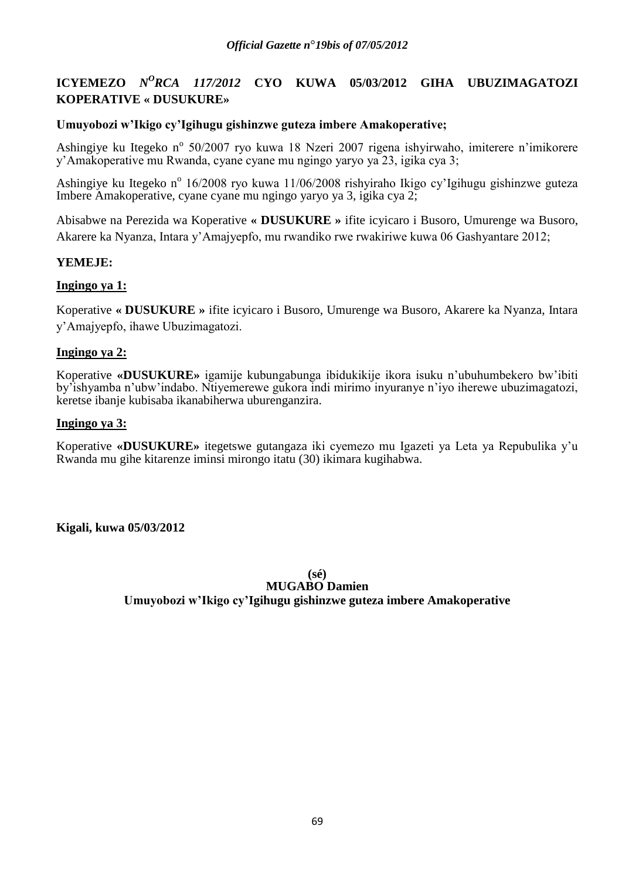**ICYEMEZO *N<sup>O</sup>RCA 117/2012* CYO KUWA 05/03/2012 GIHA UBUZIMAGATOZI KOPERATIVE « DUSUKURE»**

**Umuyobozi w'Ikigo cy'Igihugu gishinzwe guteza imbere Amakoperative;**

Ashingiye ku Itegeko n° 50/2007 ryo kuwa 18 Nzeri 2007 rigena ishyirwaho, imiterere n'imikorere y'Amakoperative mu Rwanda, cyane cyane mu ngingo yaryo ya 23, igika cya 3;

Ashingiye ku Itegeko n° 16/2008 ryo kuwa 11/06/2008 rishyiraho Ikigo cy'Igihugu gishinzwe guteza Imbere Amakoperative, cyane cyane mu ngingo yaryo ya 3, igika cya 2;

Abisabwe na Perezida wa Koperative **« DUSUKURE »** ifite icyicaro i Busoro, Umurenge wa Busoro, Akarere ka Nyanza, Intara y'Amajyepfo, mu rwandiko rwe rwakiriwe kuwa 06 Gashyantare 2012;

**YEMEJE:**

**Ingingo ya 1:**

Koperative **« DUSUKURE »** ifite icyicaro i Busoro, Umurenge wa Busoro, Akarere ka Nyanza, Intara y'Amajyepfo, ihawe Ubuzimagatozi.

**Ingingo ya 2:**

Koperative **«DUSUKURE»** igamije kubungabunga ibidukikije ikora isuku n'ubuhumbekero bw'ibiti by'ishyamba n'ubw'indabo. Ntiyemerewe gukora indi mirimo inyuranye n'iyo iherewe ubuzimagatozi, keretse ibanje kubisaba ikanabiherwa uburenganzira.

**Ingingo ya 3:**

Koperative **«DUSUKURE»** itegetswe gutangaza iki cyemezo mu Igazeti ya Leta ya Repubulika y'u Rwanda mu gihe kitarenze iminsi mirongo itatu (30) ikimara kugihabwa.

**Kigali, kuwa 05/03/2012**

**(sé)**
**MUGABO Damien**
**Umuyobozi w'Ikigo cy'Igihugu gishinzwe guteza imbere Amakoperative**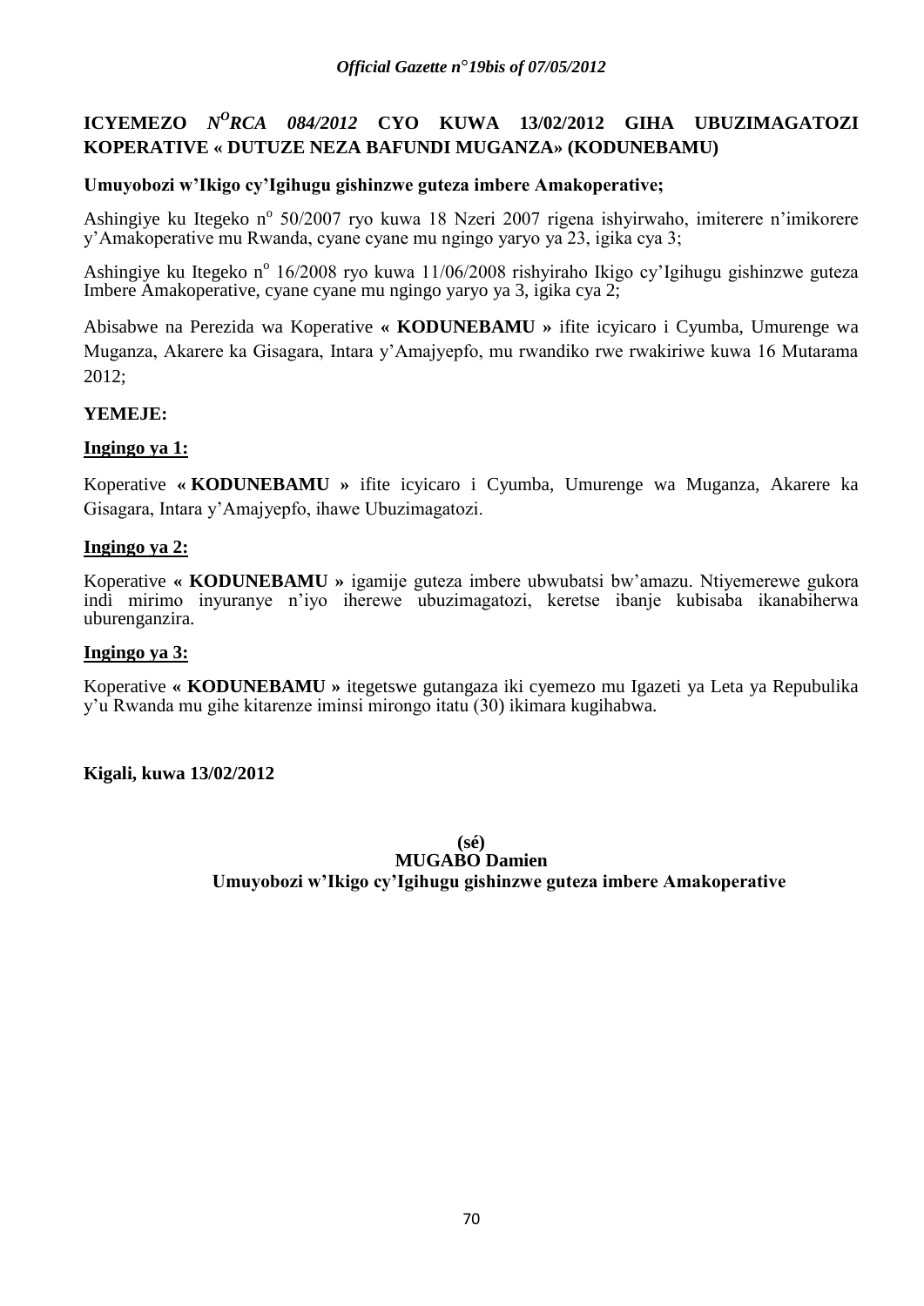**ICYEMEZO** ***N$^{O}$RCA 084/2012*** **CYO KUWA 13/02/2012 GIHA UBUZIMAGATOZI KOPERATIVE « DUTUZE NEZA BAFUNDI MUGANZA» (KODUNEBAMU)**

**Umuyobozi w'Ikigo cy'Igihugu gishinzwe guteza imbere Amakoperative;**

Ashingiye ku Itegeko n$^{o}$ 50/2007 ryo kuwa 18 Nzeri 2007 rigena ishyirwaho, imiterere n'imikorere y'Amakoperative mu Rwanda, cyane cyane mu ngingo yaryo ya 23, igika cya 3;

Ashingiye ku Itegeko n$^{o}$ 16/2008 ryo kuwa 11/06/2008 rishyiraho Ikigo cy'Igihugu gishinzwe guteza Imbere Amakoperative, cyane cyane mu ngingo yaryo ya 3, igika cya 2;

Abisabwe na Perezida wa Koperative **« KODUNEBAMU »** ifite icyicaro i Cyumba, Umurenge wa Muganza, Akarere ka Gisagara, Intara y'Amajyepfo, mu rwandiko rwe rwakiriwe kuwa 16 Mutarama 2012;

**YEMEJE:**

**Ingingo ya 1:**

Koperative **« KODUNEBAMU »** ifite icyicaro i Cyumba, Umurenge wa Muganza, Akarere ka Gisagara, Intara y'Amajyepfo, ihawe Ubuzimagatozi.

**Ingingo ya 2:**

Koperative **« KODUNEBAMU »** igamije guteza imbere ubwubatsi bw'amazu. Ntiyemerewe gukora indi mirimo inyuranye n'iyo iherewe ubuzimagatozi, keretse ibanje kubisaba ikanabiherwa uburenganzira.

**Ingingo ya 3:**

Koperative **« KODUNEBAMU »** itegetswe gutangaza iki cyemezo mu Igazeti ya Leta ya Repubulika y'u Rwanda mu gihe kitarenze iminsi mirongo itatu (30) ikimara kugihabwa.

**Kigali, kuwa 13/02/2012**

**(sé)**
**MUGABO Damien**
**Umuyobozi w'Ikigo cy'Igihugu gishinzwe guteza imbere Amakoperative**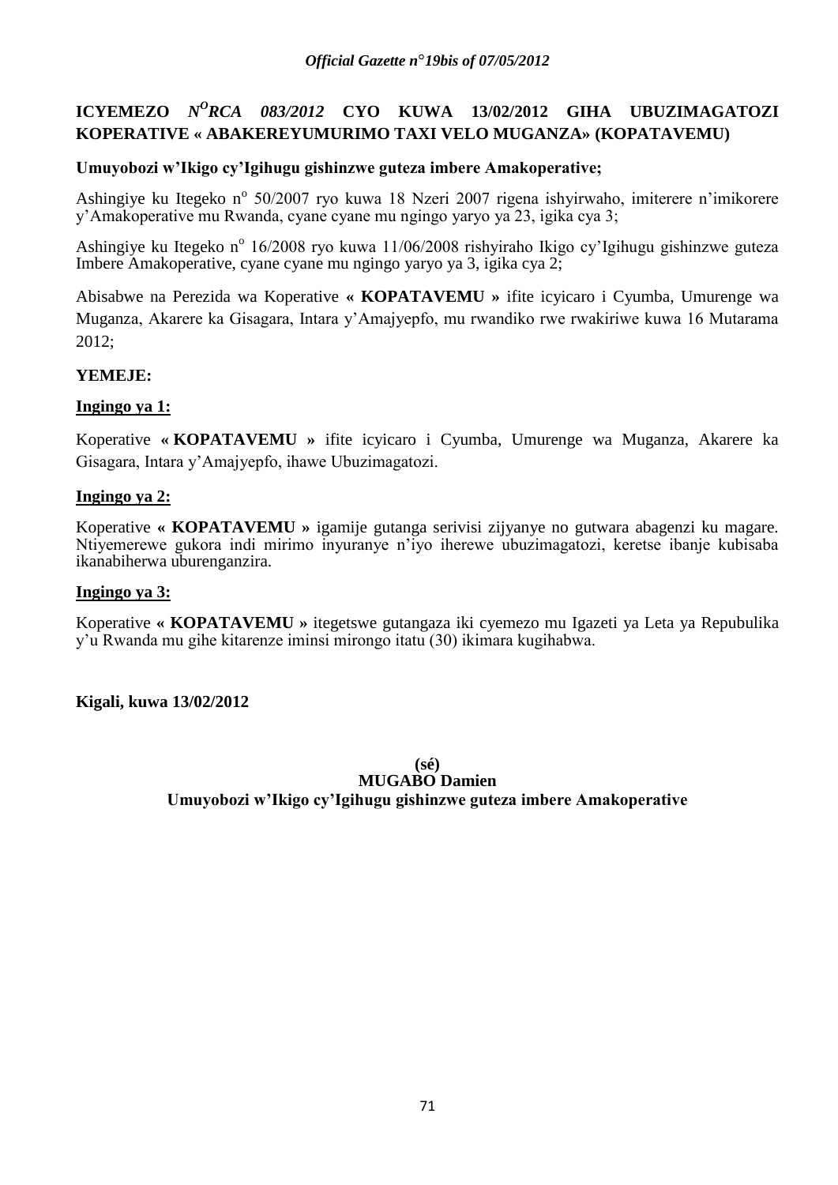# ICYEMEZO *N$^{O}$RCA 083/2012* CYO KUWA 13/02/2012 GIHA UBUZIMAGATOZI KOPERATIVE « ABAKEREYUMURIMO TAXI VELO MUGANZA» (KOPATAVEMU)

**Umuyobozi w'Ikigo cy'Igihugu gishinzwe guteza imbere Amakoperative;**

Ashingiye ku Itegeko n$^{o}$ 50/2007 ryo kuwa 18 Nzeri 2007 rigena ishyirwaho, imiterere n'imikorere y'Amakoperative mu Rwanda, cyane cyane mu ngingo yaryo ya 23, igika cya 3;

Ashingiye ku Itegeko n$^{o}$ 16/2008 ryo kuwa 11/06/2008 rishyiraho Ikigo cy'Igihugu gishinzwe guteza Imbere Amakoperative, cyane cyane mu ngingo yaryo ya 3, igika cya 2;

Abisabwe na Perezida wa Koperative **« KOPATAVEMU »** ifite icyicaro i Cyumba, Umurenge wa Muganza, Akarere ka Gisagara, Intara y'Amajyepfo, mu rwandiko rwe rwakiriwe kuwa 16 Mutarama 2012;

**YEMEJE:**

**Ingingo ya 1:**

Koperative **« KOPATAVEMU »** ifite icyicaro i Cyumba, Umurenge wa Muganza, Akarere ka Gisagara, Intara y'Amajyepfo, ihawe Ubuzimagatozi.

**Ingingo ya 2:**

Koperative **« KOPATAVEMU »** igamije gutanga serivisi zijyanye no gutwara abagenzi ku magare. Ntiyemerewe gukora indi mirimo inyuranye n'iyo iherewe ubuzimagatozi, keretse ibanje kubisaba ikanabiherwa uburenganzira.

**Ingingo ya 3:**

Koperative **« KOPATAVEMU »** itegetswe gutangaza iki cyemezo mu Igazeti ya Leta ya Repubulika y'u Rwanda mu gihe kitarenze iminsi mirongo itatu (30) ikimara kugihabwa.

**Kigali, kuwa 13/02/2012**

**(sé)**
**MUGABO Damien**
**Umuyobozi w'Ikigo cy'Igihugu gishinzwe guteza imbere Amakoperative**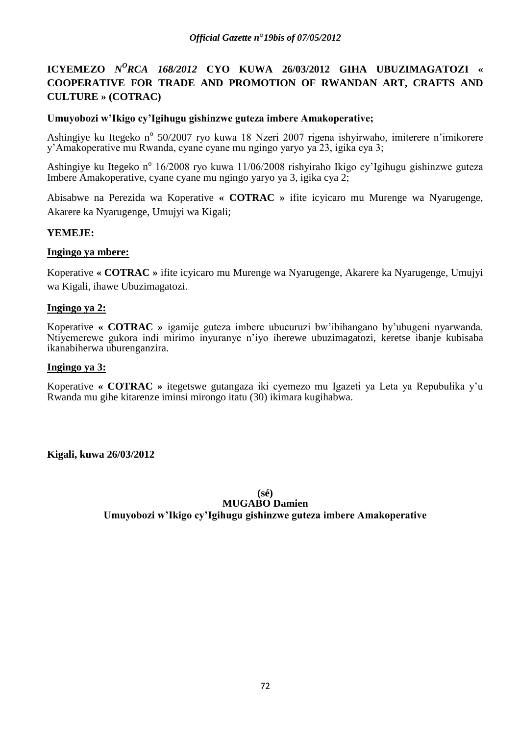## ICYEMEZO *N^O RCA 168/2012* CYO KUWA 26/03/2012 GIHA UBUZIMAGATOZI « COOPERATIVE FOR TRADE AND PROMOTION OF RWANDAN ART, CRAFTS AND CULTURE » (COTRAC)

**Umuyobozi w'Ikigo cy'Igihugu gishinzwe guteza imbere Amakoperative;**

Ashingiye ku Itegeko n° 50/2007 ryo kuwa 18 Nzeri 2007 rigena ishyirwaho, imiterere n'imikorere y'Amakoperative mu Rwanda, cyane cyane mu ngingo yaryo ya 23, igika cya 3;

Ashingiye ku Itegeko n° 16/2008 ryo kuwa 11/06/2008 rishyiraho Ikigo cy'Igihugu gishinzwe guteza Imbere Amakoperative, cyane cyane mu ngingo yaryo ya 3, igika cya 2;

Abisabwe na Perezida wa Koperative **« COTRAC »** ifite icyicaro mu Murenge wa Nyarugenge, Akarere ka Nyarugenge, Umujyi wa Kigali;

**YEMEJE:**

**Ingingo ya mbere:**

Koperative **« COTRAC »** ifite icyicaro mu Murenge wa Nyarugenge, Akarere ka Nyarugenge, Umujyi wa Kigali, ihawe Ubuzimagatozi.

**Ingingo ya 2:**

Koperative **« COTRAC »** igamije guteza imbere ubucuruzi bw'ibihangano by'ubugeni nyarwanda. Ntiyemerewe gukora indi mirimo inyuranye n'iyo iherewe ubuzimagatozi, keretse ibanje kubisaba ikanabiherwa uburenganzira.

**Ingingo ya 3:**

Koperative **« COTRAC »** itegetswe gutangaza iki cyemezo mu Igazeti ya Leta ya Repubulika y'u Rwanda mu gihe kitarenze iminsi mirongo itatu (30) ikimara kugihabwa.

**Kigali, kuwa 26/03/2012**

**(sé)**
**MUGABO Damien**
**Umuyobozi w'Ikigo cy'Igihugu gishinzwe guteza imbere Amakoperative**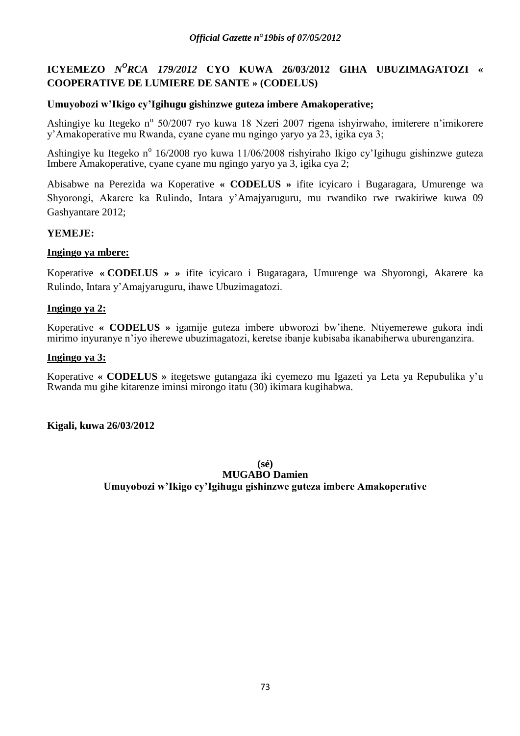## ICYEMEZO *N^O^RCA 179/2012* CYO KUWA 26/03/2012 GIHA UBUZIMAGATOZI « COOPERATIVE DE LUMIERE DE SANTE » (CODELUS)

**Umuyobozi w'Ikigo cy'Igihugu gishinzwe guteza imbere Amakoperative;**

Ashingiye ku Itegeko n° 50/2007 ryo kuwa 18 Nzeri 2007 rigena ishyirwaho, imiterere n'imikorere y'Amakoperative mu Rwanda, cyane cyane mu ngingo yaryo ya 23, igika cya 3;

Ashingiye ku Itegeko n° 16/2008 ryo kuwa 11/06/2008 rishyiraho Ikigo cy'Igihugu gishinzwe guteza Imbere Amakoperative, cyane cyane mu ngingo yaryo ya 3, igika cya 2;

Abisabwe na Perezida wa Koperative **« CODELUS »** ifite icyicaro i Bugaragara, Umurenge wa Shyorongi, Akarere ka Rulindo, Intara y'Amajyaruguru, mu rwandiko rwe rwakiriwe kuwa 09 Gashyantare 2012;

**YEMEJE:**

**Ingingo ya mbere:**

Koperative **« CODELUS » »** ifite icyicaro i Bugaragara, Umurenge wa Shyorongi, Akarere ka Rulindo, Intara y'Amajyaruguru, ihawe Ubuzimagatozi.

**Ingingo ya 2:**

Koperative **« CODELUS »** igamije guteza imbere ubworozi bw'ihene. Ntiyemerewe gukora indi mirimo inyuranye n'iyo iherewe ubuzimagatozi, keretse ibanje kubisaba ikanabiherwa uburenganzira.

**Ingingo ya 3:**

Koperative **« CODELUS »** itegetswe gutangaza iki cyemezo mu Igazeti ya Leta ya Repubulika y'u Rwanda mu gihe kitarenze iminsi mirongo itatu (30) ikimara kugihabwa.

**Kigali, kuwa 26/03/2012**

**(sé)**
**MUGABO Damien**
**Umuyobozi w'Ikigo cy'Igihugu gishinzwe guteza imbere Amakoperative**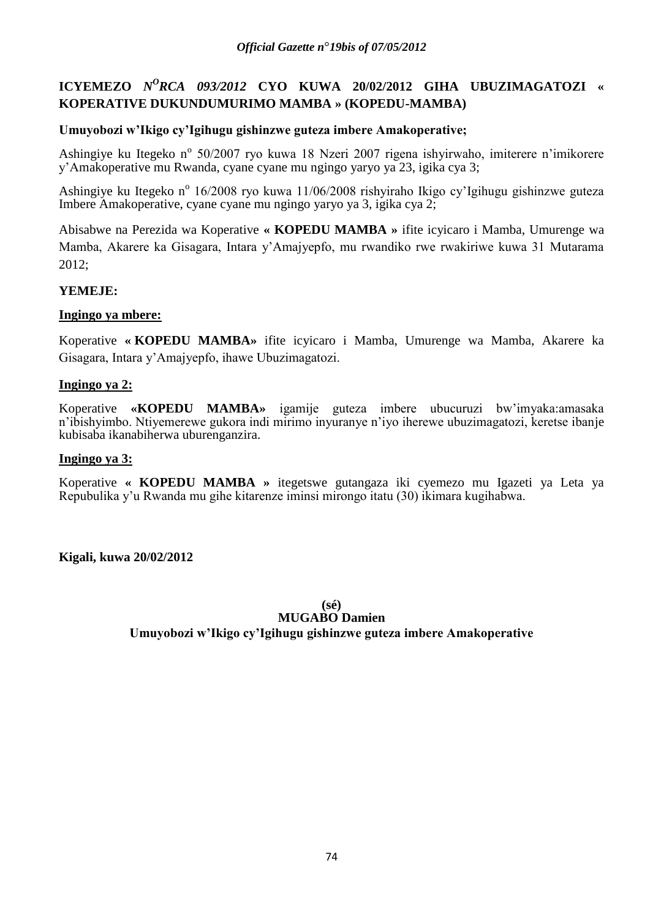**ICYEMEZO** ***N<sup>O</sup>RCA 093/2012*** **CYO KUWA 20/02/2012 GIHA UBUZIMAGATOZI « KOPERATIVE DUKUNDUMURIMO MAMBA » (KOPEDU-MAMBA)**

**Umuyobozi w'Ikigo cy'Igihugu gishinzwe guteza imbere Amakoperative;**

Ashingiye ku Itegeko n° 50/2007 ryo kuwa 18 Nzeri 2007 rigena ishyirwaho, imiterere n'imikorere y'Amakoperative mu Rwanda, cyane cyane mu ngingo yaryo ya 23, igika cya 3;

Ashingiye ku Itegeko n° 16/2008 ryo kuwa 11/06/2008 rishyiraho Ikigo cy'Igihugu gishinzwe guteza Imbere Amakoperative, cyane cyane mu ngingo yaryo ya 3, igika cya 2;

Abisabwe na Perezida wa Koperative **« KOPEDU MAMBA »** ifite icyicaro i Mamba, Umurenge wa Mamba, Akarere ka Gisagara, Intara y'Amajyepfo, mu rwandiko rwe rwakiriwe kuwa 31 Mutarama 2012;

**YEMEJE:**

**Ingingo ya mbere:**

Koperative **« KOPEDU MAMBA»** ifite icyicaro i Mamba, Umurenge wa Mamba, Akarere ka Gisagara, Intara y'Amajyepfo, ihawe Ubuzimagatozi.

**Ingingo ya 2:**

Koperative **«KOPEDU MAMBA»** igamije guteza imbere ubucuruzi bw'imyaka:amasaka n'ibishyimbo. Ntiyemerewe gukora indi mirimo inyuranye n'iyo iherewe ubuzimagatozi, keretse ibanje kubisaba ikanabiherwa uburenganzira.

**Ingingo ya 3:**

Koperative **« KOPEDU MAMBA »** itegetswe gutangaza iki cyemezo mu Igazeti ya Leta ya Repubulika y'u Rwanda mu gihe kitarenze iminsi mirongo itatu (30) ikimara kugihabwa.

**Kigali, kuwa 20/02/2012**

**(sé)**
**MUGABO Damien**
**Umuyobozi w'Ikigo cy'Igihugu gishinzwe guteza imbere Amakoperative**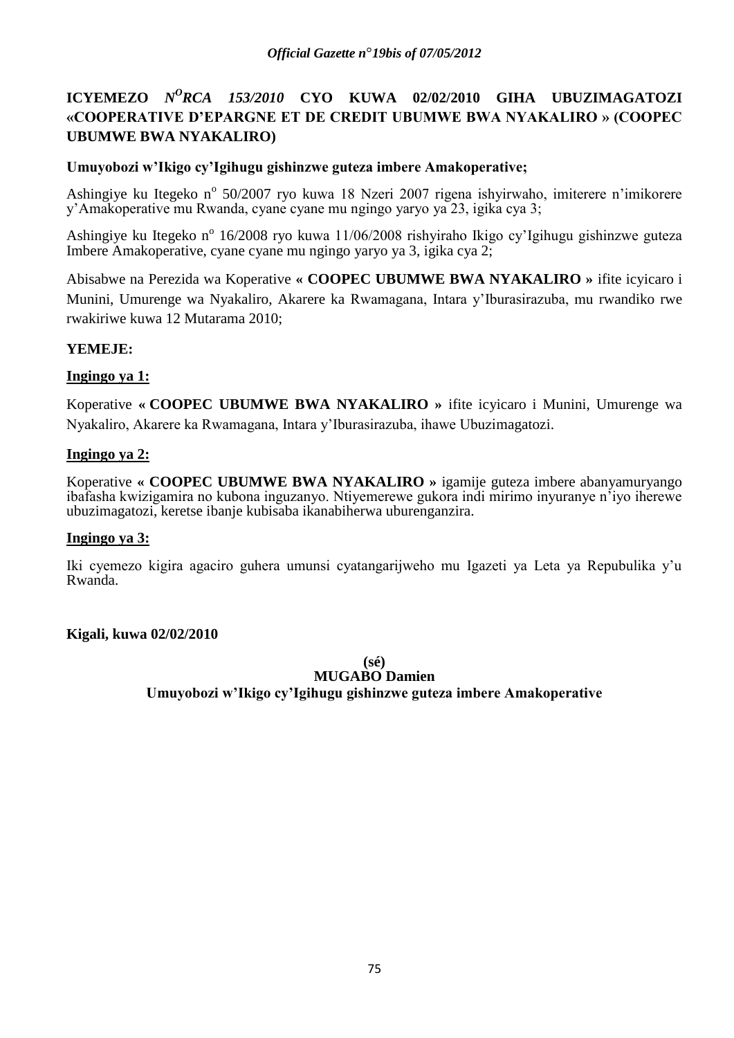## ICYEMEZO *N^O RCA 153/2010* CYO KUWA 02/02/2010 GIHA UBUZIMAGATOZI «COOPERATIVE D'EPARGNE ET DE CREDIT UBUMWE BWA NYAKALIRO » (COOPEC UBUMWE BWA NYAKALIRO)

**Umuyobozi w'Ikigo cy'Igihugu gishinzwe guteza imbere Amakoperative;**

Ashingiye ku Itegeko n° 50/2007 ryo kuwa 18 Nzeri 2007 rigena ishyirwaho, imiterere n'imikorere y'Amakoperative mu Rwanda, cyane cyane mu ngingo yaryo ya 23, igika cya 3;

Ashingiye ku Itegeko n° 16/2008 ryo kuwa 11/06/2008 rishyiraho Ikigo cy'Igihugu gishinzwe guteza Imbere Amakoperative, cyane cyane mu ngingo yaryo ya 3, igika cya 2;

Abisabwe na Perezida wa Koperative **« COOPEC UBUMWE BWA NYAKALIRO »** ifite icyicaro i Munini, Umurenge wa Nyakaliro, Akarere ka Rwamagana, Intara y'Iburasirazuba, mu rwandiko rwe rwakiriwe kuwa 12 Mutarama 2010;

**YEMEJE:**

**Ingingo ya 1:**

Koperative **« COOPEC UBUMWE BWA NYAKALIRO »** ifite icyicaro i Munini, Umurenge wa Nyakaliro, Akarere ka Rwamagana, Intara y'Iburasirazuba, ihawe Ubuzimagatozi.

**Ingingo ya 2:**

Koperative **« COOPEC UBUMWE BWA NYAKALIRO »** igamije guteza imbere abanyamuryango ibafasha kwizigamira no kubona inguzanyo. Ntiyemerewe gukora indi mirimo inyuranye n'iyo iherewe ubuzimagatozi, keretse ibanje kubisaba ikanabiherwa uburenganzira.

**Ingingo ya 3:**

Iki cyemezo kigira agaciro guhera umunsi cyatangarijweho mu Igazeti ya Leta ya Repubulika y'u Rwanda.

**Kigali, kuwa 02/02/2010**

**(sé)**
**MUGABO Damien**
**Umuyobozi w'Ikigo cy'Igihugu gishinzwe guteza imbere Amakoperative**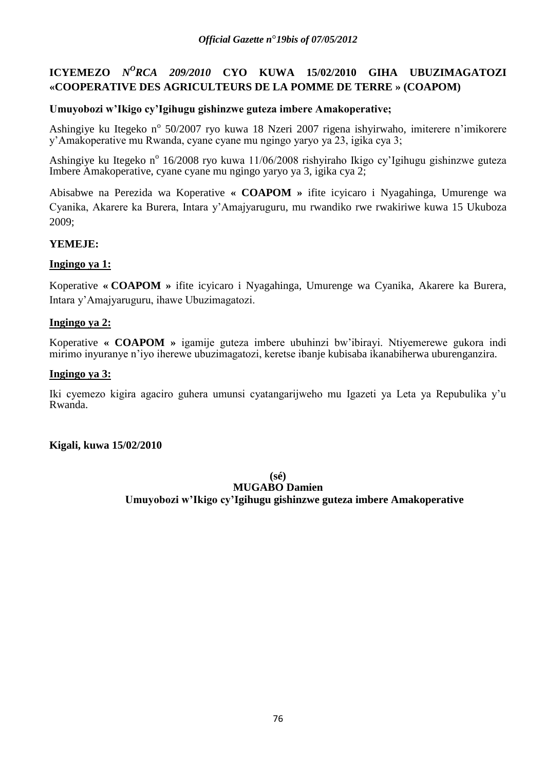## ICYEMEZO *N<sup>O</sup>RCA 209/2010* CYO KUWA 15/02/2010 GIHA UBUZIMAGATOZI «COOPERATIVE DES AGRICULTEURS DE LA POMME DE TERRE » (COAPOM)

**Umuyobozi w'Ikigo cy'Igihugu gishinzwe guteza imbere Amakoperative;**

Ashingiye ku Itegeko n° 50/2007 ryo kuwa 18 Nzeri 2007 rigena ishyirwaho, imiterere n'imikorere y'Amakoperative mu Rwanda, cyane cyane mu ngingo yaryo ya 23, igika cya 3;

Ashingiye ku Itegeko n° 16/2008 ryo kuwa 11/06/2008 rishyiraho Ikigo cy'Igihugu gishinzwe guteza Imbere Amakoperative, cyane cyane mu ngingo yaryo ya 3, igika cya 2;

Abisabwe na Perezida wa Koperative **« COAPOM »** ifite icyicaro i Nyagahinga, Umurenge wa Cyanika, Akarere ka Burera, Intara y'Amajyaruguru, mu rwandiko rwe rwakiriwe kuwa 15 Ukuboza 2009;

**YEMEJE:**

**Ingingo ya 1:**

Koperative **« COAPOM »** ifite icyicaro i Nyagahinga, Umurenge wa Cyanika, Akarere ka Burera, Intara y'Amajyaruguru, ihawe Ubuzimagatozi.

**Ingingo ya 2:**

Koperative **« COAPOM »** igamije guteza imbere ubuhinzi bw'ibirayi. Ntiyemerewe gukora indi mirimo inyuranye n'iyo iherewe ubuzimagatozi, keretse ibanje kubisaba ikanabiherwa uburenganzira.

**Ingingo ya 3:**

Iki cyemezo kigira agaciro guhera umunsi cyatangarijweho mu Igazeti ya Leta ya Repubulika y'u Rwanda.

**Kigali, kuwa 15/02/2010**

**(sé)**
**MUGABO Damien**
**Umuyobozi w'Ikigo cy'Igihugu gishinzwe guteza imbere Amakoperative**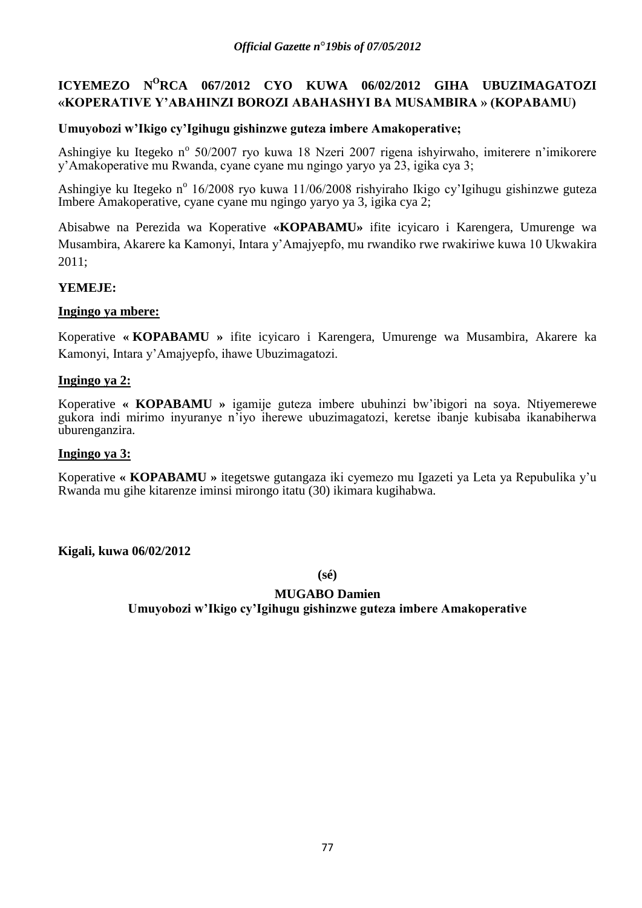## ICYEMEZO N[O]RCA 067/2012 CYO KUWA 06/02/2012 GIHA UBUZIMAGATOZI «KOPERATIVE Y'ABAHINZI BOROZI ABAHASHYI BA MUSAMBIRA » (KOPABAMU)

**Umuyobozi w'Ikigo cy'Igihugu gishinzwe guteza imbere Amakoperative;**

Ashingiye ku Itegeko n° 50/2007 ryo kuwa 18 Nzeri 2007 rigena ishyirwaho, imiterere n'imikorere y'Amakoperative mu Rwanda, cyane cyane mu ngingo yaryo ya 23, igika cya 3;

Ashingiye ku Itegeko n° 16/2008 ryo kuwa 11/06/2008 rishyiraho Ikigo cy'Igihugu gishinzwe guteza Imbere Amakoperative, cyane cyane mu ngingo yaryo ya 3, igika cya 2;

Abisabwe na Perezida wa Koperative **«KOPABAMU»** ifite icyicaro i Karengera, Umurenge wa Musambira, Akarere ka Kamonyi, Intara y'Amajyepfo, mu rwandiko rwe rwakiriwe kuwa 10 Ukwakira 2011;

**YEMEJE:**

**Ingingo ya mbere:**

Koperative **« KOPABAMU »** ifite icyicaro i Karengera, Umurenge wa Musambira, Akarere ka Kamonyi, Intara y'Amajyepfo, ihawe Ubuzimagatozi.

**Ingingo ya 2:**

Koperative **« KOPABAMU »** igamije guteza imbere ubuhinzi bw'ibigori na soya. Ntiyemerewe gukora indi mirimo inyuranye n'iyo iherewe ubuzimagatozi, keretse ibanje kubisaba ikanabiherwa uburenganzira.

**Ingingo ya 3:**

Koperative **« KOPABAMU »** itegetswe gutangaza iki cyemezo mu Igazeti ya Leta ya Repubulika y'u Rwanda mu gihe kitarenze iminsi mirongo itatu (30) ikimara kugihabwa.

**Kigali, kuwa 06/02/2012**

**(sé)**

**MUGABO Damien**
**Umuyobozi w'Ikigo cy'Igihugu gishinzwe guteza imbere Amakoperative**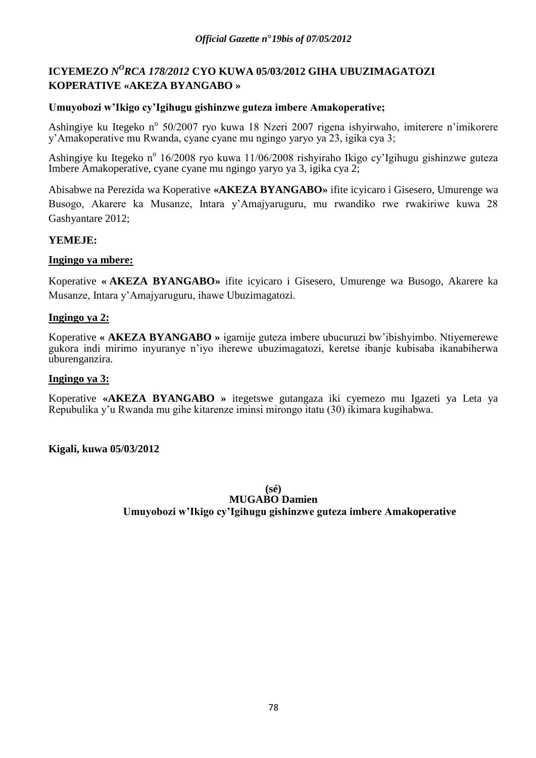**ICYEMEZO *N<sup>O</sup>RCA 178/2012* CYO KUWA 05/03/2012 GIHA UBUZIMAGATOZI KOPERATIVE «AKEZA BYANGABO »**

**Umuyobozi w'Ikigo cy'Igihugu gishinzwe guteza imbere Amakoperative;**

Ashingiye ku Itegeko n° 50/2007 ryo kuwa 18 Nzeri 2007 rigena ishyirwaho, imiterere n'imikorere y'Amakoperative mu Rwanda, cyane cyane mu ngingo yaryo ya 23, igika cya 3;

Ashingiye ku Itegeko n° 16/2008 ryo kuwa 11/06/2008 rishyiraho Ikigo cy'Igihugu gishinzwe guteza Imbere Amakoperative, cyane cyane mu ngingo yaryo ya 3, igika cya 2;

Abisabwe na Perezida wa Koperative **«AKEZA BYANGABO»** ifite icyicaro i Gisesero, Umurenge wa Busogo, Akarere ka Musanze, Intara y'Amajyaruguru, mu rwandiko rwe rwakiriwe kuwa 28 Gashyantare 2012;

**YEMEJE:**

**Ingingo ya mbere:**

Koperative **« AKEZA BYANGABO»** ifite icyicaro i Gisesero, Umurenge wa Busogo, Akarere ka Musanze, Intara y'Amajyaruguru, ihawe Ubuzimagatozi.

**Ingingo ya 2:**

Koperative **« AKEZA BYANGABO »** igamije guteza imbere ubucuruzi bw'ibishyimbo. Ntiyemerewe gukora indi mirimo inyuranye n'iyo iherewe ubuzimagatozi, keretse ibanje kubisaba ikanabiherwa uburenganzira.

**Ingingo ya 3:**

Koperative **«AKEZA BYANGABO »** itegetswe gutangaza iki cyemezo mu Igazeti ya Leta ya Repubulika y'u Rwanda mu gihe kitarenze iminsi mirongo itatu (30) ikimara kugihabwa.

**Kigali, kuwa 05/03/2012**

**(sé)**
**MUGABO Damien**
**Umuyobozi w'Ikigo cy'Igihugu gishinzwe guteza imbere Amakoperative**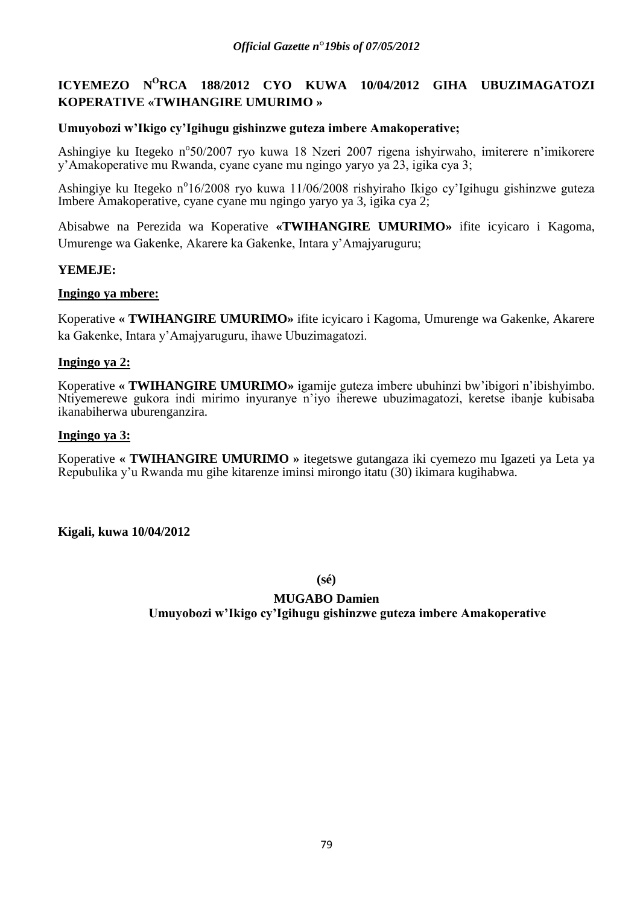## ICYEMEZO N°RCA 188/2012 CYO KUWA 10/04/2012 GIHA UBUZIMAGATOZI KOPERATIVE «TWIHANGIRE UMURIMO »

**Umuyobozi w'Ikigo cy'Igihugu gishinzwe guteza imbere Amakoperative;**

Ashingiye ku Itegeko n°50/2007 ryo kuwa 18 Nzeri 2007 rigena ishyirwaho, imiterere n'imikorere y'Amakoperative mu Rwanda, cyane cyane mu ngingo yaryo ya 23, igika cya 3;

Ashingiye ku Itegeko n°16/2008 ryo kuwa 11/06/2008 rishyiraho Ikigo cy'Igihugu gishinzwe guteza Imbere Amakoperative, cyane cyane mu ngingo yaryo ya 3, igika cya 2;

Abisabwe na Perezida wa Koperative **«TWIHANGIRE UMURIMO»** ifite icyicaro i Kagoma, Umurenge wa Gakenke, Akarere ka Gakenke, Intara y'Amajyaruguru;

**YEMEJE:**

**Ingingo ya mbere:**

Koperative **« TWIHANGIRE UMURIMO»** ifite icyicaro i Kagoma, Umurenge wa Gakenke, Akarere ka Gakenke, Intara y'Amajyaruguru, ihawe Ubuzimagatozi.

**Ingingo ya 2:**

Koperative **« TWIHANGIRE UMURIMO»** igamije guteza imbere ubuhinzi bw'ibigori n'ibishyimbo. Ntiyemerewe gukora indi mirimo inyuranye n'iyo iherewe ubuzimagatozi, keretse ibanje kubisaba ikanabiherwa uburenganzira.

**Ingingo ya 3:**

Koperative **« TWIHANGIRE UMURIMO »** itegetswe gutangaza iki cyemezo mu Igazeti ya Leta ya Repubulika y'u Rwanda mu gihe kitarenze iminsi mirongo itatu (30) ikimara kugihabwa.

**Kigali, kuwa 10/04/2012**

**(sé)**

**MUGABO Damien**

**Umuyobozi w'Ikigo cy'Igihugu gishinzwe guteza imbere Amakoperative**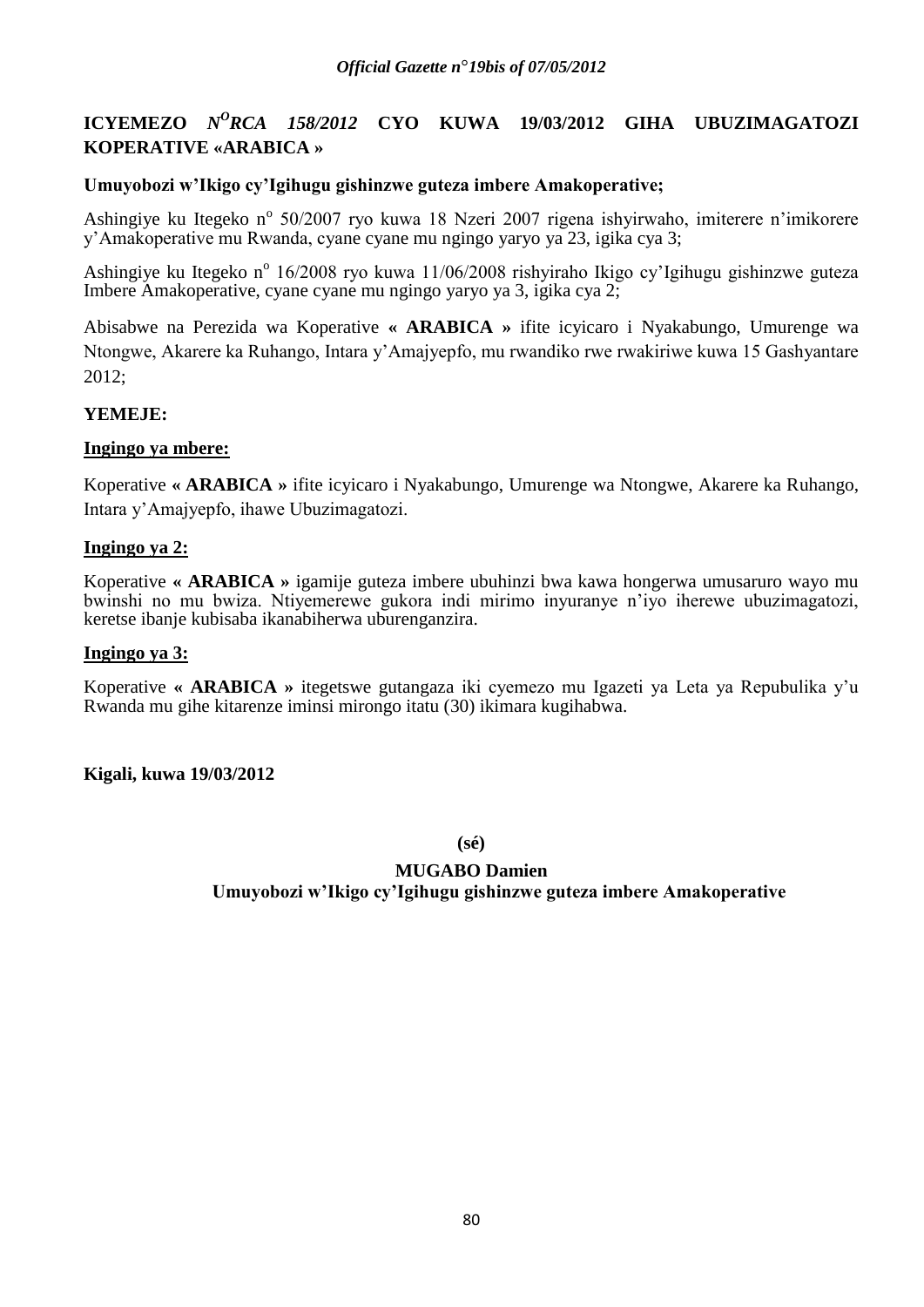**ICYEMEZO *N*$^{O}$*RCA 158/2012* CYO KUWA 19/03/2012 GIHA UBUZIMAGATOZI KOPERATIVE «ARABICA »**

**Umuyobozi w'Ikigo cy'Igihugu gishinzwe guteza imbere Amakoperative;**

Ashingiye ku Itegeko n$^{o}$ 50/2007 ryo kuwa 18 Nzeri 2007 rigena ishyirwaho, imiterere n'imikorere y'Amakoperative mu Rwanda, cyane cyane mu ngingo yaryo ya 23, igika cya 3;

Ashingiye ku Itegeko n$^{o}$ 16/2008 ryo kuwa 11/06/2008 rishyiraho Ikigo cy'Igihugu gishinzwe guteza Imbere Amakoperative, cyane cyane mu ngingo yaryo ya 3, igika cya 2;

Abisabwe na Perezida wa Koperative **« ARABICA »** ifite icyicaro i Nyakabungo, Umurenge wa Ntongwe, Akarere ka Ruhango, Intara y'Amajyepfo, mu rwandiko rwe rwakiriwe kuwa 15 Gashyantare 2012;

**YEMEJE:**

**Ingingo ya mbere:**

Koperative **« ARABICA »** ifite icyicaro i Nyakabungo, Umurenge wa Ntongwe, Akarere ka Ruhango, Intara y'Amajyepfo, ihawe Ubuzimagatozi.

**Ingingo ya 2:**

Koperative **« ARABICA »** igamije guteza imbere ubuhinzi bwa kawa hongerwa umusaruro wayo mu bwinshi no mu bwiza. Ntiyemerewe gukora indi mirimo inyuranye n'iyo iherewe ubuzimagatozi, keretse ibanje kubisaba ikanabiherwa uburenganzira.

**Ingingo ya 3:**

Koperative **« ARABICA »** itegetswe gutangaza iki cyemezo mu Igazeti ya Leta ya Repubulika y'u Rwanda mu gihe kitarenze iminsi mirongo itatu (30) ikimara kugihabwa.

**Kigali, kuwa 19/03/2012**

**(sé)**

**MUGABO Damien**
**Umuyobozi w'Ikigo cy'Igihugu gishinzwe guteza imbere Amakoperative**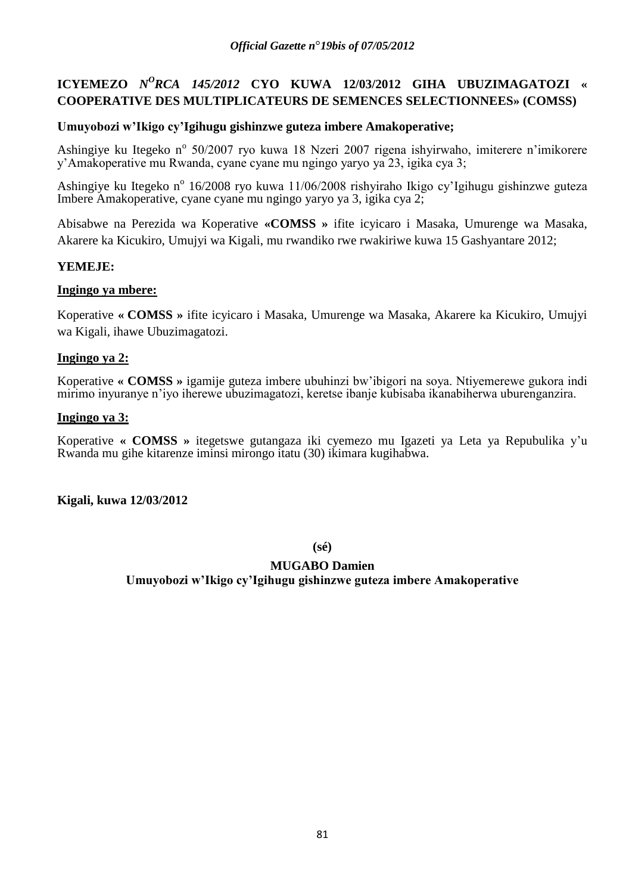**ICYEMEZO** ***N<sup>O</sup>RCA 145/2012*** **CYO KUWA 12/03/2012 GIHA UBUZIMAGATOZI « COOPERATIVE DES MULTIPLICATEURS DE SEMENCES SELECTIONNEES» (COMSS)**

**Umuyobozi w'Ikigo cy'Igihugu gishinzwe guteza imbere Amakoperative;**

Ashingiye ku Itegeko n° 50/2007 ryo kuwa 18 Nzeri 2007 rigena ishyirwaho, imiterere n'imikorere y'Amakoperative mu Rwanda, cyane cyane mu ngingo yaryo ya 23, igika cya 3;

Ashingiye ku Itegeko n° 16/2008 ryo kuwa 11/06/2008 rishyiraho Ikigo cy'Igihugu gishinzwe guteza Imbere Amakoperative, cyane cyane mu ngingo yaryo ya 3, igika cya 2;

Abisabwe na Perezida wa Koperative **«COMSS »** ifite icyicaro i Masaka, Umurenge wa Masaka, Akarere ka Kicukiro, Umujyi wa Kigali, mu rwandiko rwe rwakiriwe kuwa 15 Gashyantare 2012;

**YEMEJE:**

**Ingingo ya mbere:**

Koperative **« COMSS »** ifite icyicaro i Masaka, Umurenge wa Masaka, Akarere ka Kicukiro, Umujyi wa Kigali, ihawe Ubuzimagatozi.

**Ingingo ya 2:**

Koperative **« COMSS »** igamije guteza imbere ubuhinzi bw'ibigori na soya. Ntiyemerewe gukora indi mirimo inyuranye n'iyo iherewe ubuzimagatozi, keretse ibanje kubisaba ikanabiherwa uburenganzira.

**Ingingo ya 3:**

Koperative **« COMSS »** itegetswe gutangaza iki cyemezo mu Igazeti ya Leta ya Repubulika y'u Rwanda mu gihe kitarenze iminsi mirongo itatu (30) ikimara kugihabwa.

**Kigali, kuwa 12/03/2012**

**(sé)**

**MUGABO Damien**
**Umuyobozi w'Ikigo cy'Igihugu gishinzwe guteza imbere Amakoperative**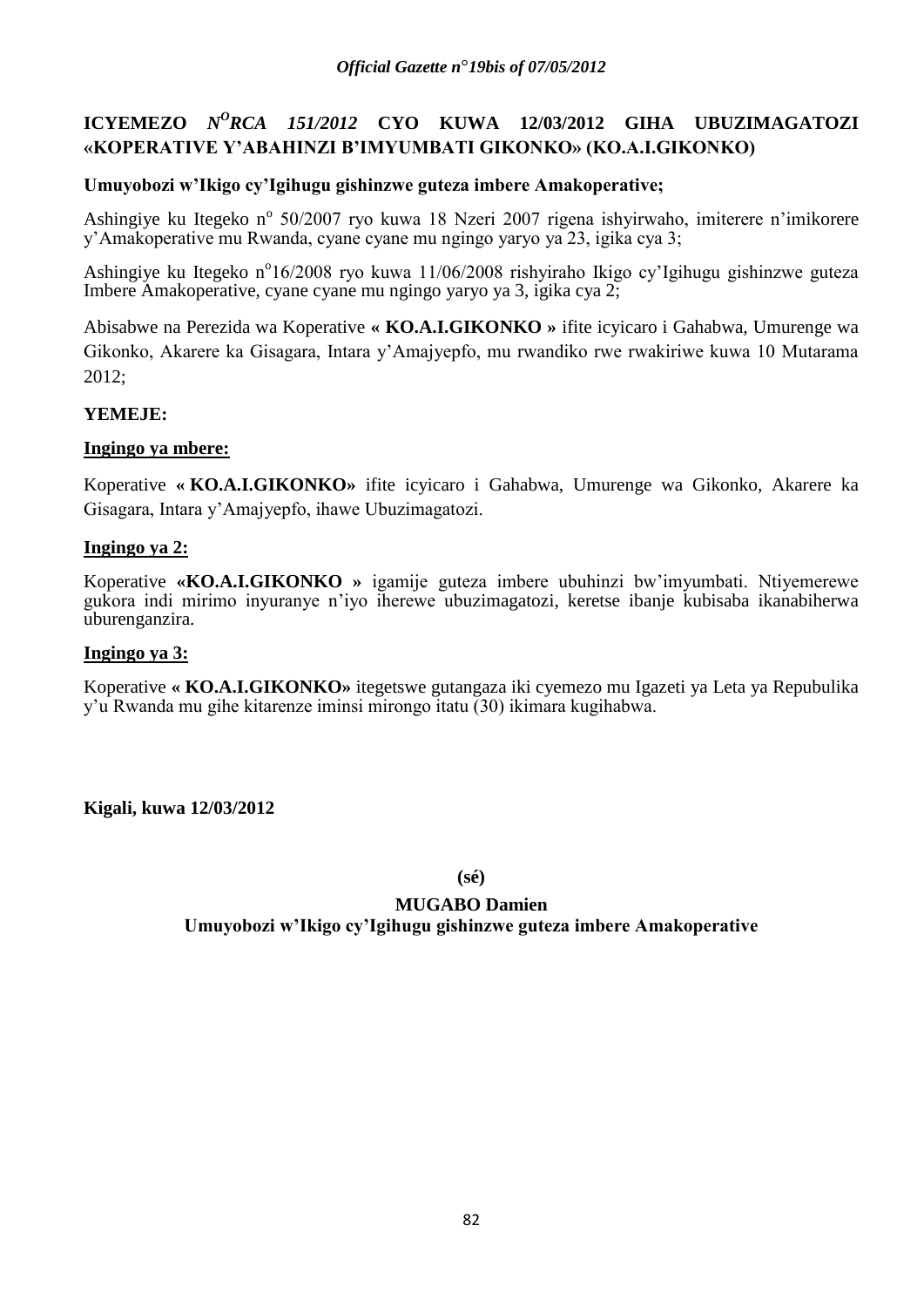**ICYEMEZO *N^O^RCA 151/2012* CYO KUWA 12/03/2012 GIHA UBUZIMAGATOZI «KOPERATIVE Y'ABAHINZI B'IMYUMBATI GIKONKO» (KO.A.I.GIKONKO)**

**Umuyobozi w'Ikigo cy'Igihugu gishinzwe guteza imbere Amakoperative;**

Ashingiye ku Itegeko n° 50/2007 ryo kuwa 18 Nzeri 2007 rigena ishyirwaho, imiterere n'imikorere y'Amakoperative mu Rwanda, cyane cyane mu ngingo yaryo ya 23, igika cya 3;

Ashingiye ku Itegeko n°16/2008 ryo kuwa 11/06/2008 rishyiraho Ikigo cy'Igihugu gishinzwe guteza Imbere Amakoperative, cyane cyane mu ngingo yaryo ya 3, igika cya 2;

Abisabwe na Perezida wa Koperative **« KO.A.I.GIKONKO »** ifite icyicaro i Gahabwa, Umurenge wa Gikonko, Akarere ka Gisagara, Intara y'Amajyepfo, mu rwandiko rwe rwakiriwe kuwa 10 Mutarama 2012;

**YEMEJE:**

**Ingingo ya mbere:**

Koperative **« KO.A.I.GIKONKO»** ifite icyicaro i Gahabwa, Umurenge wa Gikonko, Akarere ka Gisagara, Intara y'Amajyepfo, ihawe Ubuzimagatozi.

**Ingingo ya 2:**

Koperative **«KO.A.I.GIKONKO »** igamije guteza imbere ubuhinzi bw'imyumbati. Ntiyemerewe gukora indi mirimo inyuranye n'iyo iherewe ubuzimagatozi, keretse ibanje kubisaba ikanabiherwa uburenganzira.

**Ingingo ya 3:**

Koperative **« KO.A.I.GIKONKO»** itegetswe gutangaza iki cyemezo mu Igazeti ya Leta ya Repubulika y'u Rwanda mu gihe kitarenze iminsi mirongo itatu (30) ikimara kugihabwa.

**Kigali, kuwa 12/03/2012**

**(sé)**

**MUGABO Damien**
**Umuyobozi w'Ikigo cy'Igihugu gishinzwe guteza imbere Amakoperative**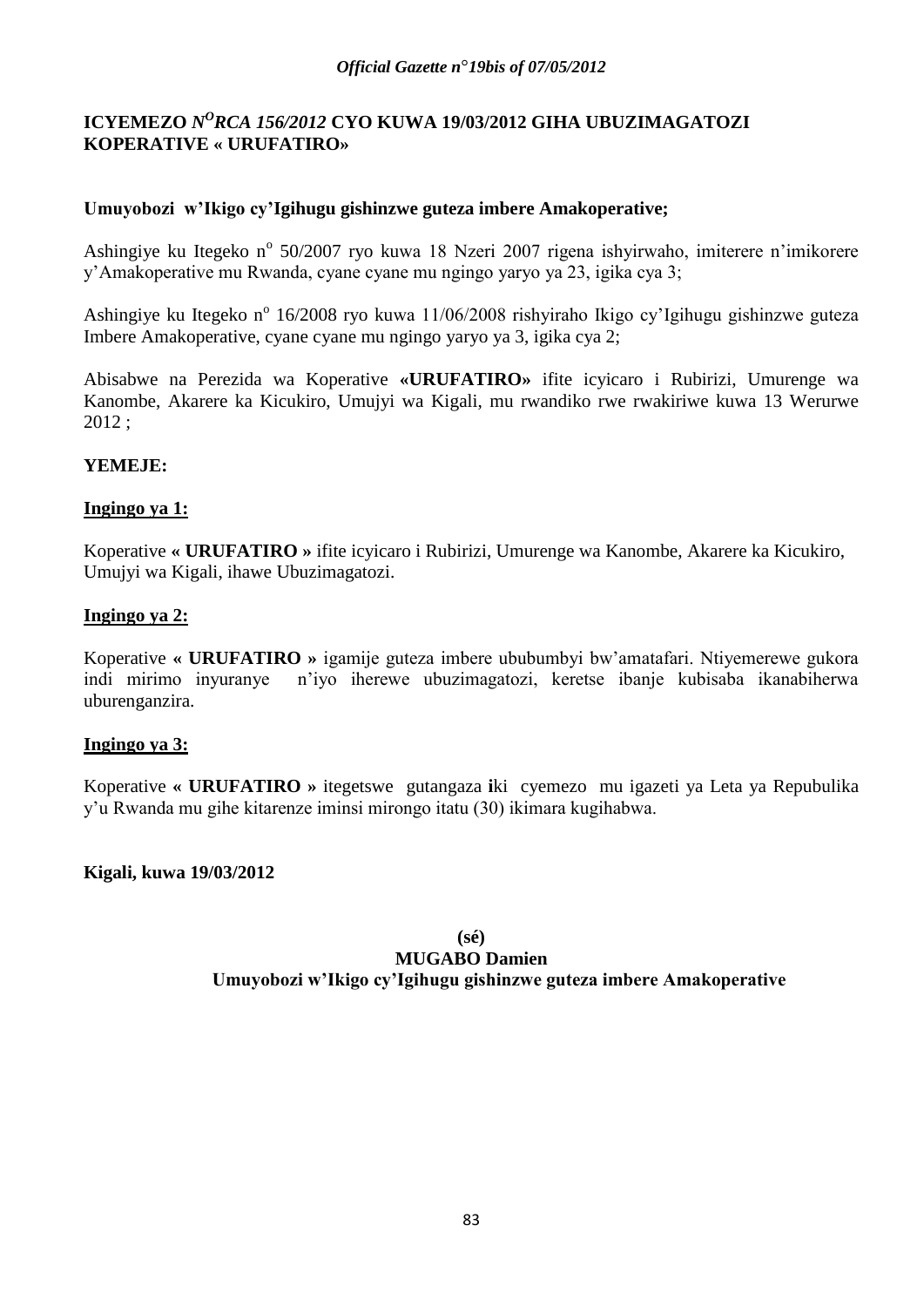**ICYEMEZO *N^O^RCA 156/2012* CYO KUWA 19/03/2012 GIHA UBUZIMAGATOZI KOPERATIVE « URUFATIRO»**

**Umuyobozi w'Ikigo cy'Igihugu gishinzwe guteza imbere Amakoperative;**

Ashingiye ku Itegeko n° 50/2007 ryo kuwa 18 Nzeri 2007 rigena ishyirwaho, imiterere n'imikorere y'Amakoperative mu Rwanda, cyane cyane mu ngingo yaryo ya 23, igika cya 3;

Ashingiye ku Itegeko n° 16/2008 ryo kuwa 11/06/2008 rishyiraho Ikigo cy'Igihugu gishinzwe guteza Imbere Amakoperative, cyane cyane mu ngingo yaryo ya 3, igika cya 2;

Abisabwe na Perezida wa Koperative **«URUFATIRO»** ifite icyicaro i Rubirizi, Umurenge wa Kanombe, Akarere ka Kicukiro, Umujyi wa Kigali, mu rwandiko rwe rwakiriwe kuwa 13 Werurwe 2012 ;

**YEMEJE:**

**Ingingo ya 1:**

Koperative **« URUFATIRO »** ifite icyicaro i Rubirizi, Umurenge wa Kanombe, Akarere ka Kicukiro, Umujyi wa Kigali, ihawe Ubuzimagatozi.

**Ingingo ya 2:**

Koperative **« URUFATIRO »** igamije guteza imbere ububumbyi bw'amatafari. Ntiyemerewe gukora indi mirimo inyuranye n'iyo iherewe ubuzimagatozi, keretse ibanje kubisaba ikanabiherwa uburenganzira.

**Ingingo ya 3:**

Koperative **« URUFATIRO »** itegetswe gutangaza **i**ki cyemezo mu igazeti ya Leta ya Repubulika y'u Rwanda mu gihe kitarenze iminsi mirongo itatu (30) ikimara kugihabwa.

**Kigali, kuwa 19/03/2012**

**(sé)**

**MUGABO Damien**

**Umuyobozi w'Ikigo cy'Igihugu gishinzwe guteza imbere Amakoperative**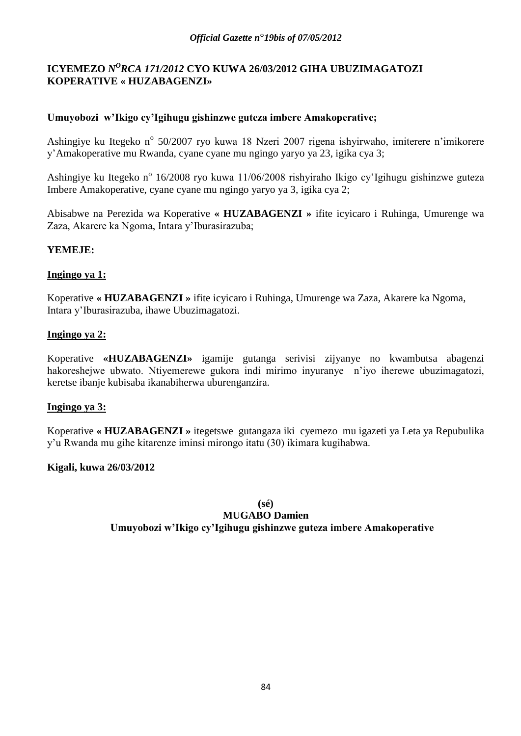## ICYEMEZO *N^O RCA 171/2012* CYO KUWA 26/03/2012 GIHA UBUZIMAGATOZI KOPERATIVE « HUZABAGENZI»

**Umuyobozi w'Ikigo cy'Igihugu gishinzwe guteza imbere Amakoperative;**

Ashingiye ku Itegeko n$^{o}$ 50/2007 ryo kuwa 18 Nzeri 2007 rigena ishyirwaho, imiterere n'imikorere y'Amakoperative mu Rwanda, cyane cyane mu ngingo yaryo ya 23, igika cya 3;

Ashingiye ku Itegeko n$^{o}$ 16/2008 ryo kuwa 11/06/2008 rishyiraho Ikigo cy'Igihugu gishinzwe guteza Imbere Amakoperative, cyane cyane mu ngingo yaryo ya 3, igika cya 2;

Abisabwe na Perezida wa Koperative **« HUZABAGENZI »** ifite icyicaro i Ruhinga, Umurenge wa Zaza, Akarere ka Ngoma, Intara y'Iburasirazuba;

**YEMEJE:**

**Ingingo ya 1:**

Koperative **« HUZABAGENZI »** ifite icyicaro i Ruhinga, Umurenge wa Zaza, Akarere ka Ngoma, Intara y'Iburasirazuba, ihawe Ubuzimagatozi.

**Ingingo ya 2:**

Koperative **«HUZABAGENZI»** igamije gutanga serivisi zijyanye no kwambutsa abagenzi hakoreshejwe ubwato. Ntiyemerewe gukora indi mirimo inyuranye n'iyo iherewe ubuzimagatozi, keretse ibanje kubisaba ikanabiherwa uburenganzira.

**Ingingo ya 3:**

Koperative **« HUZABAGENZI »** itegetswe gutangaza iki cyemezo mu igazeti ya Leta ya Repubulika y'u Rwanda mu gihe kitarenze iminsi mirongo itatu (30) ikimara kugihabwa.

**Kigali, kuwa 26/03/2012**

**(sé)**

**MUGABO Damien**

**Umuyobozi w'Ikigo cy'Igihugu gishinzwe guteza imbere Amakoperative**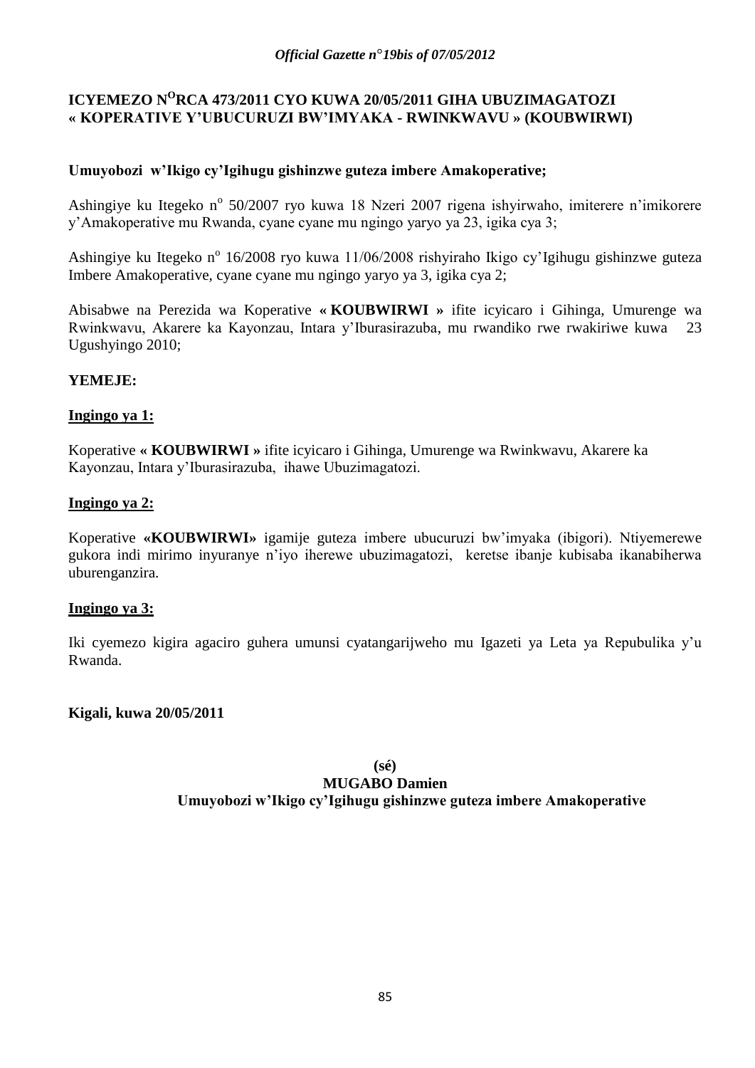## ICYEMEZO N[O]RCA 473/2011 CYO KUWA 20/05/2011 GIHA UBUZIMAGATOZI « KOPERATIVE Y'UBUCURUZI BW'IMYAKA - RWINKWAVU » (KOUBWIRWI)

**Umuyobozi w'Ikigo cy'Igihugu gishinzwe guteza imbere Amakoperative;**

Ashingiye ku Itegeko n[o] 50/2007 ryo kuwa 18 Nzeri 2007 rigena ishyirwaho, imiterere n'imikorere y'Amakoperative mu Rwanda, cyane cyane mu ngingo yaryo ya 23, igika cya 3;

Ashingiye ku Itegeko n[o] 16/2008 ryo kuwa 11/06/2008 rishyiraho Ikigo cy'Igihugu gishinzwe guteza Imbere Amakoperative, cyane cyane mu ngingo yaryo ya 3, igika cya 2;

Abisabwe na Perezida wa Koperative **« KOUBWIRWI »** ifite icyicaro i Gihinga, Umurenge wa Rwinkwavu, Akarere ka Kayonzau, Intara y'Iburasirazuba, mu rwandiko rwe rwakiriwe kuwa 23 Ugushyingo 2010;

**YEMEJE:**

**Ingingo ya 1:**

Koperative **« KOUBWIRWI »** ifite icyicaro i Gihinga, Umurenge wa Rwinkwavu, Akarere ka Kayonzau, Intara y'Iburasirazuba, ihawe Ubuzimagatozi.

**Ingingo ya 2:**

Koperative **«KOUBWIRWI»** igamije guteza imbere ubucuruzi bw'imyaka (ibigori). Ntiyemerewe gukora indi mirimo inyuranye n'iyo iherewe ubuzimagatozi, keretse ibanje kubisaba ikanabiherwa uburenganzira.

**Ingingo ya 3:**

Iki cyemezo kigira agaciro guhera umunsi cyatangarijweho mu Igazeti ya Leta ya Repubulika y'u Rwanda.

**Kigali, kuwa 20/05/2011**

**(sé)**
**MUGABO Damien**
**Umuyobozi w'Ikigo cy'Igihugu gishinzwe guteza imbere Amakoperative**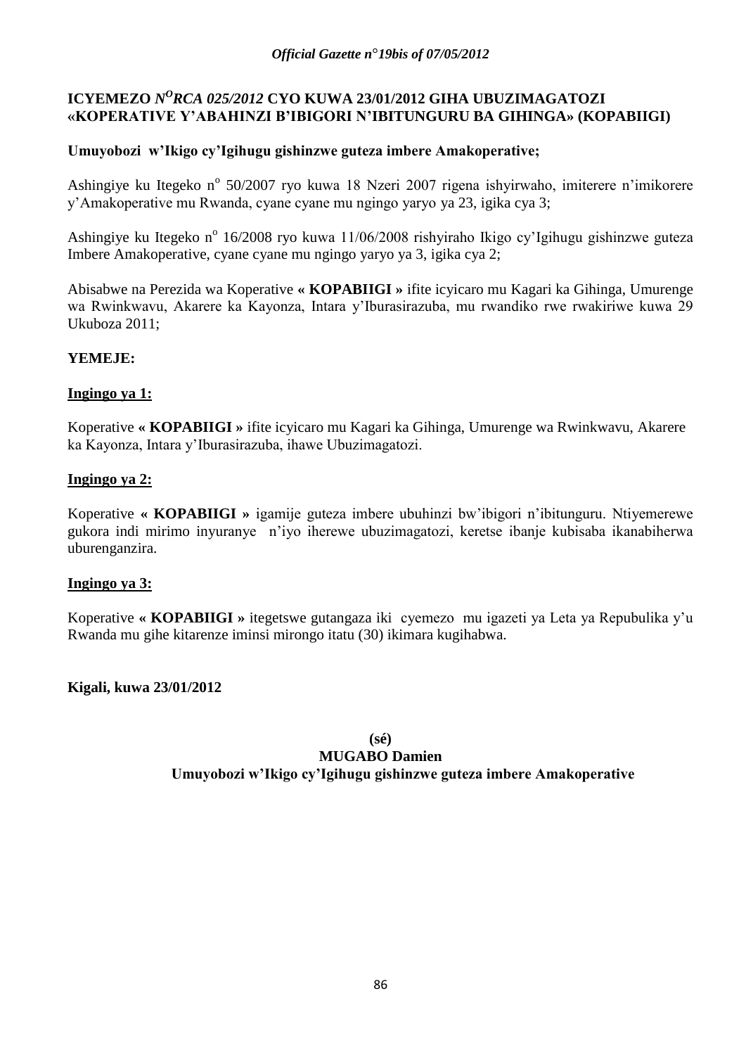**ICYEMEZO *N$^{O}$RCA 025/2012* CYO KUWA 23/01/2012 GIHA UBUZIMAGATOZI «KOPERATIVE Y'ABAHINZI B'IBIGORI N'IBITUNGURU BA GIHINGA» (KOPABIIGI)**

**Umuyobozi w'Ikigo cy'Igihugu gishinzwe guteza imbere Amakoperative;**

Ashingiye ku Itegeko n° 50/2007 ryo kuwa 18 Nzeri 2007 rigena ishyirwaho, imiterere n'imikorere y'Amakoperative mu Rwanda, cyane cyane mu ngingo yaryo ya 23, igika cya 3;

Ashingiye ku Itegeko n° 16/2008 ryo kuwa 11/06/2008 rishyiraho Ikigo cy'Igihugu gishinzwe guteza Imbere Amakoperative, cyane cyane mu ngingo yaryo ya 3, igika cya 2;

Abisabwe na Perezida wa Koperative **« KOPABIIGI »** ifite icyicaro mu Kagari ka Gihinga, Umurenge wa Rwinkwavu, Akarere ka Kayonza, Intara y'Iburasirazuba, mu rwandiko rwe rwakiriwe kuwa 29 Ukuboza 2011;

**YEMEJE:**

**Ingingo ya 1:**

Koperative **« KOPABIIGI »** ifite icyicaro mu Kagari ka Gihinga, Umurenge wa Rwinkwavu, Akarere ka Kayonza, Intara y'Iburasirazuba, ihawe Ubuzimagatozi.

**Ingingo ya 2:**

Koperative **« KOPABIIGI »** igamije guteza imbere ubuhinzi bw'ibigori n'ibitunguru. Ntiyemerewe gukora indi mirimo inyuranye n'iyo iherewe ubuzimagatozi, keretse ibanje kubisaba ikanabiherwa uburenganzira.

**Ingingo ya 3:**

Koperative **« KOPABIIGI »** itegetswe gutangaza iki cyemezo mu igazeti ya Leta ya Repubulika y'u Rwanda mu gihe kitarenze iminsi mirongo itatu (30) ikimara kugihabwa.

**Kigali, kuwa 23/01/2012**

**(sé)**
**MUGABO Damien**
**Umuyobozi w'Ikigo cy'Igihugu gishinzwe guteza imbere Amakoperative**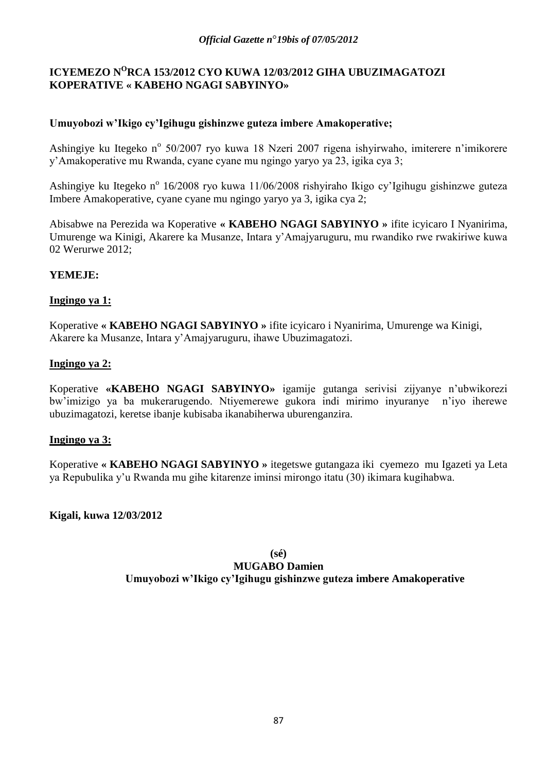# ICYEMEZO N°RCA 153/2012 CYO KUWA 12/03/2012 GIHA UBUZIMAGATOZI KOPERATIVE « KABEHO NGAGI SABYINYO»

**Umuyobozi w'Ikigo cy'Igihugu gishinzwe guteza imbere Amakoperative;**

Ashingiye ku Itegeko n° 50/2007 ryo kuwa 18 Nzeri 2007 rigena ishyirwaho, imiterere n'imikorere y'Amakoperative mu Rwanda, cyane cyane mu ngingo yaryo ya 23, igika cya 3;

Ashingiye ku Itegeko n° 16/2008 ryo kuwa 11/06/2008 rishyiraho Ikigo cy'Igihugu gishinzwe guteza Imbere Amakoperative, cyane cyane mu ngingo yaryo ya 3, igika cya 2;

Abisabwe na Perezida wa Koperative **« KABEHO NGAGI SABYINYO »** ifite icyicaro I Nyanirima, Umurenge wa Kinigi, Akarere ka Musanze, Intara y'Amajyaruguru, mu rwandiko rwe rwakiriwe kuwa 02 Werurwe 2012;

**YEMEJE:**

**Ingingo ya 1:**

Koperative **« KABEHO NGAGI SABYINYO »** ifite icyicaro i Nyanirima, Umurenge wa Kinigi, Akarere ka Musanze, Intara y'Amajyaruguru, ihawe Ubuzimagatozi.

**Ingingo ya 2:**

Koperative **«KABEHO NGAGI SABYINYO»** igamije gutanga serivisi zijyanye n'ubwikorezi bw'imizigo ya ba mukerarugendo. Ntiyemerewe gukora indi mirimo inyuranye n'iyo iherewe ubuzimagatozi, keretse ibanje kubisaba ikanabiherwa uburenganzira.

**Ingingo ya 3:**

Koperative **« KABEHO NGAGI SABYINYO »** itegetswe gutangaza iki cyemezo mu Igazeti ya Leta ya Repubulika y'u Rwanda mu gihe kitarenze iminsi mirongo itatu (30) ikimara kugihabwa.

**Kigali, kuwa 12/03/2012**

**(sé)**
**MUGABO Damien**
**Umuyobozi w'Ikigo cy'Igihugu gishinzwe guteza imbere Amakoperative**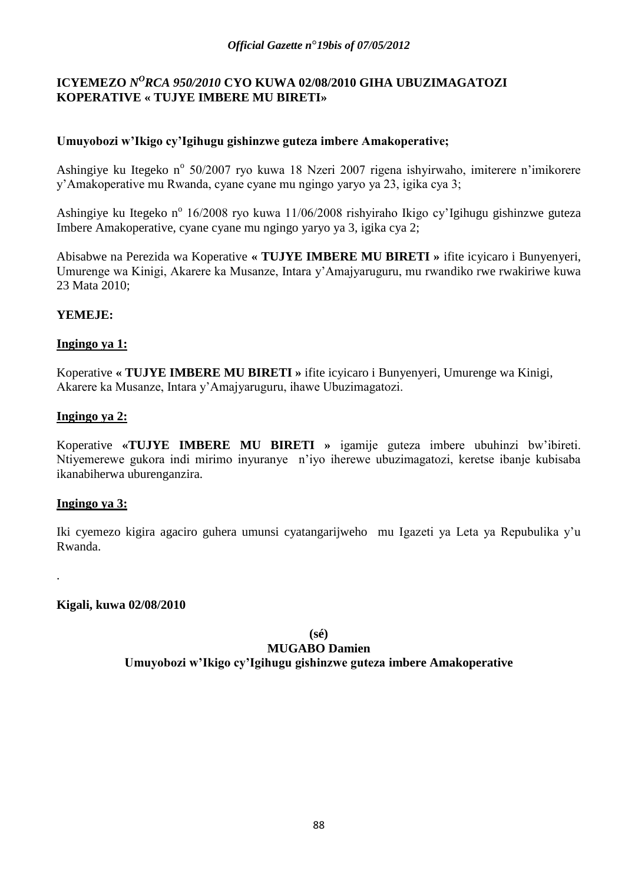**ICYEMEZO *N^O^RCA 950/2010* CYO KUWA 02/08/2010 GIHA UBUZIMAGATOZI KOPERATIVE « TUJYE IMBERE MU BIRETI»**

**Umuyobozi w'Ikigo cy'Igihugu gishinzwe guteza imbere Amakoperative;**

Ashingiye ku Itegeko n° 50/2007 ryo kuwa 18 Nzeri 2007 rigena ishyirwaho, imiterere n'imikorere y'Amakoperative mu Rwanda, cyane cyane mu ngingo yaryo ya 23, igika cya 3;

Ashingiye ku Itegeko n° 16/2008 ryo kuwa 11/06/2008 rishyiraho Ikigo cy'Igihugu gishinzwe guteza Imbere Amakoperative, cyane cyane mu ngingo yaryo ya 3, igika cya 2;

Abisabwe na Perezida wa Koperative **« TUJYE IMBERE MU BIRETI »** ifite icyicaro i Bunyenyeri, Umurenge wa Kinigi, Akarere ka Musanze, Intara y'Amajyaruguru, mu rwandiko rwe rwakiriwe kuwa 23 Mata 2010;

**YEMEJE:**

**Ingingo ya 1:**

Koperative **« TUJYE IMBERE MU BIRETI »** ifite icyicaro i Bunyenyeri, Umurenge wa Kinigi, Akarere ka Musanze, Intara y'Amajyaruguru, ihawe Ubuzimagatozi.

**Ingingo ya 2:**

Koperative **«TUJYE IMBERE MU BIRETI »** igamije guteza imbere ubuhinzi bw'ibireti. Ntiyemerewe gukora indi mirimo inyuranye n'iyo iherewe ubuzimagatozi, keretse ibanje kubisaba ikanabiherwa uburenganzira.

**Ingingo ya 3:**

Iki cyemezo kigira agaciro guhera umunsi cyatangarijweho mu Igazeti ya Leta ya Repubulika y'u Rwanda.

.

**Kigali, kuwa 02/08/2010**

**(sé)**
**MUGABO Damien**
**Umuyobozi w'Ikigo cy'Igihugu gishinzwe guteza imbere Amakoperative**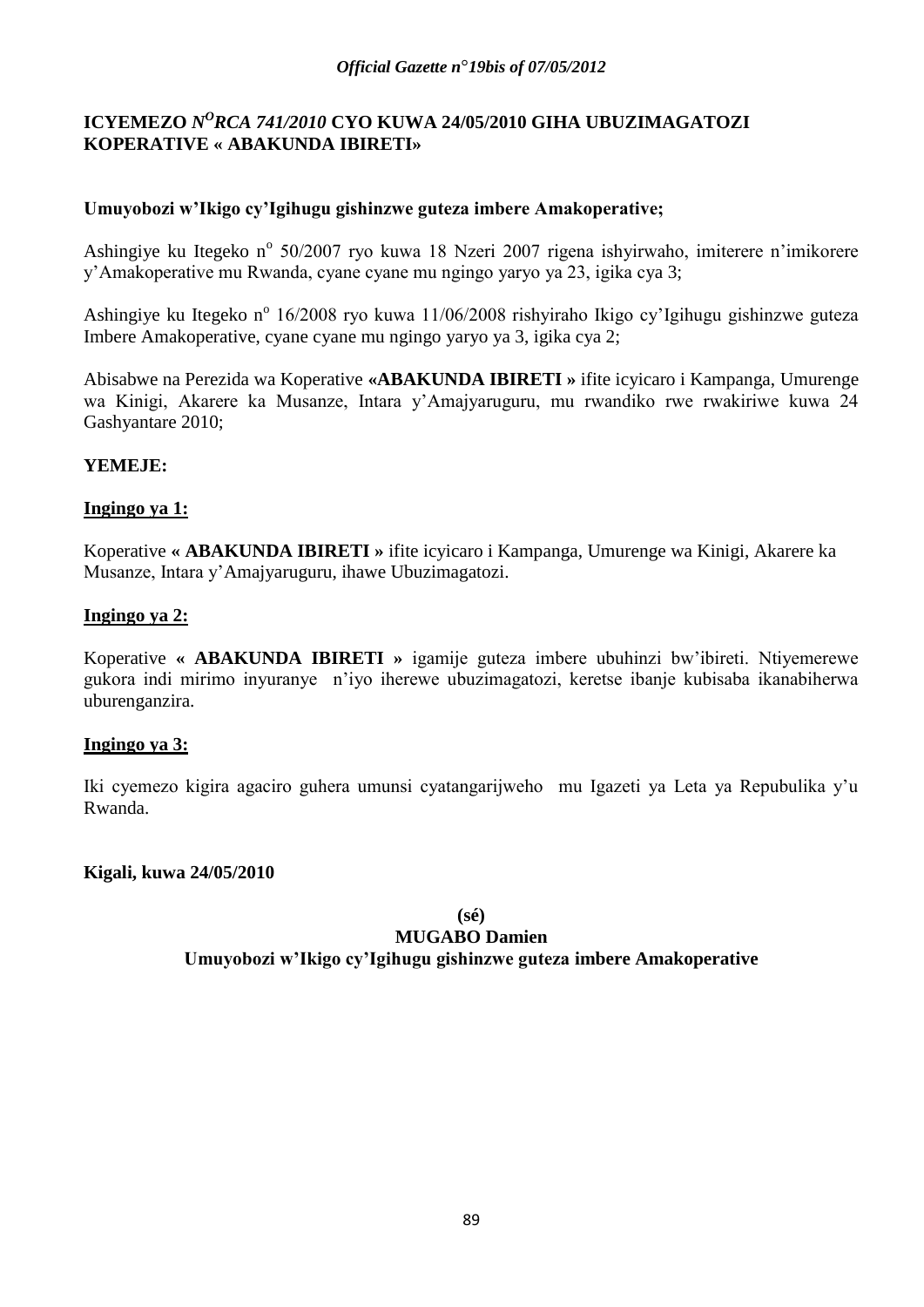**ICYEMEZO *N^O RCA 741/2010* CYO KUWA 24/05/2010 GIHA UBUZIMAGATOZI KOPERATIVE « ABAKUNDA IBIRETI»**

**Umuyobozi w'Ikigo cy'Igihugu gishinzwe guteza imbere Amakoperative;**

Ashingiye ku Itegeko n° 50/2007 ryo kuwa 18 Nzeri 2007 rigena ishyirwaho, imiterere n'imikorere y'Amakoperative mu Rwanda, cyane cyane mu ngingo yaryo ya 23, igika cya 3;

Ashingiye ku Itegeko n° 16/2008 ryo kuwa 11/06/2008 rishyiraho Ikigo cy'Igihugu gishinzwe guteza Imbere Amakoperative, cyane cyane mu ngingo yaryo ya 3, igika cya 2;

Abisabwe na Perezida wa Koperative **«ABAKUNDA IBIRETI »** ifite icyicaro i Kampanga, Umurenge wa Kinigi, Akarere ka Musanze, Intara y'Amajyaruguru, mu rwandiko rwe rwakiriwe kuwa 24 Gashyantare 2010;

**YEMEJE:**

**Ingingo ya 1:**

Koperative **« ABAKUNDA IBIRETI »** ifite icyicaro i Kampanga, Umurenge wa Kinigi, Akarere ka Musanze, Intara y'Amajyaruguru, ihawe Ubuzimagatozi.

**Ingingo ya 2:**

Koperative **« ABAKUNDA IBIRETI »** igamije guteza imbere ubuhinzi bw'ibireti. Ntiyemerewe gukora indi mirimo inyuranye n'iyo iherewe ubuzimagatozi, keretse ibanje kubisaba ikanabiherwa uburenganzira.

**Ingingo ya 3:**

Iki cyemezo kigira agaciro guhera umunsi cyatangarijweho mu Igazeti ya Leta ya Repubulika y'u Rwanda.

**Kigali, kuwa 24/05/2010**

**(sé)**
**MUGABO Damien**
**Umuyobozi w'Ikigo cy'Igihugu gishinzwe guteza imbere Amakoperative**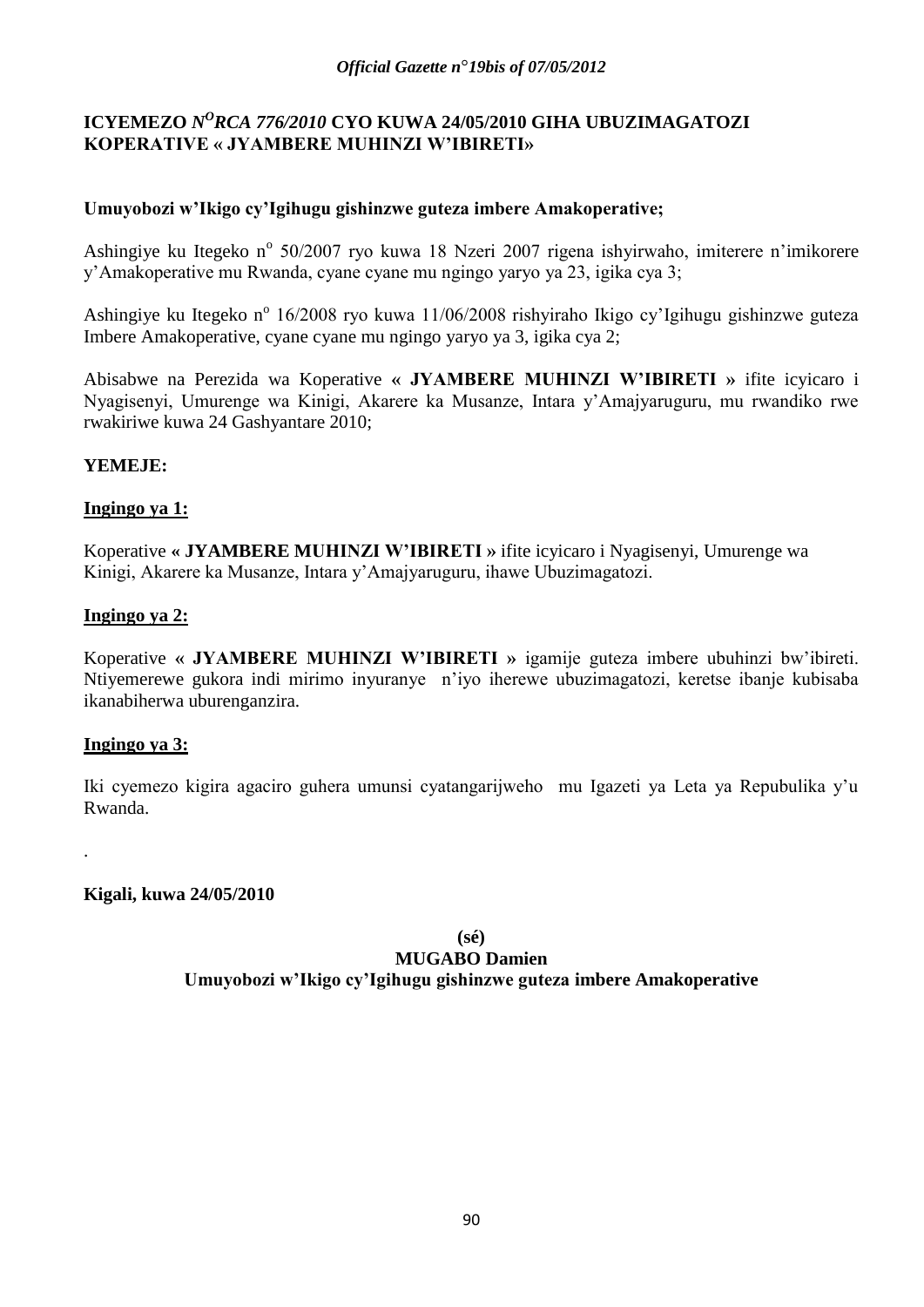**ICYEMEZO *N<sup>O</sup>RCA 776/2010* CYO KUWA 24/05/2010 GIHA UBUZIMAGATOZI KOPERATIVE « JYAMBERE MUHINZI W'IBIRETI»**

**Umuyobozi w'Ikigo cy'Igihugu gishinzwe guteza imbere Amakoperative;**

Ashingiye ku Itegeko n° 50/2007 ryo kuwa 18 Nzeri 2007 rigena ishyirwaho, imiterere n'imikorere y'Amakoperative mu Rwanda, cyane cyane mu ngingo yaryo ya 23, igika cya 3;

Ashingiye ku Itegeko n° 16/2008 ryo kuwa 11/06/2008 rishyiraho Ikigo cy'Igihugu gishinzwe guteza Imbere Amakoperative, cyane cyane mu ngingo yaryo ya 3, igika cya 2;

Abisabwe na Perezida wa Koperative « **JYAMBERE MUHINZI W'IBIRETI** » ifite icyicaro i Nyagisenyi, Umurenge wa Kinigi, Akarere ka Musanze, Intara y'Amajyaruguru, mu rwandiko rwe rwakiriwe kuwa 24 Gashyantare 2010;

**YEMEJE:**

**Ingingo ya 1:**

Koperative **« JYAMBERE MUHINZI W'IBIRETI »** ifite icyicaro i Nyagisenyi, Umurenge wa Kinigi, Akarere ka Musanze, Intara y'Amajyaruguru, ihawe Ubuzimagatozi.

**Ingingo ya 2:**

Koperative **« JYAMBERE MUHINZI W'IBIRETI »** igamije guteza imbere ubuhinzi bw'ibireti. Ntiyemerewe gukora indi mirimo inyuranye n'iyo iherewe ubuzimagatozi, keretse ibanje kubisaba ikanabiherwa uburenganzira.

**Ingingo ya 3:**

Iki cyemezo kigira agaciro guhera umunsi cyatangarijweho mu Igazeti ya Leta ya Repubulika y'u Rwanda.

.

**Kigali, kuwa 24/05/2010**

**(sé)**

**MUGABO Damien**

**Umuyobozi w'Ikigo cy'Igihugu gishinzwe guteza imbere Amakoperative**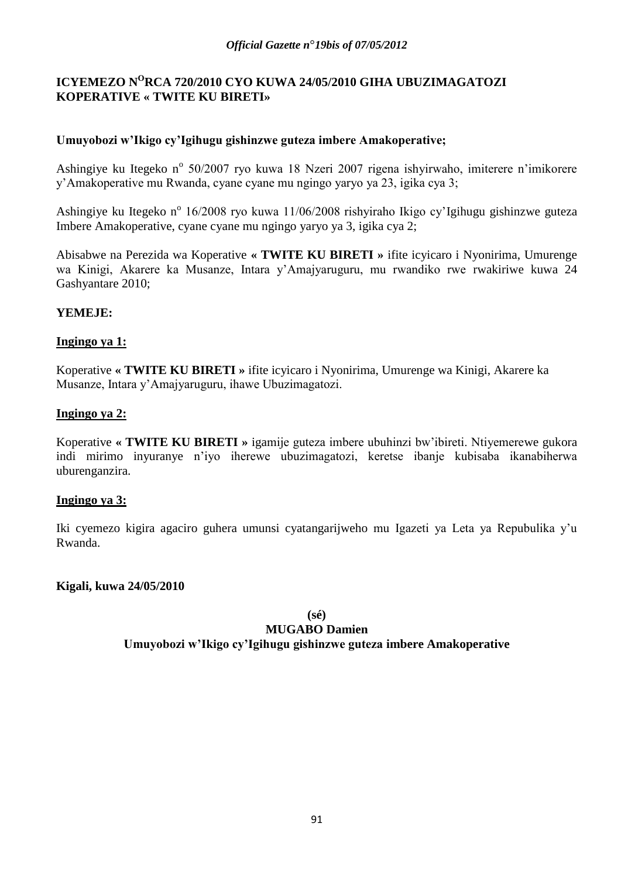**ICYEMEZO N$^{O}$RCA 720/2010 CYO KUWA 24/05/2010 GIHA UBUZIMAGATOZI KOPERATIVE « TWITE KU BIRETI»**

**Umuyobozi w'Ikigo cy'Igihugu gishinzwe guteza imbere Amakoperative;**

Ashingiye ku Itegeko n$^{o}$ 50/2007 ryo kuwa 18 Nzeri 2007 rigena ishyirwaho, imiterere n'imikorere y'Amakoperative mu Rwanda, cyane cyane mu ngingo yaryo ya 23, igika cya 3;

Ashingiye ku Itegeko n$^{o}$ 16/2008 ryo kuwa 11/06/2008 rishyiraho Ikigo cy'Igihugu gishinzwe guteza Imbere Amakoperative, cyane cyane mu ngingo yaryo ya 3, igika cya 2;

Abisabwe na Perezida wa Koperative **« TWITE KU BIRETI »** ifite icyicaro i Nyonirima, Umurenge wa Kinigi, Akarere ka Musanze, Intara y'Amajyaruguru, mu rwandiko rwe rwakiriwe kuwa 24 Gashyantare 2010;

**YEMEJE:**

**Ingingo ya 1:**

Koperative **« TWITE KU BIRETI »** ifite icyicaro i Nyonirima, Umurenge wa Kinigi, Akarere ka Musanze, Intara y'Amajyaruguru, ihawe Ubuzimagatozi.

**Ingingo ya 2:**

Koperative **« TWITE KU BIRETI »** igamije guteza imbere ubuhinzi bw'ibireti. Ntiyemerewe gukora indi mirimo inyuranye n'iyo iherewe ubuzimagatozi, keretse ibanje kubisaba ikanabiherwa uburenganzira.

**Ingingo ya 3:**

Iki cyemezo kigira agaciro guhera umunsi cyatangarijweho mu Igazeti ya Leta ya Repubulika y'u Rwanda.

**Kigali, kuwa 24/05/2010**

**(sé)**

**MUGABO Damien**

**Umuyobozi w'Ikigo cy'Igihugu gishinzwe guteza imbere Amakoperative**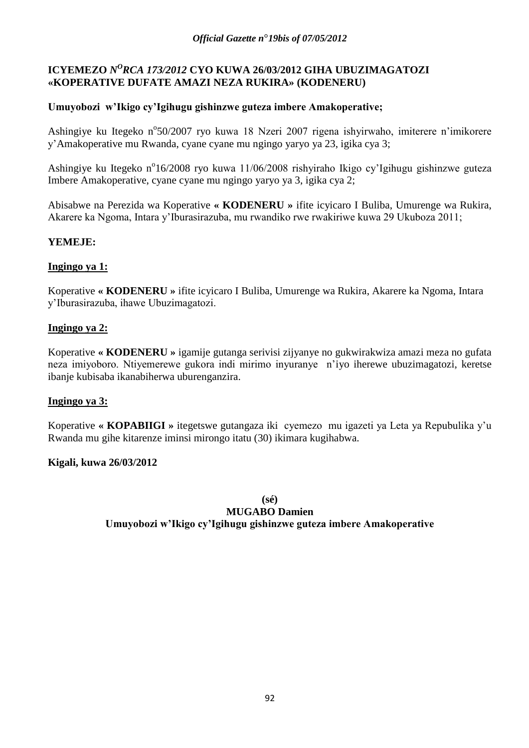**ICYEMEZO *N<sup>O</sup>RCA 173/2012* CYO KUWA 26/03/2012 GIHA UBUZIMAGATOZI «KOPERATIVE DUFATE AMAZI NEZA RUKIRA» (KODENERU)**

**Umuyobozi w'Ikigo cy'Igihugu gishinzwe guteza imbere Amakoperative;**

Ashingiye ku Itegeko n°50/2007 ryo kuwa 18 Nzeri 2007 rigena ishyirwaho, imiterere n'imikorere y'Amakoperative mu Rwanda, cyane cyane mu ngingo yaryo ya 23, igika cya 3;

Ashingiye ku Itegeko n°16/2008 ryo kuwa 11/06/2008 rishyiraho Ikigo cy'Igihugu gishinzwe guteza Imbere Amakoperative, cyane cyane mu ngingo yaryo ya 3, igika cya 2;

Abisabwe na Perezida wa Koperative **« KODENERU »** ifite icyicaro I Buliba, Umurenge wa Rukira, Akarere ka Ngoma, Intara y'Iburasirazuba, mu rwandiko rwe rwakiriwe kuwa 29 Ukuboza 2011;

**YEMEJE:**

**Ingingo ya 1:**

Koperative **« KODENERU »** ifite icyicaro I Buliba, Umurenge wa Rukira, Akarere ka Ngoma, Intara y'Iburasirazuba, ihawe Ubuzimagatozi.

**Ingingo ya 2:**

Koperative **« KODENERU »** igamije gutanga serivisi zijyanye no gukwirakwiza amazi meza no gufata neza imiyoboro. Ntiyemerewe gukora indi mirimo inyuranye n'iyo iherewe ubuzimagatozi, keretse ibanje kubisaba ikanabiherwa uburenganzira.

**Ingingo ya 3:**

Koperative **« KOPABIIGI »** itegetswe gutangaza iki cyemezo mu igazeti ya Leta ya Repubulika y'u Rwanda mu gihe kitarenze iminsi mirongo itatu (30) ikimara kugihabwa.

**Kigali, kuwa 26/03/2012**

**(sé)**

**MUGABO Damien**

**Umuyobozi w'Ikigo cy'Igihugu gishinzwe guteza imbere Amakoperative**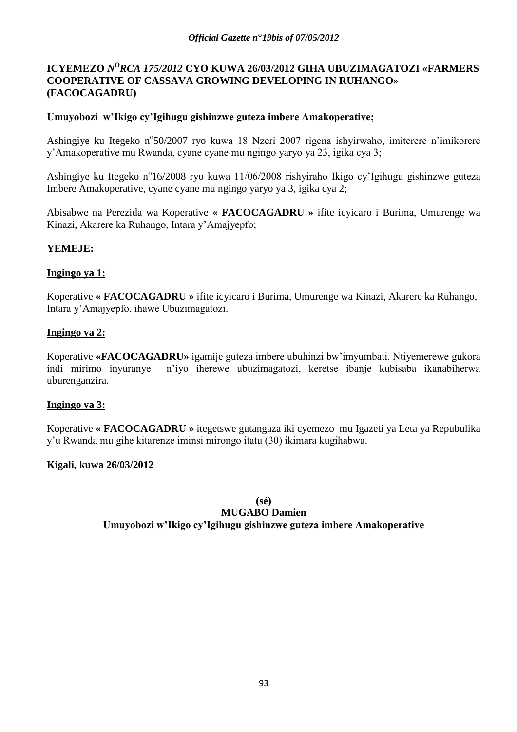**ICYEMEZO *N^O^RCA 175/2012* CYO KUWA 26/03/2012 GIHA UBUZIMAGATOZI «FARMERS COOPERATIVE OF CASSAVA GROWING DEVELOPING IN RUHANGO» (FACOCAGADRU)**

**Umuyobozi w'Ikigo cy'Igihugu gishinzwe guteza imbere Amakoperative;**

Ashingiye ku Itegeko n°50/2007 ryo kuwa 18 Nzeri 2007 rigena ishyirwaho, imiterere n'imikorere y'Amakoperative mu Rwanda, cyane cyane mu ngingo yaryo ya 23, igika cya 3;

Ashingiye ku Itegeko n°16/2008 ryo kuwa 11/06/2008 rishyiraho Ikigo cy'Igihugu gishinzwe guteza Imbere Amakoperative, cyane cyane mu ngingo yaryo ya 3, igika cya 2;

Abisabwe na Perezida wa Koperative **« FACOCAGADRU »** ifite icyicaro i Burima, Umurenge wa Kinazi, Akarere ka Ruhango, Intara y'Amajyepfo;

**YEMEJE:**

**Ingingo ya 1:**

Koperative **« FACOCAGADRU »** ifite icyicaro i Burima, Umurenge wa Kinazi, Akarere ka Ruhango, Intara y'Amajyepfo, ihawe Ubuzimagatozi.

**Ingingo ya 2:**

Koperative **«FACOCAGADRU»** igamije guteza imbere ubuhinzi bw'imyumbati. Ntiyemerewe gukora indi mirimo inyuranye n'iyo iherewe ubuzimagatozi, keretse ibanje kubisaba ikanabiherwa uburenganzira.

**Ingingo ya 3:**

Koperative **« FACOCAGADRU »** itegetswe gutangaza iki cyemezo mu Igazeti ya Leta ya Repubulika y'u Rwanda mu gihe kitarenze iminsi mirongo itatu (30) ikimara kugihabwa.

**Kigali, kuwa 26/03/2012**

**(sé)**
**MUGABO Damien**
**Umuyobozi w'Ikigo cy'Igihugu gishinzwe guteza imbere Amakoperative**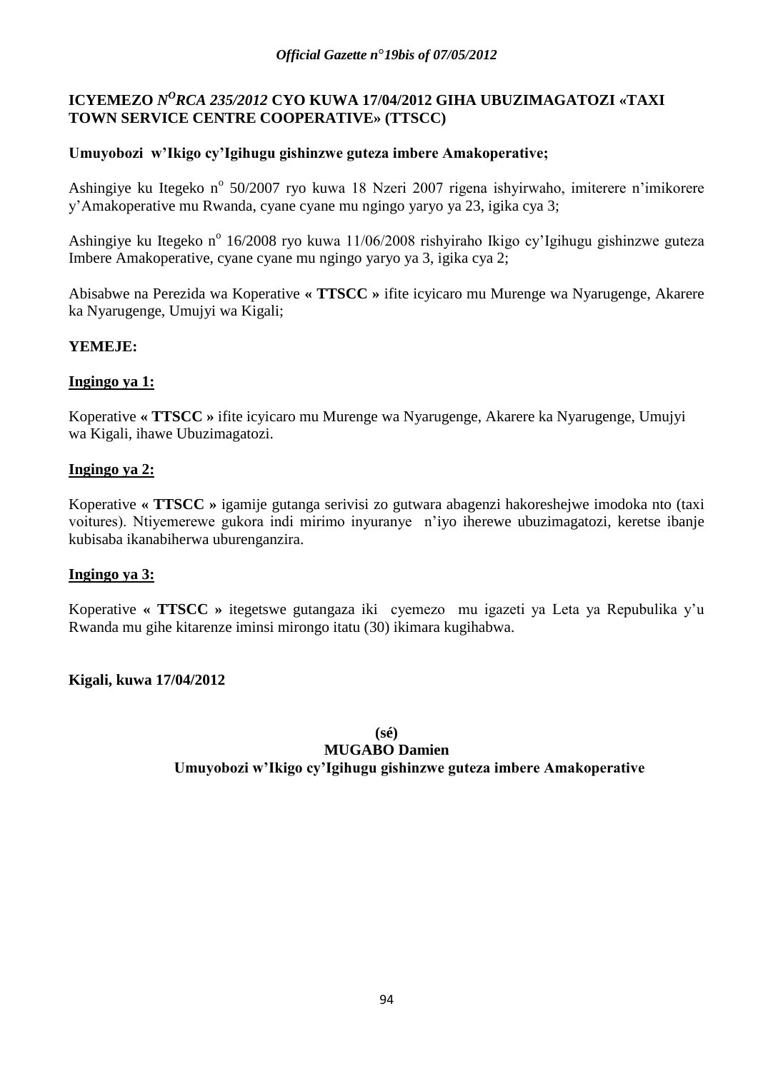**ICYEMEZO *N^O^RCA 235/2012* CYO KUWA 17/04/2012 GIHA UBUZIMAGATOZI «TAXI TOWN SERVICE CENTRE COOPERATIVE» (TTSCC)**

**Umuyobozi w'Ikigo cy'Igihugu gishinzwe guteza imbere Amakoperative;**

Ashingiye ku Itegeko n° 50/2007 ryo kuwa 18 Nzeri 2007 rigena ishyirwaho, imiterere n'imikorere y'Amakoperative mu Rwanda, cyane cyane mu ngingo yaryo ya 23, igika cya 3;

Ashingiye ku Itegeko n° 16/2008 ryo kuwa 11/06/2008 rishyiraho Ikigo cy'Igihugu gishinzwe guteza Imbere Amakoperative, cyane cyane mu ngingo yaryo ya 3, igika cya 2;

Abisabwe na Perezida wa Koperative **« TTSCC »** ifite icyicaro mu Murenge wa Nyarugenge, Akarere ka Nyarugenge, Umujyi wa Kigali;

**YEMEJE:**

**Ingingo ya 1:**

Koperative **« TTSCC »** ifite icyicaro mu Murenge wa Nyarugenge, Akarere ka Nyarugenge, Umujyi wa Kigali, ihawe Ubuzimagatozi.

**Ingingo ya 2:**

Koperative **« TTSCC »** igamije gutanga serivisi zo gutwara abagenzi hakoreshejwe imodoka nto (taxi voitures). Ntiyemerewe gukora indi mirimo inyuranye n'iyo iherewe ubuzimagatozi, keretse ibanje kubisaba ikanabiherwa uburenganzira.

**Ingingo ya 3:**

Koperative **« TTSCC »** itegetswe gutangaza iki cyemezo mu igazeti ya Leta ya Repubulika y'u Rwanda mu gihe kitarenze iminsi mirongo itatu (30) ikimara kugihabwa.

**Kigali, kuwa 17/04/2012**

**(sé)**

**MUGABO Damien**

**Umuyobozi w'Ikigo cy'Igihugu gishinzwe guteza imbere Amakoperative**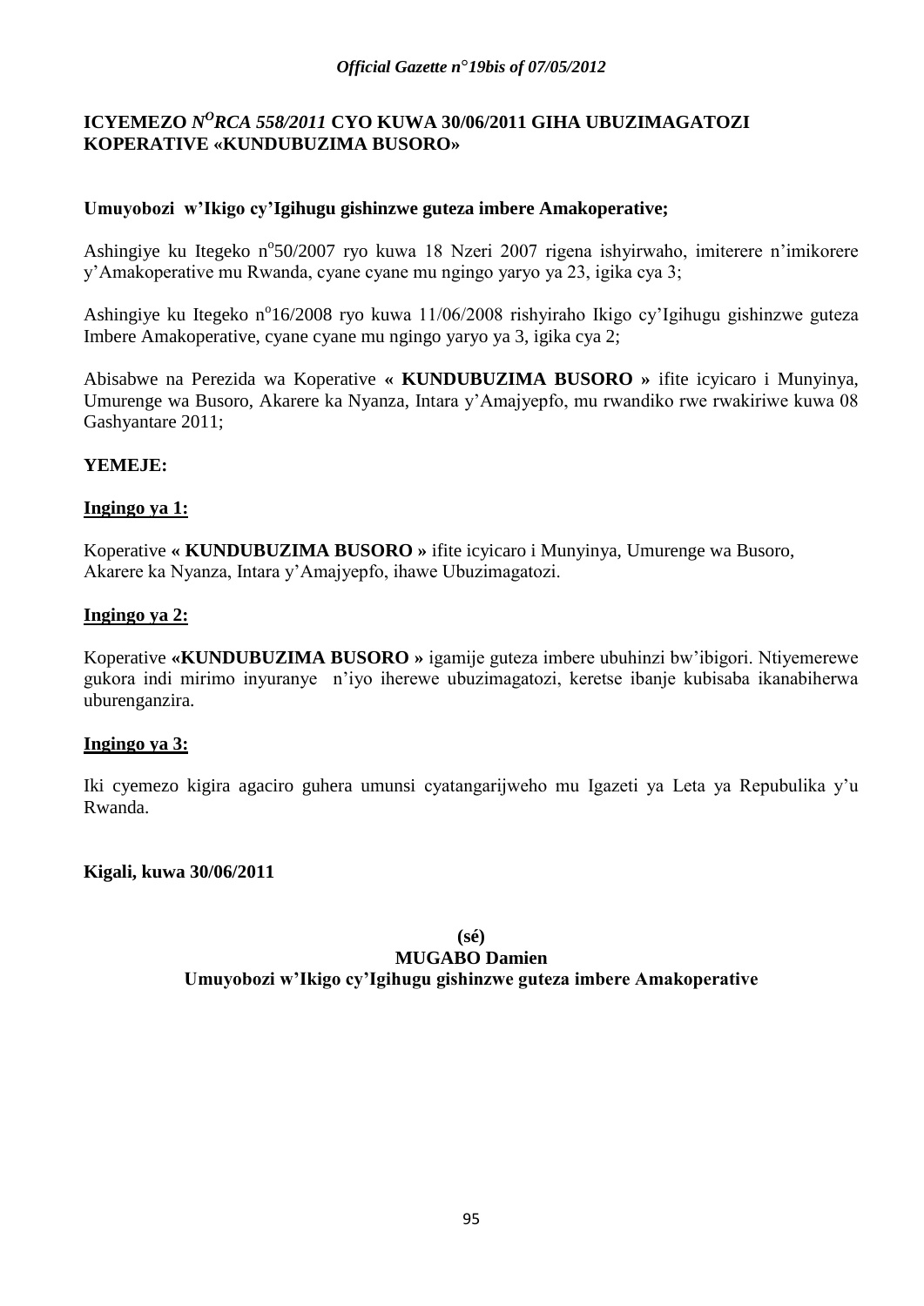## ICYEMEZO *N^O^RCA 558/2011* CYO KUWA 30/06/2011 GIHA UBUZIMAGATOZI KOPERATIVE «KUNDUBUZIMA BUSORO»

**Umuyobozi w'Ikigo cy'Igihugu gishinzwe guteza imbere Amakoperative;**

Ashingiye ku Itegeko n°50/2007 ryo kuwa 18 Nzeri 2007 rigena ishyirwaho, imiterere n'imikorere y'Amakoperative mu Rwanda, cyane cyane mu ngingo yaryo ya 23, igika cya 3;

Ashingiye ku Itegeko n°16/2008 ryo kuwa 11/06/2008 rishyiraho Ikigo cy'Igihugu gishinzwe guteza Imbere Amakoperative, cyane cyane mu ngingo yaryo ya 3, igika cya 2;

Abisabwe na Perezida wa Koperative **« KUNDUBUZIMA BUSORO »** ifite icyicaro i Munyinya, Umurenge wa Busoro, Akarere ka Nyanza, Intara y'Amajyepfo, mu rwandiko rwe rwakiriwe kuwa 08 Gashyantare 2011;

**YEMEJE:**

**Ingingo ya 1:**

Koperative **« KUNDUBUZIMA BUSORO »** ifite icyicaro i Munyinya, Umurenge wa Busoro, Akarere ka Nyanza, Intara y'Amajyepfo, ihawe Ubuzimagatozi.

**Ingingo ya 2:**

Koperative **«KUNDUBUZIMA BUSORO »** igamije guteza imbere ubuhinzi bw'ibigori. Ntiyemerewe gukora indi mirimo inyuranye n'iyo iherewe ubuzimagatozi, keretse ibanje kubisaba ikanabiherwa uburenganzira.

**Ingingo ya 3:**

Iki cyemezo kigira agaciro guhera umunsi cyatangarijweho mu Igazeti ya Leta ya Repubulika y'u Rwanda.

**Kigali, kuwa 30/06/2011**

**(sé)**
**MUGABO Damien**
**Umuyobozi w'Ikigo cy'Igihugu gishinzwe guteza imbere Amakoperative**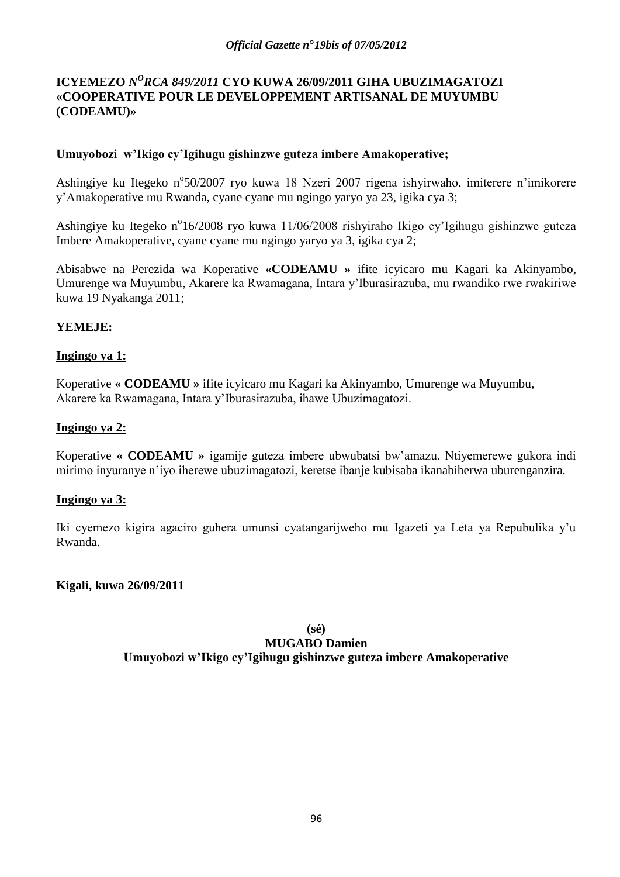**ICYEMEZO *N<sup>O</sup>RCA 849/2011* CYO KUWA 26/09/2011 GIHA UBUZIMAGATOZI «COOPERATIVE POUR LE DEVELOPPEMENT ARTISANAL DE MUYUMBU (CODEAMU)»**

**Umuyobozi w'Ikigo cy'Igihugu gishinzwe guteza imbere Amakoperative;**

Ashingiye ku Itegeko n°50/2007 ryo kuwa 18 Nzeri 2007 rigena ishyirwaho, imiterere n'imikorere y'Amakoperative mu Rwanda, cyane cyane mu ngingo yaryo ya 23, igika cya 3;

Ashingiye ku Itegeko n°16/2008 ryo kuwa 11/06/2008 rishyiraho Ikigo cy'Igihugu gishinzwe guteza Imbere Amakoperative, cyane cyane mu ngingo yaryo ya 3, igika cya 2;

Abisabwe na Perezida wa Koperative **«CODEAMU »** ifite icyicaro mu Kagari ka Akinyambo, Umurenge wa Muyumbu, Akarere ka Rwamagana, Intara y'Iburasirazuba, mu rwandiko rwe rwakiriwe kuwa 19 Nyakanga 2011;

**YEMEJE:**

**Ingingo ya 1:**

Koperative **« CODEAMU »** ifite icyicaro mu Kagari ka Akinyambo, Umurenge wa Muyumbu, Akarere ka Rwamagana, Intara y'Iburasirazuba, ihawe Ubuzimagatozi.

**Ingingo ya 2:**

Koperative **« CODEAMU »** igamije guteza imbere ubwubatsi bw'amazu. Ntiyemerewe gukora indi mirimo inyuranye n'iyo iherewe ubuzimagatozi, keretse ibanje kubisaba ikanabiherwa uburenganzira.

**Ingingo ya 3:**

Iki cyemezo kigira agaciro guhera umunsi cyatangarijweho mu Igazeti ya Leta ya Repubulika y'u Rwanda.

**Kigali, kuwa 26/09/2011**

**(sé)**
**MUGABO Damien**
**Umuyobozi w'Ikigo cy'Igihugu gishinzwe guteza imbere Amakoperative**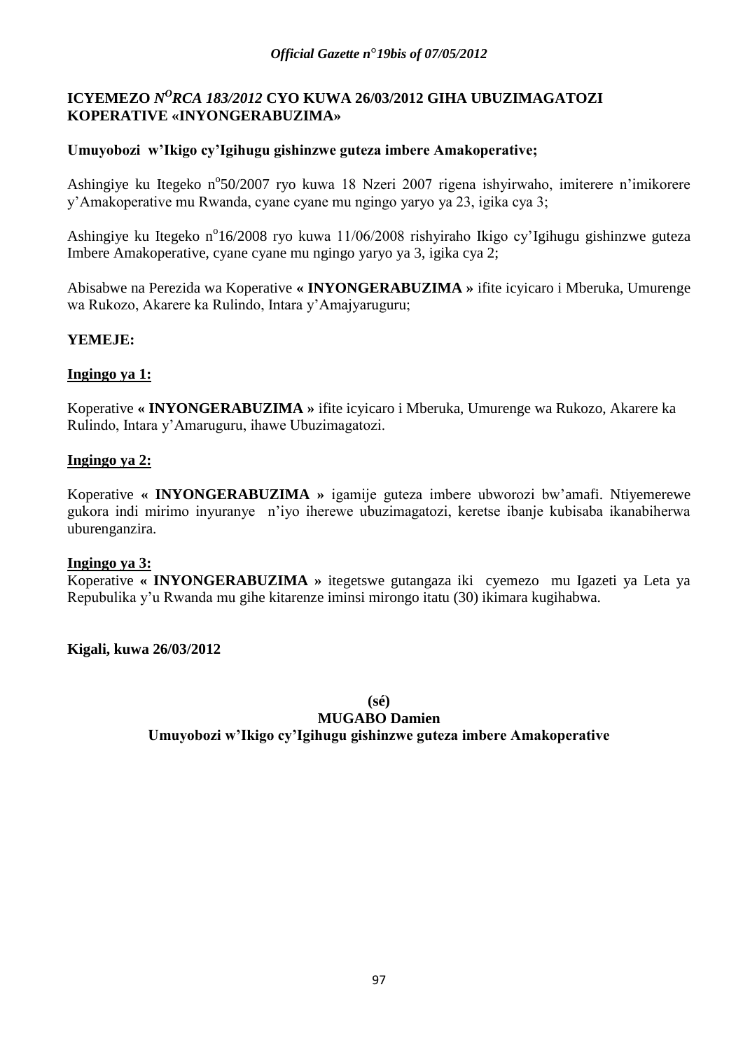**ICYEMEZO *N<sup>O</sup>RCA 183/2012* CYO KUWA 26/03/2012 GIHA UBUZIMAGATOZI KOPERATIVE «INYONGERABUZIMA»**

**Umuyobozi w'Ikigo cy'Igihugu gishinzwe guteza imbere Amakoperative;**

Ashingiye ku Itegeko n°50/2007 ryo kuwa 18 Nzeri 2007 rigena ishyirwaho, imiterere n'imikorere y'Amakoperative mu Rwanda, cyane cyane mu ngingo yaryo ya 23, igika cya 3;

Ashingiye ku Itegeko n°16/2008 ryo kuwa 11/06/2008 rishyiraho Ikigo cy'Igihugu gishinzwe guteza Imbere Amakoperative, cyane cyane mu ngingo yaryo ya 3, igika cya 2;

Abisabwe na Perezida wa Koperative **« INYONGERABUZIMA »** ifite icyicaro i Mberuka, Umurenge wa Rukozo, Akarere ka Rulindo, Intara y'Amajyaruguru;

**YEMEJE:**

**Ingingo ya 1:**

Koperative **« INYONGERABUZIMA »** ifite icyicaro i Mberuka, Umurenge wa Rukozo, Akarere ka Rulindo, Intara y'Amaruguru, ihawe Ubuzimagatozi.

**Ingingo ya 2:**

Koperative **« INYONGERABUZIMA »** igamije guteza imbere ubworozi bw'amafi. Ntiyemerewe gukora indi mirimo inyuranye n'iyo iherewe ubuzimagatozi, keretse ibanje kubisaba ikanabiherwa uburenganzira.

**Ingingo ya 3:**

Koperative **« INYONGERABUZIMA »** itegetswe gutangaza iki cyemezo mu Igazeti ya Leta ya Repubulika y'u Rwanda mu gihe kitarenze iminsi mirongo itatu (30) ikimara kugihabwa.

**Kigali, kuwa 26/03/2012**

**(sé)**

**MUGABO Damien**

**Umuyobozi w'Ikigo cy'Igihugu gishinzwe guteza imbere Amakoperative**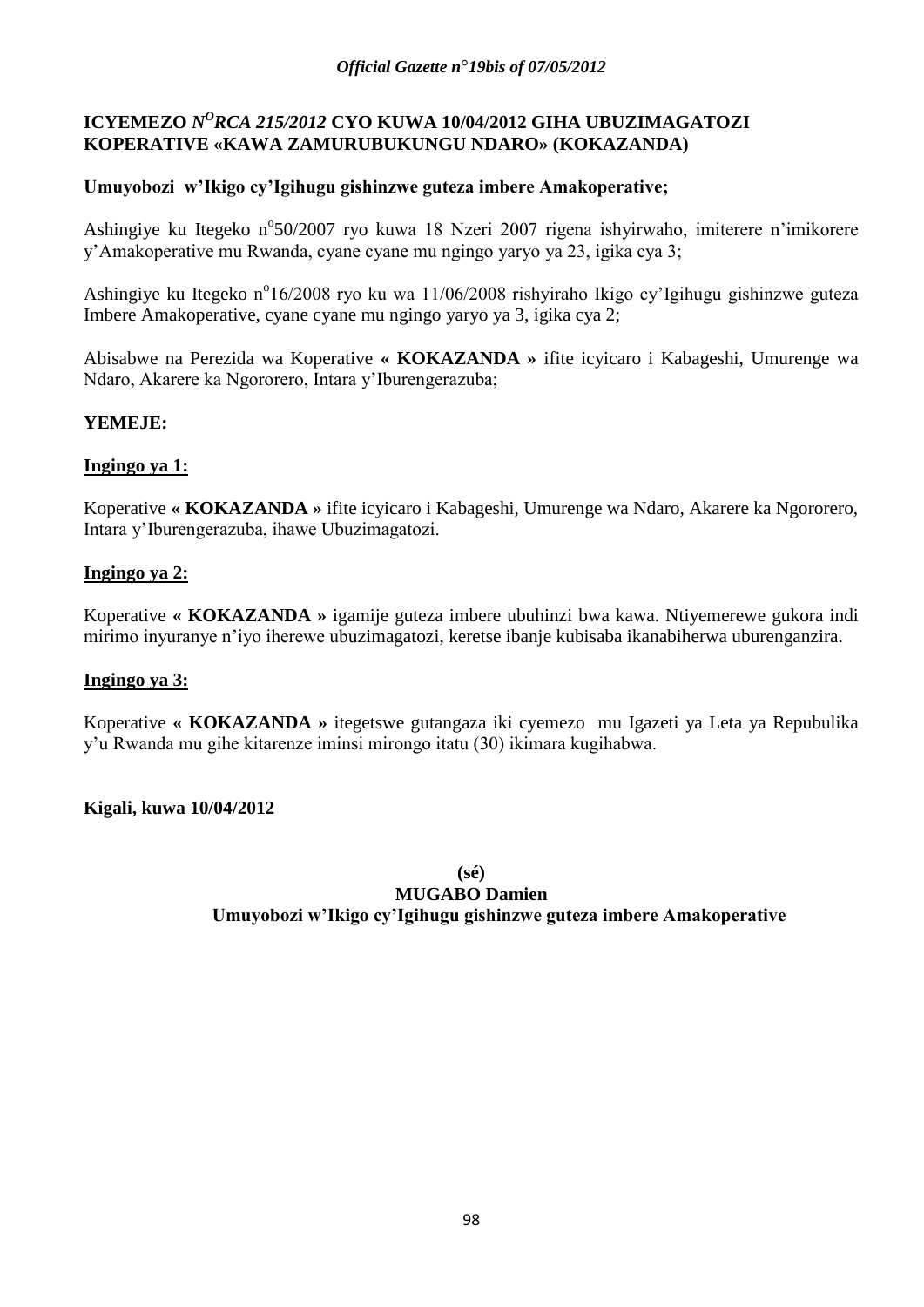**ICYEMEZO *N^O^RCA 215/2012* CYO KUWA 10/04/2012 GIHA UBUZIMAGATOZI KOPERATIVE «KAWA ZAMURUBUKUNGU NDARO» (KOKAZANDA)**

**Umuyobozi w'Ikigo cy'Igihugu gishinzwe guteza imbere Amakoperative;**

Ashingiye ku Itegeko n°50/2007 ryo kuwa 18 Nzeri 2007 rigena ishyirwaho, imiterere n'imikorere y'Amakoperative mu Rwanda, cyane cyane mu ngingo yaryo ya 23, igika cya 3;

Ashingiye ku Itegeko n°16/2008 ryo ku wa 11/06/2008 rishyiraho Ikigo cy'Igihugu gishinzwe guteza Imbere Amakoperative, cyane cyane mu ngingo yaryo ya 3, igika cya 2;

Abisabwe na Perezida wa Koperative **« KOKAZANDA »** ifite icyicaro i Kabageshi, Umurenge wa Ndaro, Akarere ka Ngororero, Intara y'Iburengerazuba;

**YEMEJE:**

**Ingingo ya 1:**

Koperative **« KOKAZANDA »** ifite icyicaro i Kabageshi, Umurenge wa Ndaro, Akarere ka Ngororero, Intara y'Iburengerazuba, ihawe Ubuzimagatozi.

**Ingingo ya 2:**

Koperative **« KOKAZANDA »** igamije guteza imbere ubuhinzi bwa kawa. Ntiyemerewe gukora indi mirimo inyuranye n'iyo iherewe ubuzimagatozi, keretse ibanje kubisaba ikanabiherwa uburenganzira.

**Ingingo ya 3:**

Koperative **« KOKAZANDA »** itegetswe gutangaza iki cyemezo mu Igazeti ya Leta ya Repubulika y'u Rwanda mu gihe kitarenze iminsi mirongo itatu (30) ikimara kugihabwa.

**Kigali, kuwa 10/04/2012**

**(sé)**
**MUGABO Damien**
**Umuyobozi w'Ikigo cy'Igihugu gishinzwe guteza imbere Amakoperative**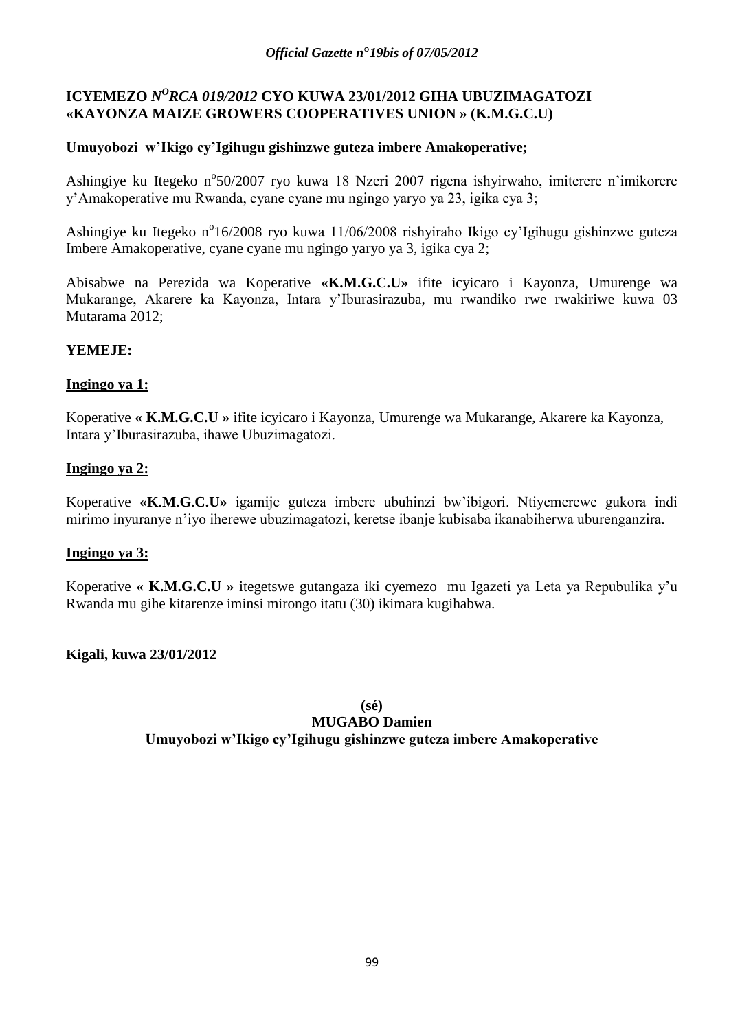**ICYEMEZO *N^O^RCA 019/2012* CYO KUWA 23/01/2012 GIHA UBUZIMAGATOZI «KAYONZA MAIZE GROWERS COOPERATIVES UNION » (K.M.G.C.U)**

**Umuyobozi w'Ikigo cy'Igihugu gishinzwe guteza imbere Amakoperative;**

Ashingiye ku Itegeko n°50/2007 ryo kuwa 18 Nzeri 2007 rigena ishyirwaho, imiterere n'imikorere y'Amakoperative mu Rwanda, cyane cyane mu ngingo yaryo ya 23, igika cya 3;

Ashingiye ku Itegeko n°16/2008 ryo kuwa 11/06/2008 rishyiraho Ikigo cy'Igihugu gishinzwe guteza Imbere Amakoperative, cyane cyane mu ngingo yaryo ya 3, igika cya 2;

Abisabwe na Perezida wa Koperative **«K.M.G.C.U»** ifite icyicaro i Kayonza, Umurenge wa Mukarange, Akarere ka Kayonza, Intara y'Iburasirazuba, mu rwandiko rwe rwakiriwe kuwa 03 Mutarama 2012;

**YEMEJE:**

**Ingingo ya 1:**

Koperative **« K.M.G.C.U »** ifite icyicaro i Kayonza, Umurenge wa Mukarange, Akarere ka Kayonza, Intara y'Iburasirazuba, ihawe Ubuzimagatozi.

**Ingingo ya 2:**

Koperative **«K.M.G.C.U»** igamije guteza imbere ubuhinzi bw'ibigori. Ntiyemerewe gukora indi mirimo inyuranye n'iyo iherewe ubuzimagatozi, keretse ibanje kubisaba ikanabiherwa uburenganzira.

**Ingingo ya 3:**

Koperative **« K.M.G.C.U »** itegetswe gutangaza iki cyemezo mu Igazeti ya Leta ya Repubulika y'u Rwanda mu gihe kitarenze iminsi mirongo itatu (30) ikimara kugihabwa.

**Kigali, kuwa 23/01/2012**

**(sé)**

**MUGABO Damien**

**Umuyobozi w'Ikigo cy'Igihugu gishinzwe guteza imbere Amakoperative**